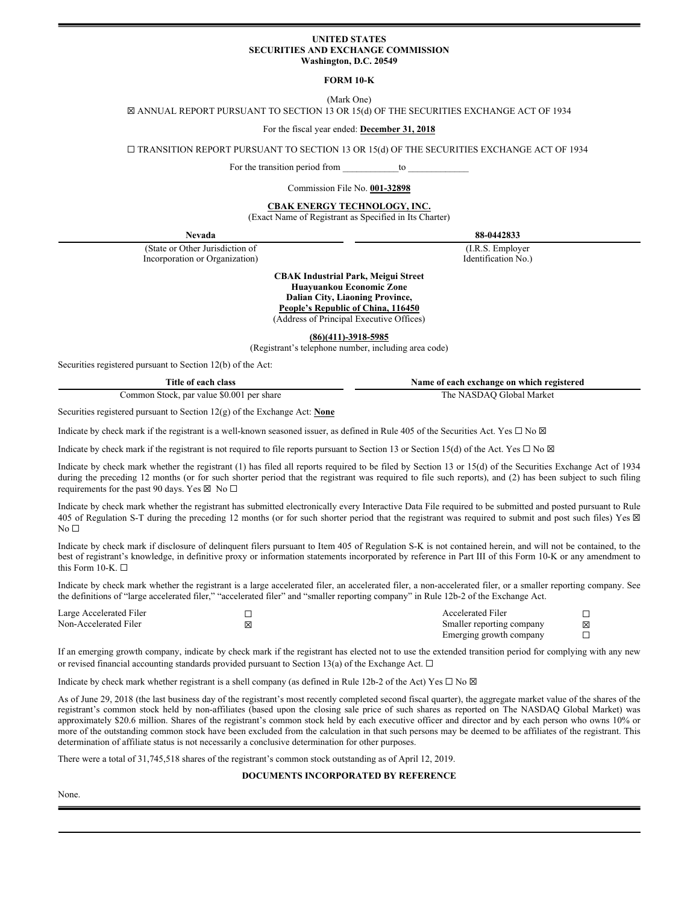**UNITED STATES**
**SECURITIES AND EXCHANGE COMMISSION**
**Washington, D.C. 20549**

**FORM 10-K**

(Mark One)

☒ ANNUAL REPORT PURSUANT TO SECTION 13 OR 15(d) OF THE SECURITIES EXCHANGE ACT OF 1934

For the fiscal year ended: **December 31, 2018**

☐ TRANSITION REPORT PURSUANT TO SECTION 13 OR 15(d) OF THE SECURITIES EXCHANGE ACT OF 1934

For the transition period from ____________to _____________

Commission File No. **001-32898**

**CBAK ENERGY TECHNOLOGY, INC.**
(Exact Name of Registrant as Specified in Its Charter)

| **Nevada** | **88-0442833** |
|---|---|
| (State or Other Jurisdiction of Incorporation or Organization) | (I.R.S. Employer Identification No.) |

**CBAK Industrial Park, Meigui Street**
**Huayuankou Economic Zone**
**Dalian City, Liaoning Province,**
**People's Republic of China, 116450**
(Address of Principal Executive Offices)

**(86)(411)-3918-5985**
(Registrant's telephone number, including area code)

Securities registered pursuant to Section 12(b) of the Act:

| Title of each class | Name of each exchange on which registered |
|---|---|
| Common Stock, par value $0.001 per share | The NASDAQ Global Market |

Securities registered pursuant to Section 12(g) of the Exchange Act: **None**

Indicate by check mark if the registrant is a well-known seasoned issuer, as defined in Rule 405 of the Securities Act. Yes ☐ No ☒

Indicate by check mark if the registrant is not required to file reports pursuant to Section 13 or Section 15(d) of the Act. Yes ☐ No ☒

Indicate by check mark whether the registrant (1) has filed all reports required to be filed by Section 13 or 15(d) of the Securities Exchange Act of 1934 during the preceding 12 months (or for such shorter period that the registrant was required to file such reports), and (2) has been subject to such filing requirements for the past 90 days. Yes ☒ No ☐

Indicate by check mark whether the registrant has submitted electronically every Interactive Data File required to be submitted and posted pursuant to Rule 405 of Regulation S-T during the preceding 12 months (or for such shorter period that the registrant was required to submit and post such files) Yes ☒ No ☐

Indicate by check mark if disclosure of delinquent filers pursuant to Item 405 of Regulation S-K is not contained herein, and will not be contained, to the best of registrant's knowledge, in definitive proxy or information statements incorporated by reference in Part III of this Form 10-K or any amendment to this Form 10-K. ☐

Indicate by check mark whether the registrant is a large accelerated filer, an accelerated filer, a non-accelerated filer, or a smaller reporting company. See the definitions of "large accelerated filer," "accelerated filer" and "smaller reporting company" in Rule 12b-2 of the Exchange Act.

| | | | |
|---|---|---|---|
| Large Accelerated Filer | ☐ | Accelerated Filer | ☐ |
| Non-Accelerated Filer | ☒ | Smaller reporting company | ☒ |
| | | Emerging growth company | ☐ |

If an emerging growth company, indicate by check mark if the registrant has elected not to use the extended transition period for complying with any new or revised financial accounting standards provided pursuant to Section 13(a) of the Exchange Act. ☐

Indicate by check mark whether registrant is a shell company (as defined in Rule 12b-2 of the Act) Yes ☐ No ☒

As of June 29, 2018 (the last business day of the registrant's most recently completed second fiscal quarter), the aggregate market value of the shares of the registrant's common stock held by non-affiliates (based upon the closing sale price of such shares as reported on The NASDAQ Global Market) was approximately $20.6 million. Shares of the registrant's common stock held by each executive officer and director and by each person who owns 10% or more of the outstanding common stock have been excluded from the calculation in that such persons may be deemed to be affiliates of the registrant. This determination of affiliate status is not necessarily a conclusive determination for other purposes.

There were a total of 31,745,518 shares of the registrant's common stock outstanding as of April 12, 2019.

**DOCUMENTS INCORPORATED BY REFERENCE**

None.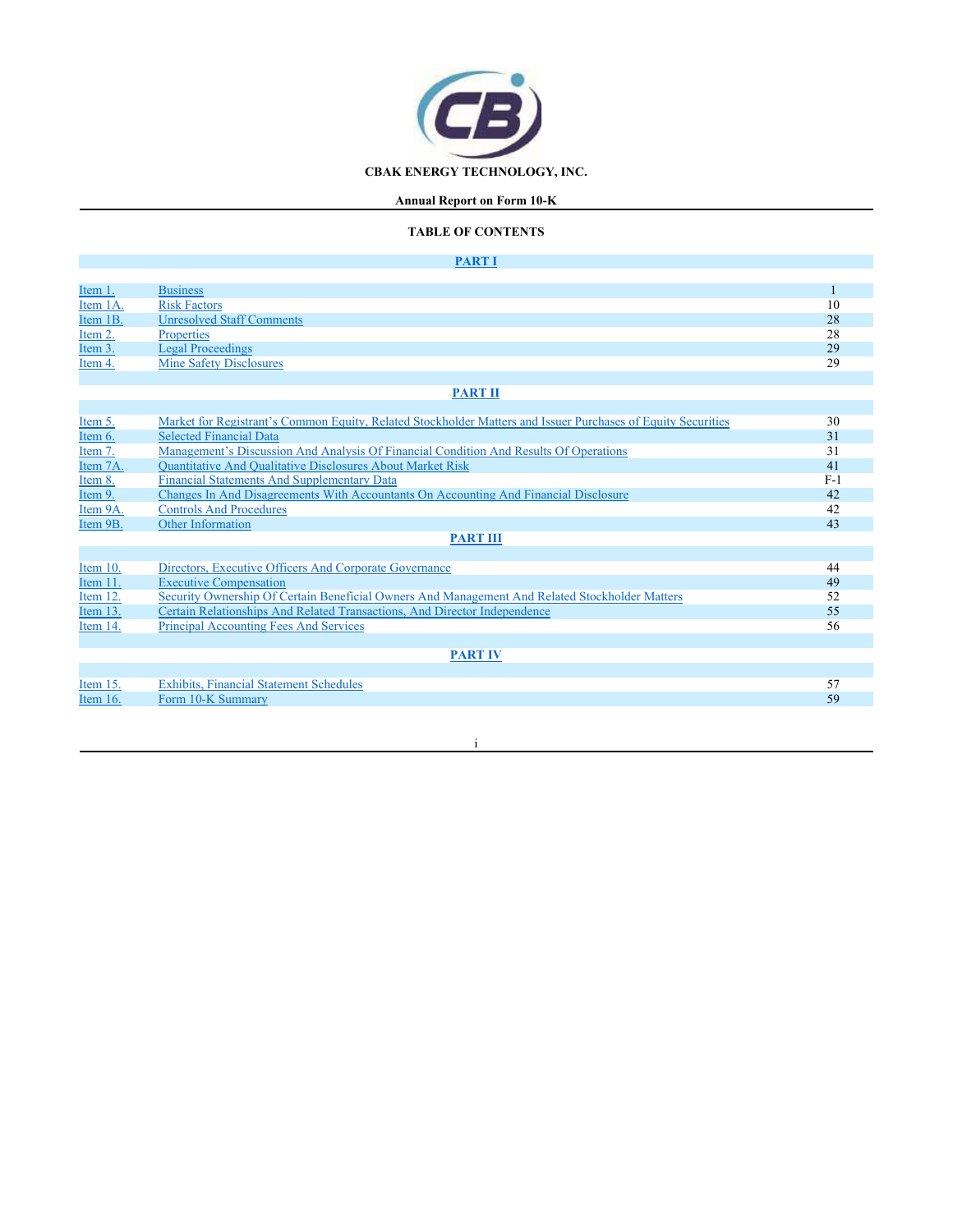**CBAK ENERGY TECHNOLOGY, INC.**

**Annual Report on Form 10-K**

**TABLE OF CONTENTS**

| | | |
|---|---|---|
| | **PART I** | |
| Item 1. | Business | 1 |
| Item 1A. | Risk Factors | 10 |
| Item 1B. | Unresolved Staff Comments | 28 |
| Item 2. | Properties | 28 |
| Item 3. | Legal Proceedings | 29 |
| Item 4. | Mine Safety Disclosures | 29 |
| | **PART II** | |
| Item 5. | Market for Registrant's Common Equity, Related Stockholder Matters and Issuer Purchases of Equity Securities | 30 |
| Item 6. | Selected Financial Data | 31 |
| Item 7. | Management's Discussion And Analysis Of Financial Condition And Results Of Operations | 31 |
| Item 7A. | Quantitative And Qualitative Disclosures About Market Risk | 41 |
| Item 8. | Financial Statements And Supplementary Data | F-1 |
| Item 9. | Changes In And Disagreements With Accountants On Accounting And Financial Disclosure | 42 |
| Item 9A. | Controls And Procedures | 42 |
| Item 9B. | Other Information | 43 |
| | **PART III** | |
| Item 10. | Directors, Executive Officers And Corporate Governance | 44 |
| Item 11. | Executive Compensation | 49 |
| Item 12. | Security Ownership Of Certain Beneficial Owners And Management And Related Stockholder Matters | 52 |
| Item 13. | Certain Relationships And Related Transactions, And Director Independence | 55 |
| Item 14. | Principal Accounting Fees And Services | 56 |
| | **PART IV** | |
| Item 15. | Exhibits, Financial Statement Schedules | 57 |
| Item 16. | Form 10-K Summary | 59 |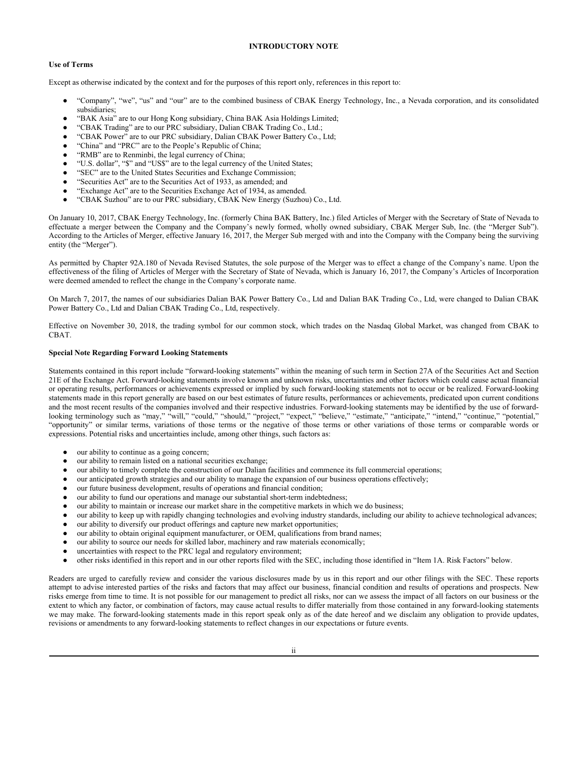# INTRODUCTORY NOTE

**Use of Terms**

Except as otherwise indicated by the context and for the purposes of this report only, references in this report to:

- "Company", "we", "us" and "our" are to the combined business of CBAK Energy Technology, Inc., a Nevada corporation, and its consolidated subsidiaries;
- "BAK Asia" are to our Hong Kong subsidiary, China BAK Asia Holdings Limited;
- "CBAK Trading" are to our PRC subsidiary, Dalian CBAK Trading Co., Ltd.;
- "CBAK Power" are to our PRC subsidiary, Dalian CBAK Power Battery Co., Ltd;
- "China" and "PRC" are to the People's Republic of China;
- "RMB" are to Renminbi, the legal currency of China;
- "U.S. dollar", "$" and "US$" are to the legal currency of the United States;
- "SEC" are to the United States Securities and Exchange Commission;
- "Securities Act" are to the Securities Act of 1933, as amended; and
- "Exchange Act" are to the Securities Exchange Act of 1934, as amended.
- "CBAK Suzhou" are to our PRC subsidiary, CBAK New Energy (Suzhou) Co., Ltd.

On January 10, 2017, CBAK Energy Technology, Inc. (formerly China BAK Battery, Inc.) filed Articles of Merger with the Secretary of State of Nevada to effectuate a merger between the Company and the Company's newly formed, wholly owned subsidiary, CBAK Merger Sub, Inc. (the "Merger Sub"). According to the Articles of Merger, effective January 16, 2017, the Merger Sub merged with and into the Company with the Company being the surviving entity (the "Merger").

As permitted by Chapter 92A.180 of Nevada Revised Statutes, the sole purpose of the Merger was to effect a change of the Company's name. Upon the effectiveness of the filing of Articles of Merger with the Secretary of State of Nevada, which is January 16, 2017, the Company's Articles of Incorporation were deemed amended to reflect the change in the Company's corporate name.

On March 7, 2017, the names of our subsidiaries Dalian BAK Power Battery Co., Ltd and Dalian BAK Trading Co., Ltd, were changed to Dalian CBAK Power Battery Co., Ltd and Dalian CBAK Trading Co., Ltd, respectively.

Effective on November 30, 2018, the trading symbol for our common stock, which trades on the Nasdaq Global Market, was changed from CBAK to CBAT.

**Special Note Regarding Forward Looking Statements**

Statements contained in this report include "forward-looking statements" within the meaning of such term in Section 27A of the Securities Act and Section 21E of the Exchange Act. Forward-looking statements involve known and unknown risks, uncertainties and other factors which could cause actual financial or operating results, performances or achievements expressed or implied by such forward-looking statements not to occur or be realized. Forward-looking statements made in this report generally are based on our best estimates of future results, performances or achievements, predicated upon current conditions and the most recent results of the companies involved and their respective industries. Forward-looking statements may be identified by the use of forward-looking terminology such as "may," "will," "could," "should," "project," "expect," "believe," "estimate," "anticipate," "intend," "continue," "potential," "opportunity" or similar terms, variations of those terms or the negative of those terms or other variations of those terms or comparable words or expressions. Potential risks and uncertainties include, among other things, such factors as:

- our ability to continue as a going concern;
- our ability to remain listed on a national securities exchange;
- our ability to timely complete the construction of our Dalian facilities and commence its full commercial operations;
- our anticipated growth strategies and our ability to manage the expansion of our business operations effectively;
- our future business development, results of operations and financial condition;
- our ability to fund our operations and manage our substantial short-term indebtedness;
- our ability to maintain or increase our market share in the competitive markets in which we do business;
- our ability to keep up with rapidly changing technologies and evolving industry standards, including our ability to achieve technological advances;
- our ability to diversify our product offerings and capture new market opportunities;
- our ability to obtain original equipment manufacturer, or OEM, qualifications from brand names;
- our ability to source our needs for skilled labor, machinery and raw materials economically;
- uncertainties with respect to the PRC legal and regulatory environment;
- other risks identified in this report and in our other reports filed with the SEC, including those identified in "Item 1A. Risk Factors" below.

Readers are urged to carefully review and consider the various disclosures made by us in this report and our other filings with the SEC. These reports attempt to advise interested parties of the risks and factors that may affect our business, financial condition and results of operations and prospects. New risks emerge from time to time. It is not possible for our management to predict all risks, nor can we assess the impact of all factors on our business or the extent to which any factor, or combination of factors, may cause actual results to differ materially from those contained in any forward-looking statements we may make. The forward-looking statements made in this report speak only as of the date hereof and we disclaim any obligation to provide updates, revisions or amendments to any forward-looking statements to reflect changes in our expectations or future events.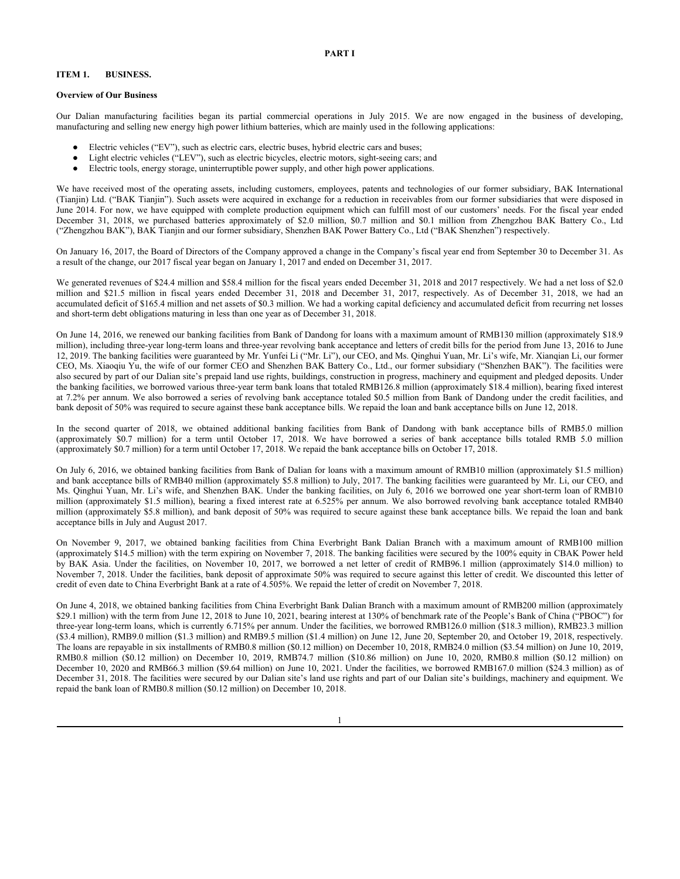# PART I

## ITEM 1. BUSINESS.

### Overview of Our Business

Our Dalian manufacturing facilities began its partial commercial operations in July 2015. We are now engaged in the business of developing, manufacturing and selling new energy high power lithium batteries, which are mainly used in the following applications:

- Electric vehicles ("EV"), such as electric cars, electric buses, hybrid electric cars and buses;
- Light electric vehicles ("LEV"), such as electric bicycles, electric motors, sight-seeing cars; and
- Electric tools, energy storage, uninterruptible power supply, and other high power applications.

We have received most of the operating assets, including customers, employees, patents and technologies of our former subsidiary, BAK International (Tianjin) Ltd. ("BAK Tianjin"). Such assets were acquired in exchange for a reduction in receivables from our former subsidiaries that were disposed in June 2014. For now, we have equipped with complete production equipment which can fulfill most of our customers' needs. For the fiscal year ended December 31, 2018, we purchased batteries approximately of $2.0 million, $0.7 million and $0.1 million from Zhengzhou BAK Battery Co., Ltd ("Zhengzhou BAK"), BAK Tianjin and our former subsidiary, Shenzhen BAK Power Battery Co., Ltd ("BAK Shenzhen") respectively.

On January 16, 2017, the Board of Directors of the Company approved a change in the Company's fiscal year end from September 30 to December 31. As a result of the change, our 2017 fiscal year began on January 1, 2017 and ended on December 31, 2017.

We generated revenues of $24.4 million and $58.4 million for the fiscal years ended December 31, 2018 and 2017 respectively. We had a net loss of $2.0 million and $21.5 million in fiscal years ended December 31, 2018 and December 31, 2017, respectively. As of December 31, 2018, we had an accumulated deficit of $165.4 million and net assets of $0.3 million. We had a working capital deficiency and accumulated deficit from recurring net losses and short-term debt obligations maturing in less than one year as of December 31, 2018.

On June 14, 2016, we renewed our banking facilities from Bank of Dandong for loans with a maximum amount of RMB130 million (approximately $18.9 million), including three-year long-term loans and three-year revolving bank acceptance and letters of credit bills for the period from June 13, 2016 to June 12, 2019. The banking facilities were guaranteed by Mr. Yunfei Li ("Mr. Li"), our CEO, and Ms. Qinghui Yuan, Mr. Li's wife, Mr. Xianqian Li, our former CEO, Ms. Xiaoqiu Yu, the wife of our former CEO and Shenzhen BAK Battery Co., Ltd., our former subsidiary ("Shenzhen BAK"). The facilities were also secured by part of our Dalian site's prepaid land use rights, buildings, construction in progress, machinery and equipment and pledged deposits. Under the banking facilities, we borrowed various three-year term bank loans that totaled RMB126.8 million (approximately $18.4 million), bearing fixed interest at 7.2% per annum. We also borrowed a series of revolving bank acceptance totaled $0.5 million from Bank of Dandong under the credit facilities, and bank deposit of 50% was required to secure against these bank acceptance bills. We repaid the loan and bank acceptance bills on June 12, 2018.

In the second quarter of 2018, we obtained additional banking facilities from Bank of Dandong with bank acceptance bills of RMB5.0 million (approximately $0.7 million) for a term until October 17, 2018. We have borrowed a series of bank acceptance bills totaled RMB 5.0 million (approximately $0.7 million) for a term until October 17, 2018. We repaid the bank acceptance bills on October 17, 2018.

On July 6, 2016, we obtained banking facilities from Bank of Dalian for loans with a maximum amount of RMB10 million (approximately $1.5 million) and bank acceptance bills of RMB40 million (approximately $5.8 million) to July, 2017. The banking facilities were guaranteed by Mr. Li, our CEO, and Ms. Qinghui Yuan, Mr. Li's wife, and Shenzhen BAK. Under the banking facilities, on July 6, 2016 we borrowed one year short-term loan of RMB10 million (approximately $1.5 million), bearing a fixed interest rate at 6.525% per annum. We also borrowed revolving bank acceptance totaled RMB40 million (approximately $5.8 million), and bank deposit of 50% was required to secure against these bank acceptance bills. We repaid the loan and bank acceptance bills in July and August 2017.

On November 9, 2017, we obtained banking facilities from China Everbright Bank Dalian Branch with a maximum amount of RMB100 million (approximately $14.5 million) with the term expiring on November 7, 2018. The banking facilities were secured by the 100% equity in CBAK Power held by BAK Asia. Under the facilities, on November 10, 2017, we borrowed a net letter of credit of RMB96.1 million (approximately $14.0 million) to November 7, 2018. Under the facilities, bank deposit of approximate 50% was required to secure against this letter of credit. We discounted this letter of credit of even date to China Everbright Bank at a rate of 4.505%. We repaid the letter of credit on November 7, 2018.

On June 4, 2018, we obtained banking facilities from China Everbright Bank Dalian Branch with a maximum amount of RMB200 million (approximately $29.1 million) with the term from June 12, 2018 to June 10, 2021, bearing interest at 130% of benchmark rate of the People's Bank of China ("PBOC") for three-year long-term loans, which is currently 6.715% per annum. Under the facilities, we borrowed RMB126.0 million ($18.3 million), RMB23.3 million ($3.4 million), RMB9.0 million ($1.3 million) and RMB9.5 million ($1.4 million) on June 12, June 20, September 20, and October 19, 2018, respectively. The loans are repayable in six installments of RMB0.8 million ($0.12 million) on December 10, 2018, RMB24.0 million ($3.54 million) on June 10, 2019, RMB0.8 million ($0.12 million) on December 10, 2019, RMB74.7 million ($10.86 million) on June 10, 2020, RMB0.8 million ($0.12 million) on December 10, 2020 and RMB66.3 million ($9.64 million) on June 10, 2021. Under the facilities, we borrowed RMB167.0 million ($24.3 million) as of December 31, 2018. The facilities were secured by our Dalian site's land use rights and part of our Dalian site's buildings, machinery and equipment. We repaid the bank loan of RMB0.8 million ($0.12 million) on December 10, 2018.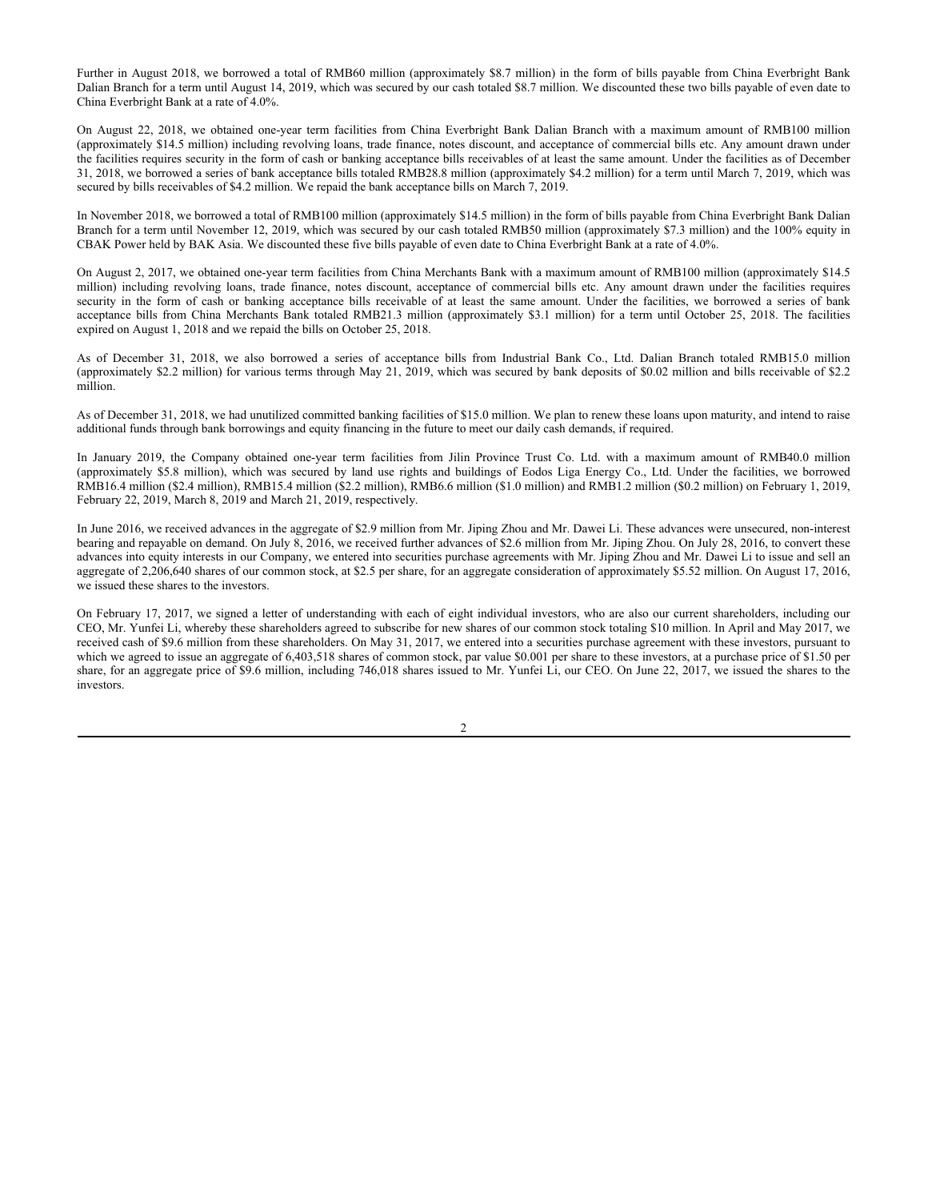Further in August 2018, we borrowed a total of RMB60 million (approximately $8.7 million) in the form of bills payable from China Everbright Bank Dalian Branch for a term until August 14, 2019, which was secured by our cash totaled $8.7 million. We discounted these two bills payable of even date to China Everbright Bank at a rate of 4.0%.

On August 22, 2018, we obtained one-year term facilities from China Everbright Bank Dalian Branch with a maximum amount of RMB100 million (approximately $14.5 million) including revolving loans, trade finance, notes discount, and acceptance of commercial bills etc. Any amount drawn under the facilities requires security in the form of cash or banking acceptance bills receivables of at least the same amount. Under the facilities as of December 31, 2018, we borrowed a series of bank acceptance bills totaled RMB28.8 million (approximately $4.2 million) for a term until March 7, 2019, which was secured by bills receivables of $4.2 million. We repaid the bank acceptance bills on March 7, 2019.

In November 2018, we borrowed a total of RMB100 million (approximately $14.5 million) in the form of bills payable from China Everbright Bank Dalian Branch for a term until November 12, 2019, which was secured by our cash totaled RMB50 million (approximately $7.3 million) and the 100% equity in CBAK Power held by BAK Asia. We discounted these five bills payable of even date to China Everbright Bank at a rate of 4.0%.

On August 2, 2017, we obtained one-year term facilities from China Merchants Bank with a maximum amount of RMB100 million (approximately $14.5 million) including revolving loans, trade finance, notes discount, acceptance of commercial bills etc. Any amount drawn under the facilities requires security in the form of cash or banking acceptance bills receivable of at least the same amount. Under the facilities, we borrowed a series of bank acceptance bills from China Merchants Bank totaled RMB21.3 million (approximately $3.1 million) for a term until October 25, 2018. The facilities expired on August 1, 2018 and we repaid the bills on October 25, 2018.

As of December 31, 2018, we also borrowed a series of acceptance bills from Industrial Bank Co., Ltd. Dalian Branch totaled RMB15.0 million (approximately $2.2 million) for various terms through May 21, 2019, which was secured by bank deposits of $0.02 million and bills receivable of $2.2 million.

As of December 31, 2018, we had unutilized committed banking facilities of $15.0 million. We plan to renew these loans upon maturity, and intend to raise additional funds through bank borrowings and equity financing in the future to meet our daily cash demands, if required.

In January 2019, the Company obtained one-year term facilities from Jilin Province Trust Co. Ltd. with a maximum amount of RMB40.0 million (approximately $5.8 million), which was secured by land use rights and buildings of Eodos Liga Energy Co., Ltd. Under the facilities, we borrowed RMB16.4 million ($2.4 million), RMB15.4 million ($2.2 million), RMB6.6 million ($1.0 million) and RMB1.2 million ($0.2 million) on February 1, 2019, February 22, 2019, March 8, 2019 and March 21, 2019, respectively.

In June 2016, we received advances in the aggregate of $2.9 million from Mr. Jiping Zhou and Mr. Dawei Li. These advances were unsecured, non-interest bearing and repayable on demand. On July 8, 2016, we received further advances of $2.6 million from Mr. Jiping Zhou. On July 28, 2016, to convert these advances into equity interests in our Company, we entered into securities purchase agreements with Mr. Jiping Zhou and Mr. Dawei Li to issue and sell an aggregate of 2,206,640 shares of our common stock, at $2.5 per share, for an aggregate consideration of approximately $5.52 million. On August 17, 2016, we issued these shares to the investors.

On February 17, 2017, we signed a letter of understanding with each of eight individual investors, who are also our current shareholders, including our CEO, Mr. Yunfei Li, whereby these shareholders agreed to subscribe for new shares of our common stock totaling $10 million. In April and May 2017, we received cash of $9.6 million from these shareholders. On May 31, 2017, we entered into a securities purchase agreement with these investors, pursuant to which we agreed to issue an aggregate of 6,403,518 shares of common stock, par value $0.001 per share to these investors, at a purchase price of $1.50 per share, for an aggregate price of $9.6 million, including 746,018 shares issued to Mr. Yunfei Li, our CEO. On June 22, 2017, we issued the shares to the investors.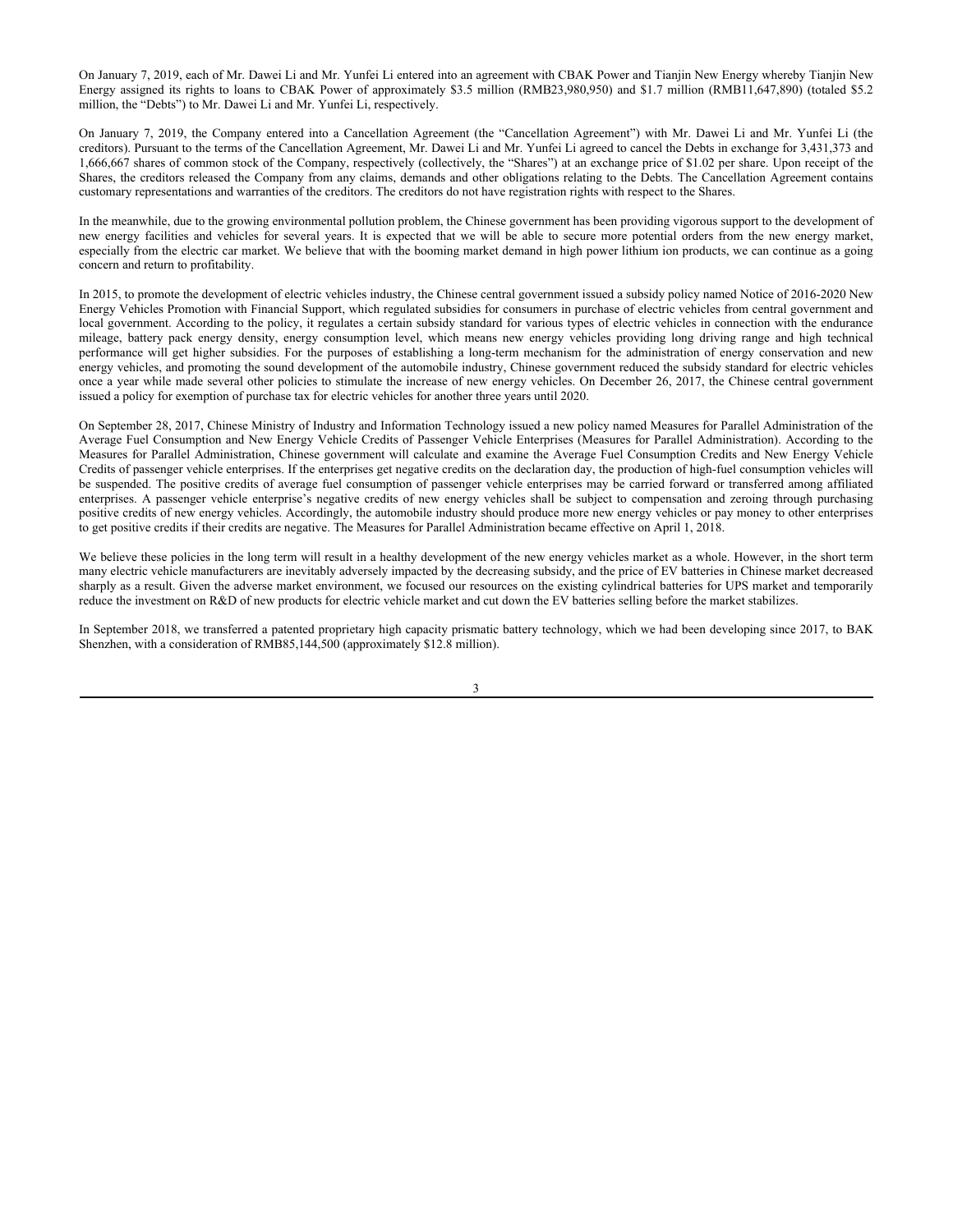On January 7, 2019, each of Mr. Dawei Li and Mr. Yunfei Li entered into an agreement with CBAK Power and Tianjin New Energy whereby Tianjin New Energy assigned its rights to loans to CBAK Power of approximately $3.5 million (RMB23,980,950) and $1.7 million (RMB11,647,890) (totaled $5.2 million, the "Debts") to Mr. Dawei Li and Mr. Yunfei Li, respectively.

On January 7, 2019, the Company entered into a Cancellation Agreement (the "Cancellation Agreement") with Mr. Dawei Li and Mr. Yunfei Li (the creditors). Pursuant to the terms of the Cancellation Agreement, Mr. Dawei Li and Mr. Yunfei Li agreed to cancel the Debts in exchange for 3,431,373 and 1,666,667 shares of common stock of the Company, respectively (collectively, the "Shares") at an exchange price of $1.02 per share. Upon receipt of the Shares, the creditors released the Company from any claims, demands and other obligations relating to the Debts. The Cancellation Agreement contains customary representations and warranties of the creditors. The creditors do not have registration rights with respect to the Shares.

In the meanwhile, due to the growing environmental pollution problem, the Chinese government has been providing vigorous support to the development of new energy facilities and vehicles for several years. It is expected that we will be able to secure more potential orders from the new energy market, especially from the electric car market. We believe that with the booming market demand in high power lithium ion products, we can continue as a going concern and return to profitability.

In 2015, to promote the development of electric vehicles industry, the Chinese central government issued a subsidy policy named Notice of 2016-2020 New Energy Vehicles Promotion with Financial Support, which regulated subsidies for consumers in purchase of electric vehicles from central government and local government. According to the policy, it regulates a certain subsidy standard for various types of electric vehicles in connection with the endurance mileage, battery pack energy density, energy consumption level, which means new energy vehicles providing long driving range and high technical performance will get higher subsidies. For the purposes of establishing a long-term mechanism for the administration of energy conservation and new energy vehicles, and promoting the sound development of the automobile industry, Chinese government reduced the subsidy standard for electric vehicles once a year while made several other policies to stimulate the increase of new energy vehicles. On December 26, 2017, the Chinese central government issued a policy for exemption of purchase tax for electric vehicles for another three years until 2020.

On September 28, 2017, Chinese Ministry of Industry and Information Technology issued a new policy named Measures for Parallel Administration of the Average Fuel Consumption and New Energy Vehicle Credits of Passenger Vehicle Enterprises (Measures for Parallel Administration). According to the Measures for Parallel Administration, Chinese government will calculate and examine the Average Fuel Consumption Credits and New Energy Vehicle Credits of passenger vehicle enterprises. If the enterprises get negative credits on the declaration day, the production of high-fuel consumption vehicles will be suspended. The positive credits of average fuel consumption of passenger vehicle enterprises may be carried forward or transferred among affiliated enterprises. A passenger vehicle enterprise's negative credits of new energy vehicles shall be subject to compensation and zeroing through purchasing positive credits of new energy vehicles. Accordingly, the automobile industry should produce more new energy vehicles or pay money to other enterprises to get positive credits if their credits are negative. The Measures for Parallel Administration became effective on April 1, 2018.

We believe these policies in the long term will result in a healthy development of the new energy vehicles market as a whole. However, in the short term many electric vehicle manufacturers are inevitably adversely impacted by the decreasing subsidy, and the price of EV batteries in Chinese market decreased sharply as a result. Given the adverse market environment, we focused our resources on the existing cylindrical batteries for UPS market and temporarily reduce the investment on R&D of new products for electric vehicle market and cut down the EV batteries selling before the market stabilizes.

In September 2018, we transferred a patented proprietary high capacity prismatic battery technology, which we had been developing since 2017, to BAK Shenzhen, with a consideration of RMB85,144,500 (approximately $12.8 million).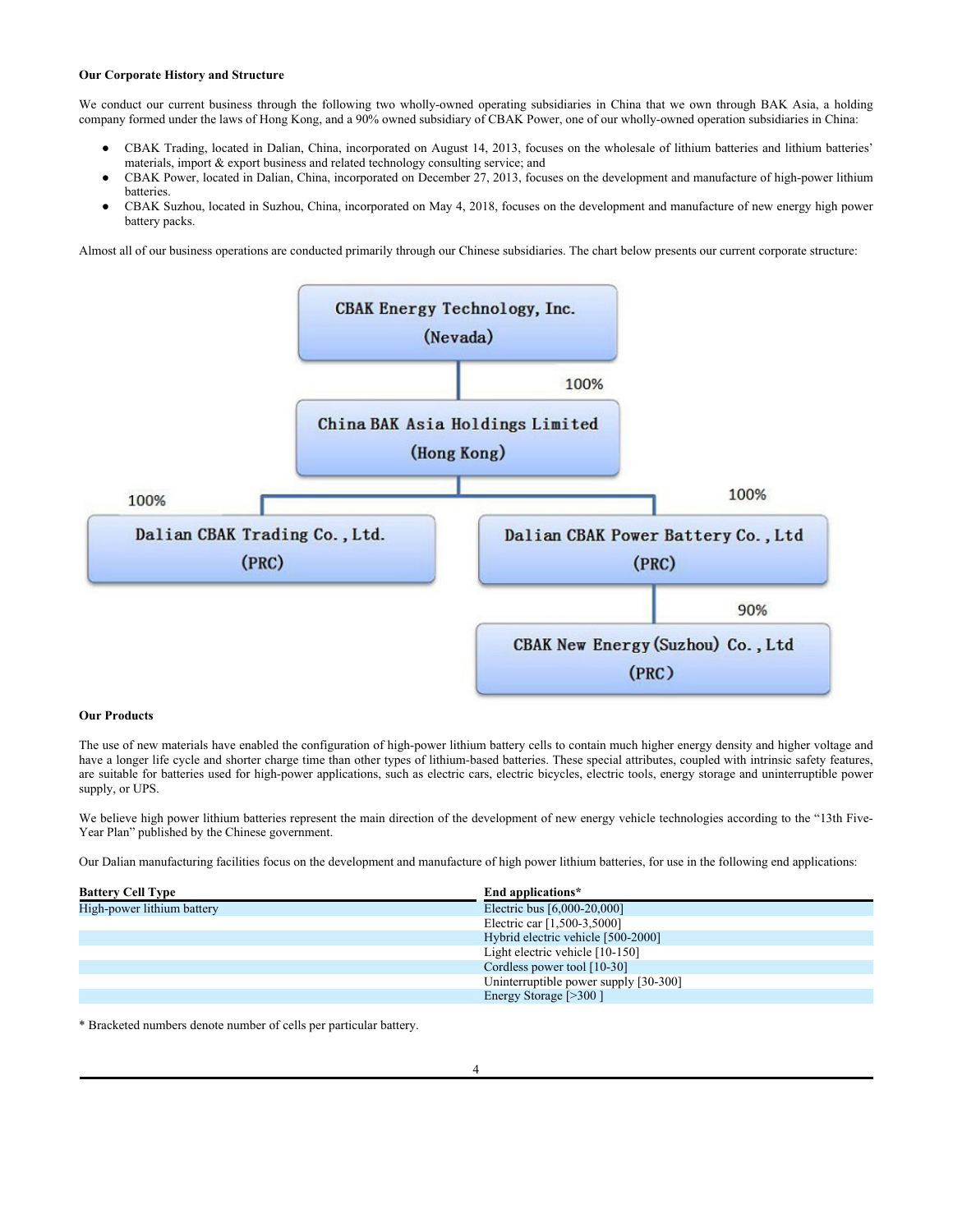### Our Corporate History and Structure

We conduct our current business through the following two wholly-owned operating subsidiaries in China that we own through BAK Asia, a holding company formed under the laws of Hong Kong, and a 90% owned subsidiary of CBAK Power, one of our wholly-owned operation subsidiaries in China:

- CBAK Trading, located in Dalian, China, incorporated on August 14, 2013, focuses on the wholesale of lithium batteries and lithium batteries' materials, import & export business and related technology consulting service; and
- CBAK Power, located in Dalian, China, incorporated on December 27, 2013, focuses on the development and manufacture of high-power lithium batteries.
- CBAK Suzhou, located in Suzhou, China, incorporated on May 4, 2018, focuses on the development and manufacture of new energy high power battery packs.

Almost all of our business operations are conducted primarily through our Chinese subsidiaries. The chart below presents our current corporate structure:

CBAK Energy Technology, Inc. (Nevada)
- 100% — China BAK Asia Holdings Limited (Hong Kong)
  - 100% — Dalian CBAK Trading Co., Ltd. (PRC)
  - 100% — Dalian CBAK Power Battery Co., Ltd (PRC)
    - 90% — CBAK New Energy (Suzhou) Co., Ltd (PRC)

### Our Products

The use of new materials have enabled the configuration of high-power lithium battery cells to contain much higher energy density and higher voltage and have a longer life cycle and shorter charge time than other types of lithium-based batteries. These special attributes, coupled with intrinsic safety features, are suitable for batteries used for high-power applications, such as electric cars, electric bicycles, electric tools, energy storage and uninterruptible power supply, or UPS.

We believe high power lithium batteries represent the main direction of the development of new energy vehicle technologies according to the "13th Five-Year Plan" published by the Chinese government.

Our Dalian manufacturing facilities focus on the development and manufacture of high power lithium batteries, for use in the following end applications:

| Battery Cell Type | End applications* |
|---|---|
| High-power lithium battery | Electric bus [6,000-20,000] |
| | Electric car [1,500-3,5000] |
| | Hybrid electric vehicle [500-2000] |
| | Light electric vehicle [10-150] |
| | Cordless power tool [10-30] |
| | Uninterruptible power supply [30-300] |
| | Energy Storage [>300 ] |

* Bracketed numbers denote number of cells per particular battery.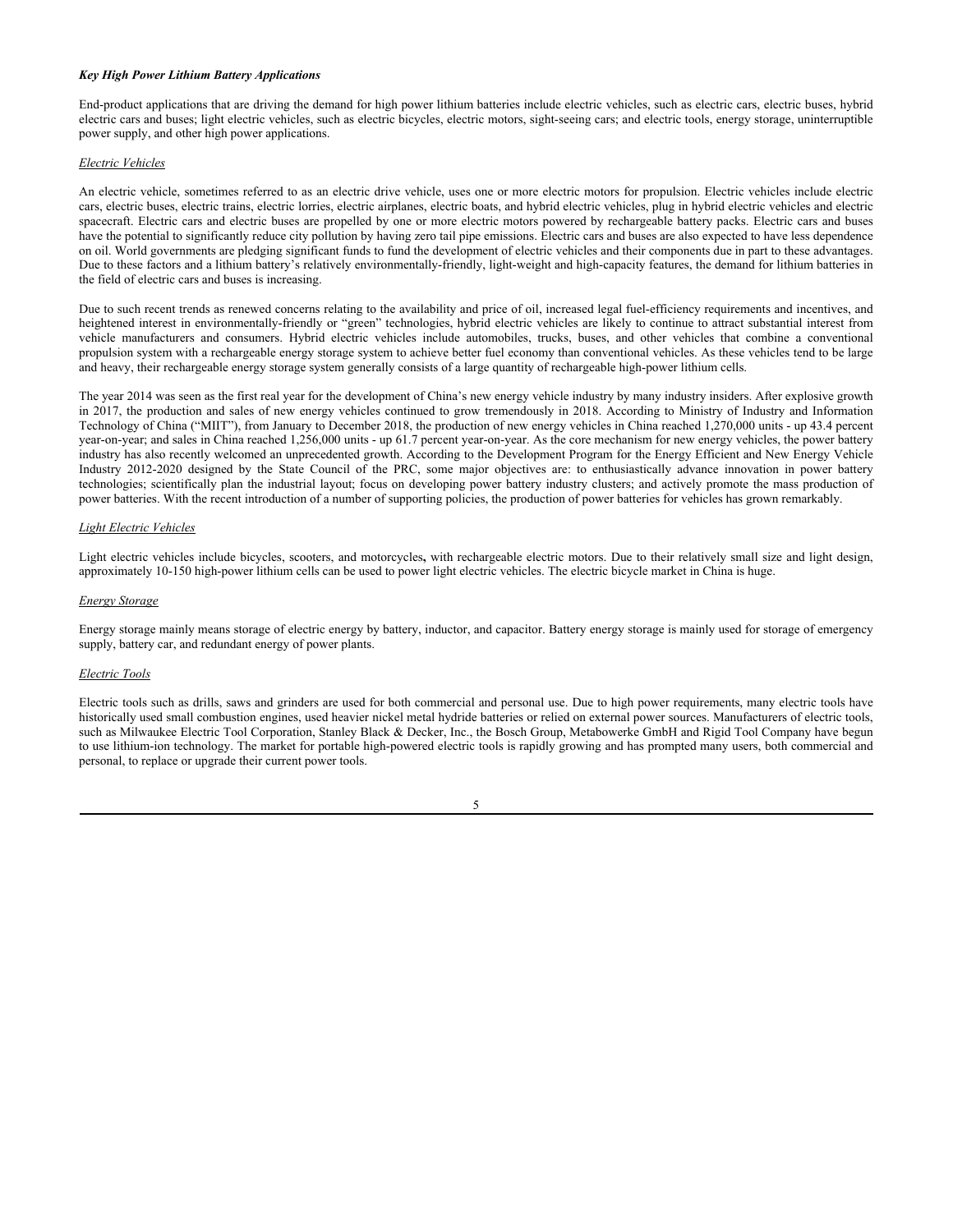***Key High Power Lithium Battery Applications***

End-product applications that are driving the demand for high power lithium batteries include electric vehicles, such as electric cars, electric buses, hybrid electric cars and buses; light electric vehicles, such as electric bicycles, electric motors, sight-seeing cars; and electric tools, energy storage, uninterruptible power supply, and other high power applications.

*Electric Vehicles*

An electric vehicle, sometimes referred to as an electric drive vehicle, uses one or more electric motors for propulsion. Electric vehicles include electric cars, electric buses, electric trains, electric lorries, electric airplanes, electric boats, and hybrid electric vehicles, plug in hybrid electric vehicles and electric spacecraft. Electric cars and electric buses are propelled by one or more electric motors powered by rechargeable battery packs. Electric cars and buses have the potential to significantly reduce city pollution by having zero tail pipe emissions. Electric cars and buses are also expected to have less dependence on oil. World governments are pledging significant funds to fund the development of electric vehicles and their components due in part to these advantages. Due to these factors and a lithium battery's relatively environmentally-friendly, light-weight and high-capacity features, the demand for lithium batteries in the field of electric cars and buses is increasing.

Due to such recent trends as renewed concerns relating to the availability and price of oil, increased legal fuel-efficiency requirements and incentives, and heightened interest in environmentally-friendly or "green" technologies, hybrid electric vehicles are likely to continue to attract substantial interest from vehicle manufacturers and consumers. Hybrid electric vehicles include automobiles, trucks, buses, and other vehicles that combine a conventional propulsion system with a rechargeable energy storage system to achieve better fuel economy than conventional vehicles. As these vehicles tend to be large and heavy, their rechargeable energy storage system generally consists of a large quantity of rechargeable high-power lithium cells.

The year 2014 was seen as the first real year for the development of China's new energy vehicle industry by many industry insiders. After explosive growth in 2017, the production and sales of new energy vehicles continued to grow tremendously in 2018. According to Ministry of Industry and Information Technology of China ("MIIT"), from January to December 2018, the production of new energy vehicles in China reached 1,270,000 units - up 43.4 percent year-on-year; and sales in China reached 1,256,000 units - up 61.7 percent year-on-year. As the core mechanism for new energy vehicles, the power battery industry has also recently welcomed an unprecedented growth. According to the Development Program for the Energy Efficient and New Energy Vehicle Industry 2012-2020 designed by the State Council of the PRC, some major objectives are: to enthusiastically advance innovation in power battery technologies; scientifically plan the industrial layout; focus on developing power battery industry clusters; and actively promote the mass production of power batteries. With the recent introduction of a number of supporting policies, the production of power batteries for vehicles has grown remarkably.

*Light Electric Vehicles*

Light electric vehicles include bicycles, scooters, and motorcycles**,** with rechargeable electric motors. Due to their relatively small size and light design, approximately 10-150 high-power lithium cells can be used to power light electric vehicles. The electric bicycle market in China is huge.

*Energy Storage*

Energy storage mainly means storage of electric energy by battery, inductor, and capacitor. Battery energy storage is mainly used for storage of emergency supply, battery car, and redundant energy of power plants.

*Electric Tools*

Electric tools such as drills, saws and grinders are used for both commercial and personal use. Due to high power requirements, many electric tools have historically used small combustion engines, used heavier nickel metal hydride batteries or relied on external power sources. Manufacturers of electric tools, such as Milwaukee Electric Tool Corporation, Stanley Black & Decker, Inc., the Bosch Group, Metabowerke GmbH and Rigid Tool Company have begun to use lithium-ion technology. The market for portable high-powered electric tools is rapidly growing and has prompted many users, both commercial and personal, to replace or upgrade their current power tools.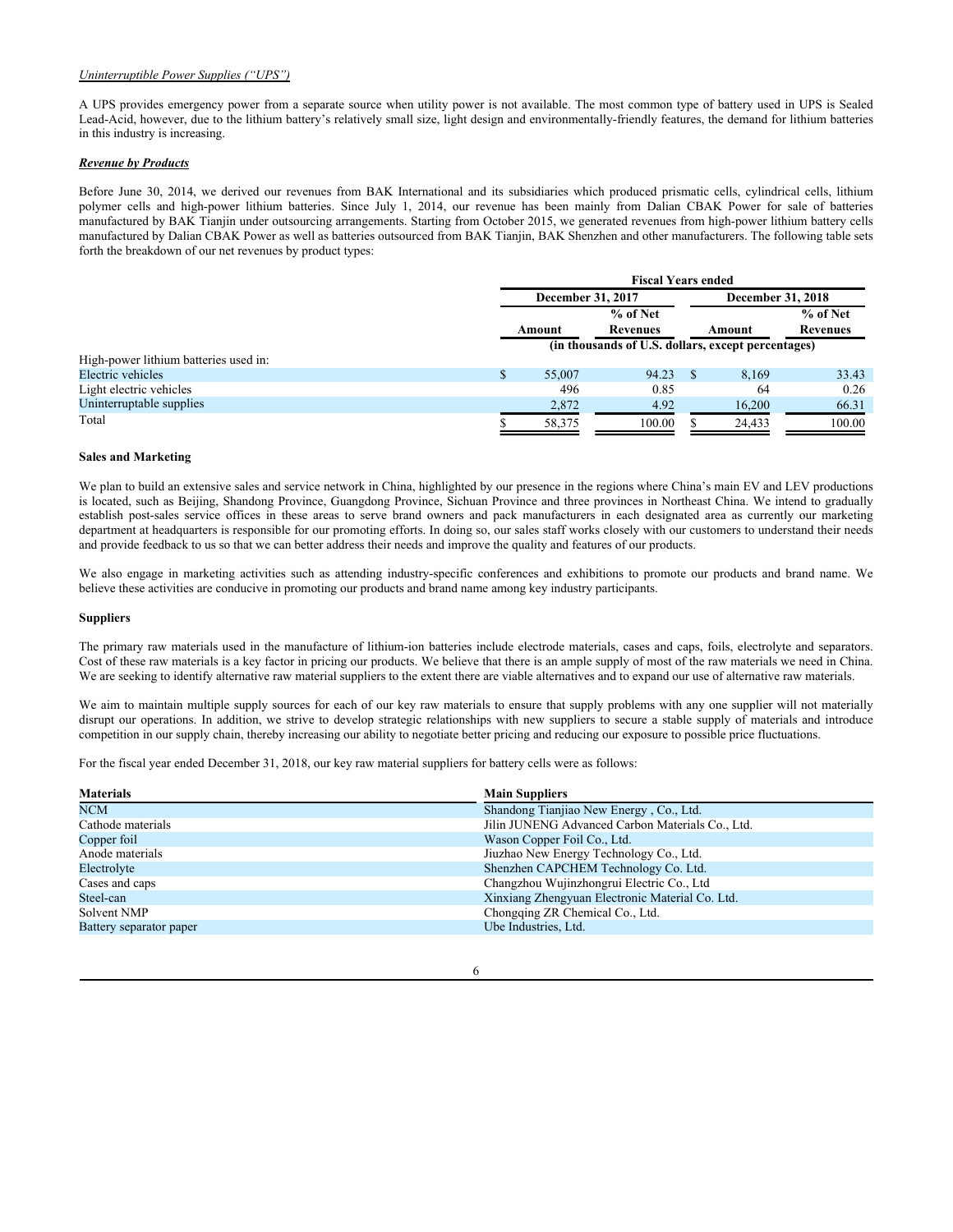*Uninterruptible Power Supplies (“UPS”)*

A UPS provides emergency power from a separate source when utility power is not available. The most common type of battery used in UPS is Sealed Lead-Acid, however, due to the lithium battery’s relatively small size, light design and environmentally-friendly features, the demand for lithium batteries in this industry is increasing.

***Revenue by Products***

Before June 30, 2014, we derived our revenues from BAK International and its subsidiaries which produced prismatic cells, cylindrical cells, lithium polymer cells and high-power lithium batteries. Since July 1, 2014, our revenue has been mainly from Dalian CBAK Power for sale of batteries manufactured by BAK Tianjin under outsourcing arrangements. Starting from October 2015, we generated revenues from high-power lithium battery cells manufactured by Dalian CBAK Power as well as batteries outsourced from BAK Tianjin, BAK Shenzhen and other manufacturers. The following table sets forth the breakdown of our net revenues by product types:

| | Fiscal Years ended | | | |
|---|---|---|---|---|
| | December 31, 2017 | | December 31, 2018 | |
| | Amount | % of Net Revenues | Amount | % of Net Revenues |
| | (in thousands of U.S. dollars, except percentages) | | | |
| High-power lithium batteries used in: | | | | |
| Electric vehicles | $ 55,007 | 94.23 | $ 8,169 | 33.43 |
| Light electric vehicles | 496 | 0.85 | 64 | 0.26 |
| Uninterruptable supplies | 2,872 | 4.92 | 16,200 | 66.31 |
| Total | $ 58,375 | 100.00 | $ 24,433 | 100.00 |

**Sales and Marketing**

We plan to build an extensive sales and service network in China, highlighted by our presence in the regions where China’s main EV and LEV productions is located, such as Beijing, Shandong Province, Guangdong Province, Sichuan Province and three provinces in Northeast China. We intend to gradually establish post-sales service offices in these areas to serve brand owners and pack manufacturers in each designated area as currently our marketing department at headquarters is responsible for our promoting efforts. In doing so, our sales staff works closely with our customers to understand their needs and provide feedback to us so that we can better address their needs and improve the quality and features of our products.

We also engage in marketing activities such as attending industry-specific conferences and exhibitions to promote our products and brand name. We believe these activities are conducive in promoting our products and brand name among key industry participants.

**Suppliers**

The primary raw materials used in the manufacture of lithium-ion batteries include electrode materials, cases and caps, foils, electrolyte and separators. Cost of these raw materials is a key factor in pricing our products. We believe that there is an ample supply of most of the raw materials we need in China. We are seeking to identify alternative raw material suppliers to the extent there are viable alternatives and to expand our use of alternative raw materials.

We aim to maintain multiple supply sources for each of our key raw materials to ensure that supply problems with any one supplier will not materially disrupt our operations. In addition, we strive to develop strategic relationships with new suppliers to secure a stable supply of materials and introduce competition in our supply chain, thereby increasing our ability to negotiate better pricing and reducing our exposure to possible price fluctuations.

For the fiscal year ended December 31, 2018, our key raw material suppliers for battery cells were as follows:

| Materials | Main Suppliers |
|---|---|
| NCM | Shandong Tianjiao New Energy , Co., Ltd. |
| Cathode materials | Jilin JUNENG Advanced Carbon Materials Co., Ltd. |
| Copper foil | Wason Copper Foil Co., Ltd. |
| Anode materials | Jiuzhao New Energy Technology Co., Ltd. |
| Electrolyte | Shenzhen CAPCHEM Technology Co. Ltd. |
| Cases and caps | Changzhou Wujinzhongrui Electric Co., Ltd |
| Steel-can | Xinxiang Zhengyuan Electronic Material Co. Ltd. |
| Solvent NMP | Chongqing ZR Chemical Co., Ltd. |
| Battery separator paper | Ube Industries, Ltd. |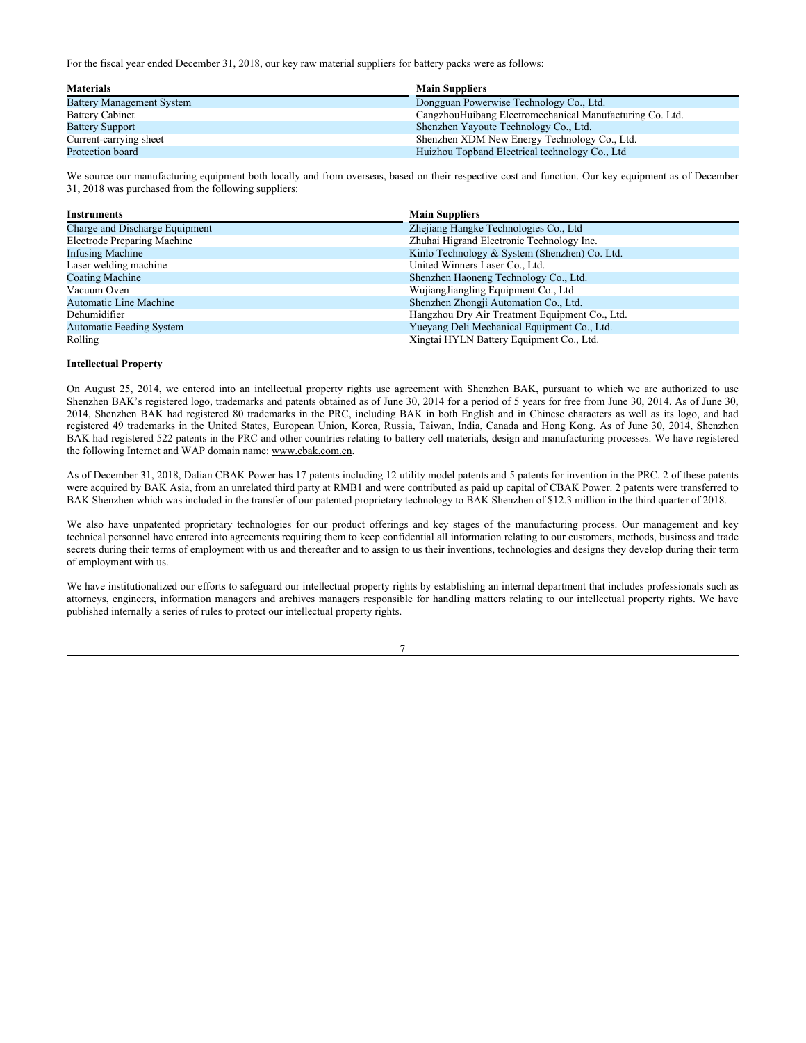For the fiscal year ended December 31, 2018, our key raw material suppliers for battery packs were as follows:

| Materials | Main Suppliers |
| --- | --- |
| Battery Management System | Dongguan Powerwise Technology Co., Ltd. |
| Battery Cabinet | CangzhouHuibang Electromechanical Manufacturing Co. Ltd. |
| Battery Support | Shenzhen Yayoute Technology Co., Ltd. |
| Current-carrying sheet | Shenzhen XDM New Energy Technology Co., Ltd. |
| Protection board | Huizhou Topband Electrical technology Co., Ltd |

We source our manufacturing equipment both locally and from overseas, based on their respective cost and function. Our key equipment as of December 31, 2018 was purchased from the following suppliers:

| Instruments | Main Suppliers |
| --- | --- |
| Charge and Discharge Equipment | Zhejiang Hangke Technologies Co., Ltd |
| Electrode Preparing Machine | Zhuhai Higrand Electronic Technology Inc. |
| Infusing Machine | Kinlo Technology & System (Shenzhen) Co. Ltd. |
| Laser welding machine | United Winners Laser Co., Ltd. |
| Coating Machine | Shenzhen Haoneng Technology Co., Ltd. |
| Vacuum Oven | WujiangJiangling Equipment Co., Ltd |
| Automatic Line Machine | Shenzhen Zhongji Automation Co., Ltd. |
| Dehumidifier | Hangzhou Dry Air Treatment Equipment Co., Ltd. |
| Automatic Feeding System | Yueyang Deli Mechanical Equipment Co., Ltd. |
| Rolling | Xingtai HYLN Battery Equipment Co., Ltd. |

**Intellectual Property**

On August 25, 2014, we entered into an intellectual property rights use agreement with Shenzhen BAK, pursuant to which we are authorized to use Shenzhen BAK's registered logo, trademarks and patents obtained as of June 30, 2014 for a period of 5 years for free from June 30, 2014. As of June 30, 2014, Shenzhen BAK had registered 80 trademarks in the PRC, including BAK in both English and in Chinese characters as well as its logo, and had registered 49 trademarks in the United States, European Union, Korea, Russia, Taiwan, India, Canada and Hong Kong. As of June 30, 2014, Shenzhen BAK had registered 522 patents in the PRC and other countries relating to battery cell materials, design and manufacturing processes. We have registered the following Internet and WAP domain name: www.cbak.com.cn.

As of December 31, 2018, Dalian CBAK Power has 17 patents including 12 utility model patents and 5 patents for invention in the PRC. 2 of these patents were acquired by BAK Asia, from an unrelated third party at RMB1 and were contributed as paid up capital of CBAK Power. 2 patents were transferred to BAK Shenzhen which was included in the transfer of our patented proprietary technology to BAK Shenzhen of $12.3 million in the third quarter of 2018.

We also have unpatented proprietary technologies for our product offerings and key stages of the manufacturing process. Our management and key technical personnel have entered into agreements requiring them to keep confidential all information relating to our customers, methods, business and trade secrets during their terms of employment with us and thereafter and to assign to us their inventions, technologies and designs they develop during their term of employment with us.

We have institutionalized our efforts to safeguard our intellectual property rights by establishing an internal department that includes professionals such as attorneys, engineers, information managers and archives managers responsible for handling matters relating to our intellectual property rights. We have published internally a series of rules to protect our intellectual property rights.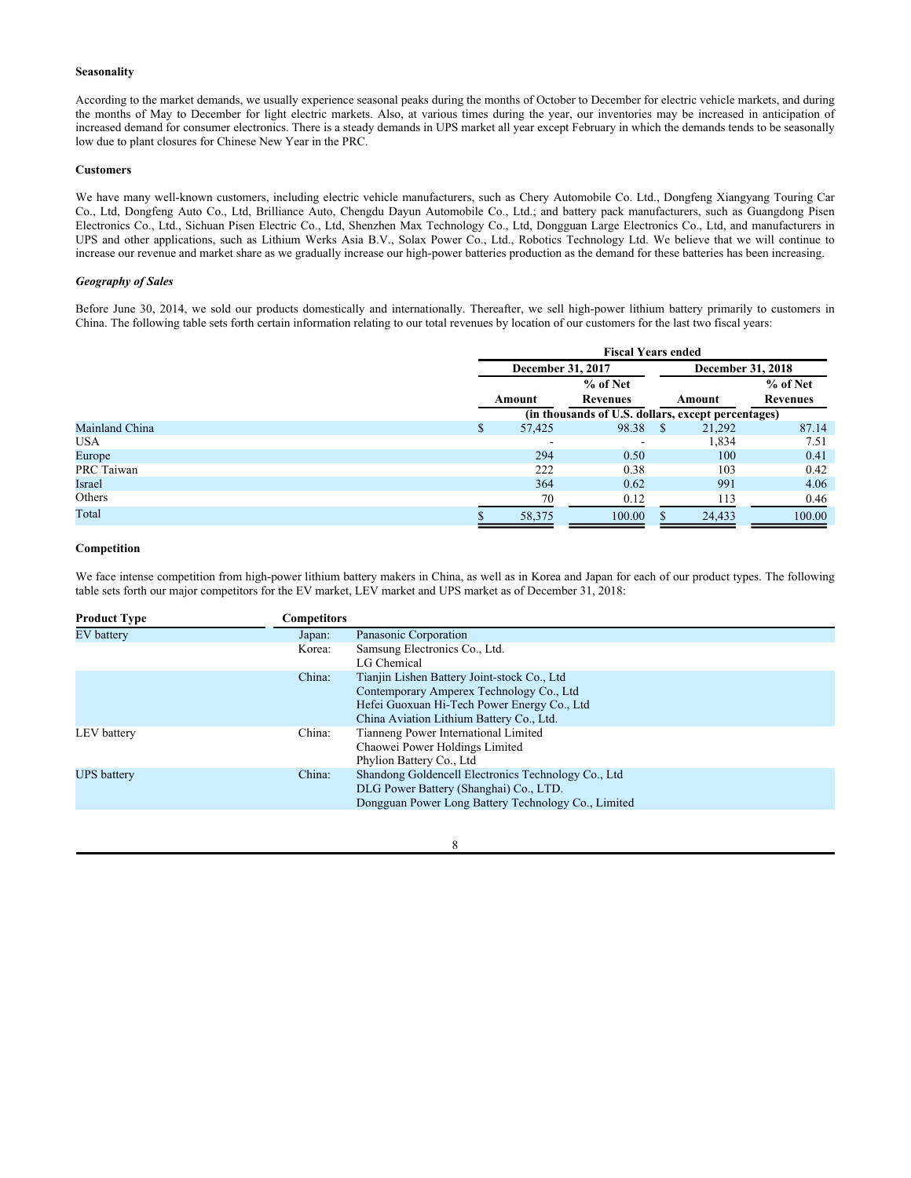**Seasonality**

According to the market demands, we usually experience seasonal peaks during the months of October to December for electric vehicle markets, and during the months of May to December for light electric markets. Also, at various times during the year, our inventories may be increased in anticipation of increased demand for consumer electronics. There is a steady demands in UPS market all year except February in which the demands tends to be seasonally low due to plant closures for Chinese New Year in the PRC.

**Customers**

We have many well-known customers, including electric vehicle manufacturers, such as Chery Automobile Co. Ltd., Dongfeng Xiangyang Touring Car Co., Ltd, Dongfeng Auto Co., Ltd, Brilliance Auto, Chengdu Dayun Automobile Co., Ltd.; and battery pack manufacturers, such as Guangdong Pisen Electronics Co., Ltd., Sichuan Pisen Electric Co., Ltd, Shenzhen Max Technology Co., Ltd, Dongguan Large Electronics Co., Ltd, and manufacturers in UPS and other applications, such as Lithium Werks Asia B.V., Solax Power Co., Ltd., Robotics Technology Ltd. We believe that we will continue to increase our revenue and market share as we gradually increase our high-power batteries production as the demand for these batteries has been increasing.

***Geography of Sales***

Before June 30, 2014, we sold our products domestically and internationally. Thereafter, we sell high-power lithium battery primarily to customers in China. The following table sets forth certain information relating to our total revenues by location of our customers for the last two fiscal years:

| | Fiscal Years ended | | | |
|---|---|---|---|---|
| | December 31, 2017 | | December 31, 2018 | |
| | Amount | % of Net Revenues | Amount | % of Net Revenues |
| | (in thousands of U.S. dollars, except percentages) | | | |
| Mainland China | $ 57,425 | 98.38 | $ 21,292 | 87.14 |
| USA | - | - | 1,834 | 7.51 |
| Europe | 294 | 0.50 | 100 | 0.41 |
| PRC Taiwan | 222 | 0.38 | 103 | 0.42 |
| Israel | 364 | 0.62 | 991 | 4.06 |
| Others | 70 | 0.12 | 113 | 0.46 |
| Total | $ 58,375 | 100.00 | $ 24,433 | 100.00 |

**Competition**

We face intense competition from high-power lithium battery makers in China, as well as in Korea and Japan for each of our product types. The following table sets forth our major competitors for the EV market, LEV market and UPS market as of December 31, 2018:

| Product Type | Competitors | |
|---|---|---|
| EV battery | Japan: | Panasonic Corporation |
| | Korea: | Samsung Electronics Co., Ltd.<br>LG Chemical |
| | China: | Tianjin Lishen Battery Joint-stock Co., Ltd<br>Contemporary Amperex Technology Co., Ltd<br>Hefei Guoxuan Hi-Tech Power Energy Co., Ltd<br>China Aviation Lithium Battery Co., Ltd. |
| LEV battery | China: | Tianneng Power International Limited<br>Chaowei Power Holdings Limited<br>Phylion Battery Co., Ltd |
| UPS battery | China: | Shandong Goldencell Electronics Technology Co., Ltd<br>DLG Power Battery (Shanghai) Co., LTD.<br>Dongguan Power Long Battery Technology Co., Limited |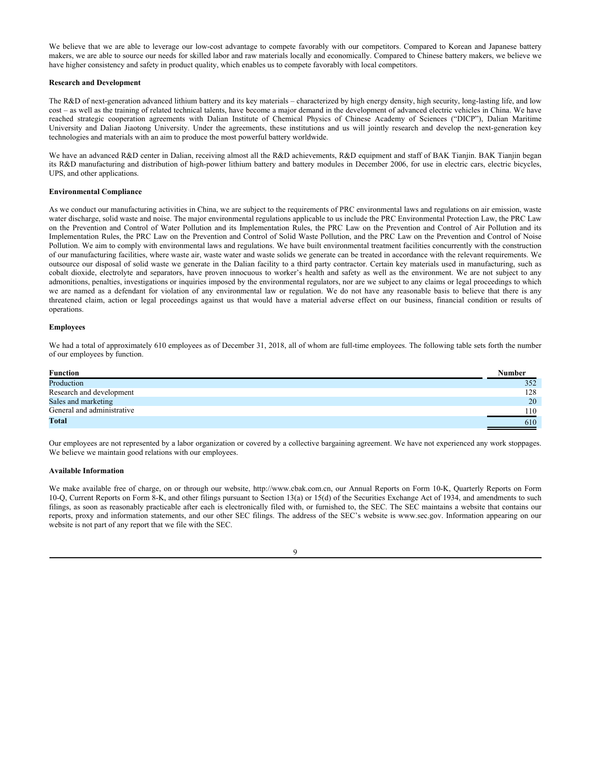We believe that we are able to leverage our low-cost advantage to compete favorably with our competitors. Compared to Korean and Japanese battery makers, we are able to source our needs for skilled labor and raw materials locally and economically. Compared to Chinese battery makers, we believe we have higher consistency and safety in product quality, which enables us to compete favorably with local competitors.

**Research and Development**

The R&D of next-generation advanced lithium battery and its key materials – characterized by high energy density, high security, long-lasting life, and low cost – as well as the training of related technical talents, have become a major demand in the development of advanced electric vehicles in China. We have reached strategic cooperation agreements with Dalian Institute of Chemical Physics of Chinese Academy of Sciences ("DICP"), Dalian Maritime University and Dalian Jiaotong University. Under the agreements, these institutions and us will jointly research and develop the next-generation key technologies and materials with an aim to produce the most powerful battery worldwide.

We have an advanced R&D center in Dalian, receiving almost all the R&D achievements, R&D equipment and staff of BAK Tianjin. BAK Tianjin began its R&D manufacturing and distribution of high-power lithium battery and battery modules in December 2006, for use in electric cars, electric bicycles, UPS, and other applications.

**Environmental Compliance**

As we conduct our manufacturing activities in China, we are subject to the requirements of PRC environmental laws and regulations on air emission, waste water discharge, solid waste and noise. The major environmental regulations applicable to us include the PRC Environmental Protection Law, the PRC Law on the Prevention and Control of Water Pollution and its Implementation Rules, the PRC Law on the Prevention and Control of Air Pollution and its Implementation Rules, the PRC Law on the Prevention and Control of Solid Waste Pollution, and the PRC Law on the Prevention and Control of Noise Pollution. We aim to comply with environmental laws and regulations. We have built environmental treatment facilities concurrently with the construction of our manufacturing facilities, where waste air, waste water and waste solids we generate can be treated in accordance with the relevant requirements. We outsource our disposal of solid waste we generate in the Dalian facility to a third party contractor. Certain key materials used in manufacturing, such as cobalt dioxide, electrolyte and separators, have proven innocuous to worker's health and safety as well as the environment. We are not subject to any admonitions, penalties, investigations or inquiries imposed by the environmental regulators, nor are we subject to any claims or legal proceedings to which we are named as a defendant for violation of any environmental law or regulation. We do not have any reasonable basis to believe that there is any threatened claim, action or legal proceedings against us that would have a material adverse effect on our business, financial condition or results of operations.

**Employees**

We had a total of approximately 610 employees as of December 31, 2018, all of whom are full-time employees. The following table sets forth the number of our employees by function.

| Function | Number |
|---|---|
| Production | 352 |
| Research and development | 128 |
| Sales and marketing | 20 |
| General and administrative | 110 |
| **Total** | 610 |

Our employees are not represented by a labor organization or covered by a collective bargaining agreement. We have not experienced any work stoppages. We believe we maintain good relations with our employees.

**Available Information**

We make available free of charge, on or through our website, http://www.cbak.com.cn, our Annual Reports on Form 10-K, Quarterly Reports on Form 10-Q, Current Reports on Form 8-K, and other filings pursuant to Section 13(a) or 15(d) of the Securities Exchange Act of 1934, and amendments to such filings, as soon as reasonably practicable after each is electronically filed with, or furnished to, the SEC. The SEC maintains a website that contains our reports, proxy and information statements, and our other SEC filings. The address of the SEC's website is www.sec.gov. Information appearing on our website is not part of any report that we file with the SEC.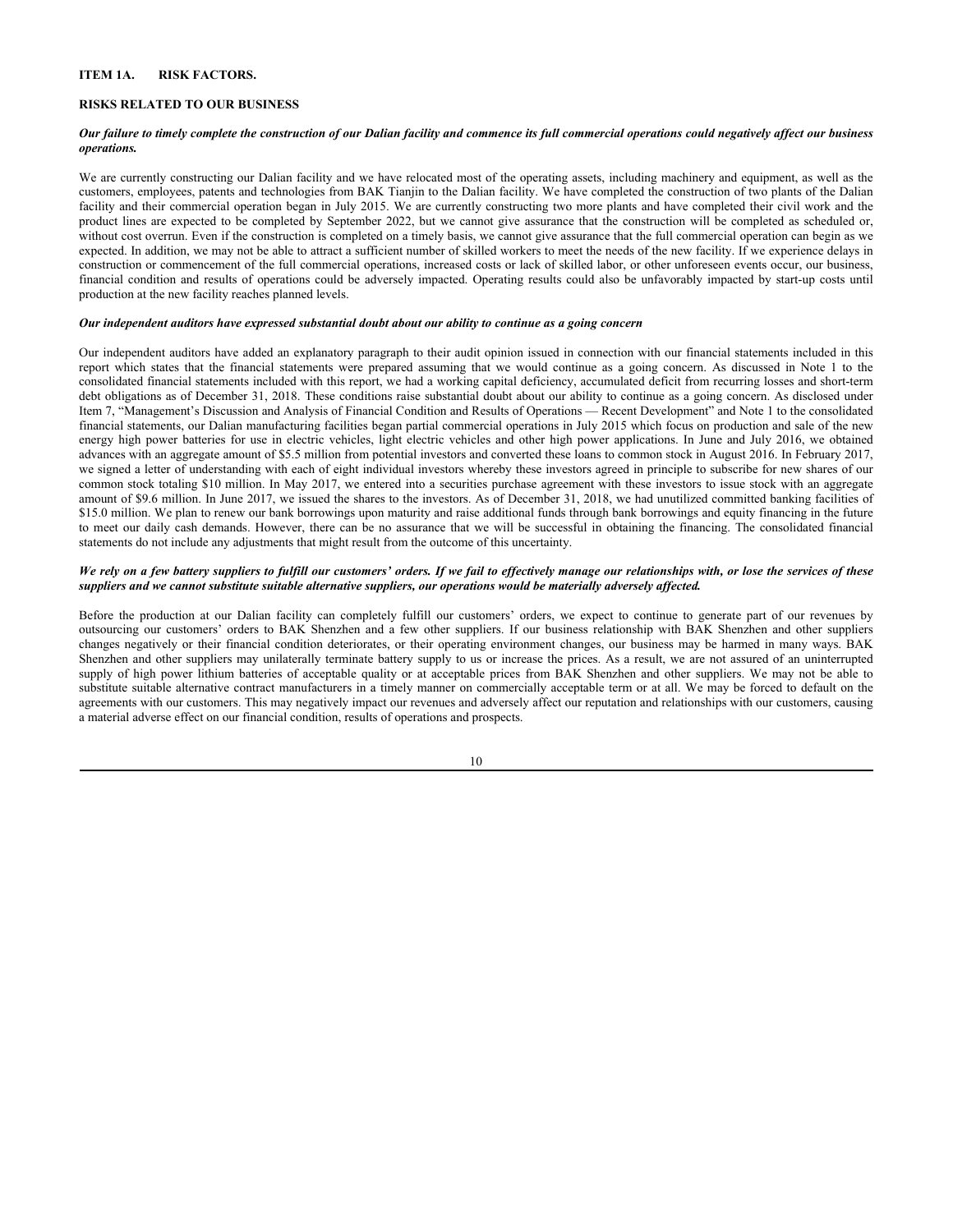## ITEM 1A. RISK FACTORS.

### RISKS RELATED TO OUR BUSINESS

***Our failure to timely complete the construction of our Dalian facility and commence its full commercial operations could negatively affect our business operations.***

We are currently constructing our Dalian facility and we have relocated most of the operating assets, including machinery and equipment, as well as the customers, employees, patents and technologies from BAK Tianjin to the Dalian facility. We have completed the construction of two plants of the Dalian facility and their commercial operation began in July 2015. We are currently constructing two more plants and have completed their civil work and the product lines are expected to be completed by September 2022, but we cannot give assurance that the construction will be completed as scheduled or, without cost overrun. Even if the construction is completed on a timely basis, we cannot give assurance that the full commercial operation can begin as we expected. In addition, we may not be able to attract a sufficient number of skilled workers to meet the needs of the new facility. If we experience delays in construction or commencement of the full commercial operations, increased costs or lack of skilled labor, or other unforeseen events occur, our business, financial condition and results of operations could be adversely impacted. Operating results could also be unfavorably impacted by start-up costs until production at the new facility reaches planned levels.

***Our independent auditors have expressed substantial doubt about our ability to continue as a going concern***

Our independent auditors have added an explanatory paragraph to their audit opinion issued in connection with our financial statements included in this report which states that the financial statements were prepared assuming that we would continue as a going concern. As discussed in Note 1 to the consolidated financial statements included with this report, we had a working capital deficiency, accumulated deficit from recurring losses and short-term debt obligations as of December 31, 2018. These conditions raise substantial doubt about our ability to continue as a going concern. As disclosed under Item 7, "Management's Discussion and Analysis of Financial Condition and Results of Operations — Recent Development" and Note 1 to the consolidated financial statements, our Dalian manufacturing facilities began partial commercial operations in July 2015 which focus on production and sale of the new energy high power batteries for use in electric vehicles, light electric vehicles and other high power applications. In June and July 2016, we obtained advances with an aggregate amount of $5.5 million from potential investors and converted these loans to common stock in August 2016. In February 2017, we signed a letter of understanding with each of eight individual investors whereby these investors agreed in principle to subscribe for new shares of our common stock totaling $10 million. In May 2017, we entered into a securities purchase agreement with these investors to issue stock with an aggregate amount of $9.6 million. In June 2017, we issued the shares to the investors. As of December 31, 2018, we had unutilized committed banking facilities of $15.0 million. We plan to renew our bank borrowings upon maturity and raise additional funds through bank borrowings and equity financing in the future to meet our daily cash demands. However, there can be no assurance that we will be successful in obtaining the financing. The consolidated financial statements do not include any adjustments that might result from the outcome of this uncertainty.

***We rely on a few battery suppliers to fulfill our customers' orders. If we fail to effectively manage our relationships with, or lose the services of these suppliers and we cannot substitute suitable alternative suppliers, our operations would be materially adversely affected.***

Before the production at our Dalian facility can completely fulfill our customers' orders, we expect to continue to generate part of our revenues by outsourcing our customers' orders to BAK Shenzhen and a few other suppliers. If our business relationship with BAK Shenzhen and other suppliers changes negatively or their financial condition deteriorates, or their operating environment changes, our business may be harmed in many ways. BAK Shenzhen and other suppliers may unilaterally terminate battery supply to us or increase the prices. As a result, we are not assured of an uninterrupted supply of high power lithium batteries of acceptable quality or at acceptable prices from BAK Shenzhen and other suppliers. We may not be able to substitute suitable alternative contract manufacturers in a timely manner on commercially acceptable term or at all. We may be forced to default on the agreements with our customers. This may negatively impact our revenues and adversely affect our reputation and relationships with our customers, causing a material adverse effect on our financial condition, results of operations and prospects.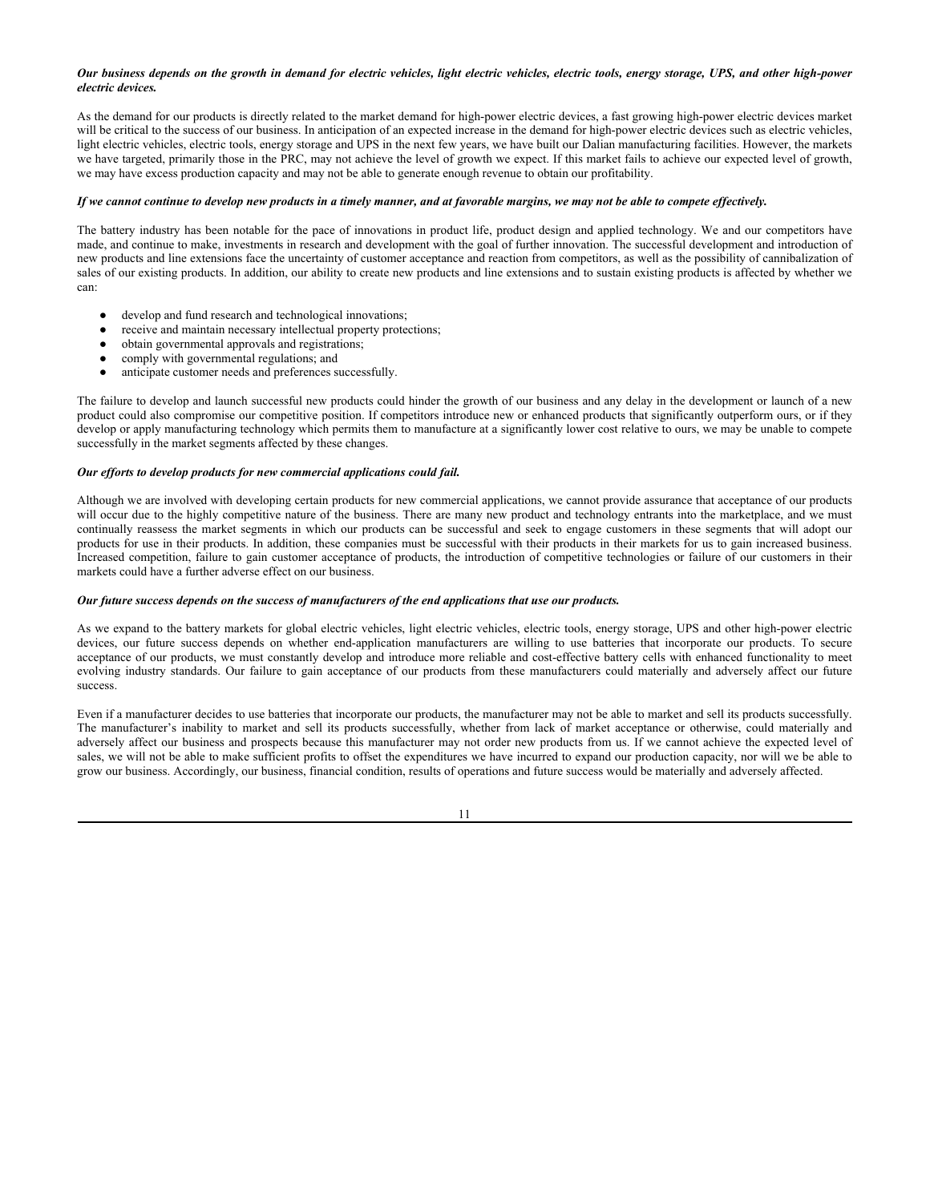***Our business depends on the growth in demand for electric vehicles, light electric vehicles, electric tools, energy storage, UPS, and other high-power electric devices.***

As the demand for our products is directly related to the market demand for high-power electric devices, a fast growing high-power electric devices market will be critical to the success of our business. In anticipation of an expected increase in the demand for high-power electric devices such as electric vehicles, light electric vehicles, electric tools, energy storage and UPS in the next few years, we have built our Dalian manufacturing facilities. However, the markets we have targeted, primarily those in the PRC, may not achieve the level of growth we expect. If this market fails to achieve our expected level of growth, we may have excess production capacity and may not be able to generate enough revenue to obtain our profitability.

***If we cannot continue to develop new products in a timely manner, and at favorable margins, we may not be able to compete effectively.***

The battery industry has been notable for the pace of innovations in product life, product design and applied technology. We and our competitors have made, and continue to make, investments in research and development with the goal of further innovation. The successful development and introduction of new products and line extensions face the uncertainty of customer acceptance and reaction from competitors, as well as the possibility of cannibalization of sales of our existing products. In addition, our ability to create new products and line extensions and to sustain existing products is affected by whether we can:

- develop and fund research and technological innovations;
- receive and maintain necessary intellectual property protections;
- obtain governmental approvals and registrations;
- comply with governmental regulations; and
- anticipate customer needs and preferences successfully.

The failure to develop and launch successful new products could hinder the growth of our business and any delay in the development or launch of a new product could also compromise our competitive position. If competitors introduce new or enhanced products that significantly outperform ours, or if they develop or apply manufacturing technology which permits them to manufacture at a significantly lower cost relative to ours, we may be unable to compete successfully in the market segments affected by these changes.

***Our efforts to develop products for new commercial applications could fail.***

Although we are involved with developing certain products for new commercial applications, we cannot provide assurance that acceptance of our products will occur due to the highly competitive nature of the business. There are many new product and technology entrants into the marketplace, and we must continually reassess the market segments in which our products can be successful and seek to engage customers in these segments that will adopt our products for use in their products. In addition, these companies must be successful with their products in their markets for us to gain increased business. Increased competition, failure to gain customer acceptance of products, the introduction of competitive technologies or failure of our customers in their markets could have a further adverse effect on our business.

***Our future success depends on the success of manufacturers of the end applications that use our products.***

As we expand to the battery markets for global electric vehicles, light electric vehicles, electric tools, energy storage, UPS and other high-power electric devices, our future success depends on whether end-application manufacturers are willing to use batteries that incorporate our products. To secure acceptance of our products, we must constantly develop and introduce more reliable and cost-effective battery cells with enhanced functionality to meet evolving industry standards. Our failure to gain acceptance of our products from these manufacturers could materially and adversely affect our future success.

Even if a manufacturer decides to use batteries that incorporate our products, the manufacturer may not be able to market and sell its products successfully. The manufacturer's inability to market and sell its products successfully, whether from lack of market acceptance or otherwise, could materially and adversely affect our business and prospects because this manufacturer may not order new products from us. If we cannot achieve the expected level of sales, we will not be able to make sufficient profits to offset the expenditures we have incurred to expand our production capacity, nor will we be able to grow our business. Accordingly, our business, financial condition, results of operations and future success would be materially and adversely affected.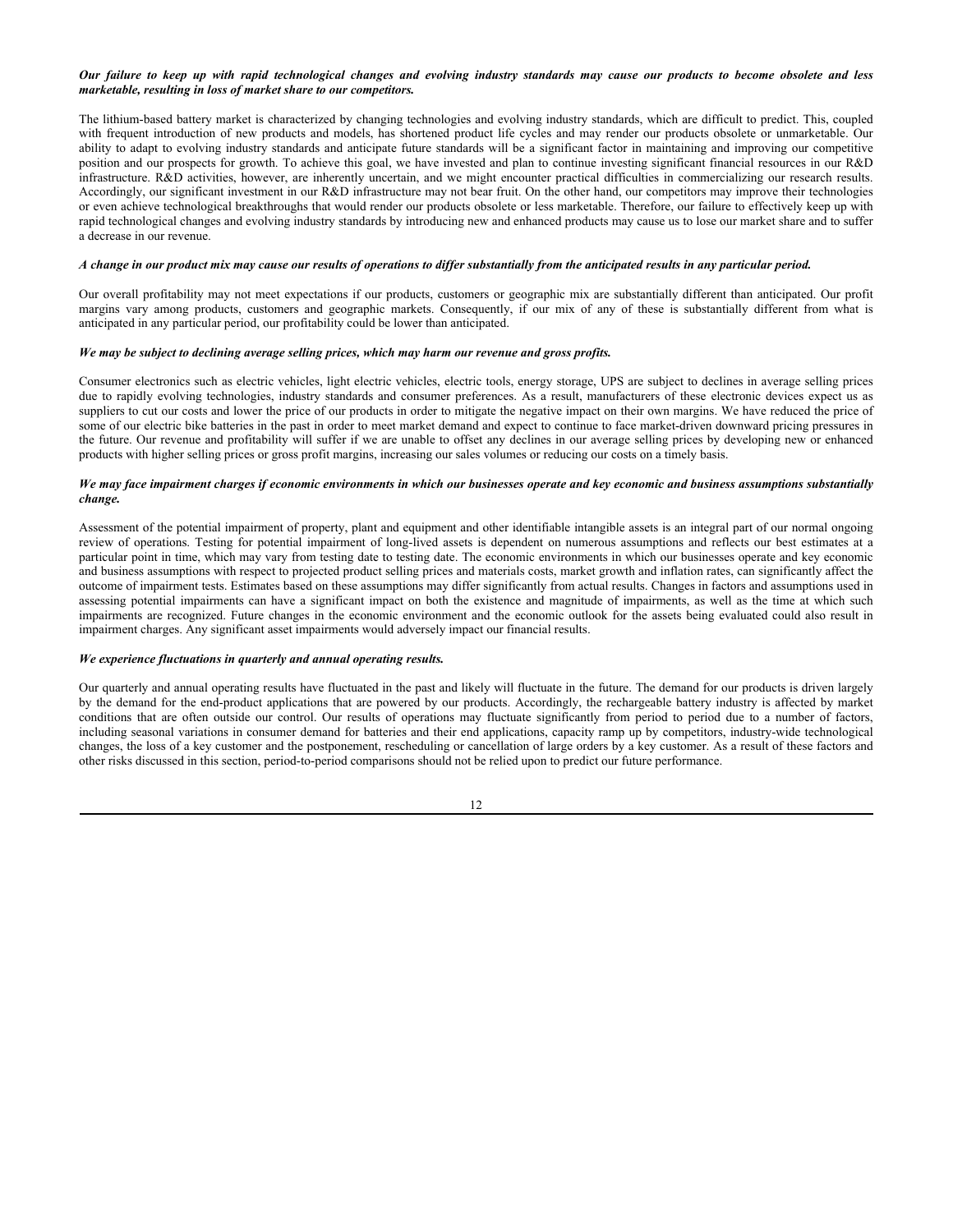***Our failure to keep up with rapid technological changes and evolving industry standards may cause our products to become obsolete and less marketable, resulting in loss of market share to our competitors.***

The lithium-based battery market is characterized by changing technologies and evolving industry standards, which are difficult to predict. This, coupled with frequent introduction of new products and models, has shortened product life cycles and may render our products obsolete or unmarketable. Our ability to adapt to evolving industry standards and anticipate future standards will be a significant factor in maintaining and improving our competitive position and our prospects for growth. To achieve this goal, we have invested and plan to continue investing significant financial resources in our R&D infrastructure. R&D activities, however, are inherently uncertain, and we might encounter practical difficulties in commercializing our research results. Accordingly, our significant investment in our R&D infrastructure may not bear fruit. On the other hand, our competitors may improve their technologies or even achieve technological breakthroughs that would render our products obsolete or less marketable. Therefore, our failure to effectively keep up with rapid technological changes and evolving industry standards by introducing new and enhanced products may cause us to lose our market share and to suffer a decrease in our revenue.

***A change in our product mix may cause our results of operations to differ substantially from the anticipated results in any particular period.***

Our overall profitability may not meet expectations if our products, customers or geographic mix are substantially different than anticipated. Our profit margins vary among products, customers and geographic markets. Consequently, if our mix of any of these is substantially different from what is anticipated in any particular period, our profitability could be lower than anticipated.

***We may be subject to declining average selling prices, which may harm our revenue and gross profits.***

Consumer electronics such as electric vehicles, light electric vehicles, electric tools, energy storage, UPS are subject to declines in average selling prices due to rapidly evolving technologies, industry standards and consumer preferences. As a result, manufacturers of these electronic devices expect us as suppliers to cut our costs and lower the price of our products in order to mitigate the negative impact on their own margins. We have reduced the price of some of our electric bike batteries in the past in order to meet market demand and expect to continue to face market-driven downward pricing pressures in the future. Our revenue and profitability will suffer if we are unable to offset any declines in our average selling prices by developing new or enhanced products with higher selling prices or gross profit margins, increasing our sales volumes or reducing our costs on a timely basis.

***We may face impairment charges if economic environments in which our businesses operate and key economic and business assumptions substantially change.***

Assessment of the potential impairment of property, plant and equipment and other identifiable intangible assets is an integral part of our normal ongoing review of operations. Testing for potential impairment of long-lived assets is dependent on numerous assumptions and reflects our best estimates at a particular point in time, which may vary from testing date to testing date. The economic environments in which our businesses operate and key economic and business assumptions with respect to projected product selling prices and materials costs, market growth and inflation rates, can significantly affect the outcome of impairment tests. Estimates based on these assumptions may differ significantly from actual results. Changes in factors and assumptions used in assessing potential impairments can have a significant impact on both the existence and magnitude of impairments, as well as the time at which such impairments are recognized. Future changes in the economic environment and the economic outlook for the assets being evaluated could also result in impairment charges. Any significant asset impairments would adversely impact our financial results.

***We experience fluctuations in quarterly and annual operating results.***

Our quarterly and annual operating results have fluctuated in the past and likely will fluctuate in the future. The demand for our products is driven largely by the demand for the end-product applications that are powered by our products. Accordingly, the rechargeable battery industry is affected by market conditions that are often outside our control. Our results of operations may fluctuate significantly from period to period due to a number of factors, including seasonal variations in consumer demand for batteries and their end applications, capacity ramp up by competitors, industry-wide technological changes, the loss of a key customer and the postponement, rescheduling or cancellation of large orders by a key customer. As a result of these factors and other risks discussed in this section, period-to-period comparisons should not be relied upon to predict our future performance.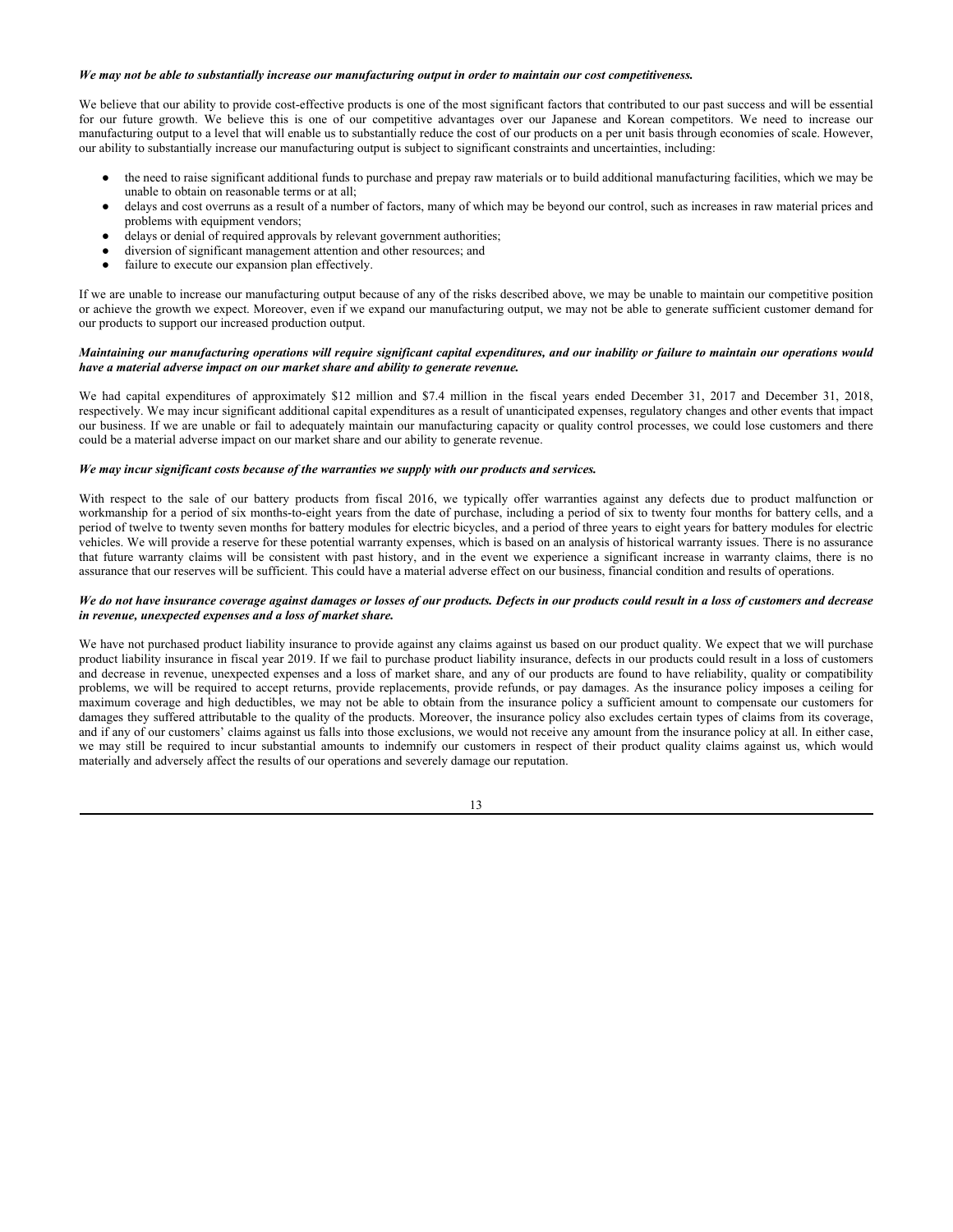***We may not be able to substantially increase our manufacturing output in order to maintain our cost competitiveness.***

We believe that our ability to provide cost-effective products is one of the most significant factors that contributed to our past success and will be essential for our future growth. We believe this is one of our competitive advantages over our Japanese and Korean competitors. We need to increase our manufacturing output to a level that will enable us to substantially reduce the cost of our products on a per unit basis through economies of scale. However, our ability to substantially increase our manufacturing output is subject to significant constraints and uncertainties, including:

- the need to raise significant additional funds to purchase and prepay raw materials or to build additional manufacturing facilities, which we may be unable to obtain on reasonable terms or at all;
- delays and cost overruns as a result of a number of factors, many of which may be beyond our control, such as increases in raw material prices and problems with equipment vendors;
- delays or denial of required approvals by relevant government authorities;
- diversion of significant management attention and other resources; and
- failure to execute our expansion plan effectively.

If we are unable to increase our manufacturing output because of any of the risks described above, we may be unable to maintain our competitive position or achieve the growth we expect. Moreover, even if we expand our manufacturing output, we may not be able to generate sufficient customer demand for our products to support our increased production output.

***Maintaining our manufacturing operations will require significant capital expenditures, and our inability or failure to maintain our operations would have a material adverse impact on our market share and ability to generate revenue.***

We had capital expenditures of approximately $12 million and $7.4 million in the fiscal years ended December 31, 2017 and December 31, 2018, respectively. We may incur significant additional capital expenditures as a result of unanticipated expenses, regulatory changes and other events that impact our business. If we are unable or fail to adequately maintain our manufacturing capacity or quality control processes, we could lose customers and there could be a material adverse impact on our market share and our ability to generate revenue.

***We may incur significant costs because of the warranties we supply with our products and services.***

With respect to the sale of our battery products from fiscal 2016, we typically offer warranties against any defects due to product malfunction or workmanship for a period of six months-to-eight years from the date of purchase, including a period of six to twenty four months for battery cells, and a period of twelve to twenty seven months for battery modules for electric bicycles, and a period of three years to eight years for battery modules for electric vehicles. We will provide a reserve for these potential warranty expenses, which is based on an analysis of historical warranty issues. There is no assurance that future warranty claims will be consistent with past history, and in the event we experience a significant increase in warranty claims, there is no assurance that our reserves will be sufficient. This could have a material adverse effect on our business, financial condition and results of operations.

***We do not have insurance coverage against damages or losses of our products. Defects in our products could result in a loss of customers and decrease in revenue, unexpected expenses and a loss of market share.***

We have not purchased product liability insurance to provide against any claims against us based on our product quality. We expect that we will purchase product liability insurance in fiscal year 2019. If we fail to purchase product liability insurance, defects in our products could result in a loss of customers and decrease in revenue, unexpected expenses and a loss of market share, and any of our products are found to have reliability, quality or compatibility problems, we will be required to accept returns, provide replacements, provide refunds, or pay damages. As the insurance policy imposes a ceiling for maximum coverage and high deductibles, we may not be able to obtain from the insurance policy a sufficient amount to compensate our customers for damages they suffered attributable to the quality of the products. Moreover, the insurance policy also excludes certain types of claims from its coverage, and if any of our customers' claims against us falls into those exclusions, we would not receive any amount from the insurance policy at all. In either case, we may still be required to incur substantial amounts to indemnify our customers in respect of their product quality claims against us, which would materially and adversely affect the results of our operations and severely damage our reputation.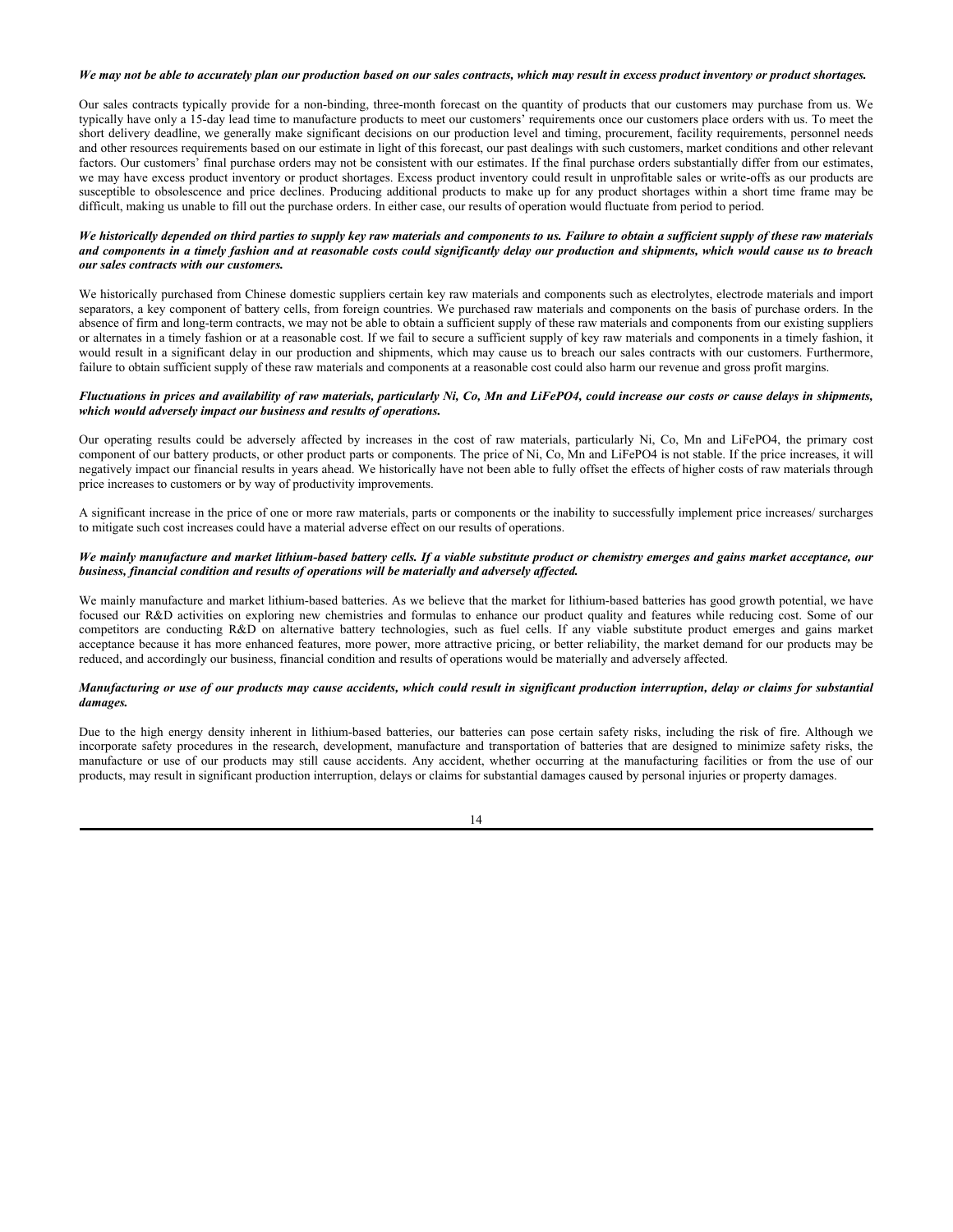***We may not be able to accurately plan our production based on our sales contracts, which may result in excess product inventory or product shortages.***

Our sales contracts typically provide for a non-binding, three-month forecast on the quantity of products that our customers may purchase from us. We typically have only a 15-day lead time to manufacture products to meet our customers' requirements once our customers place orders with us. To meet the short delivery deadline, we generally make significant decisions on our production level and timing, procurement, facility requirements, personnel needs and other resources requirements based on our estimate in light of this forecast, our past dealings with such customers, market conditions and other relevant factors. Our customers' final purchase orders may not be consistent with our estimates. If the final purchase orders substantially differ from our estimates, we may have excess product inventory or product shortages. Excess product inventory could result in unprofitable sales or write-offs as our products are susceptible to obsolescence and price declines. Producing additional products to make up for any product shortages within a short time frame may be difficult, making us unable to fill out the purchase orders. In either case, our results of operation would fluctuate from period to period.

***We historically depended on third parties to supply key raw materials and components to us. Failure to obtain a sufficient supply of these raw materials and components in a timely fashion and at reasonable costs could significantly delay our production and shipments, which would cause us to breach our sales contracts with our customers.***

We historically purchased from Chinese domestic suppliers certain key raw materials and components such as electrolytes, electrode materials and import separators, a key component of battery cells, from foreign countries. We purchased raw materials and components on the basis of purchase orders. In the absence of firm and long-term contracts, we may not be able to obtain a sufficient supply of these raw materials and components from our existing suppliers or alternates in a timely fashion or at a reasonable cost. If we fail to secure a sufficient supply of key raw materials and components in a timely fashion, it would result in a significant delay in our production and shipments, which may cause us to breach our sales contracts with our customers. Furthermore, failure to obtain sufficient supply of these raw materials and components at a reasonable cost could also harm our revenue and gross profit margins.

***Fluctuations in prices and availability of raw materials, particularly Ni, Co, Mn and $LiFePO_4$, could increase our costs or cause delays in shipments, which would adversely impact our business and results of operations.***

Our operating results could be adversely affected by increases in the cost of raw materials, particularly Ni, Co, Mn and $LiFePO_4$, the primary cost component of our battery products, or other product parts or components. The price of Ni, Co, Mn and $LiFePO_4$ is not stable. If the price increases, it will negatively impact our financial results in years ahead. We historically have not been able to fully offset the effects of higher costs of raw materials through price increases to customers or by way of productivity improvements.

A significant increase in the price of one or more raw materials, parts or components or the inability to successfully implement price increases/ surcharges to mitigate such cost increases could have a material adverse effect on our results of operations.

***We mainly manufacture and market lithium-based battery cells. If a viable substitute product or chemistry emerges and gains market acceptance, our business, financial condition and results of operations will be materially and adversely affected.***

We mainly manufacture and market lithium-based batteries. As we believe that the market for lithium-based batteries has good growth potential, we have focused our R&D activities on exploring new chemistries and formulas to enhance our product quality and features while reducing cost. Some of our competitors are conducting R&D on alternative battery technologies, such as fuel cells. If any viable substitute product emerges and gains market acceptance because it has more enhanced features, more power, more attractive pricing, or better reliability, the market demand for our products may be reduced, and accordingly our business, financial condition and results of operations would be materially and adversely affected.

***Manufacturing or use of our products may cause accidents, which could result in significant production interruption, delay or claims for substantial damages.***

Due to the high energy density inherent in lithium-based batteries, our batteries can pose certain safety risks, including the risk of fire. Although we incorporate safety procedures in the research, development, manufacture and transportation of batteries that are designed to minimize safety risks, the manufacture or use of our products may still cause accidents. Any accident, whether occurring at the manufacturing facilities or from the use of our products, may result in significant production interruption, delays or claims for substantial damages caused by personal injuries or property damages.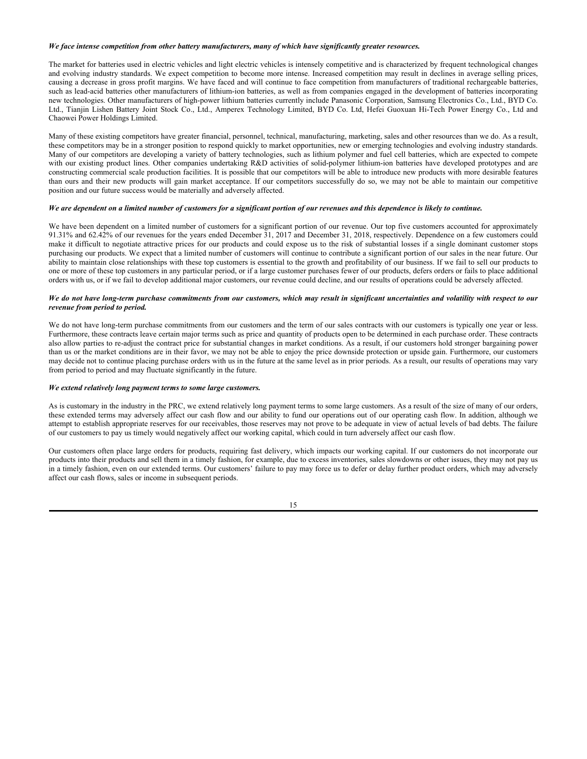***We face intense competition from other battery manufacturers, many of which have significantly greater resources.***

The market for batteries used in electric vehicles and light electric vehicles is intensely competitive and is characterized by frequent technological changes and evolving industry standards. We expect competition to become more intense. Increased competition may result in declines in average selling prices, causing a decrease in gross profit margins. We have faced and will continue to face competition from manufacturers of traditional rechargeable batteries, such as lead-acid batteries other manufacturers of lithium-ion batteries, as well as from companies engaged in the development of batteries incorporating new technologies. Other manufacturers of high-power lithium batteries currently include Panasonic Corporation, Samsung Electronics Co., Ltd., BYD Co. Ltd., Tianjin Lishen Battery Joint Stock Co., Ltd., Amperex Technology Limited, BYD Co. Ltd, Hefei Guoxuan Hi-Tech Power Energy Co., Ltd and Chaowei Power Holdings Limited.

Many of these existing competitors have greater financial, personnel, technical, manufacturing, marketing, sales and other resources than we do. As a result, these competitors may be in a stronger position to respond quickly to market opportunities, new or emerging technologies and evolving industry standards. Many of our competitors are developing a variety of battery technologies, such as lithium polymer and fuel cell batteries, which are expected to compete with our existing product lines. Other companies undertaking R&D activities of solid-polymer lithium-ion batteries have developed prototypes and are constructing commercial scale production facilities. It is possible that our competitors will be able to introduce new products with more desirable features than ours and their new products will gain market acceptance. If our competitors successfully do so, we may not be able to maintain our competitive position and our future success would be materially and adversely affected.

***We are dependent on a limited number of customers for a significant portion of our revenues and this dependence is likely to continue.***

We have been dependent on a limited number of customers for a significant portion of our revenue. Our top five customers accounted for approximately 91.31% and 62.42% of our revenues for the years ended December 31, 2017 and December 31, 2018, respectively. Dependence on a few customers could make it difficult to negotiate attractive prices for our products and could expose us to the risk of substantial losses if a single dominant customer stops purchasing our products. We expect that a limited number of customers will continue to contribute a significant portion of our sales in the near future. Our ability to maintain close relationships with these top customers is essential to the growth and profitability of our business. If we fail to sell our products to one or more of these top customers in any particular period, or if a large customer purchases fewer of our products, defers orders or fails to place additional orders with us, or if we fail to develop additional major customers, our revenue could decline, and our results of operations could be adversely affected.

***We do not have long-term purchase commitments from our customers, which may result in significant uncertainties and volatility with respect to our revenue from period to period.***

We do not have long-term purchase commitments from our customers and the term of our sales contracts with our customers is typically one year or less. Furthermore, these contracts leave certain major terms such as price and quantity of products open to be determined in each purchase order. These contracts also allow parties to re-adjust the contract price for substantial changes in market conditions. As a result, if our customers hold stronger bargaining power than us or the market conditions are in their favor, we may not be able to enjoy the price downside protection or upside gain. Furthermore, our customers may decide not to continue placing purchase orders with us in the future at the same level as in prior periods. As a result, our results of operations may vary from period to period and may fluctuate significantly in the future.

***We extend relatively long payment terms to some large customers.***

As is customary in the industry in the PRC, we extend relatively long payment terms to some large customers. As a result of the size of many of our orders, these extended terms may adversely affect our cash flow and our ability to fund our operations out of our operating cash flow. In addition, although we attempt to establish appropriate reserves for our receivables, those reserves may not prove to be adequate in view of actual levels of bad debts. The failure of our customers to pay us timely would negatively affect our working capital, which could in turn adversely affect our cash flow.

Our customers often place large orders for products, requiring fast delivery, which impacts our working capital. If our customers do not incorporate our products into their products and sell them in a timely fashion, for example, due to excess inventories, sales slowdowns or other issues, they may not pay us in a timely fashion, even on our extended terms. Our customers' failure to pay may force us to defer or delay further product orders, which may adversely affect our cash flows, sales or income in subsequent periods.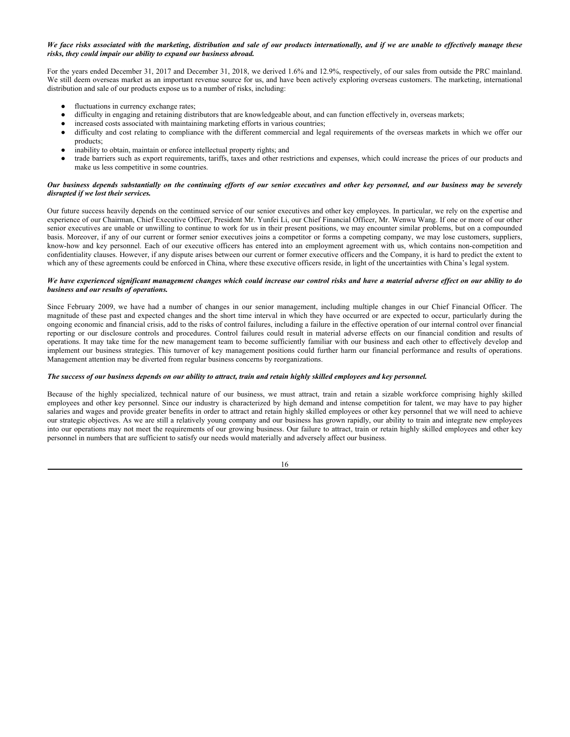***We face risks associated with the marketing, distribution and sale of our products internationally, and if we are unable to effectively manage these risks, they could impair our ability to expand our business abroad.***

For the years ended December 31, 2017 and December 31, 2018, we derived 1.6% and 12.9%, respectively, of our sales from outside the PRC mainland. We still deem overseas market as an important revenue source for us, and have been actively exploring overseas customers. The marketing, international distribution and sale of our products expose us to a number of risks, including:

- fluctuations in currency exchange rates;
- difficulty in engaging and retaining distributors that are knowledgeable about, and can function effectively in, overseas markets;
- increased costs associated with maintaining marketing efforts in various countries;
- difficulty and cost relating to compliance with the different commercial and legal requirements of the overseas markets in which we offer our products;
- inability to obtain, maintain or enforce intellectual property rights; and
- trade barriers such as export requirements, tariffs, taxes and other restrictions and expenses, which could increase the prices of our products and make us less competitive in some countries.

***Our business depends substantially on the continuing efforts of our senior executives and other key personnel, and our business may be severely disrupted if we lost their services.***

Our future success heavily depends on the continued service of our senior executives and other key employees. In particular, we rely on the expertise and experience of our Chairman, Chief Executive Officer, President Mr. Yunfei Li, our Chief Financial Officer, Mr. Wenwu Wang. If one or more of our other senior executives are unable or unwilling to continue to work for us in their present positions, we may encounter similar problems, but on a compounded basis. Moreover, if any of our current or former senior executives joins a competitor or forms a competing company, we may lose customers, suppliers, know-how and key personnel. Each of our executive officers has entered into an employment agreement with us, which contains non-competition and confidentiality clauses. However, if any dispute arises between our current or former executive officers and the Company, it is hard to predict the extent to which any of these agreements could be enforced in China, where these executive officers reside, in light of the uncertainties with China's legal system.

***We have experienced significant management changes which could increase our control risks and have a material adverse effect on our ability to do business and our results of operations.***

Since February 2009, we have had a number of changes in our senior management, including multiple changes in our Chief Financial Officer. The magnitude of these past and expected changes and the short time interval in which they have occurred or are expected to occur, particularly during the ongoing economic and financial crisis, add to the risks of control failures, including a failure in the effective operation of our internal control over financial reporting or our disclosure controls and procedures. Control failures could result in material adverse effects on our financial condition and results of operations. It may take time for the new management team to become sufficiently familiar with our business and each other to effectively develop and implement our business strategies. This turnover of key management positions could further harm our financial performance and results of operations. Management attention may be diverted from regular business concerns by reorganizations.

***The success of our business depends on our ability to attract, train and retain highly skilled employees and key personnel.***

Because of the highly specialized, technical nature of our business, we must attract, train and retain a sizable workforce comprising highly skilled employees and other key personnel. Since our industry is characterized by high demand and intense competition for talent, we may have to pay higher salaries and wages and provide greater benefits in order to attract and retain highly skilled employees or other key personnel that we will need to achieve our strategic objectives. As we are still a relatively young company and our business has grown rapidly, our ability to train and integrate new employees into our operations may not meet the requirements of our growing business. Our failure to attract, train or retain highly skilled employees and other key personnel in numbers that are sufficient to satisfy our needs would materially and adversely affect our business.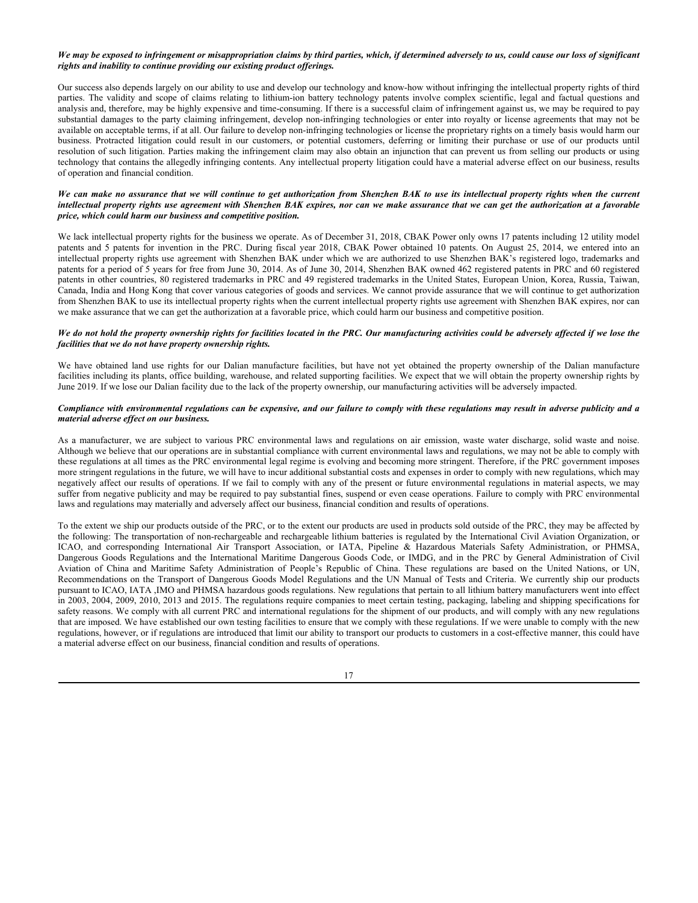***We may be exposed to infringement or misappropriation claims by third parties, which, if determined adversely to us, could cause our loss of significant rights and inability to continue providing our existing product offerings.***

Our success also depends largely on our ability to use and develop our technology and know-how without infringing the intellectual property rights of third parties. The validity and scope of claims relating to lithium-ion battery technology patents involve complex scientific, legal and factual questions and analysis and, therefore, may be highly expensive and time-consuming. If there is a successful claim of infringement against us, we may be required to pay substantial damages to the party claiming infringement, develop non-infringing technologies or enter into royalty or license agreements that may not be available on acceptable terms, if at all. Our failure to develop non-infringing technologies or license the proprietary rights on a timely basis would harm our business. Protracted litigation could result in our customers, or potential customers, deferring or limiting their purchase or use of our products until resolution of such litigation. Parties making the infringement claim may also obtain an injunction that can prevent us from selling our products or using technology that contains the allegedly infringing contents. Any intellectual property litigation could have a material adverse effect on our business, results of operation and financial condition.

***We can make no assurance that we will continue to get authorization from Shenzhen BAK to use its intellectual property rights when the current intellectual property rights use agreement with Shenzhen BAK expires, nor can we make assurance that we can get the authorization at a favorable price, which could harm our business and competitive position.***

We lack intellectual property rights for the business we operate. As of December 31, 2018, CBAK Power only owns 17 patents including 12 utility model patents and 5 patents for invention in the PRC. During fiscal year 2018, CBAK Power obtained 10 patents. On August 25, 2014, we entered into an intellectual property rights use agreement with Shenzhen BAK under which we are authorized to use Shenzhen BAK's registered logo, trademarks and patents for a period of 5 years for free from June 30, 2014. As of June 30, 2014, Shenzhen BAK owned 462 registered patents in PRC and 60 registered patents in other countries, 80 registered trademarks in PRC and 49 registered trademarks in the United States, European Union, Korea, Russia, Taiwan, Canada, India and Hong Kong that cover various categories of goods and services. We cannot provide assurance that we will continue to get authorization from Shenzhen BAK to use its intellectual property rights when the current intellectual property rights use agreement with Shenzhen BAK expires, nor can we make assurance that we can get the authorization at a favorable price, which could harm our business and competitive position.

***We do not hold the property ownership rights for facilities located in the PRC. Our manufacturing activities could be adversely affected if we lose the facilities that we do not have property ownership rights.***

We have obtained land use rights for our Dalian manufacture facilities, but have not yet obtained the property ownership of the Dalian manufacture facilities including its plants, office building, warehouse, and related supporting facilities. We expect that we will obtain the property ownership rights by June 2019. If we lose our Dalian facility due to the lack of the property ownership, our manufacturing activities will be adversely impacted.

***Compliance with environmental regulations can be expensive, and our failure to comply with these regulations may result in adverse publicity and a material adverse effect on our business.***

As a manufacturer, we are subject to various PRC environmental laws and regulations on air emission, waste water discharge, solid waste and noise. Although we believe that our operations are in substantial compliance with current environmental laws and regulations, we may not be able to comply with these regulations at all times as the PRC environmental legal regime is evolving and becoming more stringent. Therefore, if the PRC government imposes more stringent regulations in the future, we will have to incur additional substantial costs and expenses in order to comply with new regulations, which may negatively affect our results of operations. If we fail to comply with any of the present or future environmental regulations in material aspects, we may suffer from negative publicity and may be required to pay substantial fines, suspend or even cease operations. Failure to comply with PRC environmental laws and regulations may materially and adversely affect our business, financial condition and results of operations.

To the extent we ship our products outside of the PRC, or to the extent our products are used in products sold outside of the PRC, they may be affected by the following: The transportation of non-rechargeable and rechargeable lithium batteries is regulated by the International Civil Aviation Organization, or ICAO, and corresponding International Air Transport Association, or IATA, Pipeline & Hazardous Materials Safety Administration, or PHMSA, Dangerous Goods Regulations and the International Maritime Dangerous Goods Code, or IMDG, and in the PRC by General Administration of Civil Aviation of China and Maritime Safety Administration of People's Republic of China. These regulations are based on the United Nations, or UN, Recommendations on the Transport of Dangerous Goods Model Regulations and the UN Manual of Tests and Criteria. We currently ship our products pursuant to ICAO, IATA ,IMO and PHMSA hazardous goods regulations. New regulations that pertain to all lithium battery manufacturers went into effect in 2003, 2004, 2009, 2010, 2013 and 2015. The regulations require companies to meet certain testing, packaging, labeling and shipping specifications for safety reasons. We comply with all current PRC and international regulations for the shipment of our products, and will comply with any new regulations that are imposed. We have established our own testing facilities to ensure that we comply with these regulations. If we were unable to comply with the new regulations, however, or if regulations are introduced that limit our ability to transport our products to customers in a cost-effective manner, this could have a material adverse effect on our business, financial condition and results of operations.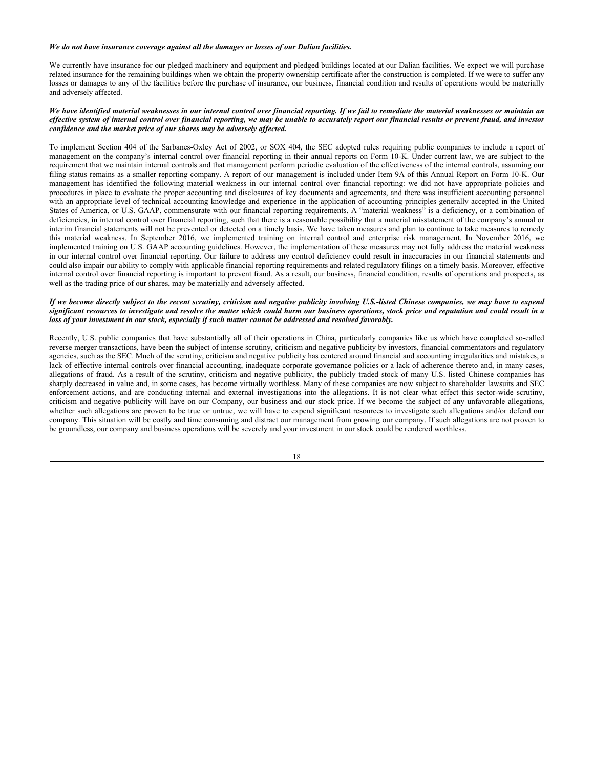***We do not have insurance coverage against all the damages or losses of our Dalian facilities.***

We currently have insurance for our pledged machinery and equipment and pledged buildings located at our Dalian facilities. We expect we will purchase related insurance for the remaining buildings when we obtain the property ownership certificate after the construction is completed. If we were to suffer any losses or damages to any of the facilities before the purchase of insurance, our business, financial condition and results of operations would be materially and adversely affected.

***We have identified material weaknesses in our internal control over financial reporting. If we fail to remediate the material weaknesses or maintain an effective system of internal control over financial reporting, we may be unable to accurately report our financial results or prevent fraud, and investor confidence and the market price of our shares may be adversely affected.***

To implement Section 404 of the Sarbanes-Oxley Act of 2002, or SOX 404, the SEC adopted rules requiring public companies to include a report of management on the company's internal control over financial reporting in their annual reports on Form 10-K. Under current law, we are subject to the requirement that we maintain internal controls and that management perform periodic evaluation of the effectiveness of the internal controls, assuming our filing status remains as a smaller reporting company. A report of our management is included under Item 9A of this Annual Report on Form 10-K. Our management has identified the following material weakness in our internal control over financial reporting: we did not have appropriate policies and procedures in place to evaluate the proper accounting and disclosures of key documents and agreements, and there was insufficient accounting personnel with an appropriate level of technical accounting knowledge and experience in the application of accounting principles generally accepted in the United States of America, or U.S. GAAP, commensurate with our financial reporting requirements. A "material weakness" is a deficiency, or a combination of deficiencies, in internal control over financial reporting, such that there is a reasonable possibility that a material misstatement of the company's annual or interim financial statements will not be prevented or detected on a timely basis. We have taken measures and plan to continue to take measures to remedy this material weakness. In September 2016, we implemented training on internal control and enterprise risk management. In November 2016, we implemented training on U.S. GAAP accounting guidelines. However, the implementation of these measures may not fully address the material weakness in our internal control over financial reporting. Our failure to address any control deficiency could result in inaccuracies in our financial statements and could also impair our ability to comply with applicable financial reporting requirements and related regulatory filings on a timely basis. Moreover, effective internal control over financial reporting is important to prevent fraud. As a result, our business, financial condition, results of operations and prospects, as well as the trading price of our shares, may be materially and adversely affected.

***If we become directly subject to the recent scrutiny, criticism and negative publicity involving U.S.-listed Chinese companies, we may have to expend significant resources to investigate and resolve the matter which could harm our business operations, stock price and reputation and could result in a loss of your investment in our stock, especially if such matter cannot be addressed and resolved favorably.***

Recently, U.S. public companies that have substantially all of their operations in China, particularly companies like us which have completed so-called reverse merger transactions, have been the subject of intense scrutiny, criticism and negative publicity by investors, financial commentators and regulatory agencies, such as the SEC. Much of the scrutiny, criticism and negative publicity has centered around financial and accounting irregularities and mistakes, a lack of effective internal controls over financial accounting, inadequate corporate governance policies or a lack of adherence thereto and, in many cases, allegations of fraud. As a result of the scrutiny, criticism and negative publicity, the publicly traded stock of many U.S. listed Chinese companies has sharply decreased in value and, in some cases, has become virtually worthless. Many of these companies are now subject to shareholder lawsuits and SEC enforcement actions, and are conducting internal and external investigations into the allegations. It is not clear what effect this sector-wide scrutiny, criticism and negative publicity will have on our Company, our business and our stock price. If we become the subject of any unfavorable allegations, whether such allegations are proven to be true or untrue, we will have to expend significant resources to investigate such allegations and/or defend our company. This situation will be costly and time consuming and distract our management from growing our company. If such allegations are not proven to be groundless, our company and business operations will be severely and your investment in our stock could be rendered worthless.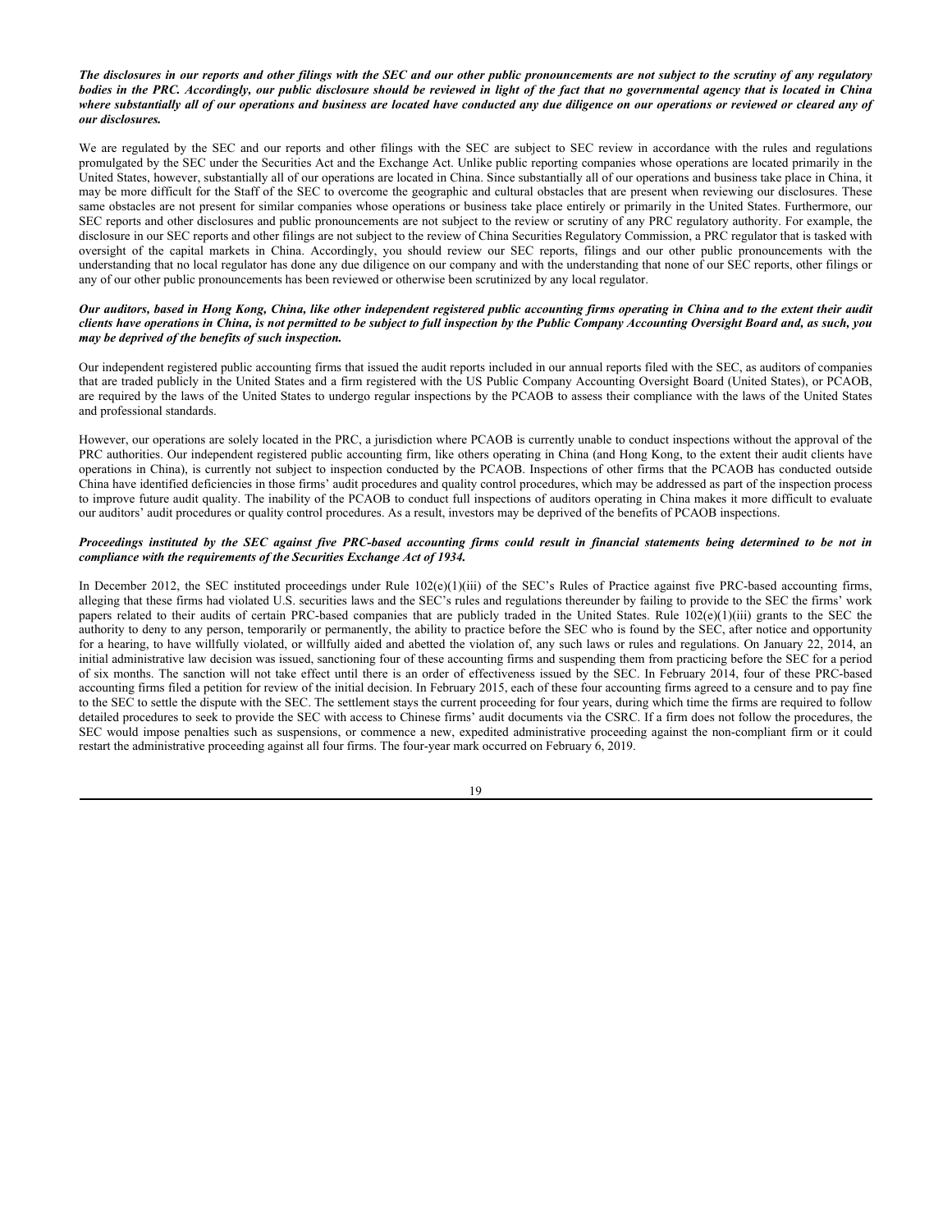***The disclosures in our reports and other filings with the SEC and our other public pronouncements are not subject to the scrutiny of any regulatory bodies in the PRC. Accordingly, our public disclosure should be reviewed in light of the fact that no governmental agency that is located in China where substantially all of our operations and business are located have conducted any due diligence on our operations or reviewed or cleared any of our disclosures.***

We are regulated by the SEC and our reports and other filings with the SEC are subject to SEC review in accordance with the rules and regulations promulgated by the SEC under the Securities Act and the Exchange Act. Unlike public reporting companies whose operations are located primarily in the United States, however, substantially all of our operations are located in China. Since substantially all of our operations and business take place in China, it may be more difficult for the Staff of the SEC to overcome the geographic and cultural obstacles that are present when reviewing our disclosures. These same obstacles are not present for similar companies whose operations or business take place entirely or primarily in the United States. Furthermore, our SEC reports and other disclosures and public pronouncements are not subject to the review or scrutiny of any PRC regulatory authority. For example, the disclosure in our SEC reports and other filings are not subject to the review of China Securities Regulatory Commission, a PRC regulator that is tasked with oversight of the capital markets in China. Accordingly, you should review our SEC reports, filings and our other public pronouncements with the understanding that no local regulator has done any due diligence on our company and with the understanding that none of our SEC reports, other filings or any of our other public pronouncements has been reviewed or otherwise been scrutinized by any local regulator.

***Our auditors, based in Hong Kong, China, like other independent registered public accounting firms operating in China and to the extent their audit clients have operations in China, is not permitted to be subject to full inspection by the Public Company Accounting Oversight Board and, as such, you may be deprived of the benefits of such inspection.***

Our independent registered public accounting firms that issued the audit reports included in our annual reports filed with the SEC, as auditors of companies that are traded publicly in the United States and a firm registered with the US Public Company Accounting Oversight Board (United States), or PCAOB, are required by the laws of the United States to undergo regular inspections by the PCAOB to assess their compliance with the laws of the United States and professional standards.

However, our operations are solely located in the PRC, a jurisdiction where PCAOB is currently unable to conduct inspections without the approval of the PRC authorities. Our independent registered public accounting firm, like others operating in China (and Hong Kong, to the extent their audit clients have operations in China), is currently not subject to inspection conducted by the PCAOB. Inspections of other firms that the PCAOB has conducted outside China have identified deficiencies in those firms' audit procedures and quality control procedures, which may be addressed as part of the inspection process to improve future audit quality. The inability of the PCAOB to conduct full inspections of auditors operating in China makes it more difficult to evaluate our auditors' audit procedures or quality control procedures. As a result, investors may be deprived of the benefits of PCAOB inspections.

***Proceedings instituted by the SEC against five PRC-based accounting firms could result in financial statements being determined to be not in compliance with the requirements of the Securities Exchange Act of 1934.***

In December 2012, the SEC instituted proceedings under Rule 102(e)(1)(iii) of the SEC's Rules of Practice against five PRC-based accounting firms, alleging that these firms had violated U.S. securities laws and the SEC's rules and regulations thereunder by failing to provide to the SEC the firms' work papers related to their audits of certain PRC-based companies that are publicly traded in the United States. Rule 102(e)(1)(iii) grants to the SEC the authority to deny to any person, temporarily or permanently, the ability to practice before the SEC who is found by the SEC, after notice and opportunity for a hearing, to have willfully violated, or willfully aided and abetted the violation of, any such laws or rules and regulations. On January 22, 2014, an initial administrative law decision was issued, sanctioning four of these accounting firms and suspending them from practicing before the SEC for a period of six months. The sanction will not take effect until there is an order of effectiveness issued by the SEC. In February 2014, four of these PRC-based accounting firms filed a petition for review of the initial decision. In February 2015, each of these four accounting firms agreed to a censure and to pay fine to the SEC to settle the dispute with the SEC. The settlement stays the current proceeding for four years, during which time the firms are required to follow detailed procedures to seek to provide the SEC with access to Chinese firms' audit documents via the CSRC. If a firm does not follow the procedures, the SEC would impose penalties such as suspensions, or commence a new, expedited administrative proceeding against the non-compliant firm or it could restart the administrative proceeding against all four firms. The four-year mark occurred on February 6, 2019.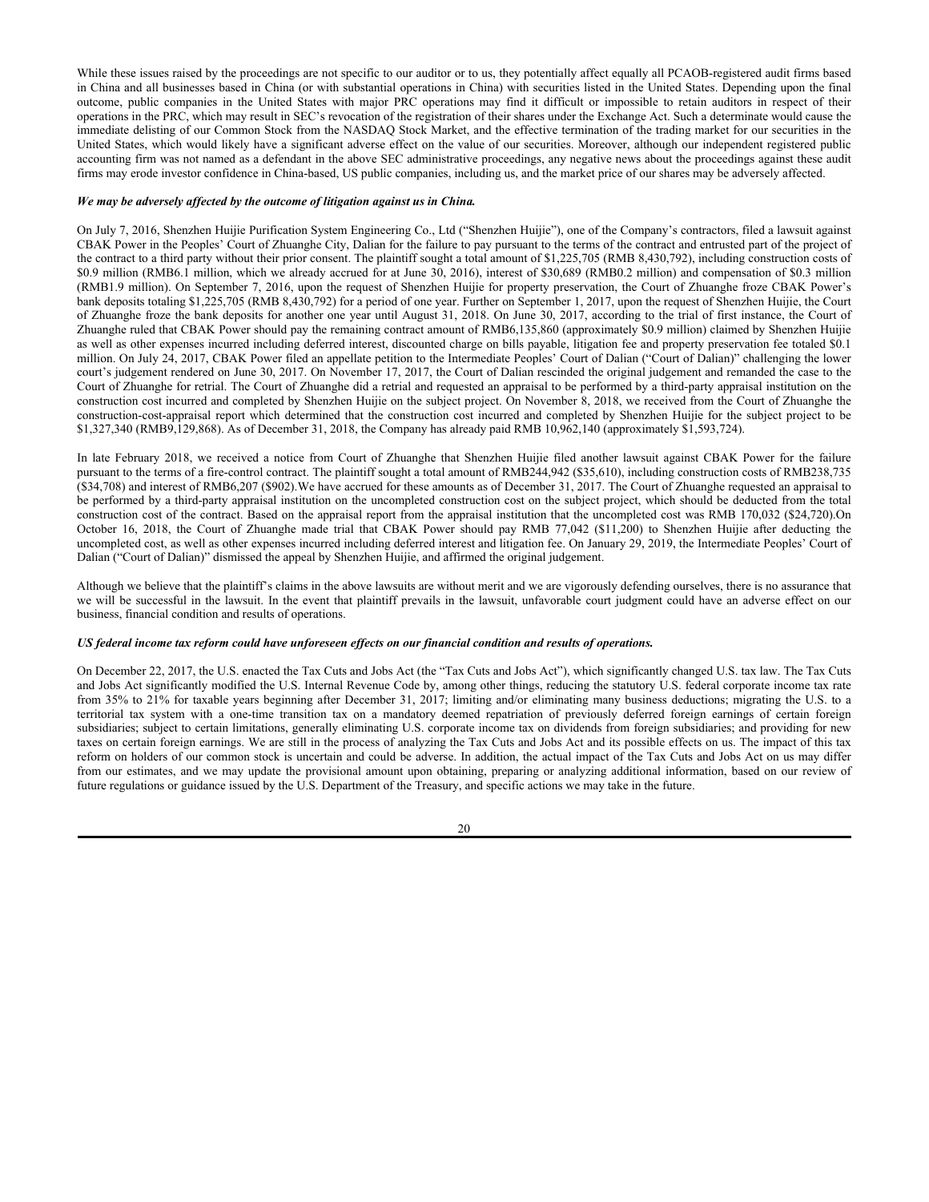While these issues raised by the proceedings are not specific to our auditor or to us, they potentially affect equally all PCAOB-registered audit firms based in China and all businesses based in China (or with substantial operations in China) with securities listed in the United States. Depending upon the final outcome, public companies in the United States with major PRC operations may find it difficult or impossible to retain auditors in respect of their operations in the PRC, which may result in SEC's revocation of the registration of their shares under the Exchange Act. Such a determinate would cause the immediate delisting of our Common Stock from the NASDAQ Stock Market, and the effective termination of the trading market for our securities in the United States, which would likely have a significant adverse effect on the value of our securities. Moreover, although our independent registered public accounting firm was not named as a defendant in the above SEC administrative proceedings, any negative news about the proceedings against these audit firms may erode investor confidence in China-based, US public companies, including us, and the market price of our shares may be adversely affected.

***We may be adversely affected by the outcome of litigation against us in China.***

On July 7, 2016, Shenzhen Huijie Purification System Engineering Co., Ltd ("Shenzhen Huijie"), one of the Company's contractors, filed a lawsuit against CBAK Power in the Peoples' Court of Zhuanghe City, Dalian for the failure to pay pursuant to the terms of the contract and entrusted part of the project of the contract to a third party without their prior consent. The plaintiff sought a total amount of $1,225,705 (RMB 8,430,792), including construction costs of $0.9 million (RMB6.1 million, which we already accrued for at June 30, 2016), interest of $30,689 (RMB0.2 million) and compensation of $0.3 million (RMB1.9 million). On September 7, 2016, upon the request of Shenzhen Huijie for property preservation, the Court of Zhuanghe froze CBAK Power's bank deposits totaling $1,225,705 (RMB 8,430,792) for a period of one year. Further on September 1, 2017, upon the request of Shenzhen Huijie, the Court of Zhuanghe froze the bank deposits for another one year until August 31, 2018. On June 30, 2017, according to the trial of first instance, the Court of Zhuanghe ruled that CBAK Power should pay the remaining contract amount of RMB6,135,860 (approximately $0.9 million) claimed by Shenzhen Huijie as well as other expenses incurred including deferred interest, discounted charge on bills payable, litigation fee and property preservation fee totaled $0.1 million. On July 24, 2017, CBAK Power filed an appellate petition to the Intermediate Peoples' Court of Dalian ("Court of Dalian)" challenging the lower court's judgement rendered on June 30, 2017. On November 17, 2017, the Court of Dalian rescinded the original judgement and remanded the case to the Court of Zhuanghe for retrial. The Court of Zhuanghe did a retrial and requested an appraisal to be performed by a third-party appraisal institution on the construction cost incurred and completed by Shenzhen Huijie on the subject project. On November 8, 2018, we received from the Court of Zhuanghe the construction-cost-appraisal report which determined that the construction cost incurred and completed by Shenzhen Huijie for the subject project to be $1,327,340 (RMB9,129,868). As of December 31, 2018, the Company has already paid RMB 10,962,140 (approximately $1,593,724).

In late February 2018, we received a notice from Court of Zhuanghe that Shenzhen Huijie filed another lawsuit against CBAK Power for the failure pursuant to the terms of a fire-control contract. The plaintiff sought a total amount of RMB244,942 ($35,610), including construction costs of RMB238,735 ($34,708) and interest of RMB6,207 ($902).We have accrued for these amounts as of December 31, 2017. The Court of Zhuanghe requested an appraisal to be performed by a third-party appraisal institution on the uncompleted construction cost on the subject project, which should be deducted from the total construction cost of the contract. Based on the appraisal report from the appraisal institution that the uncompleted cost was RMB 170,032 ($24,720).On October 16, 2018, the Court of Zhuanghe made trial that CBAK Power should pay RMB 77,042 ($11,200) to Shenzhen Huijie after deducting the uncompleted cost, as well as other expenses incurred including deferred interest and litigation fee. On January 29, 2019, the Intermediate Peoples' Court of Dalian ("Court of Dalian)" dismissed the appeal by Shenzhen Huijie, and affirmed the original judgement.

Although we believe that the plaintiff's claims in the above lawsuits are without merit and we are vigorously defending ourselves, there is no assurance that we will be successful in the lawsuit. In the event that plaintiff prevails in the lawsuit, unfavorable court judgment could have an adverse effect on our business, financial condition and results of operations.

***US federal income tax reform could have unforeseen effects on our financial condition and results of operations.***

On December 22, 2017, the U.S. enacted the Tax Cuts and Jobs Act (the "Tax Cuts and Jobs Act"), which significantly changed U.S. tax law. The Tax Cuts and Jobs Act significantly modified the U.S. Internal Revenue Code by, among other things, reducing the statutory U.S. federal corporate income tax rate from 35% to 21% for taxable years beginning after December 31, 2017; limiting and/or eliminating many business deductions; migrating the U.S. to a territorial tax system with a one-time transition tax on a mandatory deemed repatriation of previously deferred foreign earnings of certain foreign subsidiaries; subject to certain limitations, generally eliminating U.S. corporate income tax on dividends from foreign subsidiaries; and providing for new taxes on certain foreign earnings. We are still in the process of analyzing the Tax Cuts and Jobs Act and its possible effects on us. The impact of this tax reform on holders of our common stock is uncertain and could be adverse. In addition, the actual impact of the Tax Cuts and Jobs Act on us may differ from our estimates, and we may update the provisional amount upon obtaining, preparing or analyzing additional information, based on our review of future regulations or guidance issued by the U.S. Department of the Treasury, and specific actions we may take in the future.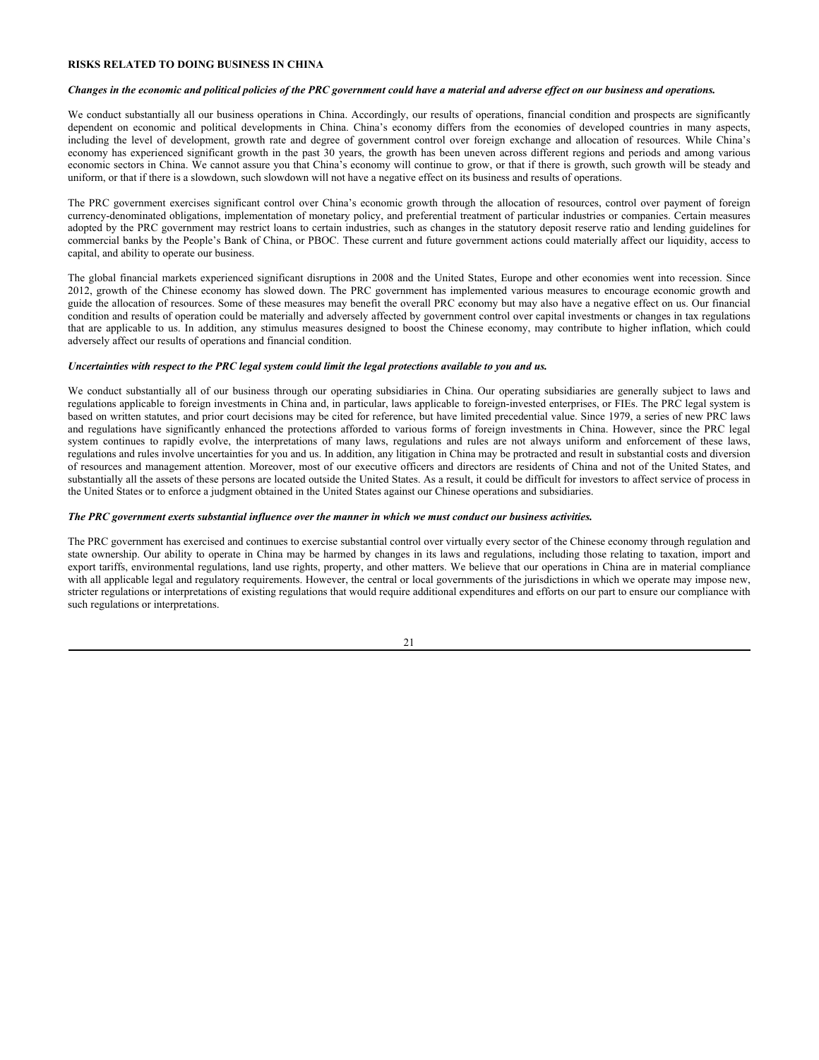**RISKS RELATED TO DOING BUSINESS IN CHINA**

***Changes in the economic and political policies of the PRC government could have a material and adverse effect on our business and operations.***

We conduct substantially all our business operations in China. Accordingly, our results of operations, financial condition and prospects are significantly dependent on economic and political developments in China. China's economy differs from the economies of developed countries in many aspects, including the level of development, growth rate and degree of government control over foreign exchange and allocation of resources. While China's economy has experienced significant growth in the past 30 years, the growth has been uneven across different regions and periods and among various economic sectors in China. We cannot assure you that China's economy will continue to grow, or that if there is growth, such growth will be steady and uniform, or that if there is a slowdown, such slowdown will not have a negative effect on its business and results of operations.

The PRC government exercises significant control over China's economic growth through the allocation of resources, control over payment of foreign currency-denominated obligations, implementation of monetary policy, and preferential treatment of particular industries or companies. Certain measures adopted by the PRC government may restrict loans to certain industries, such as changes in the statutory deposit reserve ratio and lending guidelines for commercial banks by the People's Bank of China, or PBOC. These current and future government actions could materially affect our liquidity, access to capital, and ability to operate our business.

The global financial markets experienced significant disruptions in 2008 and the United States, Europe and other economies went into recession. Since 2012, growth of the Chinese economy has slowed down. The PRC government has implemented various measures to encourage economic growth and guide the allocation of resources. Some of these measures may benefit the overall PRC economy but may also have a negative effect on us. Our financial condition and results of operation could be materially and adversely affected by government control over capital investments or changes in tax regulations that are applicable to us. In addition, any stimulus measures designed to boost the Chinese economy, may contribute to higher inflation, which could adversely affect our results of operations and financial condition.

***Uncertainties with respect to the PRC legal system could limit the legal protections available to you and us.***

We conduct substantially all of our business through our operating subsidiaries in China. Our operating subsidiaries are generally subject to laws and regulations applicable to foreign investments in China and, in particular, laws applicable to foreign-invested enterprises, or FIEs. The PRC legal system is based on written statutes, and prior court decisions may be cited for reference, but have limited precedential value. Since 1979, a series of new PRC laws and regulations have significantly enhanced the protections afforded to various forms of foreign investments in China. However, since the PRC legal system continues to rapidly evolve, the interpretations of many laws, regulations and rules are not always uniform and enforcement of these laws, regulations and rules involve uncertainties for you and us. In addition, any litigation in China may be protracted and result in substantial costs and diversion of resources and management attention. Moreover, most of our executive officers and directors are residents of China and not of the United States, and substantially all the assets of these persons are located outside the United States. As a result, it could be difficult for investors to affect service of process in the United States or to enforce a judgment obtained in the United States against our Chinese operations and subsidiaries.

***The PRC government exerts substantial influence over the manner in which we must conduct our business activities.***

The PRC government has exercised and continues to exercise substantial control over virtually every sector of the Chinese economy through regulation and state ownership. Our ability to operate in China may be harmed by changes in its laws and regulations, including those relating to taxation, import and export tariffs, environmental regulations, land use rights, property, and other matters. We believe that our operations in China are in material compliance with all applicable legal and regulatory requirements. However, the central or local governments of the jurisdictions in which we operate may impose new, stricter regulations or interpretations of existing regulations that would require additional expenditures and efforts on our part to ensure our compliance with such regulations or interpretations.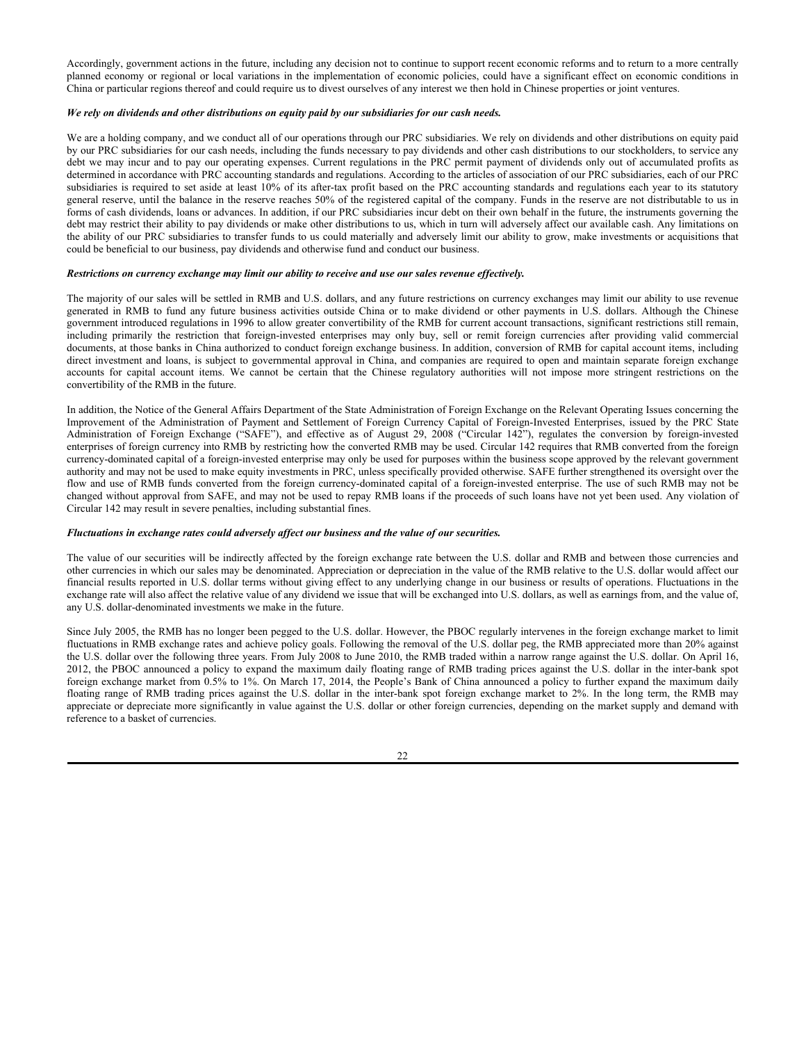Accordingly, government actions in the future, including any decision not to continue to support recent economic reforms and to return to a more centrally planned economy or regional or local variations in the implementation of economic policies, could have a significant effect on economic conditions in China or particular regions thereof and could require us to divest ourselves of any interest we then hold in Chinese properties or joint ventures.

***We rely on dividends and other distributions on equity paid by our subsidiaries for our cash needs.***

We are a holding company, and we conduct all of our operations through our PRC subsidiaries. We rely on dividends and other distributions on equity paid by our PRC subsidiaries for our cash needs, including the funds necessary to pay dividends and other cash distributions to our stockholders, to service any debt we may incur and to pay our operating expenses. Current regulations in the PRC permit payment of dividends only out of accumulated profits as determined in accordance with PRC accounting standards and regulations. According to the articles of association of our PRC subsidiaries, each of our PRC subsidiaries is required to set aside at least 10% of its after-tax profit based on the PRC accounting standards and regulations each year to its statutory general reserve, until the balance in the reserve reaches 50% of the registered capital of the company. Funds in the reserve are not distributable to us in forms of cash dividends, loans or advances. In addition, if our PRC subsidiaries incur debt on their own behalf in the future, the instruments governing the debt may restrict their ability to pay dividends or make other distributions to us, which in turn will adversely affect our available cash. Any limitations on the ability of our PRC subsidiaries to transfer funds to us could materially and adversely limit our ability to grow, make investments or acquisitions that could be beneficial to our business, pay dividends and otherwise fund and conduct our business.

***Restrictions on currency exchange may limit our ability to receive and use our sales revenue effectively.***

The majority of our sales will be settled in RMB and U.S. dollars, and any future restrictions on currency exchanges may limit our ability to use revenue generated in RMB to fund any future business activities outside China or to make dividend or other payments in U.S. dollars. Although the Chinese government introduced regulations in 1996 to allow greater convertibility of the RMB for current account transactions, significant restrictions still remain, including primarily the restriction that foreign-invested enterprises may only buy, sell or remit foreign currencies after providing valid commercial documents, at those banks in China authorized to conduct foreign exchange business. In addition, conversion of RMB for capital account items, including direct investment and loans, is subject to governmental approval in China, and companies are required to open and maintain separate foreign exchange accounts for capital account items. We cannot be certain that the Chinese regulatory authorities will not impose more stringent restrictions on the convertibility of the RMB in the future.

In addition, the Notice of the General Affairs Department of the State Administration of Foreign Exchange on the Relevant Operating Issues concerning the Improvement of the Administration of Payment and Settlement of Foreign Currency Capital of Foreign-Invested Enterprises, issued by the PRC State Administration of Foreign Exchange ("SAFE"), and effective as of August 29, 2008 ("Circular 142"), regulates the conversion by foreign-invested enterprises of foreign currency into RMB by restricting how the converted RMB may be used. Circular 142 requires that RMB converted from the foreign currency-dominated capital of a foreign-invested enterprise may only be used for purposes within the business scope approved by the relevant government authority and may not be used to make equity investments in PRC, unless specifically provided otherwise. SAFE further strengthened its oversight over the flow and use of RMB funds converted from the foreign currency-dominated capital of a foreign-invested enterprise. The use of such RMB may not be changed without approval from SAFE, and may not be used to repay RMB loans if the proceeds of such loans have not yet been used. Any violation of Circular 142 may result in severe penalties, including substantial fines.

***Fluctuations in exchange rates could adversely affect our business and the value of our securities.***

The value of our securities will be indirectly affected by the foreign exchange rate between the U.S. dollar and RMB and between those currencies and other currencies in which our sales may be denominated. Appreciation or depreciation in the value of the RMB relative to the U.S. dollar would affect our financial results reported in U.S. dollar terms without giving effect to any underlying change in our business or results of operations. Fluctuations in the exchange rate will also affect the relative value of any dividend we issue that will be exchanged into U.S. dollars, as well as earnings from, and the value of, any U.S. dollar-denominated investments we make in the future.

Since July 2005, the RMB has no longer been pegged to the U.S. dollar. However, the PBOC regularly intervenes in the foreign exchange market to limit fluctuations in RMB exchange rates and achieve policy goals. Following the removal of the U.S. dollar peg, the RMB appreciated more than 20% against the U.S. dollar over the following three years. From July 2008 to June 2010, the RMB traded within a narrow range against the U.S. dollar. On April 16, 2012, the PBOC announced a policy to expand the maximum daily floating range of RMB trading prices against the U.S. dollar in the inter-bank spot foreign exchange market from 0.5% to 1%. On March 17, 2014, the People's Bank of China announced a policy to further expand the maximum daily floating range of RMB trading prices against the U.S. dollar in the inter-bank spot foreign exchange market to 2%. In the long term, the RMB may appreciate or depreciate more significantly in value against the U.S. dollar or other foreign currencies, depending on the market supply and demand with reference to a basket of currencies.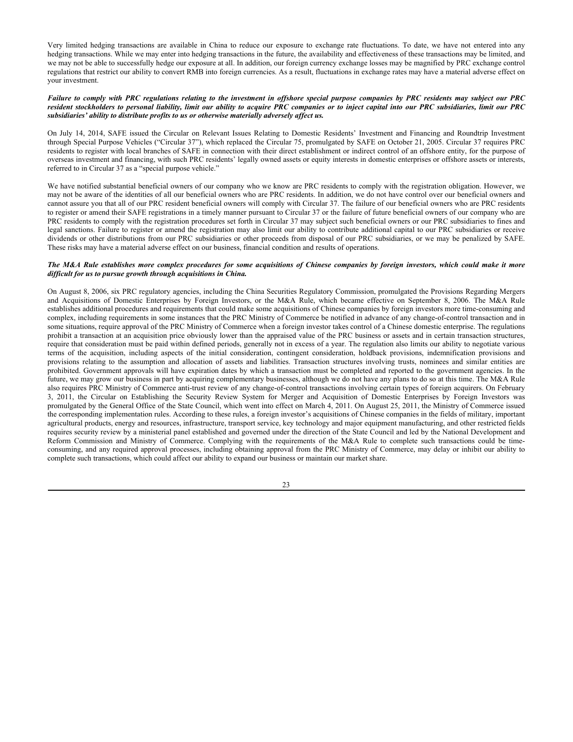Very limited hedging transactions are available in China to reduce our exposure to exchange rate fluctuations. To date, we have not entered into any hedging transactions. While we may enter into hedging transactions in the future, the availability and effectiveness of these transactions may be limited, and we may not be able to successfully hedge our exposure at all. In addition, our foreign currency exchange losses may be magnified by PRC exchange control regulations that restrict our ability to convert RMB into foreign currencies. As a result, fluctuations in exchange rates may have a material adverse effect on your investment.

***Failure to comply with PRC regulations relating to the investment in offshore special purpose companies by PRC residents may subject our PRC resident stockholders to personal liability, limit our ability to acquire PRC companies or to inject capital into our PRC subsidiaries, limit our PRC subsidiaries' ability to distribute profits to us or otherwise materially adversely affect us.***

On July 14, 2014, SAFE issued the Circular on Relevant Issues Relating to Domestic Residents' Investment and Financing and Roundtrip Investment through Special Purpose Vehicles ("Circular 37"), which replaced the Circular 75, promulgated by SAFE on October 21, 2005. Circular 37 requires PRC residents to register with local branches of SAFE in connection with their direct establishment or indirect control of an offshore entity, for the purpose of overseas investment and financing, with such PRC residents' legally owned assets or equity interests in domestic enterprises or offshore assets or interests, referred to in Circular 37 as a "special purpose vehicle."

We have notified substantial beneficial owners of our company who we know are PRC residents to comply with the registration obligation. However, we may not be aware of the identities of all our beneficial owners who are PRC residents. In addition, we do not have control over our beneficial owners and cannot assure you that all of our PRC resident beneficial owners will comply with Circular 37. The failure of our beneficial owners who are PRC residents to register or amend their SAFE registrations in a timely manner pursuant to Circular 37 or the failure of future beneficial owners of our company who are PRC residents to comply with the registration procedures set forth in Circular 37 may subject such beneficial owners or our PRC subsidiaries to fines and legal sanctions. Failure to register or amend the registration may also limit our ability to contribute additional capital to our PRC subsidiaries or receive dividends or other distributions from our PRC subsidiaries or other proceeds from disposal of our PRC subsidiaries, or we may be penalized by SAFE. These risks may have a material adverse effect on our business, financial condition and results of operations.

***The M&A Rule establishes more complex procedures for some acquisitions of Chinese companies by foreign investors, which could make it more difficult for us to pursue growth through acquisitions in China.***

On August 8, 2006, six PRC regulatory agencies, including the China Securities Regulatory Commission, promulgated the Provisions Regarding Mergers and Acquisitions of Domestic Enterprises by Foreign Investors, or the M&A Rule, which became effective on September 8, 2006. The M&A Rule establishes additional procedures and requirements that could make some acquisitions of Chinese companies by foreign investors more time-consuming and complex, including requirements in some instances that the PRC Ministry of Commerce be notified in advance of any change-of-control transaction and in some situations, require approval of the PRC Ministry of Commerce when a foreign investor takes control of a Chinese domestic enterprise. The regulations prohibit a transaction at an acquisition price obviously lower than the appraised value of the PRC business or assets and in certain transaction structures, require that consideration must be paid within defined periods, generally not in excess of a year. The regulation also limits our ability to negotiate various terms of the acquisition, including aspects of the initial consideration, contingent consideration, holdback provisions, indemnification provisions and provisions relating to the assumption and allocation of assets and liabilities. Transaction structures involving trusts, nominees and similar entities are prohibited. Government approvals will have expiration dates by which a transaction must be completed and reported to the government agencies. In the future, we may grow our business in part by acquiring complementary businesses, although we do not have any plans to do so at this time. The M&A Rule also requires PRC Ministry of Commerce anti-trust review of any change-of-control transactions involving certain types of foreign acquirers. On February 3, 2011, the Circular on Establishing the Security Review System for Merger and Acquisition of Domestic Enterprises by Foreign Investors was promulgated by the General Office of the State Council, which went into effect on March 4, 2011. On August 25, 2011, the Ministry of Commerce issued the corresponding implementation rules. According to these rules, a foreign investor's acquisitions of Chinese companies in the fields of military, important agricultural products, energy and resources, infrastructure, transport service, key technology and major equipment manufacturing, and other restricted fields requires security review by a ministerial panel established and governed under the direction of the State Council and led by the National Development and Reform Commission and Ministry of Commerce. Complying with the requirements of the M&A Rule to complete such transactions could be time-consuming, and any required approval processes, including obtaining approval from the PRC Ministry of Commerce, may delay or inhibit our ability to complete such transactions, which could affect our ability to expand our business or maintain our market share.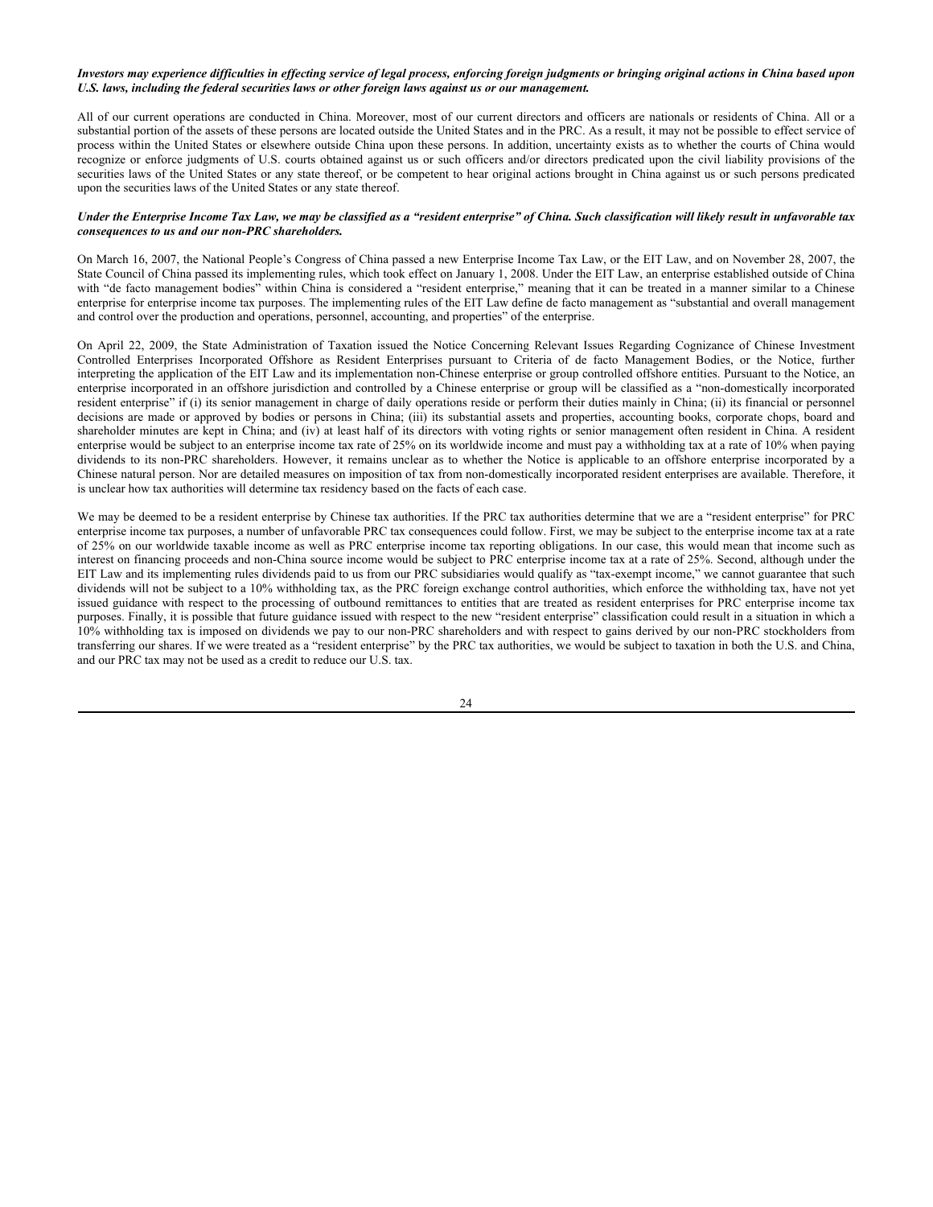***Investors may experience difficulties in effecting service of legal process, enforcing foreign judgments or bringing original actions in China based upon U.S. laws, including the federal securities laws or other foreign laws against us or our management.***

All of our current operations are conducted in China. Moreover, most of our current directors and officers are nationals or residents of China. All or a substantial portion of the assets of these persons are located outside the United States and in the PRC. As a result, it may not be possible to effect service of process within the United States or elsewhere outside China upon these persons. In addition, uncertainty exists as to whether the courts of China would recognize or enforce judgments of U.S. courts obtained against us or such officers and/or directors predicated upon the civil liability provisions of the securities laws of the United States or any state thereof, or be competent to hear original actions brought in China against us or such persons predicated upon the securities laws of the United States or any state thereof.

***Under the Enterprise Income Tax Law, we may be classified as a "resident enterprise" of China. Such classification will likely result in unfavorable tax consequences to us and our non-PRC shareholders.***

On March 16, 2007, the National People's Congress of China passed a new Enterprise Income Tax Law, or the EIT Law, and on November 28, 2007, the State Council of China passed its implementing rules, which took effect on January 1, 2008. Under the EIT Law, an enterprise established outside of China with "de facto management bodies" within China is considered a "resident enterprise," meaning that it can be treated in a manner similar to a Chinese enterprise for enterprise income tax purposes. The implementing rules of the EIT Law define de facto management as "substantial and overall management and control over the production and operations, personnel, accounting, and properties" of the enterprise.

On April 22, 2009, the State Administration of Taxation issued the Notice Concerning Relevant Issues Regarding Cognizance of Chinese Investment Controlled Enterprises Incorporated Offshore as Resident Enterprises pursuant to Criteria of de facto Management Bodies, or the Notice, further interpreting the application of the EIT Law and its implementation non-Chinese enterprise or group controlled offshore entities. Pursuant to the Notice, an enterprise incorporated in an offshore jurisdiction and controlled by a Chinese enterprise or group will be classified as a "non-domestically incorporated resident enterprise" if (i) its senior management in charge of daily operations reside or perform their duties mainly in China; (ii) its financial or personnel decisions are made or approved by bodies or persons in China; (iii) its substantial assets and properties, accounting books, corporate chops, board and shareholder minutes are kept in China; and (iv) at least half of its directors with voting rights or senior management often resident in China. A resident enterprise would be subject to an enterprise income tax rate of 25% on its worldwide income and must pay a withholding tax at a rate of 10% when paying dividends to its non-PRC shareholders. However, it remains unclear as to whether the Notice is applicable to an offshore enterprise incorporated by a Chinese natural person. Nor are detailed measures on imposition of tax from non-domestically incorporated resident enterprises are available. Therefore, it is unclear how tax authorities will determine tax residency based on the facts of each case.

We may be deemed to be a resident enterprise by Chinese tax authorities. If the PRC tax authorities determine that we are a "resident enterprise" for PRC enterprise income tax purposes, a number of unfavorable PRC tax consequences could follow. First, we may be subject to the enterprise income tax at a rate of 25% on our worldwide taxable income as well as PRC enterprise income tax reporting obligations. In our case, this would mean that income such as interest on financing proceeds and non-China source income would be subject to PRC enterprise income tax at a rate of 25%. Second, although under the EIT Law and its implementing rules dividends paid to us from our PRC subsidiaries would qualify as "tax-exempt income," we cannot guarantee that such dividends will not be subject to a 10% withholding tax, as the PRC foreign exchange control authorities, which enforce the withholding tax, have not yet issued guidance with respect to the processing of outbound remittances to entities that are treated as resident enterprises for PRC enterprise income tax purposes. Finally, it is possible that future guidance issued with respect to the new "resident enterprise" classification could result in a situation in which a 10% withholding tax is imposed on dividends we pay to our non-PRC shareholders and with respect to gains derived by our non-PRC stockholders from transferring our shares. If we were treated as a "resident enterprise" by the PRC tax authorities, we would be subject to taxation in both the U.S. and China, and our PRC tax may not be used as a credit to reduce our U.S. tax.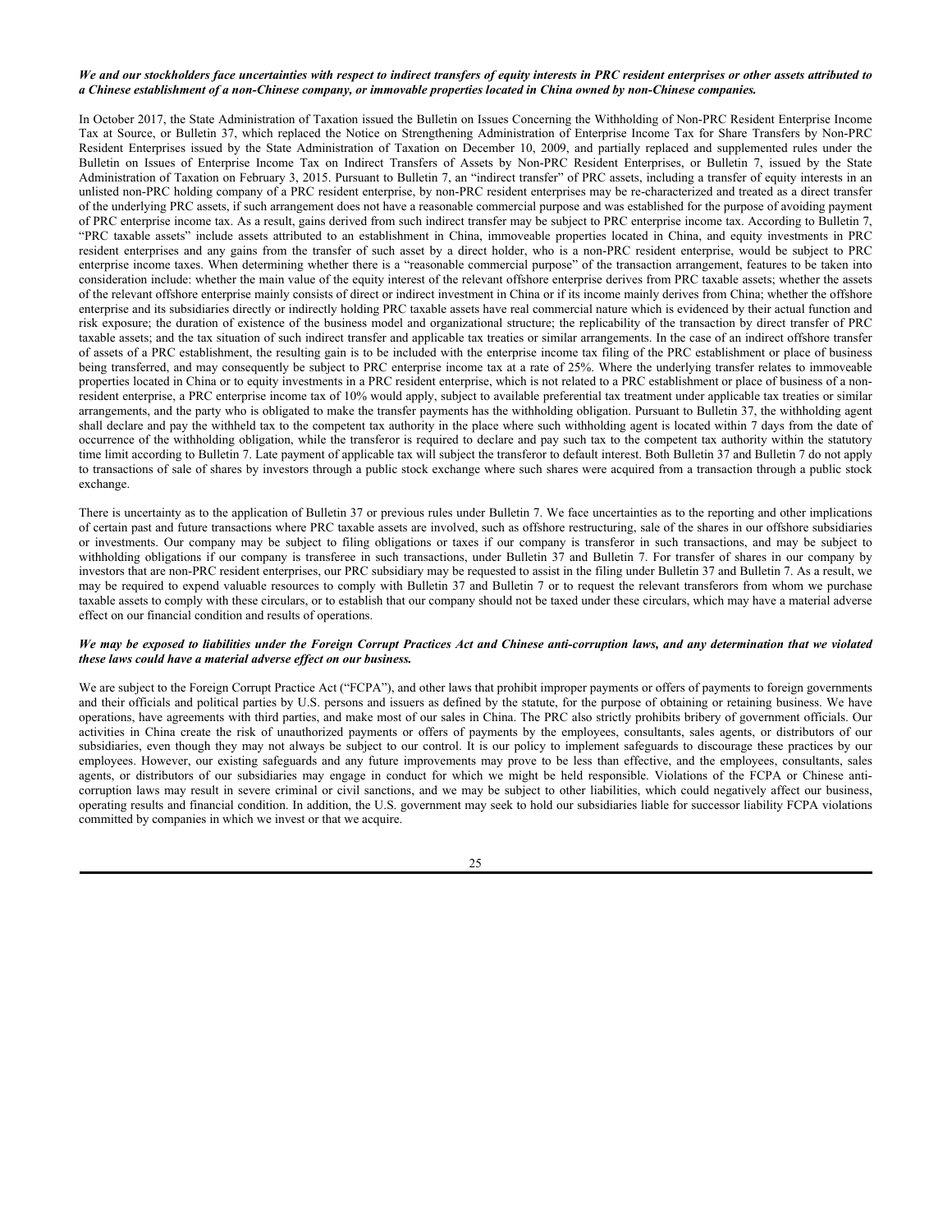***We and our stockholders face uncertainties with respect to indirect transfers of equity interests in PRC resident enterprises or other assets attributed to a Chinese establishment of a non-Chinese company, or immovable properties located in China owned by non-Chinese companies.***

In October 2017, the State Administration of Taxation issued the Bulletin on Issues Concerning the Withholding of Non-PRC Resident Enterprise Income Tax at Source, or Bulletin 37, which replaced the Notice on Strengthening Administration of Enterprise Income Tax for Share Transfers by Non-PRC Resident Enterprises issued by the State Administration of Taxation on December 10, 2009, and partially replaced and supplemented rules under the Bulletin on Issues of Enterprise Income Tax on Indirect Transfers of Assets by Non-PRC Resident Enterprises, or Bulletin 7, issued by the State Administration of Taxation on February 3, 2015. Pursuant to Bulletin 7, an "indirect transfer" of PRC assets, including a transfer of equity interests in an unlisted non-PRC holding company of a PRC resident enterprise, by non-PRC resident enterprises may be re-characterized and treated as a direct transfer of the underlying PRC assets, if such arrangement does not have a reasonable commercial purpose and was established for the purpose of avoiding payment of PRC enterprise income tax. As a result, gains derived from such indirect transfer may be subject to PRC enterprise income tax. According to Bulletin 7, "PRC taxable assets" include assets attributed to an establishment in China, immoveable properties located in China, and equity investments in PRC resident enterprises and any gains from the transfer of such asset by a direct holder, who is a non-PRC resident enterprise, would be subject to PRC enterprise income taxes. When determining whether there is a "reasonable commercial purpose" of the transaction arrangement, features to be taken into consideration include: whether the main value of the equity interest of the relevant offshore enterprise derives from PRC taxable assets; whether the assets of the relevant offshore enterprise mainly consists of direct or indirect investment in China or if its income mainly derives from China; whether the offshore enterprise and its subsidiaries directly or indirectly holding PRC taxable assets have real commercial nature which is evidenced by their actual function and risk exposure; the duration of existence of the business model and organizational structure; the replicability of the transaction by direct transfer of PRC taxable assets; and the tax situation of such indirect transfer and applicable tax treaties or similar arrangements. In the case of an indirect offshore transfer of assets of a PRC establishment, the resulting gain is to be included with the enterprise income tax filing of the PRC establishment or place of business being transferred, and may consequently be subject to PRC enterprise income tax at a rate of 25%. Where the underlying transfer relates to immoveable properties located in China or to equity investments in a PRC resident enterprise, which is not related to a PRC establishment or place of business of a non-resident enterprise, a PRC enterprise income tax of 10% would apply, subject to available preferential tax treatment under applicable tax treaties or similar arrangements, and the party who is obligated to make the transfer payments has the withholding obligation. Pursuant to Bulletin 37, the withholding agent shall declare and pay the withheld tax to the competent tax authority in the place where such withholding agent is located within 7 days from the date of occurrence of the withholding obligation, while the transferor is required to declare and pay such tax to the competent tax authority within the statutory time limit according to Bulletin 7. Late payment of applicable tax will subject the transferor to default interest. Both Bulletin 37 and Bulletin 7 do not apply to transactions of sale of shares by investors through a public stock exchange where such shares were acquired from a transaction through a public stock exchange.

There is uncertainty as to the application of Bulletin 37 or previous rules under Bulletin 7. We face uncertainties as to the reporting and other implications of certain past and future transactions where PRC taxable assets are involved, such as offshore restructuring, sale of the shares in our offshore subsidiaries or investments. Our company may be subject to filing obligations or taxes if our company is transferor in such transactions, and may be subject to withholding obligations if our company is transferee in such transactions, under Bulletin 37 and Bulletin 7. For transfer of shares in our company by investors that are non-PRC resident enterprises, our PRC subsidiary may be requested to assist in the filing under Bulletin 37 and Bulletin 7. As a result, we may be required to expend valuable resources to comply with Bulletin 37 and Bulletin 7 or to request the relevant transferors from whom we purchase taxable assets to comply with these circulars, or to establish that our company should not be taxed under these circulars, which may have a material adverse effect on our financial condition and results of operations.

***We may be exposed to liabilities under the Foreign Corrupt Practices Act and Chinese anti-corruption laws, and any determination that we violated these laws could have a material adverse effect on our business.***

We are subject to the Foreign Corrupt Practice Act ("FCPA"), and other laws that prohibit improper payments or offers of payments to foreign governments and their officials and political parties by U.S. persons and issuers as defined by the statute, for the purpose of obtaining or retaining business. We have operations, have agreements with third parties, and make most of our sales in China. The PRC also strictly prohibits bribery of government officials. Our activities in China create the risk of unauthorized payments or offers of payments by the employees, consultants, sales agents, or distributors of our subsidiaries, even though they may not always be subject to our control. It is our policy to implement safeguards to discourage these practices by our employees. However, our existing safeguards and any future improvements may prove to be less than effective, and the employees, consultants, sales agents, or distributors of our subsidiaries may engage in conduct for which we might be held responsible. Violations of the FCPA or Chinese anti-corruption laws may result in severe criminal or civil sanctions, and we may be subject to other liabilities, which could negatively affect our business, operating results and financial condition. In addition, the U.S. government may seek to hold our subsidiaries liable for successor liability FCPA violations committed by companies in which we invest or that we acquire.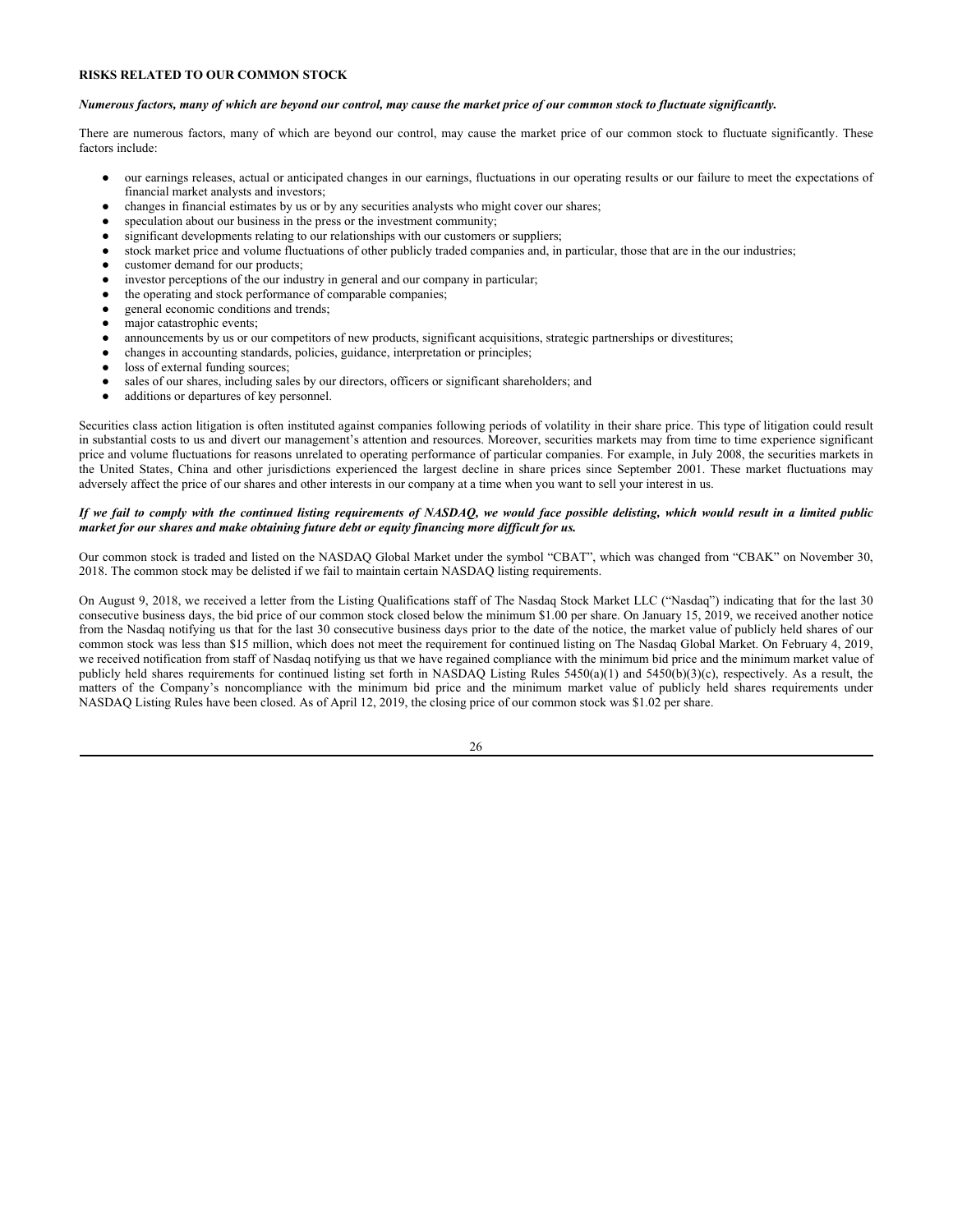**RISKS RELATED TO OUR COMMON STOCK**

***Numerous factors, many of which are beyond our control, may cause the market price of our common stock to fluctuate significantly.***

There are numerous factors, many of which are beyond our control, may cause the market price of our common stock to fluctuate significantly. These factors include:

- our earnings releases, actual or anticipated changes in our earnings, fluctuations in our operating results or our failure to meet the expectations of financial market analysts and investors;
- changes in financial estimates by us or by any securities analysts who might cover our shares;
- speculation about our business in the press or the investment community;
- significant developments relating to our relationships with our customers or suppliers;
- stock market price and volume fluctuations of other publicly traded companies and, in particular, those that are in the our industries;
- customer demand for our products;
- investor perceptions of the our industry in general and our company in particular;
- the operating and stock performance of comparable companies;
- general economic conditions and trends;
- major catastrophic events;
- announcements by us or our competitors of new products, significant acquisitions, strategic partnerships or divestitures;
- changes in accounting standards, policies, guidance, interpretation or principles;
- loss of external funding sources;
- sales of our shares, including sales by our directors, officers or significant shareholders; and
- additions or departures of key personnel.

Securities class action litigation is often instituted against companies following periods of volatility in their share price. This type of litigation could result in substantial costs to us and divert our management's attention and resources. Moreover, securities markets may from time to time experience significant price and volume fluctuations for reasons unrelated to operating performance of particular companies. For example, in July 2008, the securities markets in the United States, China and other jurisdictions experienced the largest decline in share prices since September 2001. These market fluctuations may adversely affect the price of our shares and other interests in our company at a time when you want to sell your interest in us.

***If we fail to comply with the continued listing requirements of NASDAQ, we would face possible delisting, which would result in a limited public market for our shares and make obtaining future debt or equity financing more difficult for us.***

Our common stock is traded and listed on the NASDAQ Global Market under the symbol "CBAT", which was changed from "CBAK" on November 30, 2018. The common stock may be delisted if we fail to maintain certain NASDAQ listing requirements.

On August 9, 2018, we received a letter from the Listing Qualifications staff of The Nasdaq Stock Market LLC ("Nasdaq") indicating that for the last 30 consecutive business days, the bid price of our common stock closed below the minimum $1.00 per share. On January 15, 2019, we received another notice from the Nasdaq notifying us that for the last 30 consecutive business days prior to the date of the notice, the market value of publicly held shares of our common stock was less than $15 million, which does not meet the requirement for continued listing on The Nasdaq Global Market. On February 4, 2019, we received notification from staff of Nasdaq notifying us that we have regained compliance with the minimum bid price and the minimum market value of publicly held shares requirements for continued listing set forth in NASDAQ Listing Rules 5450(a)(1) and 5450(b)(3)(c), respectively. As a result, the matters of the Company's noncompliance with the minimum bid price and the minimum market value of publicly held shares requirements under NASDAQ Listing Rules have been closed. As of April 12, 2019, the closing price of our common stock was $1.02 per share.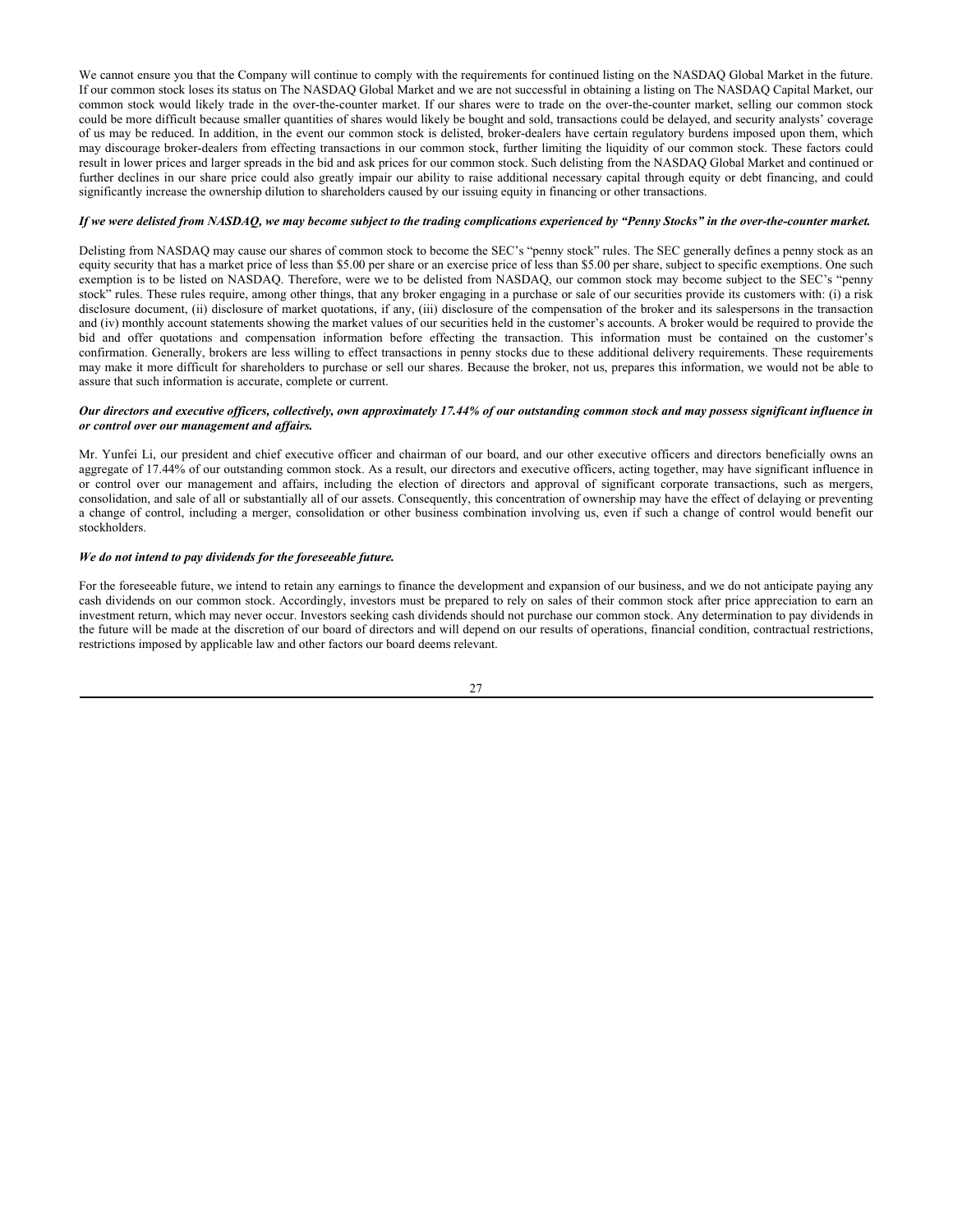We cannot ensure you that the Company will continue to comply with the requirements for continued listing on the NASDAQ Global Market in the future. If our common stock loses its status on The NASDAQ Global Market and we are not successful in obtaining a listing on The NASDAQ Capital Market, our common stock would likely trade in the over-the-counter market. If our shares were to trade on the over-the-counter market, selling our common stock could be more difficult because smaller quantities of shares would likely be bought and sold, transactions could be delayed, and security analysts' coverage of us may be reduced. In addition, in the event our common stock is delisted, broker-dealers have certain regulatory burdens imposed upon them, which may discourage broker-dealers from effecting transactions in our common stock, further limiting the liquidity of our common stock. These factors could result in lower prices and larger spreads in the bid and ask prices for our common stock. Such delisting from the NASDAQ Global Market and continued or further declines in our share price could also greatly impair our ability to raise additional necessary capital through equity or debt financing, and could significantly increase the ownership dilution to shareholders caused by our issuing equity in financing or other transactions.

***If we were delisted from NASDAQ, we may become subject to the trading complications experienced by "Penny Stocks" in the over-the-counter market.***

Delisting from NASDAQ may cause our shares of common stock to become the SEC's "penny stock" rules. The SEC generally defines a penny stock as an equity security that has a market price of less than $5.00 per share or an exercise price of less than $5.00 per share, subject to specific exemptions. One such exemption is to be listed on NASDAQ. Therefore, were we to be delisted from NASDAQ, our common stock may become subject to the SEC's "penny stock" rules. These rules require, among other things, that any broker engaging in a purchase or sale of our securities provide its customers with: (i) a risk disclosure document, (ii) disclosure of market quotations, if any, (iii) disclosure of the compensation of the broker and its salespersons in the transaction and (iv) monthly account statements showing the market values of our securities held in the customer's accounts. A broker would be required to provide the bid and offer quotations and compensation information before effecting the transaction. This information must be contained on the customer's confirmation. Generally, brokers are less willing to effect transactions in penny stocks due to these additional delivery requirements. These requirements may make it more difficult for shareholders to purchase or sell our shares. Because the broker, not us, prepares this information, we would not be able to assure that such information is accurate, complete or current.

***Our directors and executive officers, collectively, own approximately 17.44% of our outstanding common stock and may possess significant influence in or control over our management and affairs.***

Mr. Yunfei Li, our president and chief executive officer and chairman of our board, and our other executive officers and directors beneficially owns an aggregate of 17.44% of our outstanding common stock. As a result, our directors and executive officers, acting together, may have significant influence in or control over our management and affairs, including the election of directors and approval of significant corporate transactions, such as mergers, consolidation, and sale of all or substantially all of our assets. Consequently, this concentration of ownership may have the effect of delaying or preventing a change of control, including a merger, consolidation or other business combination involving us, even if such a change of control would benefit our stockholders.

***We do not intend to pay dividends for the foreseeable future.***

For the foreseeable future, we intend to retain any earnings to finance the development and expansion of our business, and we do not anticipate paying any cash dividends on our common stock. Accordingly, investors must be prepared to rely on sales of their common stock after price appreciation to earn an investment return, which may never occur. Investors seeking cash dividends should not purchase our common stock. Any determination to pay dividends in the future will be made at the discretion of our board of directors and will depend on our results of operations, financial condition, contractual restrictions, restrictions imposed by applicable law and other factors our board deems relevant.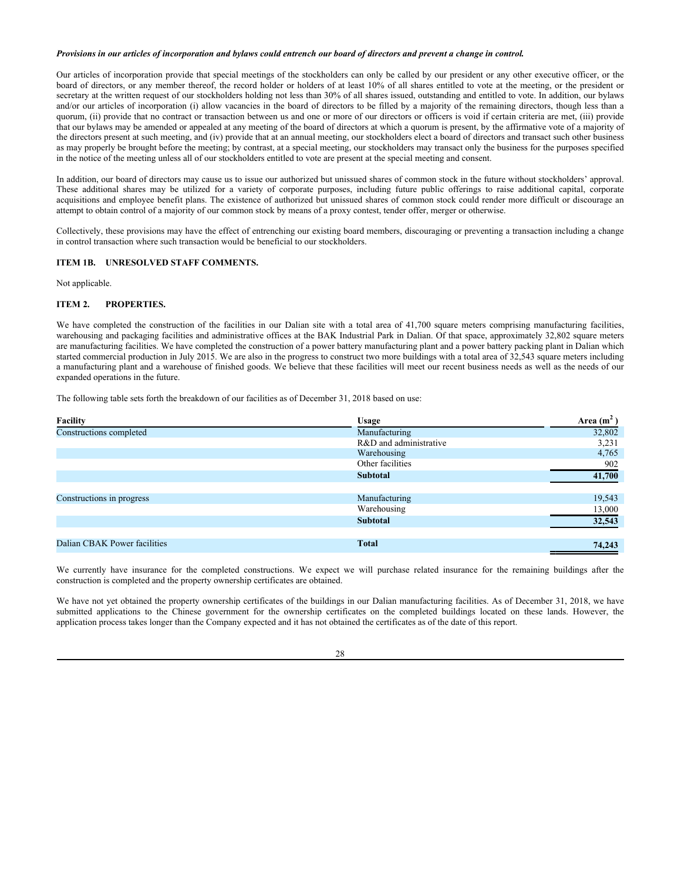***Provisions in our articles of incorporation and bylaws could entrench our board of directors and prevent a change in control.***

Our articles of incorporation provide that special meetings of the stockholders can only be called by our president or any other executive officer, or the board of directors, or any member thereof, the record holder or holders of at least 10% of all shares entitled to vote at the meeting, or the president or secretary at the written request of our stockholders holding not less than 30% of all shares issued, outstanding and entitled to vote. In addition, our bylaws and/or our articles of incorporation (i) allow vacancies in the board of directors to be filled by a majority of the remaining directors, though less than a quorum, (ii) provide that no contract or transaction between us and one or more of our directors or officers is void if certain criteria are met, (iii) provide that our bylaws may be amended or appealed at any meeting of the board of directors at which a quorum is present, by the affirmative vote of a majority of the directors present at such meeting, and (iv) provide that at an annual meeting, our stockholders elect a board of directors and transact such other business as may properly be brought before the meeting; by contrast, at a special meeting, our stockholders may transact only the business for the purposes specified in the notice of the meeting unless all of our stockholders entitled to vote are present at the special meeting and consent.

In addition, our board of directors may cause us to issue our authorized but unissued shares of common stock in the future without stockholders' approval. These additional shares may be utilized for a variety of corporate purposes, including future public offerings to raise additional capital, corporate acquisitions and employee benefit plans. The existence of authorized but unissued shares of common stock could render more difficult or discourage an attempt to obtain control of a majority of our common stock by means of a proxy contest, tender offer, merger or otherwise.

Collectively, these provisions may have the effect of entrenching our existing board members, discouraging or preventing a transaction including a change in control transaction where such transaction would be beneficial to our stockholders.

## ITEM 1B. UNRESOLVED STAFF COMMENTS.

Not applicable.

## ITEM 2. PROPERTIES.

We have completed the construction of the facilities in our Dalian site with a total area of 41,700 square meters comprising manufacturing facilities, warehousing and packaging facilities and administrative offices at the BAK Industrial Park in Dalian. Of that space, approximately 32,802 square meters are manufacturing facilities. We have completed the construction of a power battery manufacturing plant and a power battery packing plant in Dalian which started commercial production in July 2015. We are also in the progress to construct two more buildings with a total area of 32,543 square meters including a manufacturing plant and a warehouse of finished goods. We believe that these facilities will meet our recent business needs as well as the needs of our expanded operations in the future.

The following table sets forth the breakdown of our facilities as of December 31, 2018 based on use:

| Facility | Usage | Area ($m^2$) |
|---|---|---|
| Constructions completed | Manufacturing | 32,802 |
| | R&D and administrative | 3,231 |
| | Warehousing | 4,765 |
| | Other facilities | 902 |
| | **Subtotal** | **41,700** |
| Constructions in progress | Manufacturing | 19,543 |
| | Warehousing | 13,000 |
| | **Subtotal** | **32,543** |
| Dalian CBAK Power facilities | **Total** | **74,243** |

We currently have insurance for the completed constructions. We expect we will purchase related insurance for the remaining buildings after the construction is completed and the property ownership certificates are obtained.

We have not yet obtained the property ownership certificates of the buildings in our Dalian manufacturing facilities. As of December 31, 2018, we have submitted applications to the Chinese government for the ownership certificates on the completed buildings located on these lands. However, the application process takes longer than the Company expected and it has not obtained the certificates as of the date of this report.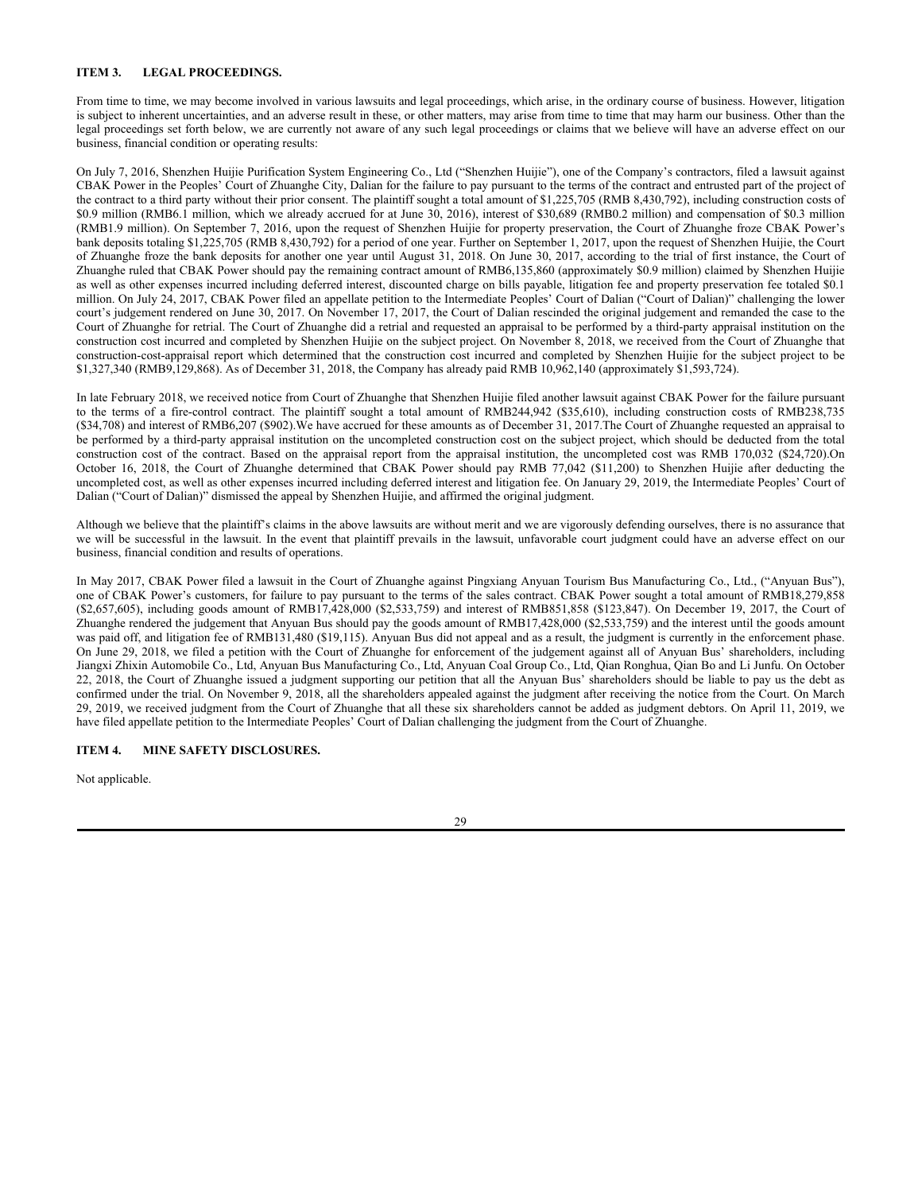## ITEM 3. LEGAL PROCEEDINGS.

From time to time, we may become involved in various lawsuits and legal proceedings, which arise, in the ordinary course of business. However, litigation is subject to inherent uncertainties, and an adverse result in these, or other matters, may arise from time to time that may harm our business. Other than the legal proceedings set forth below, we are currently not aware of any such legal proceedings or claims that we believe will have an adverse effect on our business, financial condition or operating results:

On July 7, 2016, Shenzhen Huijie Purification System Engineering Co., Ltd ("Shenzhen Huijie"), one of the Company's contractors, filed a lawsuit against CBAK Power in the Peoples' Court of Zhuanghe City, Dalian for the failure to pay pursuant to the terms of the contract and entrusted part of the project of the contract to a third party without their prior consent. The plaintiff sought a total amount of $1,225,705 (RMB 8,430,792), including construction costs of $0.9 million (RMB6.1 million, which we already accrued for at June 30, 2016), interest of $30,689 (RMB0.2 million) and compensation of $0.3 million (RMB1.9 million). On September 7, 2016, upon the request of Shenzhen Huijie for property preservation, the Court of Zhuanghe froze CBAK Power's bank deposits totaling $1,225,705 (RMB 8,430,792) for a period of one year. Further on September 1, 2017, upon the request of Shenzhen Huijie, the Court of Zhuanghe froze the bank deposits for another one year until August 31, 2018. On June 30, 2017, according to the trial of first instance, the Court of Zhuanghe ruled that CBAK Power should pay the remaining contract amount of RMB6,135,860 (approximately $0.9 million) claimed by Shenzhen Huijie as well as other expenses incurred including deferred interest, discounted charge on bills payable, litigation fee and property preservation fee totaled $0.1 million. On July 24, 2017, CBAK Power filed an appellate petition to the Intermediate Peoples' Court of Dalian ("Court of Dalian") challenging the lower court's judgement rendered on June 30, 2017. On November 17, 2017, the Court of Dalian rescinded the original judgement and remanded the case to the Court of Zhuanghe for retrial. The Court of Zhuanghe did a retrial and requested an appraisal to be performed by a third-party appraisal institution on the construction cost incurred and completed by Shenzhen Huijie on the subject project. On November 8, 2018, we received from the Court of Zhuanghe that construction-cost-appraisal report which determined that the construction cost incurred and completed by Shenzhen Huijie for the subject project to be $1,327,340 (RMB9,129,868). As of December 31, 2018, the Company has already paid RMB 10,962,140 (approximately $1,593,724).

In late February 2018, we received notice from Court of Zhuanghe that Shenzhen Huijie filed another lawsuit against CBAK Power for the failure pursuant to the terms of a fire-control contract. The plaintiff sought a total amount of RMB244,942 ($35,610), including construction costs of RMB238,735 ($34,708) and interest of RMB6,207 ($902).We have accrued for these amounts as of December 31, 2017.The Court of Zhuanghe requested an appraisal to be performed by a third-party appraisal institution on the uncompleted construction cost on the subject project, which should be deducted from the total construction cost of the contract. Based on the appraisal report from the appraisal institution, the uncompleted cost was RMB 170,032 ($24,720).On October 16, 2018, the Court of Zhuanghe determined that CBAK Power should pay RMB 77,042 ($11,200) to Shenzhen Huijie after deducting the uncompleted cost, as well as other expenses incurred including deferred interest and litigation fee. On January 29, 2019, the Intermediate Peoples' Court of Dalian ("Court of Dalian)" dismissed the appeal by Shenzhen Huijie, and affirmed the original judgment.

Although we believe that the plaintiff's claims in the above lawsuits are without merit and we are vigorously defending ourselves, there is no assurance that we will be successful in the lawsuit. In the event that plaintiff prevails in the lawsuit, unfavorable court judgment could have an adverse effect on our business, financial condition and results of operations.

In May 2017, CBAK Power filed a lawsuit in the Court of Zhuanghe against Pingxiang Anyuan Tourism Bus Manufacturing Co., Ltd., ("Anyuan Bus"), one of CBAK Power's customers, for failure to pay pursuant to the terms of the sales contract. CBAK Power sought a total amount of RMB18,279,858 ($2,657,605), including goods amount of RMB17,428,000 ($2,533,759) and interest of RMB851,858 ($123,847). On December 19, 2017, the Court of Zhuanghe rendered the judgement that Anyuan Bus should pay the goods amount of RMB17,428,000 ($2,533,759) and the interest until the goods amount was paid off, and litigation fee of RMB131,480 ($19,115). Anyuan Bus did not appeal and as a result, the judgment is currently in the enforcement phase. On June 29, 2018, we filed a petition with the Court of Zhuanghe for enforcement of the judgement against all of Anyuan Bus' shareholders, including Jiangxi Zhixin Automobile Co., Ltd, Anyuan Bus Manufacturing Co., Ltd, Anyuan Coal Group Co., Ltd, Qian Ronghua, Qian Bo and Li Junfu. On October 22, 2018, the Court of Zhuanghe issued a judgment supporting our petition that all the Anyuan Bus' shareholders should be liable to pay us the debt as confirmed under the trial. On November 9, 2018, all the shareholders appealed against the judgment after receiving the notice from the Court. On March 29, 2019, we received judgment from the Court of Zhuanghe that all these six shareholders cannot be added as judgment debtors. On April 11, 2019, we have filed appellate petition to the Intermediate Peoples' Court of Dalian challenging the judgment from the Court of Zhuanghe.

## ITEM 4. MINE SAFETY DISCLOSURES.

Not applicable.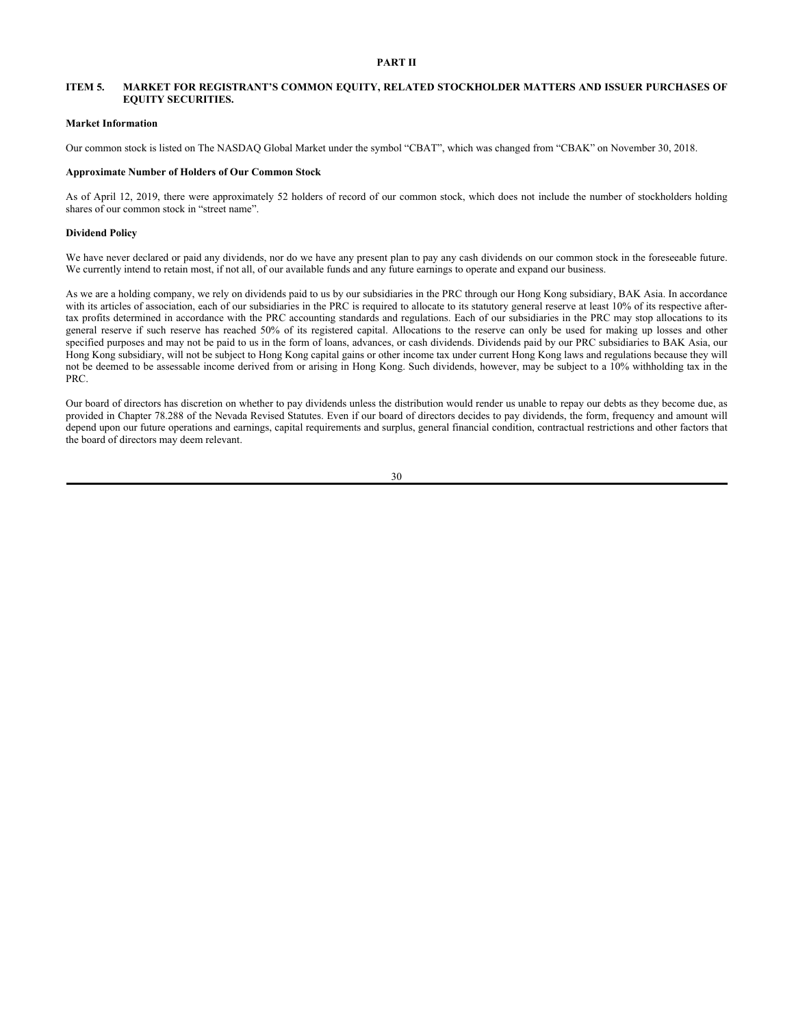# PART II

## ITEM 5. MARKET FOR REGISTRANT'S COMMON EQUITY, RELATED STOCKHOLDER MATTERS AND ISSUER PURCHASES OF EQUITY SECURITIES.

### Market Information

Our common stock is listed on The NASDAQ Global Market under the symbol "CBAT", which was changed from "CBAK" on November 30, 2018.

### Approximate Number of Holders of Our Common Stock

As of April 12, 2019, there were approximately 52 holders of record of our common stock, which does not include the number of stockholders holding shares of our common stock in "street name".

### Dividend Policy

We have never declared or paid any dividends, nor do we have any present plan to pay any cash dividends on our common stock in the foreseeable future. We currently intend to retain most, if not all, of our available funds and any future earnings to operate and expand our business.

As we are a holding company, we rely on dividends paid to us by our subsidiaries in the PRC through our Hong Kong subsidiary, BAK Asia. In accordance with its articles of association, each of our subsidiaries in the PRC is required to allocate to its statutory general reserve at least 10% of its respective after-tax profits determined in accordance with the PRC accounting standards and regulations. Each of our subsidiaries in the PRC may stop allocations to its general reserve if such reserve has reached 50% of its registered capital. Allocations to the reserve can only be used for making up losses and other specified purposes and may not be paid to us in the form of loans, advances, or cash dividends. Dividends paid by our PRC subsidiaries to BAK Asia, our Hong Kong subsidiary, will not be subject to Hong Kong capital gains or other income tax under current Hong Kong laws and regulations because they will not be deemed to be assessable income derived from or arising in Hong Kong. Such dividends, however, may be subject to a 10% withholding tax in the PRC.

Our board of directors has discretion on whether to pay dividends unless the distribution would render us unable to repay our debts as they become due, as provided in Chapter 78.288 of the Nevada Revised Statutes. Even if our board of directors decides to pay dividends, the form, frequency and amount will depend upon our future operations and earnings, capital requirements and surplus, general financial condition, contractual restrictions and other factors that the board of directors may deem relevant.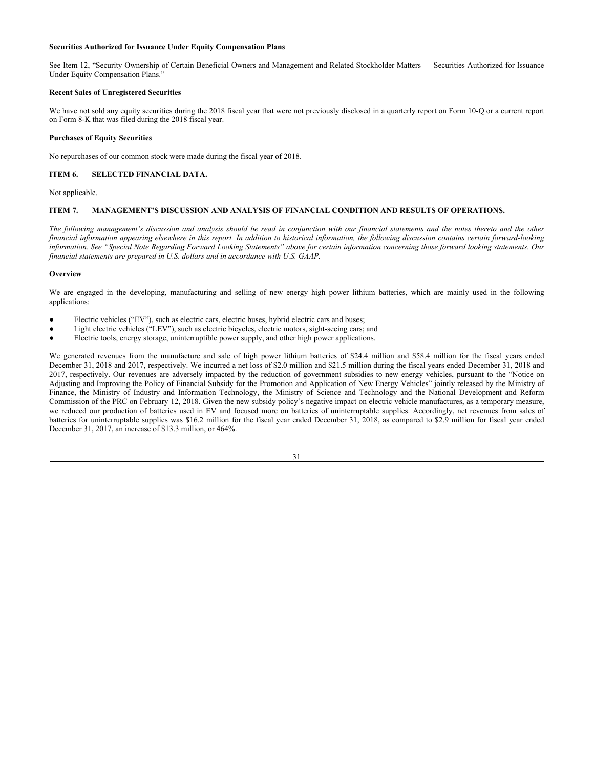**Securities Authorized for Issuance Under Equity Compensation Plans**

See Item 12, "Security Ownership of Certain Beneficial Owners and Management and Related Stockholder Matters — Securities Authorized for Issuance Under Equity Compensation Plans."

**Recent Sales of Unregistered Securities**

We have not sold any equity securities during the 2018 fiscal year that were not previously disclosed in a quarterly report on Form 10-Q or a current report on Form 8-K that was filed during the 2018 fiscal year.

**Purchases of Equity Securities**

No repurchases of our common stock were made during the fiscal year of 2018.

## ITEM 6. SELECTED FINANCIAL DATA.

Not applicable.

## ITEM 7. MANAGEMENT'S DISCUSSION AND ANALYSIS OF FINANCIAL CONDITION AND RESULTS OF OPERATIONS.

*The following management's discussion and analysis should be read in conjunction with our financial statements and the notes thereto and the other financial information appearing elsewhere in this report. In addition to historical information, the following discussion contains certain forward-looking information. See "Special Note Regarding Forward Looking Statements" above for certain information concerning those forward looking statements. Our financial statements are prepared in U.S. dollars and in accordance with U.S. GAAP.*

**Overview**

We are engaged in the developing, manufacturing and selling of new energy high power lithium batteries, which are mainly used in the following applications:

- Electric vehicles ("EV"), such as electric cars, electric buses, hybrid electric cars and buses;
- Light electric vehicles ("LEV"), such as electric bicycles, electric motors, sight-seeing cars; and
- Electric tools, energy storage, uninterruptible power supply, and other high power applications.

We generated revenues from the manufacture and sale of high power lithium batteries of $24.4 million and $58.4 million for the fiscal years ended December 31, 2018 and 2017, respectively. We incurred a net loss of $2.0 million and $21.5 million during the fiscal years ended December 31, 2018 and 2017, respectively. Our revenues are adversely impacted by the reduction of government subsidies to new energy vehicles, pursuant to the "Notice on Adjusting and Improving the Policy of Financial Subsidy for the Promotion and Application of New Energy Vehicles" jointly released by the Ministry of Finance, the Ministry of Industry and Information Technology, the Ministry of Science and Technology and the National Development and Reform Commission of the PRC on February 12, 2018. Given the new subsidy policy's negative impact on electric vehicle manufactures, as a temporary measure, we reduced our production of batteries used in EV and focused more on batteries of uninterruptable supplies. Accordingly, net revenues from sales of batteries for uninterruptable supplies was $16.2 million for the fiscal year ended December 31, 2018, as compared to $2.9 million for fiscal year ended December 31, 2017, an increase of $13.3 million, or 464%.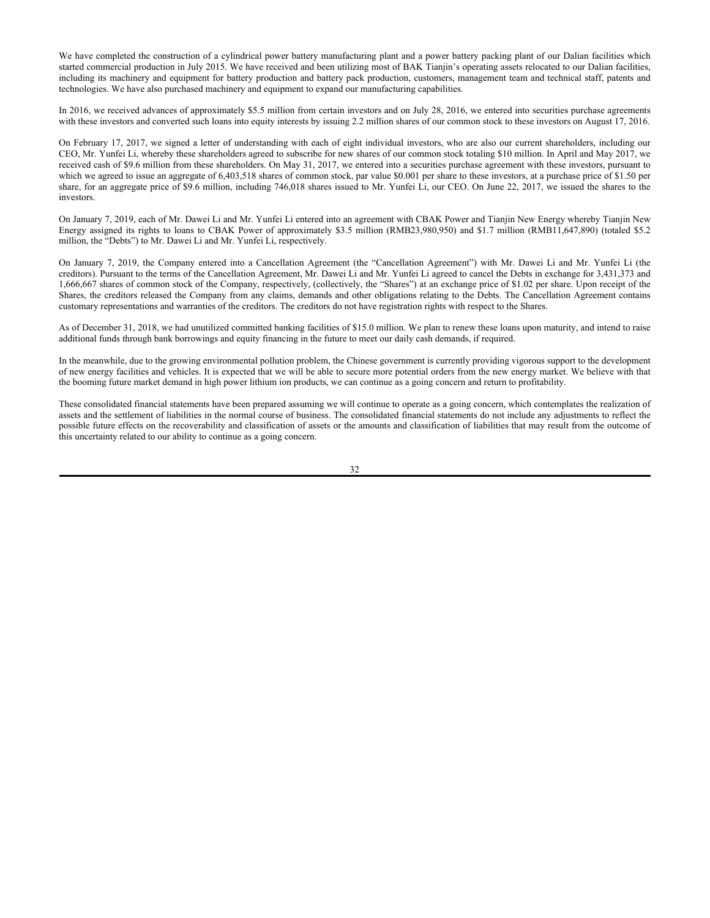We have completed the construction of a cylindrical power battery manufacturing plant and a power battery packing plant of our Dalian facilities which started commercial production in July 2015. We have received and been utilizing most of BAK Tianjin's operating assets relocated to our Dalian facilities, including its machinery and equipment for battery production and battery pack production, customers, management team and technical staff, patents and technologies. We have also purchased machinery and equipment to expand our manufacturing capabilities.

In 2016, we received advances of approximately $5.5 million from certain investors and on July 28, 2016, we entered into securities purchase agreements with these investors and converted such loans into equity interests by issuing 2.2 million shares of our common stock to these investors on August 17, 2016.

On February 17, 2017, we signed a letter of understanding with each of eight individual investors, who are also our current shareholders, including our CEO, Mr. Yunfei Li, whereby these shareholders agreed to subscribe for new shares of our common stock totaling $10 million. In April and May 2017, we received cash of $9.6 million from these shareholders. On May 31, 2017, we entered into a securities purchase agreement with these investors, pursuant to which we agreed to issue an aggregate of 6,403,518 shares of common stock, par value $0.001 per share to these investors, at a purchase price of $1.50 per share, for an aggregate price of $9.6 million, including 746,018 shares issued to Mr. Yunfei Li, our CEO. On June 22, 2017, we issued the shares to the investors.

On January 7, 2019, each of Mr. Dawei Li and Mr. Yunfei Li entered into an agreement with CBAK Power and Tianjin New Energy whereby Tianjin New Energy assigned its rights to loans to CBAK Power of approximately $3.5 million (RMB23,980,950) and $1.7 million (RMB11,647,890) (totaled $5.2 million, the "Debts") to Mr. Dawei Li and Mr. Yunfei Li, respectively.

On January 7, 2019, the Company entered into a Cancellation Agreement (the "Cancellation Agreement") with Mr. Dawei Li and Mr. Yunfei Li (the creditors). Pursuant to the terms of the Cancellation Agreement, Mr. Dawei Li and Mr. Yunfei Li agreed to cancel the Debts in exchange for 3,431,373 and 1,666,667 shares of common stock of the Company, respectively, (collectively, the "Shares") at an exchange price of $1.02 per share. Upon receipt of the Shares, the creditors released the Company from any claims, demands and other obligations relating to the Debts. The Cancellation Agreement contains customary representations and warranties of the creditors. The creditors do not have registration rights with respect to the Shares.

As of December 31, 2018, we had unutilized committed banking facilities of $15.0 million. We plan to renew these loans upon maturity, and intend to raise additional funds through bank borrowings and equity financing in the future to meet our daily cash demands, if required.

In the meanwhile, due to the growing environmental pollution problem, the Chinese government is currently providing vigorous support to the development of new energy facilities and vehicles. It is expected that we will be able to secure more potential orders from the new energy market. We believe with that the booming future market demand in high power lithium ion products, we can continue as a going concern and return to profitability.

These consolidated financial statements have been prepared assuming we will continue to operate as a going concern, which contemplates the realization of assets and the settlement of liabilities in the normal course of business. The consolidated financial statements do not include any adjustments to reflect the possible future effects on the recoverability and classification of assets or the amounts and classification of liabilities that may result from the outcome of this uncertainty related to our ability to continue as a going concern.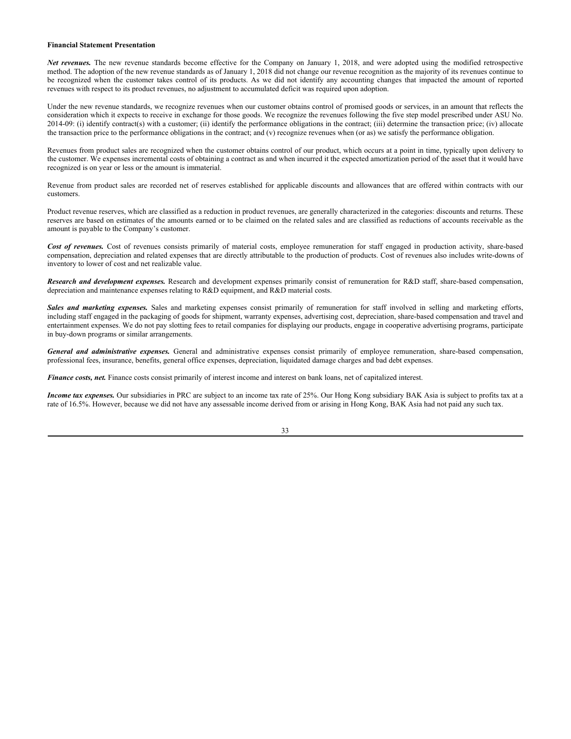**Financial Statement Presentation**

***Net revenues.*** The new revenue standards become effective for the Company on January 1, 2018, and were adopted using the modified retrospective method. The adoption of the new revenue standards as of January 1, 2018 did not change our revenue recognition as the majority of its revenues continue to be recognized when the customer takes control of its products. As we did not identify any accounting changes that impacted the amount of reported revenues with respect to its product revenues, no adjustment to accumulated deficit was required upon adoption.

Under the new revenue standards, we recognize revenues when our customer obtains control of promised goods or services, in an amount that reflects the consideration which it expects to receive in exchange for those goods. We recognize the revenues following the five step model prescribed under ASU No. 2014-09: (i) identify contract(s) with a customer; (ii) identify the performance obligations in the contract; (iii) determine the transaction price; (iv) allocate the transaction price to the performance obligations in the contract; and (v) recognize revenues when (or as) we satisfy the performance obligation.

Revenues from product sales are recognized when the customer obtains control of our product, which occurs at a point in time, typically upon delivery to the customer. We expenses incremental costs of obtaining a contract as and when incurred it the expected amortization period of the asset that it would have recognized is on year or less or the amount is immaterial.

Revenue from product sales are recorded net of reserves established for applicable discounts and allowances that are offered within contracts with our customers.

Product revenue reserves, which are classified as a reduction in product revenues, are generally characterized in the categories: discounts and returns. These reserves are based on estimates of the amounts earned or to be claimed on the related sales and are classified as reductions of accounts receivable as the amount is payable to the Company's customer.

***Cost of revenues.*** Cost of revenues consists primarily of material costs, employee remuneration for staff engaged in production activity, share-based compensation, depreciation and related expenses that are directly attributable to the production of products. Cost of revenues also includes write-downs of inventory to lower of cost and net realizable value.

***Research and development expenses.*** Research and development expenses primarily consist of remuneration for R&D staff, share-based compensation, depreciation and maintenance expenses relating to R&D equipment, and R&D material costs.

***Sales and marketing expenses.*** Sales and marketing expenses consist primarily of remuneration for staff involved in selling and marketing efforts, including staff engaged in the packaging of goods for shipment, warranty expenses, advertising cost, depreciation, share-based compensation and travel and entertainment expenses. We do not pay slotting fees to retail companies for displaying our products, engage in cooperative advertising programs, participate in buy-down programs or similar arrangements.

***General and administrative expenses.*** General and administrative expenses consist primarily of employee remuneration, share-based compensation, professional fees, insurance, benefits, general office expenses, depreciation, liquidated damage charges and bad debt expenses.

***Finance costs, net.*** Finance costs consist primarily of interest income and interest on bank loans, net of capitalized interest.

***Income tax expenses.*** Our subsidiaries in PRC are subject to an income tax rate of 25%. Our Hong Kong subsidiary BAK Asia is subject to profits tax at a rate of 16.5%. However, because we did not have any assessable income derived from or arising in Hong Kong, BAK Asia had not paid any such tax.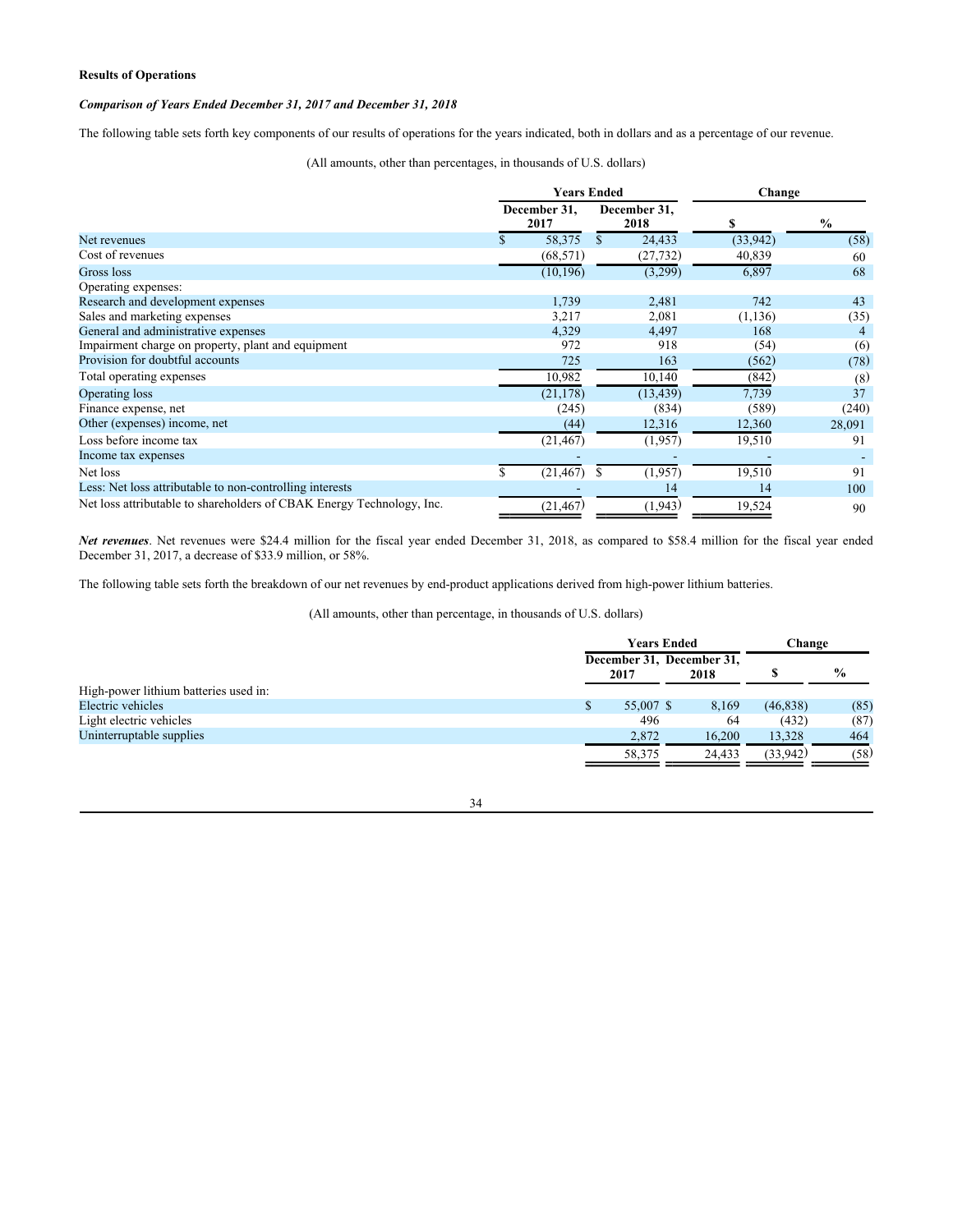**Results of Operations**

***Comparison of Years Ended December 31, 2017 and December 31, 2018***

The following table sets forth key components of our results of operations for the years indicated, both in dollars and as a percentage of our revenue.

(All amounts, other than percentages, in thousands of U.S. dollars)

| | Years Ended | | Change | |
|---|---|---|---|---|
| | December 31, 2017 | December 31, 2018 | $ | % |
| Net revenues | $ 58,375 | $ 24,433 | (33,942) | (58) |
| Cost of revenues | (68,571) | (27,732) | 40,839 | 60 |
| Gross loss | (10,196) | (3,299) | 6,897 | 68 |
| Operating expenses: | | | | |
| Research and development expenses | 1,739 | 2,481 | 742 | 43 |
| Sales and marketing expenses | 3,217 | 2,081 | (1,136) | (35) |
| General and administrative expenses | 4,329 | 4,497 | 168 | 4 |
| Impairment charge on property, plant and equipment | 972 | 918 | (54) | (6) |
| Provision for doubtful accounts | 725 | 163 | (562) | (78) |
| Total operating expenses | 10,982 | 10,140 | (842) | (8) |
| Operating loss | (21,178) | (13,439) | 7,739 | 37 |
| Finance expense, net | (245) | (834) | (589) | (240) |
| Other (expenses) income, net | (44) | 12,316 | 12,360 | 28,091 |
| Loss before income tax | (21,467) | (1,957) | 19,510 | 91 |
| Income tax expenses | - | - | - | - |
| Net loss | $ (21,467) | $ (1,957) | 19,510 | 91 |
| Less: Net loss attributable to non-controlling interests | - | 14 | 14 | 100 |
| Net loss attributable to shareholders of CBAK Energy Technology, Inc. | (21,467) | (1,943) | 19,524 | 90 |

***Net revenues***. Net revenues were $24.4 million for the fiscal year ended December 31, 2018, as compared to $58.4 million for the fiscal year ended December 31, 2017, a decrease of $33.9 million, or 58%.

The following table sets forth the breakdown of our net revenues by end-product applications derived from high-power lithium batteries.

(All amounts, other than percentage, in thousands of U.S. dollars)

| | Years Ended | | Change | |
|---|---|---|---|---|
| | December 31, 2017 | December 31, 2018 | $ | % |
| High-power lithium batteries used in: | | | | |
| Electric vehicles | $ 55,007 | $ 8,169 | (46,838) | (85) |
| Light electric vehicles | 496 | 64 | (432) | (87) |
| Uninterruptable supplies | 2,872 | 16,200 | 13,328 | 464 |
| | 58,375 | 24,433 | (33,942) | (58) |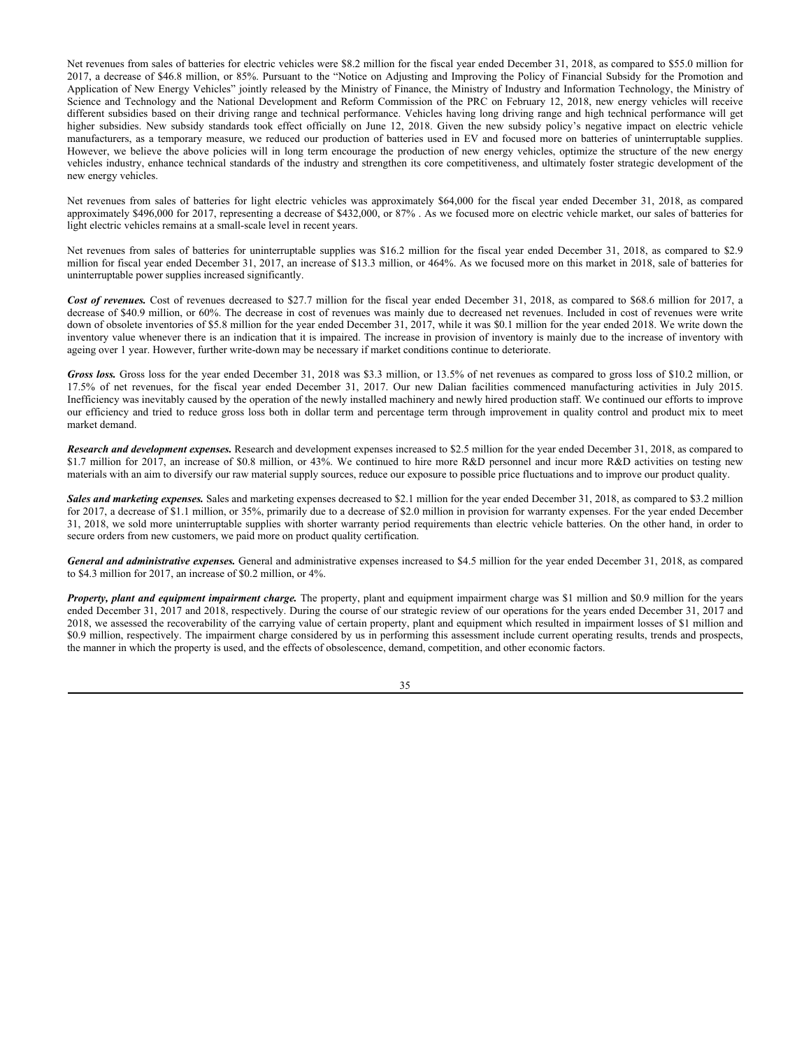Net revenues from sales of batteries for electric vehicles were $8.2 million for the fiscal year ended December 31, 2018, as compared to $55.0 million for 2017, a decrease of $46.8 million, or 85%. Pursuant to the "Notice on Adjusting and Improving the Policy of Financial Subsidy for the Promotion and Application of New Energy Vehicles" jointly released by the Ministry of Finance, the Ministry of Industry and Information Technology, the Ministry of Science and Technology and the National Development and Reform Commission of the PRC on February 12, 2018, new energy vehicles will receive different subsidies based on their driving range and technical performance. Vehicles having long driving range and high technical performance will get higher subsidies. New subsidy standards took effect officially on June 12, 2018. Given the new subsidy policy's negative impact on electric vehicle manufacturers, as a temporary measure, we reduced our production of batteries used in EV and focused more on batteries of uninterruptable supplies. However, we believe the above policies will in long term encourage the production of new energy vehicles, optimize the structure of the new energy vehicles industry, enhance technical standards of the industry and strengthen its core competitiveness, and ultimately foster strategic development of the new energy vehicles.

Net revenues from sales of batteries for light electric vehicles was approximately $64,000 for the fiscal year ended December 31, 2018, as compared approximately $496,000 for 2017, representing a decrease of $432,000, or 87% . As we focused more on electric vehicle market, our sales of batteries for light electric vehicles remains at a small-scale level in recent years.

Net revenues from sales of batteries for uninterruptable supplies was $16.2 million for the fiscal year ended December 31, 2018, as compared to $2.9 million for fiscal year ended December 31, 2017, an increase of $13.3 million, or 464%. As we focused more on this market in 2018, sale of batteries for uninterruptable power supplies increased significantly.

***Cost of revenues.*** Cost of revenues decreased to $27.7 million for the fiscal year ended December 31, 2018, as compared to $68.6 million for 2017, a decrease of $40.9 million, or 60%. The decrease in cost of revenues was mainly due to decreased net revenues. Included in cost of revenues were write down of obsolete inventories of $5.8 million for the year ended December 31, 2017, while it was $0.1 million for the year ended 2018. We write down the inventory value whenever there is an indication that it is impaired. The increase in provision of inventory is mainly due to the increase of inventory with ageing over 1 year. However, further write-down may be necessary if market conditions continue to deteriorate.

***Gross loss.*** Gross loss for the year ended December 31, 2018 was $3.3 million, or 13.5% of net revenues as compared to gross loss of $10.2 million, or 17.5% of net revenues, for the fiscal year ended December 31, 2017. Our new Dalian facilities commenced manufacturing activities in July 2015. Inefficiency was inevitably caused by the operation of the newly installed machinery and newly hired production staff. We continued our efforts to improve our efficiency and tried to reduce gross loss both in dollar term and percentage term through improvement in quality control and product mix to meet market demand.

***Research and development expenses.*** Research and development expenses increased to $2.5 million for the year ended December 31, 2018, as compared to $1.7 million for 2017, an increase of $0.8 million, or 43%. We continued to hire more R&D personnel and incur more R&D activities on testing new materials with an aim to diversify our raw material supply sources, reduce our exposure to possible price fluctuations and to improve our product quality.

***Sales and marketing expenses.*** Sales and marketing expenses decreased to $2.1 million for the year ended December 31, 2018, as compared to $3.2 million for 2017, a decrease of $1.1 million, or 35%, primarily due to a decrease of $2.0 million in provision for warranty expenses. For the year ended December 31, 2018, we sold more uninterruptable supplies with shorter warranty period requirements than electric vehicle batteries. On the other hand, in order to secure orders from new customers, we paid more on product quality certification.

***General and administrative expenses.*** General and administrative expenses increased to $4.5 million for the year ended December 31, 2018, as compared to $4.3 million for 2017, an increase of $0.2 million, or 4%.

***Property, plant and equipment impairment charge.*** The property, plant and equipment impairment charge was $1 million and $0.9 million for the years ended December 31, 2017 and 2018, respectively. During the course of our strategic review of our operations for the years ended December 31, 2017 and 2018, we assessed the recoverability of the carrying value of certain property, plant and equipment which resulted in impairment losses of $1 million and $0.9 million, respectively. The impairment charge considered by us in performing this assessment include current operating results, trends and prospects, the manner in which the property is used, and the effects of obsolescence, demand, competition, and other economic factors.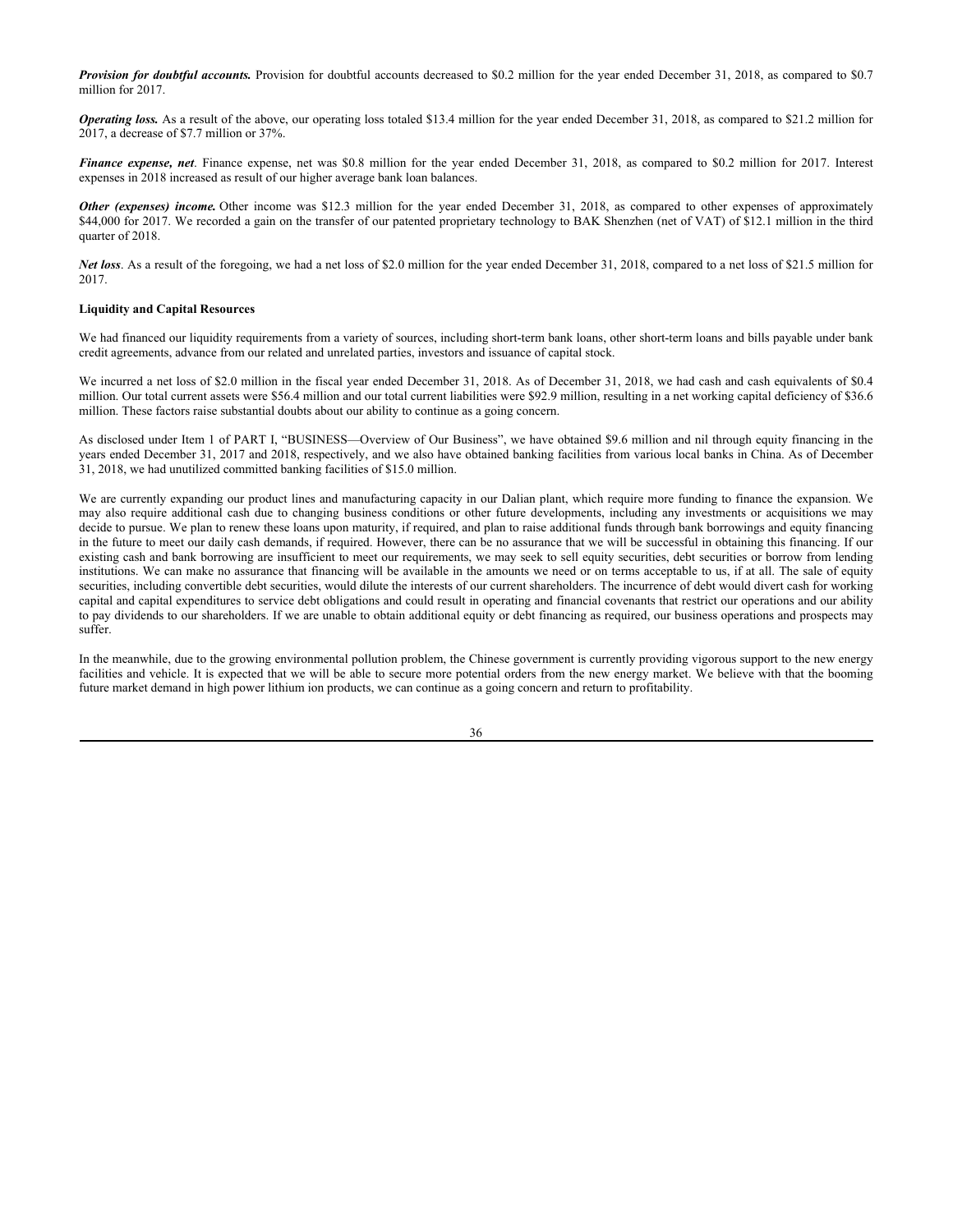***Provision for doubtful accounts.*** Provision for doubtful accounts decreased to $0.2 million for the year ended December 31, 2018, as compared to $0.7 million for 2017.

***Operating loss.*** As a result of the above, our operating loss totaled $13.4 million for the year ended December 31, 2018, as compared to $21.2 million for 2017, a decrease of $7.7 million or 37%.

***Finance expense, net***. Finance expense, net was $0.8 million for the year ended December 31, 2018, as compared to $0.2 million for 2017. Interest expenses in 2018 increased as result of our higher average bank loan balances.

***Other (expenses) income.*** Other income was $12.3 million for the year ended December 31, 2018, as compared to other expenses of approximately $44,000 for 2017. We recorded a gain on the transfer of our patented proprietary technology to BAK Shenzhen (net of VAT) of $12.1 million in the third quarter of 2018.

***Net loss***. As a result of the foregoing, we had a net loss of $2.0 million for the year ended December 31, 2018, compared to a net loss of $21.5 million for 2017.

**Liquidity and Capital Resources**

We had financed our liquidity requirements from a variety of sources, including short-term bank loans, other short-term loans and bills payable under bank credit agreements, advance from our related and unrelated parties, investors and issuance of capital stock.

We incurred a net loss of $2.0 million in the fiscal year ended December 31, 2018. As of December 31, 2018, we had cash and cash equivalents of $0.4 million. Our total current assets were $56.4 million and our total current liabilities were $92.9 million, resulting in a net working capital deficiency of $36.6 million. These factors raise substantial doubts about our ability to continue as a going concern.

As disclosed under Item 1 of PART I, "BUSINESS—Overview of Our Business", we have obtained $9.6 million and nil through equity financing in the years ended December 31, 2017 and 2018, respectively, and we also have obtained banking facilities from various local banks in China. As of December 31, 2018, we had unutilized committed banking facilities of $15.0 million.

We are currently expanding our product lines and manufacturing capacity in our Dalian plant, which require more funding to finance the expansion. We may also require additional cash due to changing business conditions or other future developments, including any investments or acquisitions we may decide to pursue. We plan to renew these loans upon maturity, if required, and plan to raise additional funds through bank borrowings and equity financing in the future to meet our daily cash demands, if required. However, there can be no assurance that we will be successful in obtaining this financing. If our existing cash and bank borrowing are insufficient to meet our requirements, we may seek to sell equity securities, debt securities or borrow from lending institutions. We can make no assurance that financing will be available in the amounts we need or on terms acceptable to us, if at all. The sale of equity securities, including convertible debt securities, would dilute the interests of our current shareholders. The incurrence of debt would divert cash for working capital and capital expenditures to service debt obligations and could result in operating and financial covenants that restrict our operations and our ability to pay dividends to our shareholders. If we are unable to obtain additional equity or debt financing as required, our business operations and prospects may suffer.

In the meanwhile, due to the growing environmental pollution problem, the Chinese government is currently providing vigorous support to the new energy facilities and vehicle. It is expected that we will be able to secure more potential orders from the new energy market. We believe with that the booming future market demand in high power lithium ion products, we can continue as a going concern and return to profitability.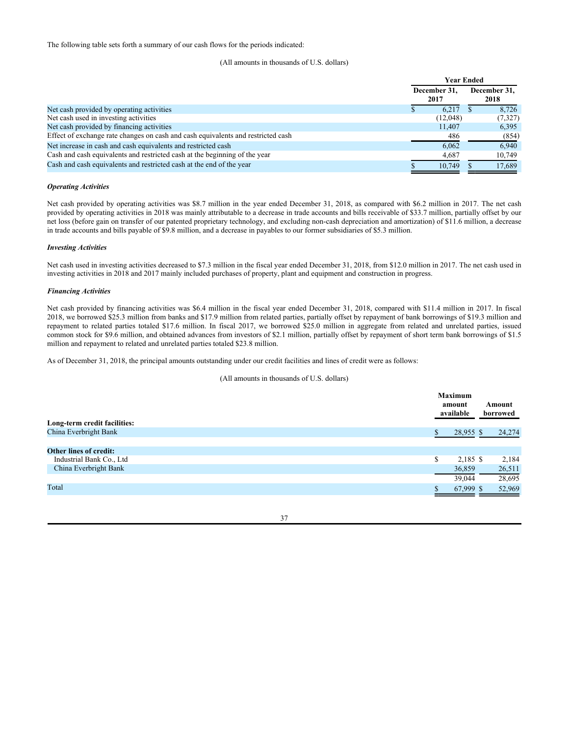The following table sets forth a summary of our cash flows for the periods indicated:

(All amounts in thousands of U.S. dollars)

| | Year Ended | |
|---|---|---|
| | December 31, 2017 | December 31, 2018 |
| Net cash provided by operating activities | $ 6,217 | $ 8,726 |
| Net cash used in investing activities | (12,048) | (7,327) |
| Net cash provided by financing activities | 11,407 | 6,395 |
| Effect of exchange rate changes on cash and cash equivalents and restricted cash | 486 | (854) |
| Net increase in cash and cash equivalents and restricted cash | 6,062 | 6,940 |
| Cash and cash equivalents and restricted cash at the beginning of the year | 4,687 | 10,749 |
| Cash and cash equivalents and restricted cash at the end of the year | $ 10,749 | $ 17,689 |

***Operating Activities***

Net cash provided by operating activities was $8.7 million in the year ended December 31, 2018, as compared with $6.2 million in 2017. The net cash provided by operating activities in 2018 was mainly attributable to a decrease in trade accounts and bills receivable of $33.7 million, partially offset by our net loss (before gain on transfer of our patented proprietary technology, and excluding non-cash depreciation and amortization) of $11.6 million, a decrease in trade accounts and bills payable of $9.8 million, and a decrease in payables to our former subsidiaries of $5.3 million.

***Investing Activities***

Net cash used in investing activities decreased to $7.3 million in the fiscal year ended December 31, 2018, from $12.0 million in 2017. The net cash used in investing activities in 2018 and 2017 mainly included purchases of property, plant and equipment and construction in progress.

***Financing Activities***

Net cash provided by financing activities was $6.4 million in the fiscal year ended December 31, 2018, compared with $11.4 million in 2017. In fiscal 2018, we borrowed $25.3 million from banks and $17.9 million from related parties, partially offset by repayment of bank borrowings of $19.3 million and repayment to related parties totaled $17.6 million. In fiscal 2017, we borrowed $25.0 million in aggregate from related and unrelated parties, issued common stock for $9.6 million, and obtained advances from investors of $2.1 million, partially offset by repayment of short term bank borrowings of $1.5 million and repayment to related and unrelated parties totaled $23.8 million.

As of December 31, 2018, the principal amounts outstanding under our credit facilities and lines of credit were as follows:

(All amounts in thousands of U.S. dollars)

| | Maximum amount available | Amount borrowed |
|---|---|---|
| **Long-term credit facilities:** | | |
| China Everbright Bank | $ 28,955 | $ 24,274 |
| | | |
| **Other lines of credit:** | | |
| Industrial Bank Co., Ltd | $ 2,185 | $ 2,184 |
| China Everbright Bank | 36,859 | 26,511 |
| | 39,044 | 28,695 |
| Total | $ 67,999 | $ 52,969 |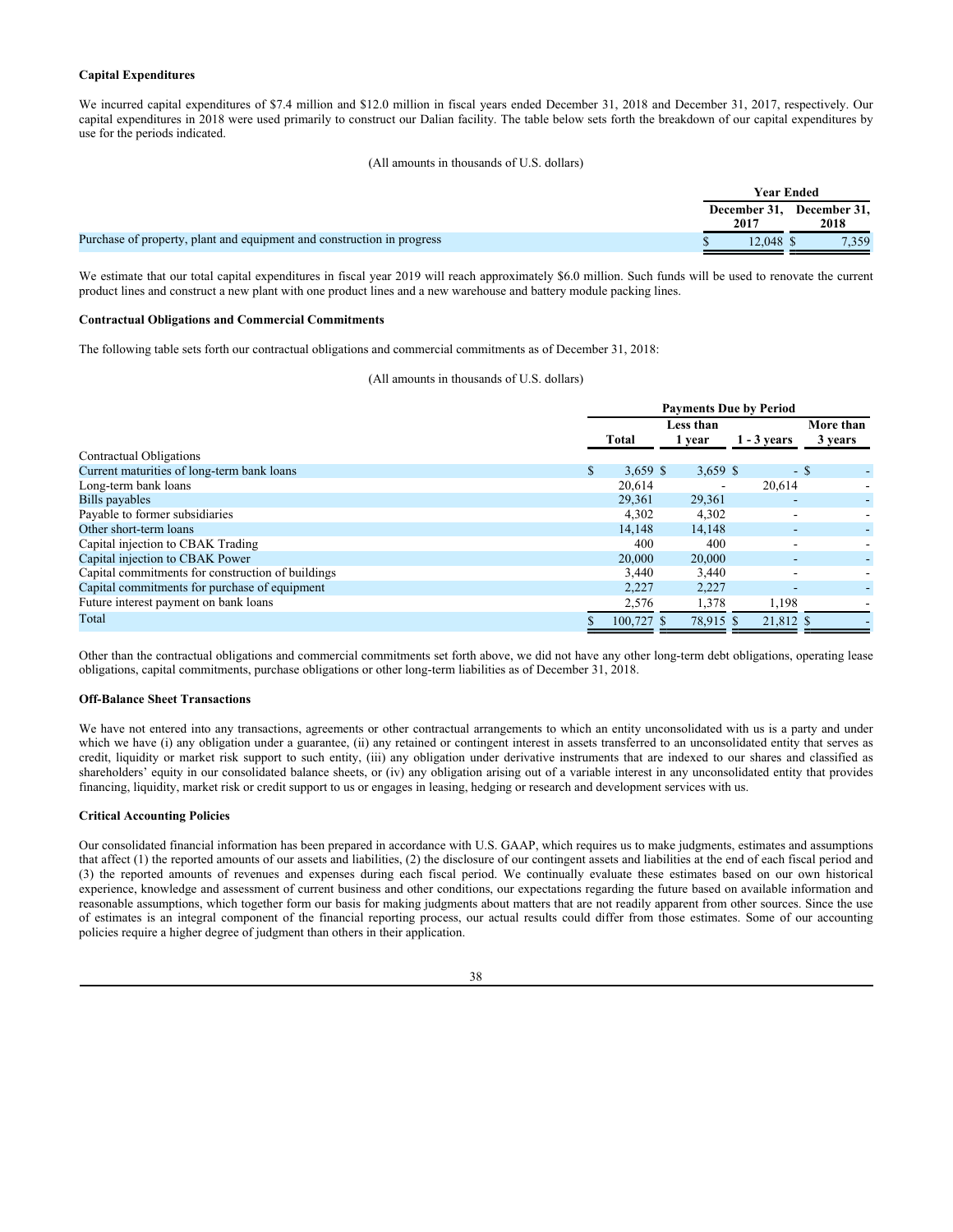**Capital Expenditures**

We incurred capital expenditures of $7.4 million and $12.0 million in fiscal years ended December 31, 2018 and December 31, 2017, respectively. Our capital expenditures in 2018 were used primarily to construct our Dalian facility. The table below sets forth the breakdown of our capital expenditures by use for the periods indicated.

(All amounts in thousands of U.S. dollars)

| | Year Ended | |
|---|---|---|
| | December 31, 2017 | December 31, 2018 |
| Purchase of property, plant and equipment and construction in progress | $ 12,048 | $ 7,359 |

We estimate that our total capital expenditures in fiscal year 2019 will reach approximately $6.0 million. Such funds will be used to renovate the current product lines and construct a new plant with one product lines and a new warehouse and battery module packing lines.

**Contractual Obligations and Commercial Commitments**

The following table sets forth our contractual obligations and commercial commitments as of December 31, 2018:

(All amounts in thousands of U.S. dollars)

| | Payments Due by Period | | | |
|---|---|---|---|---|
| | Total | Less than 1 year | 1 - 3 years | More than 3 years |
| Contractual Obligations | | | | |
| Current maturities of long-term bank loans | $ 3,659 | $ 3,659 | $ - | $ - |
| Long-term bank loans | 20,614 | - | 20,614 | - |
| Bills payables | 29,361 | 29,361 | - | - |
| Payable to former subsidiaries | 4,302 | 4,302 | - | - |
| Other short-term loans | 14,148 | 14,148 | - | - |
| Capital injection to CBAK Trading | 400 | 400 | - | - |
| Capital injection to CBAK Power | 20,000 | 20,000 | - | - |
| Capital commitments for construction of buildings | 3,440 | 3,440 | - | - |
| Capital commitments for purchase of equipment | 2,227 | 2,227 | - | - |
| Future interest payment on bank loans | 2,576 | 1,378 | 1,198 | - |
| Total | $ 100,727 | $ 78,915 | $ 21,812 | $ - |

Other than the contractual obligations and commercial commitments set forth above, we did not have any other long-term debt obligations, operating lease obligations, capital commitments, purchase obligations or other long-term liabilities as of December 31, 2018.

**Off-Balance Sheet Transactions**

We have not entered into any transactions, agreements or other contractual arrangements to which an entity unconsolidated with us is a party and under which we have (i) any obligation under a guarantee, (ii) any retained or contingent interest in assets transferred to an unconsolidated entity that serves as credit, liquidity or market risk support to such entity, (iii) any obligation under derivative instruments that are indexed to our shares and classified as shareholders' equity in our consolidated balance sheets, or (iv) any obligation arising out of a variable interest in any unconsolidated entity that provides financing, liquidity, market risk or credit support to us or engages in leasing, hedging or research and development services with us.

**Critical Accounting Policies**

Our consolidated financial information has been prepared in accordance with U.S. GAAP, which requires us to make judgments, estimates and assumptions that affect (1) the reported amounts of our assets and liabilities, (2) the disclosure of our contingent assets and liabilities at the end of each fiscal period and (3) the reported amounts of revenues and expenses during each fiscal period. We continually evaluate these estimates based on our own historical experience, knowledge and assessment of current business and other conditions, our expectations regarding the future based on available information and reasonable assumptions, which together form our basis for making judgments about matters that are not readily apparent from other sources. Since the use of estimates is an integral component of the financial reporting process, our actual results could differ from those estimates. Some of our accounting policies require a higher degree of judgment than others in their application.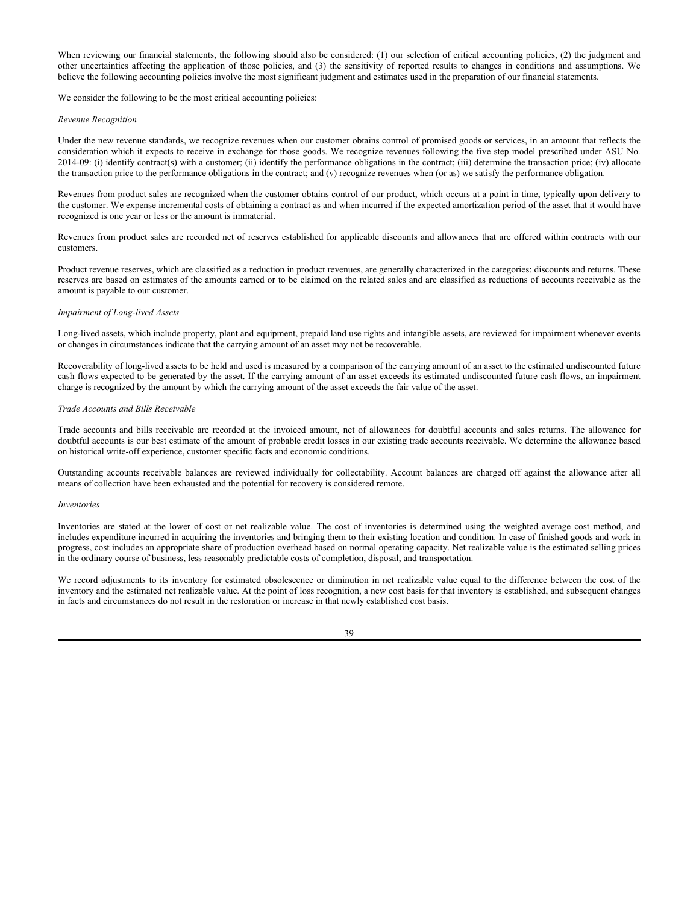When reviewing our financial statements, the following should also be considered: (1) our selection of critical accounting policies, (2) the judgment and other uncertainties affecting the application of those policies, and (3) the sensitivity of reported results to changes in conditions and assumptions. We believe the following accounting policies involve the most significant judgment and estimates used in the preparation of our financial statements.

We consider the following to be the most critical accounting policies:

*Revenue Recognition*

Under the new revenue standards, we recognize revenues when our customer obtains control of promised goods or services, in an amount that reflects the consideration which it expects to receive in exchange for those goods. We recognize revenues following the five step model prescribed under ASU No. 2014-09: (i) identify contract(s) with a customer; (ii) identify the performance obligations in the contract; (iii) determine the transaction price; (iv) allocate the transaction price to the performance obligations in the contract; and (v) recognize revenues when (or as) we satisfy the performance obligation.

Revenues from product sales are recognized when the customer obtains control of our product, which occurs at a point in time, typically upon delivery to the customer. We expense incremental costs of obtaining a contract as and when incurred if the expected amortization period of the asset that it would have recognized is one year or less or the amount is immaterial.

Revenues from product sales are recorded net of reserves established for applicable discounts and allowances that are offered within contracts with our customers.

Product revenue reserves, which are classified as a reduction in product revenues, are generally characterized in the categories: discounts and returns. These reserves are based on estimates of the amounts earned or to be claimed on the related sales and are classified as reductions of accounts receivable as the amount is payable to our customer.

*Impairment of Long-lived Assets*

Long-lived assets, which include property, plant and equipment, prepaid land use rights and intangible assets, are reviewed for impairment whenever events or changes in circumstances indicate that the carrying amount of an asset may not be recoverable.

Recoverability of long-lived assets to be held and used is measured by a comparison of the carrying amount of an asset to the estimated undiscounted future cash flows expected to be generated by the asset. If the carrying amount of an asset exceeds its estimated undiscounted future cash flows, an impairment charge is recognized by the amount by which the carrying amount of the asset exceeds the fair value of the asset.

*Trade Accounts and Bills Receivable*

Trade accounts and bills receivable are recorded at the invoiced amount, net of allowances for doubtful accounts and sales returns. The allowance for doubtful accounts is our best estimate of the amount of probable credit losses in our existing trade accounts receivable. We determine the allowance based on historical write-off experience, customer specific facts and economic conditions.

Outstanding accounts receivable balances are reviewed individually for collectability. Account balances are charged off against the allowance after all means of collection have been exhausted and the potential for recovery is considered remote.

*Inventories*

Inventories are stated at the lower of cost or net realizable value. The cost of inventories is determined using the weighted average cost method, and includes expenditure incurred in acquiring the inventories and bringing them to their existing location and condition. In case of finished goods and work in progress, cost includes an appropriate share of production overhead based on normal operating capacity. Net realizable value is the estimated selling prices in the ordinary course of business, less reasonably predictable costs of completion, disposal, and transportation.

We record adjustments to its inventory for estimated obsolescence or diminution in net realizable value equal to the difference between the cost of the inventory and the estimated net realizable value. At the point of loss recognition, a new cost basis for that inventory is established, and subsequent changes in facts and circumstances do not result in the restoration or increase in that newly established cost basis.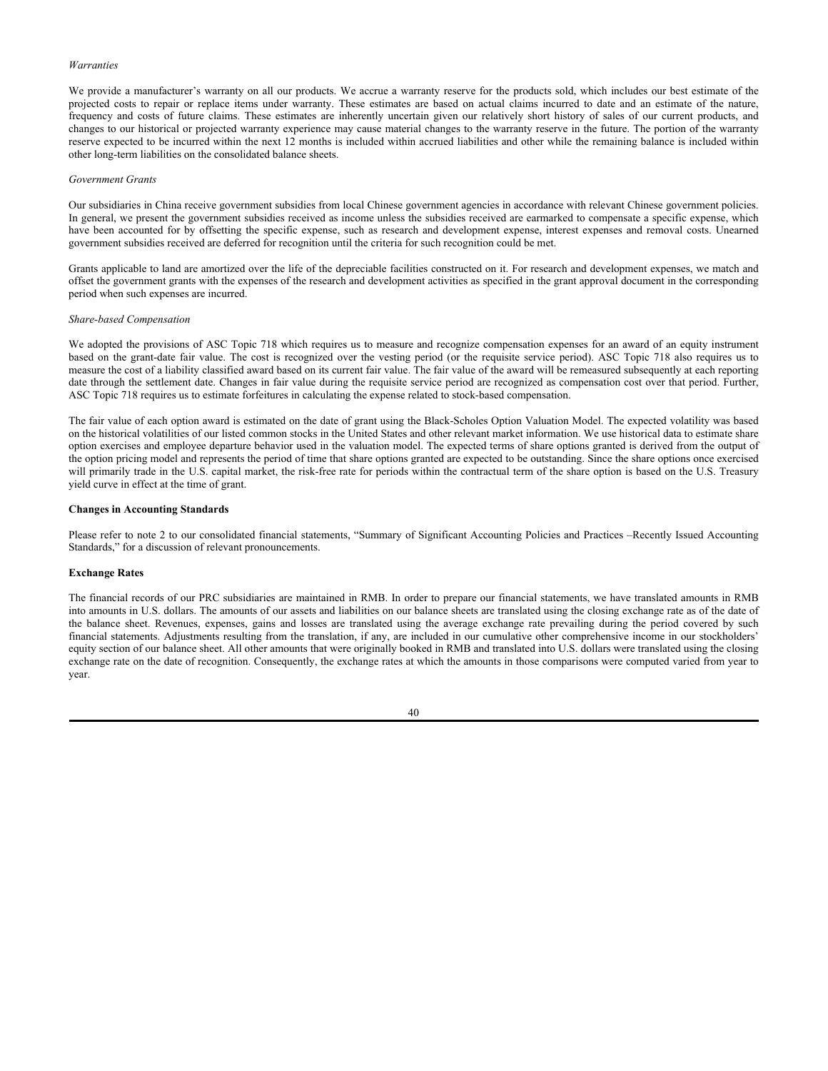*Warranties*

We provide a manufacturer's warranty on all our products. We accrue a warranty reserve for the products sold, which includes our best estimate of the projected costs to repair or replace items under warranty. These estimates are based on actual claims incurred to date and an estimate of the nature, frequency and costs of future claims. These estimates are inherently uncertain given our relatively short history of sales of our current products, and changes to our historical or projected warranty experience may cause material changes to the warranty reserve in the future. The portion of the warranty reserve expected to be incurred within the next 12 months is included within accrued liabilities and other while the remaining balance is included within other long-term liabilities on the consolidated balance sheets.

*Government Grants*

Our subsidiaries in China receive government subsidies from local Chinese government agencies in accordance with relevant Chinese government policies. In general, we present the government subsidies received as income unless the subsidies received are earmarked to compensate a specific expense, which have been accounted for by offsetting the specific expense, such as research and development expense, interest expenses and removal costs. Unearned government subsidies received are deferred for recognition until the criteria for such recognition could be met.

Grants applicable to land are amortized over the life of the depreciable facilities constructed on it. For research and development expenses, we match and offset the government grants with the expenses of the research and development activities as specified in the grant approval document in the corresponding period when such expenses are incurred.

*Share-based Compensation*

We adopted the provisions of ASC Topic 718 which requires us to measure and recognize compensation expenses for an award of an equity instrument based on the grant-date fair value. The cost is recognized over the vesting period (or the requisite service period). ASC Topic 718 also requires us to measure the cost of a liability classified award based on its current fair value. The fair value of the award will be remeasured subsequently at each reporting date through the settlement date. Changes in fair value during the requisite service period are recognized as compensation cost over that period. Further, ASC Topic 718 requires us to estimate forfeitures in calculating the expense related to stock-based compensation.

The fair value of each option award is estimated on the date of grant using the Black-Scholes Option Valuation Model. The expected volatility was based on the historical volatilities of our listed common stocks in the United States and other relevant market information. We use historical data to estimate share option exercises and employee departure behavior used in the valuation model. The expected terms of share options granted is derived from the output of the option pricing model and represents the period of time that share options granted are expected to be outstanding. Since the share options once exercised will primarily trade in the U.S. capital market, the risk-free rate for periods within the contractual term of the share option is based on the U.S. Treasury yield curve in effect at the time of grant.

**Changes in Accounting Standards**

Please refer to note 2 to our consolidated financial statements, "Summary of Significant Accounting Policies and Practices –Recently Issued Accounting Standards," for a discussion of relevant pronouncements.

**Exchange Rates**

The financial records of our PRC subsidiaries are maintained in RMB. In order to prepare our financial statements, we have translated amounts in RMB into amounts in U.S. dollars. The amounts of our assets and liabilities on our balance sheets are translated using the closing exchange rate as of the date of the balance sheet. Revenues, expenses, gains and losses are translated using the average exchange rate prevailing during the period covered by such financial statements. Adjustments resulting from the translation, if any, are included in our cumulative other comprehensive income in our stockholders' equity section of our balance sheet. All other amounts that were originally booked in RMB and translated into U.S. dollars were translated using the closing exchange rate on the date of recognition. Consequently, the exchange rates at which the amounts in those comparisons were computed varied from year to year.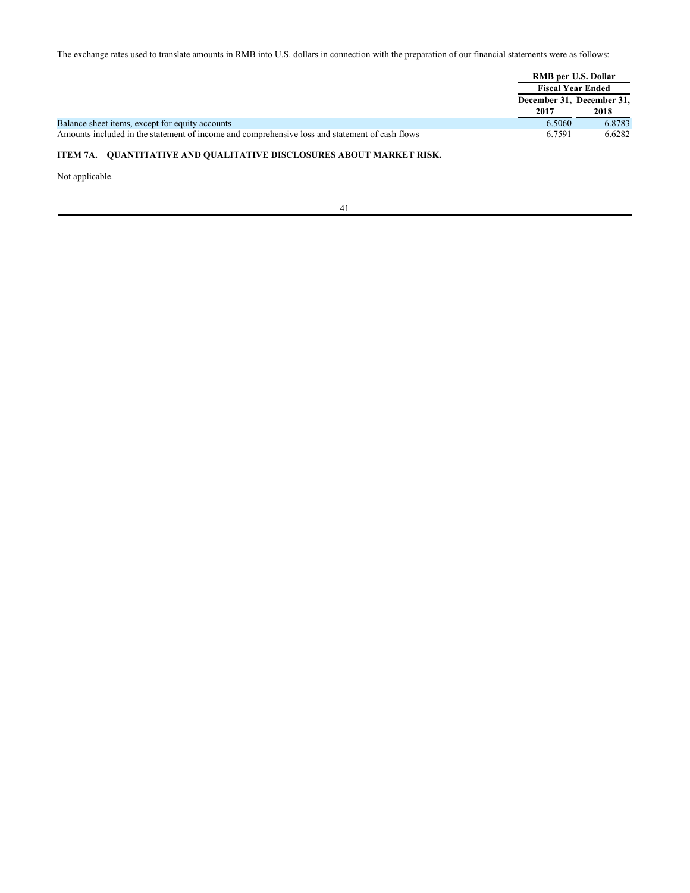The exchange rates used to translate amounts in RMB into U.S. dollars in connection with the preparation of our financial statements were as follows:

| | RMB per U.S. Dollar | |
|---|---|---|
| | Fiscal Year Ended | |
| | December 31, 2017 | December 31, 2018 |
| Balance sheet items, except for equity accounts | 6.5060 | 6.8783 |
| Amounts included in the statement of income and comprehensive loss and statement of cash flows | 6.7591 | 6.6282 |

## ITEM 7A. QUANTITATIVE AND QUALITATIVE DISCLOSURES ABOUT MARKET RISK.

Not applicable.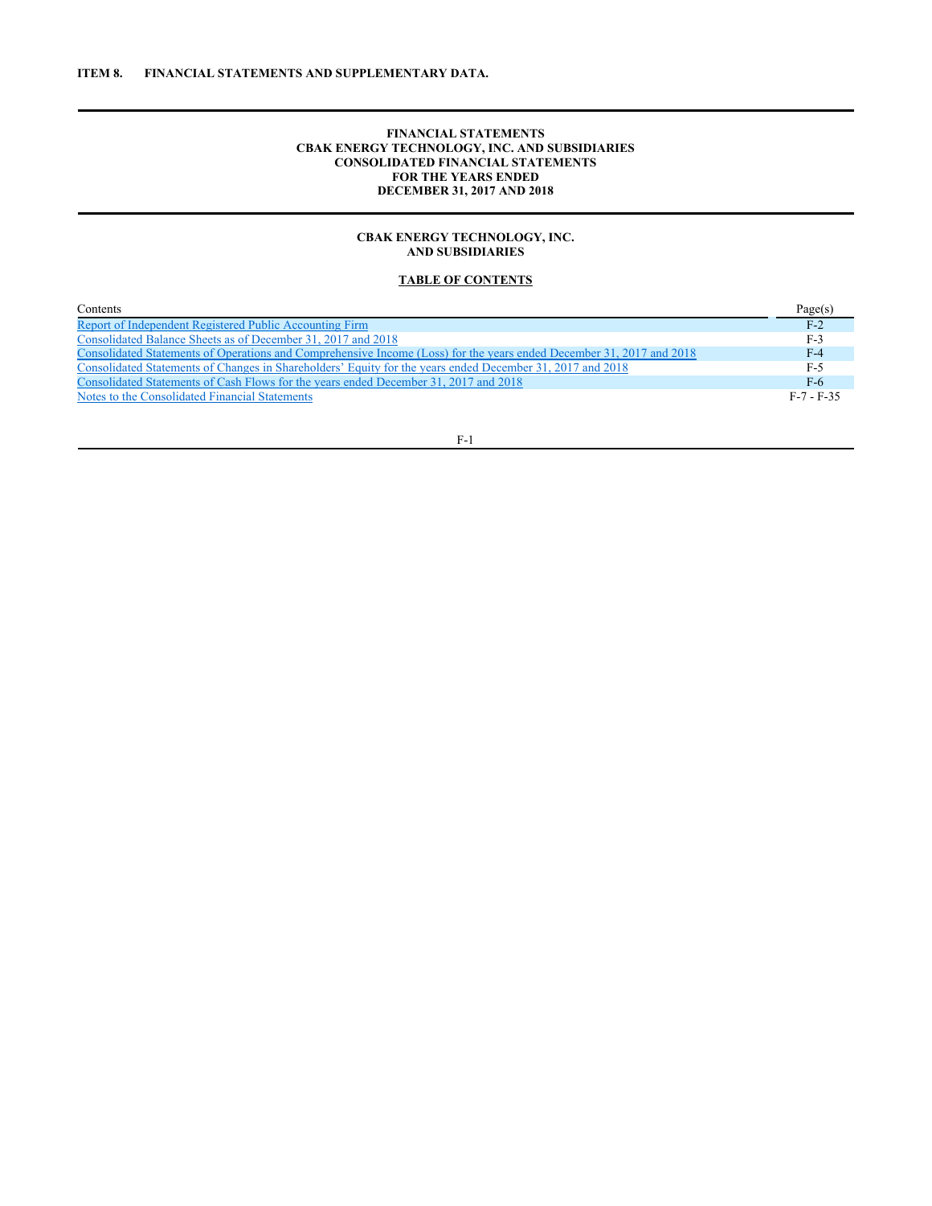**ITEM 8. FINANCIAL STATEMENTS AND SUPPLEMENTARY DATA.**

**FINANCIAL STATEMENTS**
**CBAK ENERGY TECHNOLOGY, INC. AND SUBSIDIARIES**
**CONSOLIDATED FINANCIAL STATEMENTS**
**FOR THE YEARS ENDED**
**DECEMBER 31, 2017 AND 2018**

**CBAK ENERGY TECHNOLOGY, INC.**
**AND SUBSIDIARIES**

**TABLE OF CONTENTS**

| Contents | Page(s) |
| --- | --- |
| Report of Independent Registered Public Accounting Firm | F-2 |
| Consolidated Balance Sheets as of December 31, 2017 and 2018 | F-3 |
| Consolidated Statements of Operations and Comprehensive Income (Loss) for the years ended December 31, 2017 and 2018 | F-4 |
| Consolidated Statements of Changes in Shareholders' Equity for the years ended December 31, 2017 and 2018 | F-5 |
| Consolidated Statements of Cash Flows for the years ended December 31, 2017 and 2018 | F-6 |
| Notes to the Consolidated Financial Statements | F-7 - F-35 |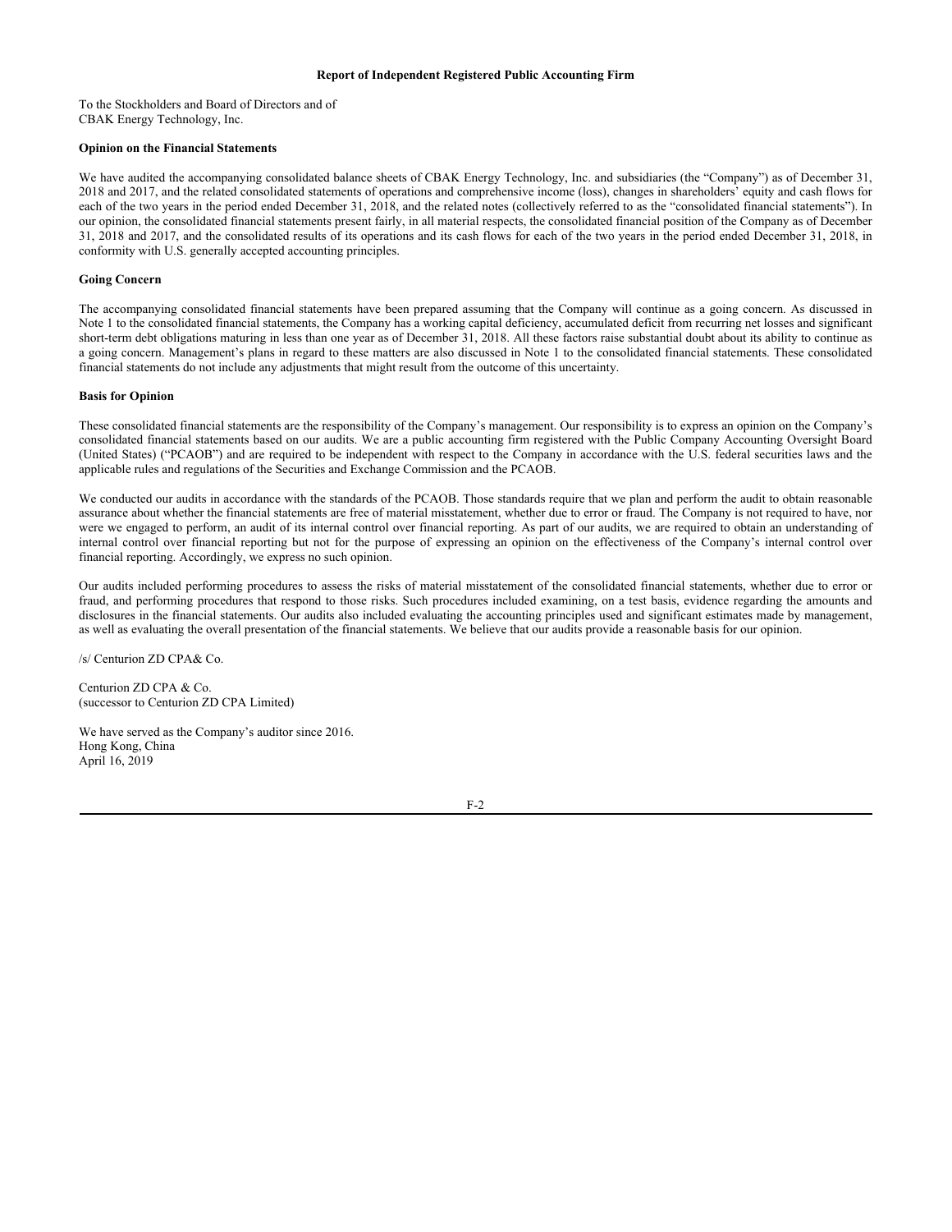## Report of Independent Registered Public Accounting Firm

To the Stockholders and Board of Directors and of
CBAK Energy Technology, Inc.

**Opinion on the Financial Statements**

We have audited the accompanying consolidated balance sheets of CBAK Energy Technology, Inc. and subsidiaries (the "Company") as of December 31, 2018 and 2017, and the related consolidated statements of operations and comprehensive income (loss), changes in shareholders' equity and cash flows for each of the two years in the period ended December 31, 2018, and the related notes (collectively referred to as the "consolidated financial statements"). In our opinion, the consolidated financial statements present fairly, in all material respects, the consolidated financial position of the Company as of December 31, 2018 and 2017, and the consolidated results of its operations and its cash flows for each of the two years in the period ended December 31, 2018, in conformity with U.S. generally accepted accounting principles.

**Going Concern**

The accompanying consolidated financial statements have been prepared assuming that the Company will continue as a going concern. As discussed in Note 1 to the consolidated financial statements, the Company has a working capital deficiency, accumulated deficit from recurring net losses and significant short-term debt obligations maturing in less than one year as of December 31, 2018. All these factors raise substantial doubt about its ability to continue as a going concern. Management's plans in regard to these matters are also discussed in Note 1 to the consolidated financial statements. These consolidated financial statements do not include any adjustments that might result from the outcome of this uncertainty.

**Basis for Opinion**

These consolidated financial statements are the responsibility of the Company's management. Our responsibility is to express an opinion on the Company's consolidated financial statements based on our audits. We are a public accounting firm registered with the Public Company Accounting Oversight Board (United States) ("PCAOB") and are required to be independent with respect to the Company in accordance with the U.S. federal securities laws and the applicable rules and regulations of the Securities and Exchange Commission and the PCAOB.

We conducted our audits in accordance with the standards of the PCAOB. Those standards require that we plan and perform the audit to obtain reasonable assurance about whether the financial statements are free of material misstatement, whether due to error or fraud. The Company is not required to have, nor were we engaged to perform, an audit of its internal control over financial reporting. As part of our audits, we are required to obtain an understanding of internal control over financial reporting but not for the purpose of expressing an opinion on the effectiveness of the Company's internal control over financial reporting. Accordingly, we express no such opinion.

Our audits included performing procedures to assess the risks of material misstatement of the consolidated financial statements, whether due to error or fraud, and performing procedures that respond to those risks. Such procedures included examining, on a test basis, evidence regarding the amounts and disclosures in the financial statements. Our audits also included evaluating the accounting principles used and significant estimates made by management, as well as evaluating the overall presentation of the financial statements. We believe that our audits provide a reasonable basis for our opinion.

/s/ Centurion ZD CPA& Co.

Centurion ZD CPA & Co.
(successor to Centurion ZD CPA Limited)

We have served as the Company's auditor since 2016.
Hong Kong, China
April 16, 2019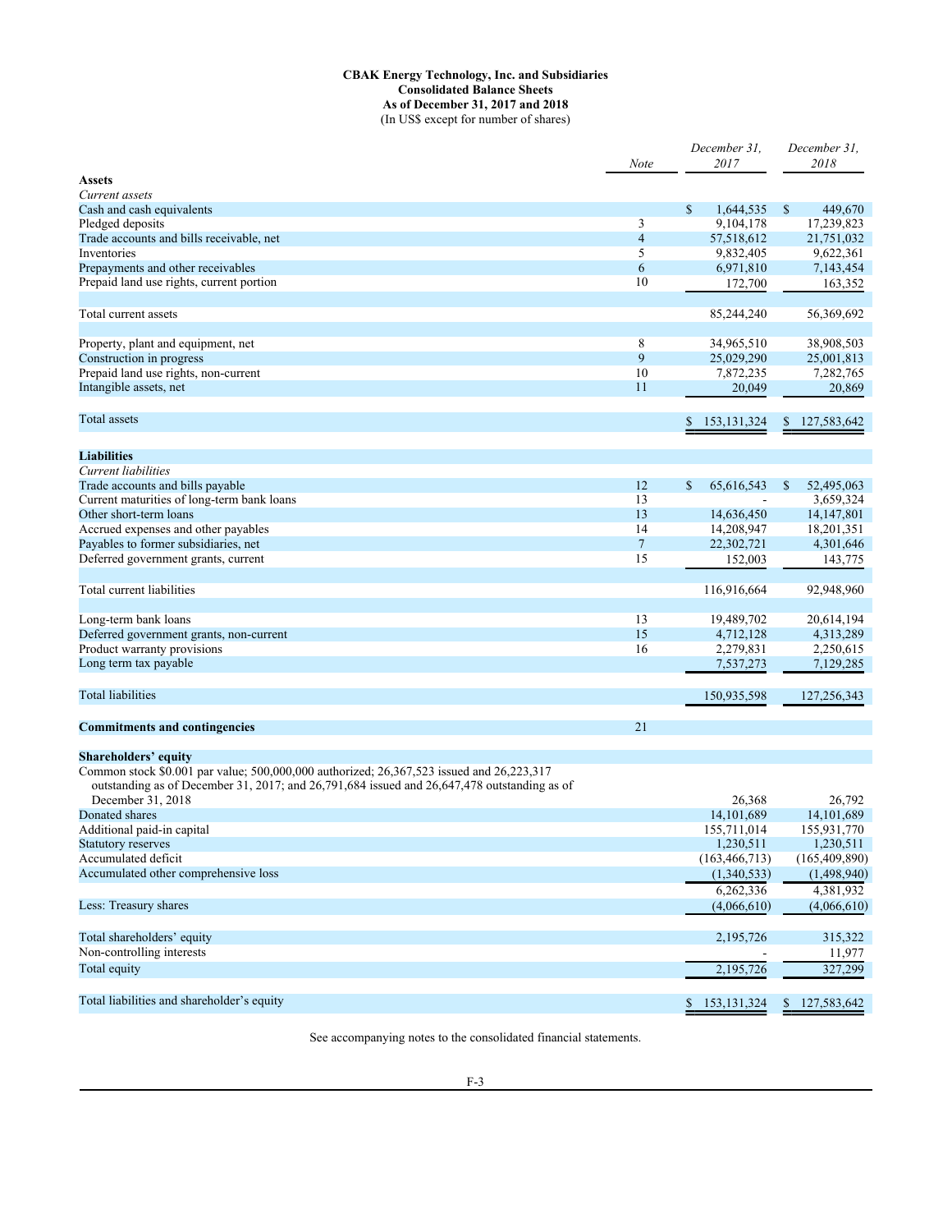**CBAK Energy Technology, Inc. and Subsidiaries**
**Consolidated Balance Sheets**
**As of December 31, 2017 and 2018**
(In US$ except for number of shares)

| | Note | December 31, 2017 | December 31, 2018 |
|---|---|---|---|
| **Assets** | | | |
| *Current assets* | | | |
| Cash and cash equivalents | | $ 1,644,535 | $ 449,670 |
| Pledged deposits | 3 | 9,104,178 | 17,239,823 |
| Trade accounts and bills receivable, net | 4 | 57,518,612 | 21,751,032 |
| Inventories | 5 | 9,832,405 | 9,622,361 |
| Prepayments and other receivables | 6 | 6,971,810 | 7,143,454 |
| Prepaid land use rights, current portion | 10 | 172,700 | 163,352 |
| Total current assets | | 85,244,240 | 56,369,692 |
| Property, plant and equipment, net | 8 | 34,965,510 | 38,908,503 |
| Construction in progress | 9 | 25,029,290 | 25,001,813 |
| Prepaid land use rights, non-current | 10 | 7,872,235 | 7,282,765 |
| Intangible assets, net | 11 | 20,049 | 20,869 |
| Total assets | | $ 153,131,324 | $ 127,583,642 |
| **Liabilities** | | | |
| *Current liabilities* | | | |
| Trade accounts and bills payable | 12 | $ 65,616,543 | $ 52,495,063 |
| Current maturities of long-term bank loans | 13 | - | 3,659,324 |
| Other short-term loans | 13 | 14,636,450 | 14,147,801 |
| Accrued expenses and other payables | 14 | 14,208,947 | 18,201,351 |
| Payables to former subsidiaries, net | 7 | 22,302,721 | 4,301,646 |
| Deferred government grants, current | 15 | 152,003 | 143,775 |
| Total current liabilities | | 116,916,664 | 92,948,960 |
| Long-term bank loans | 13 | 19,489,702 | 20,614,194 |
| Deferred government grants, non-current | 15 | 4,712,128 | 4,313,289 |
| Product warranty provisions | 16 | 2,279,831 | 2,250,615 |
| Long term tax payable | | 7,537,273 | 7,129,285 |
| Total liabilities | | 150,935,598 | 127,256,343 |
| **Commitments and contingencies** | 21 | | |
| **Shareholders' equity** | | | |
| Common stock $0.001 par value; 500,000,000 authorized; 26,367,523 issued and 26,223,317 outstanding as of December 31, 2017; and 26,791,684 issued and 26,647,478 outstanding as of December 31, 2018 | | 26,368 | 26,792 |
| Donated shares | | 14,101,689 | 14,101,689 |
| Additional paid-in capital | | 155,711,014 | 155,931,770 |
| Statutory reserves | | 1,230,511 | 1,230,511 |
| Accumulated deficit | | (163,466,713) | (165,409,890) |
| Accumulated other comprehensive loss | | (1,340,533) | (1,498,940) |
| | | 6,262,336 | 4,381,932 |
| Less: Treasury shares | | (4,066,610) | (4,066,610) |
| Total shareholders' equity | | 2,195,726 | 315,322 |
| Non-controlling interests | | - | 11,977 |
| Total equity | | 2,195,726 | 327,299 |
| Total liabilities and shareholder's equity | | $ 153,131,324 | $ 127,583,642 |

See accompanying notes to the consolidated financial statements.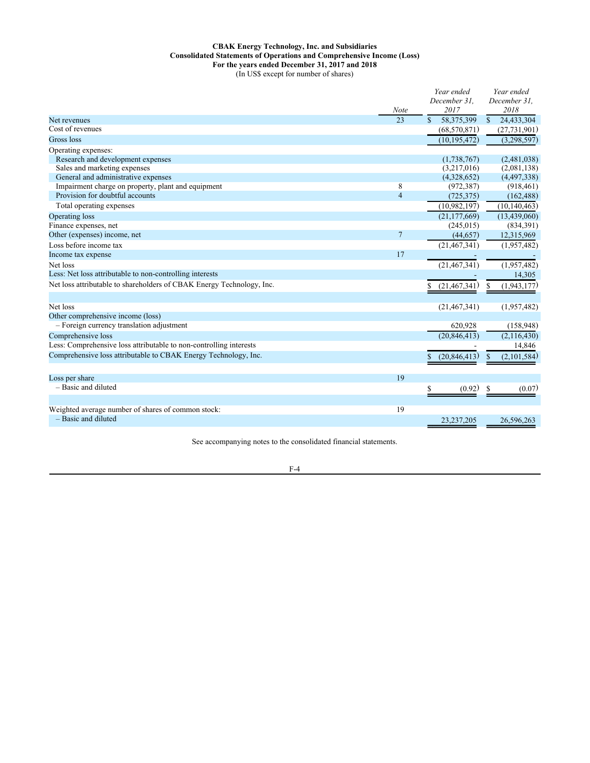**CBAK Energy Technology, Inc. and Subsidiaries**
**Consolidated Statements of Operations and Comprehensive Income (Loss)**
**For the years ended December 31, 2017 and 2018**
(In US$ except for number of shares)

| | *Note* | *Year ended December 31, 2017* | *Year ended December 31, 2018* |
|---|---|---|---|
| Net revenues | 23 | $ 58,375,399 | $ 24,433,304 |
| Cost of revenues | | (68,570,871) | (27,731,901) |
| Gross loss | | (10,195,472) | (3,298,597) |
| Operating expenses: | | | |
| Research and development expenses | | (1,738,767) | (2,481,038) |
| Sales and marketing expenses | | (3,217,016) | (2,081,138) |
| General and administrative expenses | | (4,328,652) | (4,497,338) |
| Impairment charge on property, plant and equipment | 8 | (972,387) | (918,461) |
| Provision for doubtful accounts | 4 | (725,375) | (162,488) |
| Total operating expenses | | (10,982,197) | (10,140,463) |
| Operating loss | | (21,177,669) | (13,439,060) |
| Finance expenses, net | | (245,015) | (834,391) |
| Other (expenses) income, net | 7 | (44,657) | 12,315,969 |
| Loss before income tax | | (21,467,341) | (1,957,482) |
| Income tax expense | 17 | - | - |
| Net loss | | (21,467,341) | (1,957,482) |
| Less: Net loss attributable to non-controlling interests | | - | 14,305 |
| Net loss attributable to shareholders of CBAK Energy Technology, Inc. | | $ (21,467,341) | $ (1,943,177) |
| | | | |
| Net loss | | (21,467,341) | (1,957,482) |
| Other comprehensive income (loss) | | | |
| – Foreign currency translation adjustment | | 620,928 | (158,948) |
| Comprehensive loss | | (20,846,413) | (2,116,430) |
| Less: Comprehensive loss attributable to non-controlling interests | | - | 14,846 |
| Comprehensive loss attributable to CBAK Energy Technology, Inc. | | $ (20,846,413) | $ (2,101,584) |
| | | | |
| Loss per share | 19 | | |
| – Basic and diluted | | $ (0.92) | $ (0.07) |
| | | | |
| Weighted average number of shares of common stock: | 19 | | |
| – Basic and diluted | | 23,237,205 | 26,596,263 |

See accompanying notes to the consolidated financial statements.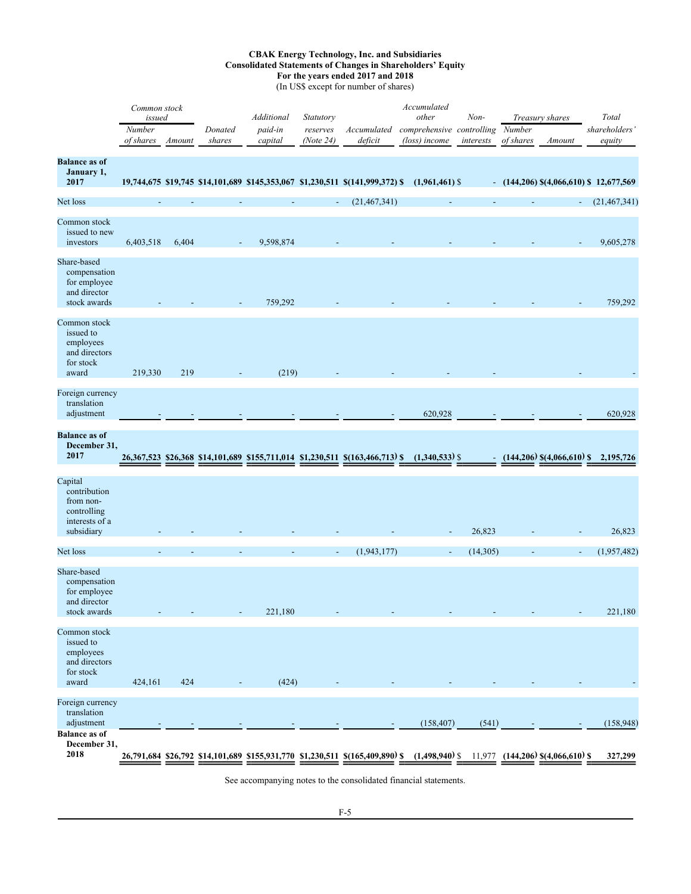**CBAK Energy Technology, Inc. and Subsidiaries**
**Consolidated Statements of Changes in Shareholders' Equity**
**For the years ended 2017 and 2018**
(In US$ except for number of shares)

| | *Common stock issued* | | | | | | | | *Treasury shares* | | |
|---|---|---|---|---|---|---|---|---|---|---|---|
| | *Number of shares* | *Amount* | *Donated shares* | *Additional paid-in capital* | *Statutory reserves (Note 24)* | *Accumulated deficit* | *Accumulated other comprehensive (loss) income* | *Non-controlling interests* | *Number of shares* | *Amount* | *Total shareholders' equity* |
| **Balance as of January 1, 2017** | **19,744,675** | **$19,745** | **$14,101,689** | **$145,353,067** | **$1,230,511** | **$(141,999,372)** | **$ (1,961,461)** | **$ -** | **(144,206)** | **$(4,066,610)** | **$ 12,677,569** |
| Net loss | - | - | - | - | - | (21,467,341) | - | - | - | - | (21,467,341) |
| Common stock issued to new investors | 6,403,518 | 6,404 | - | 9,598,874 | - | - | - | - | - | - | 9,605,278 |
| Share-based compensation for employee and director stock awards | - | - | - | 759,292 | - | - | - | - | - | - | 759,292 |
| Common stock issued to employees and directors for stock award | 219,330 | 219 | - | (219) | - | - | - | - | - | - | - |
| Foreign currency translation adjustment | - | - | - | - | - | - | 620,928 | - | - | - | 620,928 |
| **Balance as of December 31, 2017** | **26,367,523** | **$26,368** | **$14,101,689** | **$155,711,014** | **$1,230,511** | **$(163,466,713)** | **$ (1,340,533)** | **$ -** | **(144,206)** | **$(4,066,610)** | **$ 2,195,726** |
| Capital contribution from non-controlling interests of a subsidiary | - | - | - | - | - | - | - | 26,823 | - | - | 26,823 |
| Net loss | - | - | - | - | - | (1,943,177) | - | (14,305) | - | - | (1,957,482) |
| Share-based compensation for employee and director stock awards | - | - | - | 221,180 | - | - | - | - | - | - | 221,180 |
| Common stock issued to employees and directors for stock award | 424,161 | 424 | - | (424) | - | - | - | - | - | - | - |
| Foreign currency translation adjustment | - | - | - | - | - | - | (158,407) | (541) | - | - | (158,948) |
| **Balance as of December 31, 2018** | **26,791,684** | **$26,792** | **$14,101,689** | **$155,931,770** | **$1,230,511** | **$(165,409,890)** | **$ (1,498,940)** | **$ 11,977** | **(144,206)** | **$(4,066,610)** | **$ 327,299** |

See accompanying notes to the consolidated financial statements.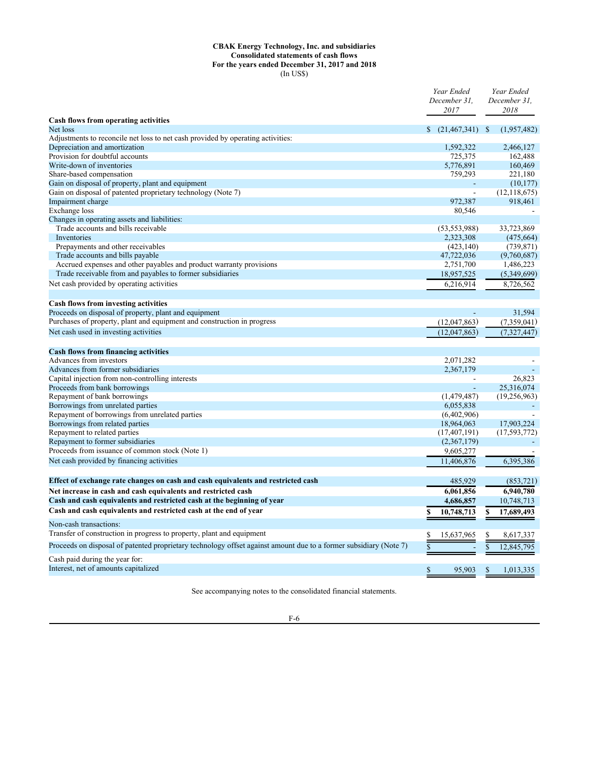**CBAK Energy Technology, Inc. and subsidiaries**
**Consolidated statements of cash flows**
**For the years ended December 31, 2017 and 2018**
(In US$)

| | *Year Ended December 31, 2017* | *Year Ended December 31, 2018* |
|---|---|---|
| **Cash flows from operating activities** | | |
| Net loss | $ (21,467,341) | $ (1,957,482) |
| Adjustments to reconcile net loss to net cash provided by operating activities: | | |
| Depreciation and amortization | 1,592,322 | 2,466,127 |
| Provision for doubtful accounts | 725,375 | 162,488 |
| Write-down of inventories | 5,776,891 | 160,469 |
| Share-based compensation | 759,293 | 221,180 |
| Gain on disposal of property, plant and equipment | - | (10,177) |
| Gain on disposal of patented proprietary technology (Note 7) | - | (12,118,675) |
| Impairment charge | 972,387 | 918,461 |
| Exchange loss | 80,546 | - |
| Changes in operating assets and liabilities: | | |
| Trade accounts and bills receivable | (53,553,988) | 33,723,869 |
| Inventories | 2,323,308 | (475,664) |
| Prepayments and other receivables | (423,140) | (739,871) |
| Trade accounts and bills payable | 47,722,036 | (9,760,687) |
| Accrued expenses and other payables and product warranty provisions | 2,751,700 | 1,486,223 |
| Trade receivable from and payables to former subsidiaries | 18,957,525 | (5,349,699) |
| Net cash provided by operating activities | 6,216,914 | 8,726,562 |
| | | |
| **Cash flows from investing activities** | | |
| Proceeds on disposal of property, plant and equipment | - | 31,594 |
| Purchases of property, plant and equipment and construction in progress | (12,047,863) | (7,359,041) |
| Net cash used in investing activities | (12,047,863) | (7,327,447) |
| | | |
| **Cash flows from financing activities** | | |
| Advances from investors | 2,071,282 | - |
| Advances from former subsidiaries | 2,367,179 | - |
| Capital injection from non-controlling interests | - | 26,823 |
| Proceeds from bank borrowings | - | 25,316,074 |
| Repayment of bank borrowings | (1,479,487) | (19,256,963) |
| Borrowings from unrelated parties | 6,055,838 | - |
| Repayment of borrowings from unrelated parties | (6,402,906) | - |
| Borrowings from related parties | 18,964,063 | 17,903,224 |
| Repayment to related parties | (17,407,191) | (17,593,772) |
| Repayment to former subsidiaries | (2,367,179) | - |
| Proceeds from issuance of common stock (Note 1) | 9,605,277 | - |
| Net cash provided by financing activities | 11,406,876 | 6,395,386 |
| | | |
| **Effect of exchange rate changes on cash and cash equivalents and restricted cash** | 485,929 | (853,721) |
| **Net increase in cash and cash equivalents and restricted cash** | **6,061,856** | **6,940,780** |
| **Cash and cash equivalents and restricted cash at the beginning of year** | **4,686,857** | 10,748,713 |
| **Cash and cash equivalents and restricted cash at the end of year** | **$ 10,748,713** | **$ 17,689,493** |
| Non-cash transactions: | | |
| Transfer of construction in progress to property, plant and equipment | $ 15,637,965 | $ 8,617,337 |
| Proceeds on disposal of patented proprietary technology offset against amount due to a former subsidiary (Note 7) | $ - | $ 12,845,795 |
| Cash paid during the year for: | | |
| Interest, net of amounts capitalized | $ 95,903 | $ 1,013,335 |

See accompanying notes to the consolidated financial statements.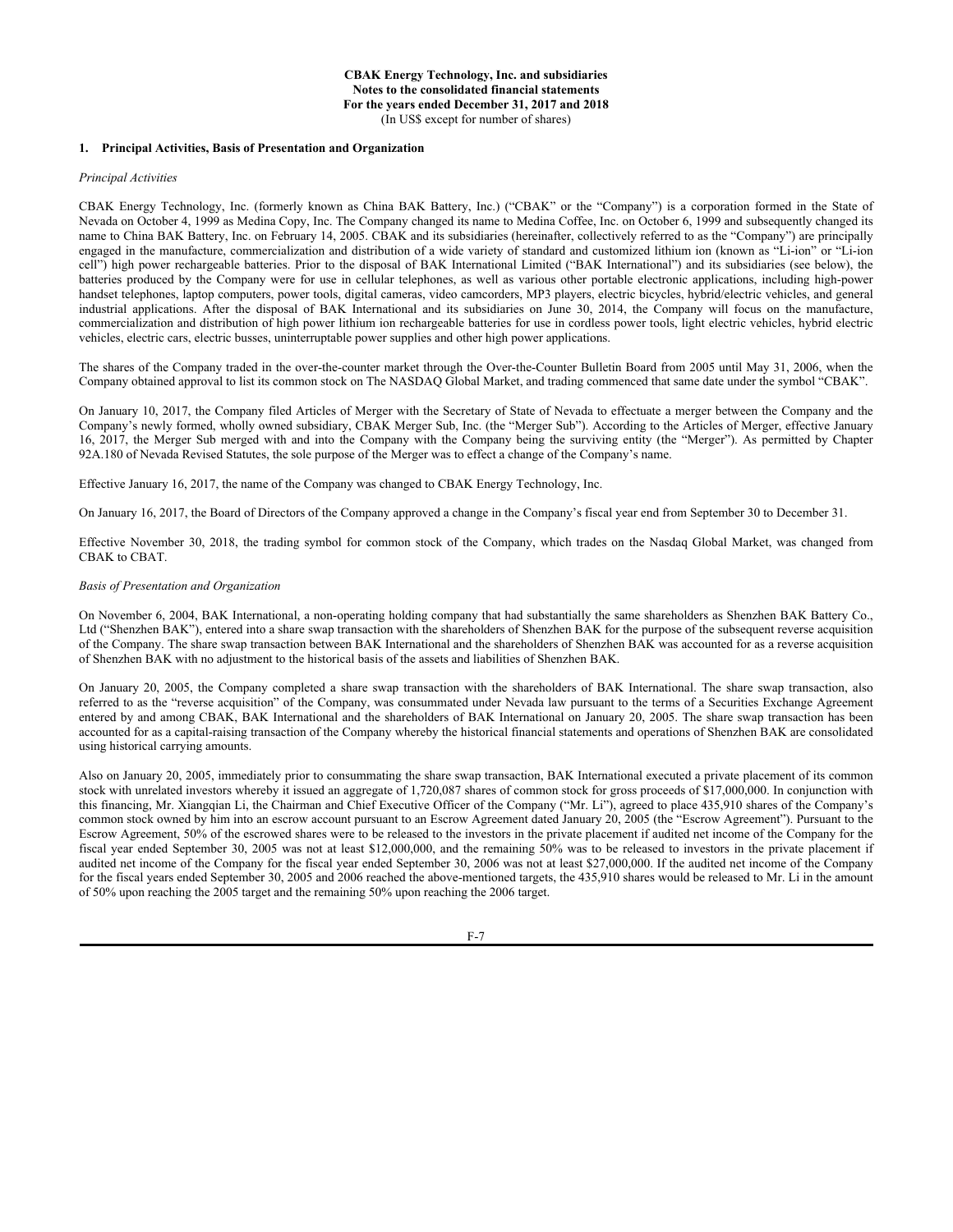**CBAK Energy Technology, Inc. and subsidiaries**
**Notes to the consolidated financial statements**
**For the years ended December 31, 2017 and 2018**
(In US$ except for number of shares)

## 1. Principal Activities, Basis of Presentation and Organization

*Principal Activities*

CBAK Energy Technology, Inc. (formerly known as China BAK Battery, Inc.) ("CBAK" or the "Company") is a corporation formed in the State of Nevada on October 4, 1999 as Medina Copy, Inc. The Company changed its name to Medina Coffee, Inc. on October 6, 1999 and subsequently changed its name to China BAK Battery, Inc. on February 14, 2005. CBAK and its subsidiaries (hereinafter, collectively referred to as the "Company") are principally engaged in the manufacture, commercialization and distribution of a wide variety of standard and customized lithium ion (known as "Li-ion" or "Li-ion cell") high power rechargeable batteries. Prior to the disposal of BAK International Limited ("BAK International") and its subsidiaries (see below), the batteries produced by the Company were for use in cellular telephones, as well as various other portable electronic applications, including high-power handset telephones, laptop computers, power tools, digital cameras, video camcorders, MP3 players, electric bicycles, hybrid/electric vehicles, and general industrial applications. After the disposal of BAK International and its subsidiaries on June 30, 2014, the Company will focus on the manufacture, commercialization and distribution of high power lithium ion rechargeable batteries for use in cordless power tools, light electric vehicles, hybrid electric vehicles, electric cars, electric busses, uninterruptable power supplies and other high power applications.

The shares of the Company traded in the over-the-counter market through the Over-the-Counter Bulletin Board from 2005 until May 31, 2006, when the Company obtained approval to list its common stock on The NASDAQ Global Market, and trading commenced that same date under the symbol "CBAK".

On January 10, 2017, the Company filed Articles of Merger with the Secretary of State of Nevada to effectuate a merger between the Company and the Company's newly formed, wholly owned subsidiary, CBAK Merger Sub, Inc. (the "Merger Sub"). According to the Articles of Merger, effective January 16, 2017, the Merger Sub merged with and into the Company with the Company being the surviving entity (the "Merger"). As permitted by Chapter 92A.180 of Nevada Revised Statutes, the sole purpose of the Merger was to effect a change of the Company's name.

Effective January 16, 2017, the name of the Company was changed to CBAK Energy Technology, Inc.

On January 16, 2017, the Board of Directors of the Company approved a change in the Company's fiscal year end from September 30 to December 31.

Effective November 30, 2018, the trading symbol for common stock of the Company, which trades on the Nasdaq Global Market, was changed from CBAK to CBAT.

*Basis of Presentation and Organization*

On November 6, 2004, BAK International, a non-operating holding company that had substantially the same shareholders as Shenzhen BAK Battery Co., Ltd ("Shenzhen BAK"), entered into a share swap transaction with the shareholders of Shenzhen BAK for the purpose of the subsequent reverse acquisition of the Company. The share swap transaction between BAK International and the shareholders of Shenzhen BAK was accounted for as a reverse acquisition of Shenzhen BAK with no adjustment to the historical basis of the assets and liabilities of Shenzhen BAK.

On January 20, 2005, the Company completed a share swap transaction with the shareholders of BAK International. The share swap transaction, also referred to as the "reverse acquisition" of the Company, was consummated under Nevada law pursuant to the terms of a Securities Exchange Agreement entered by and among CBAK, BAK International and the shareholders of BAK International on January 20, 2005. The share swap transaction has been accounted for as a capital-raising transaction of the Company whereby the historical financial statements and operations of Shenzhen BAK are consolidated using historical carrying amounts.

Also on January 20, 2005, immediately prior to consummating the share swap transaction, BAK International executed a private placement of its common stock with unrelated investors whereby it issued an aggregate of 1,720,087 shares of common stock for gross proceeds of $17,000,000. In conjunction with this financing, Mr. Xiangqian Li, the Chairman and Chief Executive Officer of the Company ("Mr. Li"), agreed to place 435,910 shares of the Company's common stock owned by him into an escrow account pursuant to an Escrow Agreement dated January 20, 2005 (the "Escrow Agreement"). Pursuant to the Escrow Agreement, 50% of the escrowed shares were to be released to the investors in the private placement if audited net income of the Company for the fiscal year ended September 30, 2005 was not at least $12,000,000, and the remaining 50% was to be released to investors in the private placement if audited net income of the Company for the fiscal year ended September 30, 2006 was not at least $27,000,000. If the audited net income of the Company for the fiscal years ended September 30, 2005 and 2006 reached the above-mentioned targets, the 435,910 shares would be released to Mr. Li in the amount of 50% upon reaching the 2005 target and the remaining 50% upon reaching the 2006 target.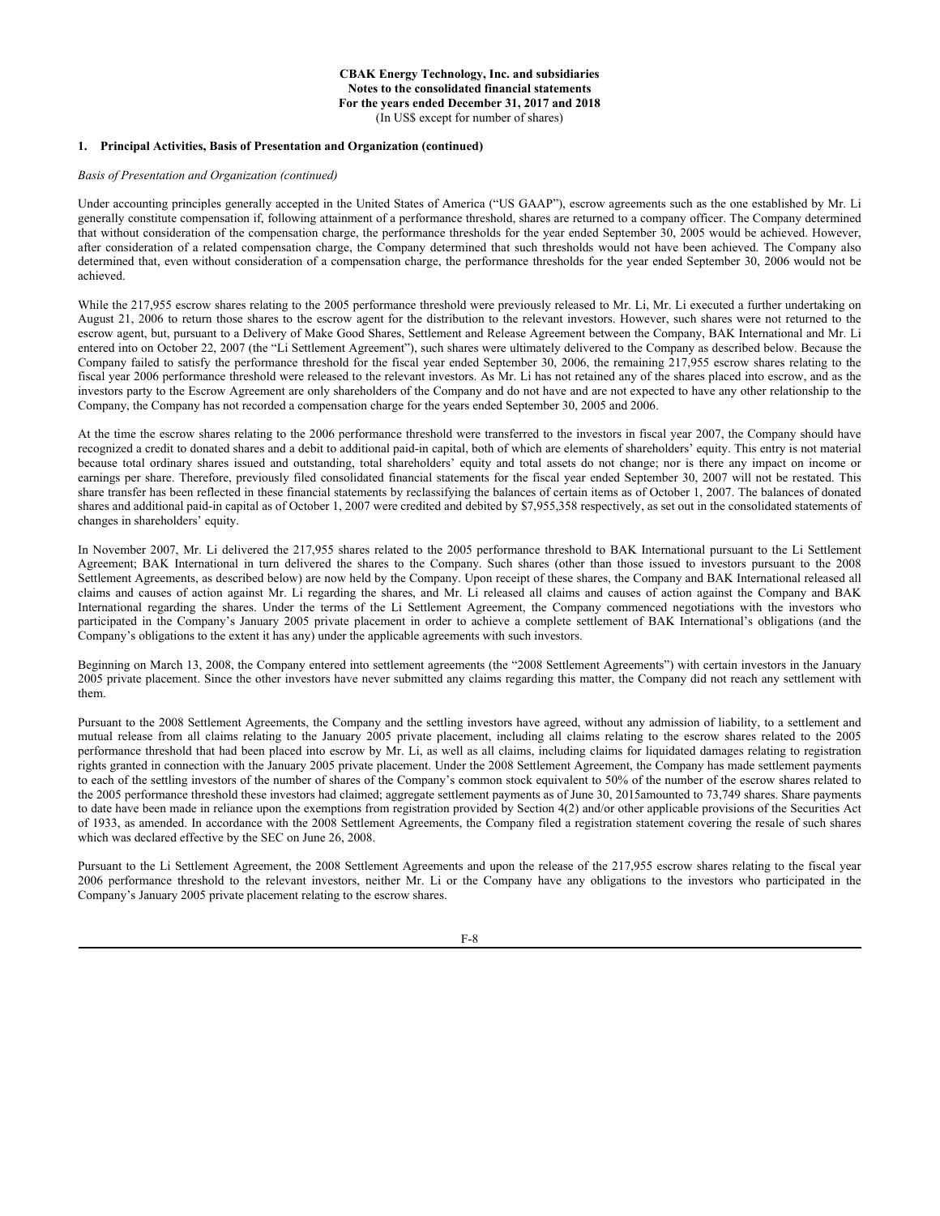## 1. Principal Activities, Basis of Presentation and Organization (continued)

*Basis of Presentation and Organization (continued)*

Under accounting principles generally accepted in the United States of America ("US GAAP"), escrow agreements such as the one established by Mr. Li generally constitute compensation if, following attainment of a performance threshold, shares are returned to a company officer. The Company determined that without consideration of the compensation charge, the performance thresholds for the year ended September 30, 2005 would be achieved. However, after consideration of a related compensation charge, the Company determined that such thresholds would not have been achieved. The Company also determined that, even without consideration of a compensation charge, the performance thresholds for the year ended September 30, 2006 would not be achieved.

While the 217,955 escrow shares relating to the 2005 performance threshold were previously released to Mr. Li, Mr. Li executed a further undertaking on August 21, 2006 to return those shares to the escrow agent for the distribution to the relevant investors. However, such shares were not returned to the escrow agent, but, pursuant to a Delivery of Make Good Shares, Settlement and Release Agreement between the Company, BAK International and Mr. Li entered into on October 22, 2007 (the "Li Settlement Agreement"), such shares were ultimately delivered to the Company as described below. Because the Company failed to satisfy the performance threshold for the fiscal year ended September 30, 2006, the remaining 217,955 escrow shares relating to the fiscal year 2006 performance threshold were released to the relevant investors. As Mr. Li has not retained any of the shares placed into escrow, and as the investors party to the Escrow Agreement are only shareholders of the Company and do not have and are not expected to have any other relationship to the Company, the Company has not recorded a compensation charge for the years ended September 30, 2005 and 2006.

At the time the escrow shares relating to the 2006 performance threshold were transferred to the investors in fiscal year 2007, the Company should have recognized a credit to donated shares and a debit to additional paid-in capital, both of which are elements of shareholders' equity. This entry is not material because total ordinary shares issued and outstanding, total shareholders' equity and total assets do not change; nor is there any impact on income or earnings per share. Therefore, previously filed consolidated financial statements for the fiscal year ended September 30, 2007 will not be restated. This share transfer has been reflected in these financial statements by reclassifying the balances of certain items as of October 1, 2007. The balances of donated shares and additional paid-in capital as of October 1, 2007 were credited and debited by $7,955,358 respectively, as set out in the consolidated statements of changes in shareholders' equity.

In November 2007, Mr. Li delivered the 217,955 shares related to the 2005 performance threshold to BAK International pursuant to the Li Settlement Agreement; BAK International in turn delivered the shares to the Company. Such shares (other than those issued to investors pursuant to the 2008 Settlement Agreements, as described below) are now held by the Company. Upon receipt of these shares, the Company and BAK International released all claims and causes of action against Mr. Li regarding the shares, and Mr. Li released all claims and causes of action against the Company and BAK International regarding the shares. Under the terms of the Li Settlement Agreement, the Company commenced negotiations with the investors who participated in the Company's January 2005 private placement in order to achieve a complete settlement of BAK International's obligations (and the Company's obligations to the extent it has any) under the applicable agreements with such investors.

Beginning on March 13, 2008, the Company entered into settlement agreements (the "2008 Settlement Agreements") with certain investors in the January 2005 private placement. Since the other investors have never submitted any claims regarding this matter, the Company did not reach any settlement with them.

Pursuant to the 2008 Settlement Agreements, the Company and the settling investors have agreed, without any admission of liability, to a settlement and mutual release from all claims relating to the January 2005 private placement, including all claims relating to the escrow shares related to the 2005 performance threshold that had been placed into escrow by Mr. Li, as well as all claims, including claims for liquidated damages relating to registration rights granted in connection with the January 2005 private placement. Under the 2008 Settlement Agreement, the Company has made settlement payments to each of the settling investors of the number of shares of the Company's common stock equivalent to 50% of the number of the escrow shares related to the 2005 performance threshold these investors had claimed; aggregate settlement payments as of June 30, 2015amounted to 73,749 shares. Share payments to date have been made in reliance upon the exemptions from registration provided by Section 4(2) and/or other applicable provisions of the Securities Act of 1933, as amended. In accordance with the 2008 Settlement Agreements, the Company filed a registration statement covering the resale of such shares which was declared effective by the SEC on June 26, 2008.

Pursuant to the Li Settlement Agreement, the 2008 Settlement Agreements and upon the release of the 217,955 escrow shares relating to the fiscal year 2006 performance threshold to the relevant investors, neither Mr. Li or the Company have any obligations to the investors who participated in the Company's January 2005 private placement relating to the escrow shares.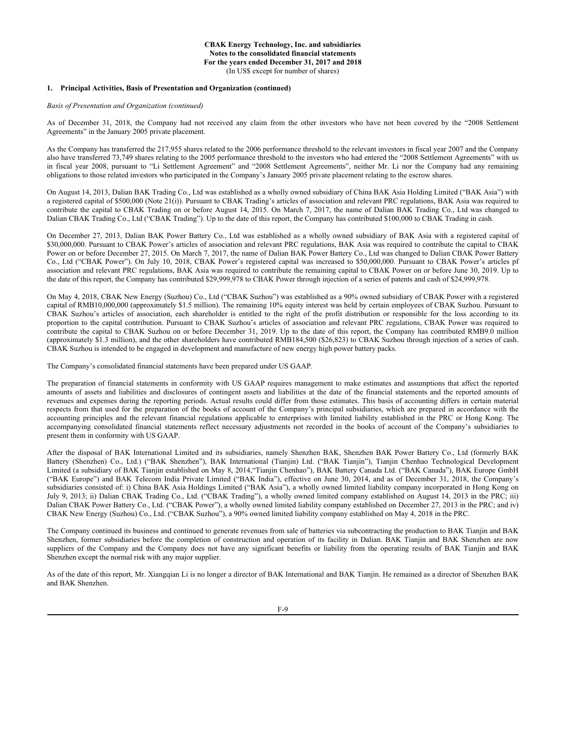**CBAK Energy Technology, Inc. and subsidiaries**
**Notes to the consolidated financial statements**
**For the years ended December 31, 2017 and 2018**
(In US$ except for number of shares)

## 1. Principal Activities, Basis of Presentation and Organization (continued)

*Basis of Presentation and Organization (continued)*

As of December 31, 2018, the Company had not received any claim from the other investors who have not been covered by the "2008 Settlement Agreements" in the January 2005 private placement.

As the Company has transferred the 217,955 shares related to the 2006 performance threshold to the relevant investors in fiscal year 2007 and the Company also have transferred 73,749 shares relating to the 2005 performance threshold to the investors who had entered the "2008 Settlement Agreements" with us in fiscal year 2008, pursuant to "Li Settlement Agreement" and "2008 Settlement Agreements", neither Mr. Li nor the Company had any remaining obligations to those related investors who participated in the Company's January 2005 private placement relating to the escrow shares.

On August 14, 2013, Dalian BAK Trading Co., Ltd was established as a wholly owned subsidiary of China BAK Asia Holding Limited ("BAK Asia") with a registered capital of $500,000 (Note 21(i)). Pursuant to CBAK Trading's articles of association and relevant PRC regulations, BAK Asia was required to contribute the capital to CBAK Trading on or before August 14, 2015. On March 7, 2017, the name of Dalian BAK Trading Co., Ltd was changed to Dalian CBAK Trading Co., Ltd ("CBAK Trading"). Up to the date of this report, the Company has contributed $100,000 to CBAK Trading in cash.

On December 27, 2013, Dalian BAK Power Battery Co., Ltd was established as a wholly owned subsidiary of BAK Asia with a registered capital of $30,000,000. Pursuant to CBAK Power's articles of association and relevant PRC regulations, BAK Asia was required to contribute the capital to CBAK Power on or before December 27, 2015. On March 7, 2017, the name of Dalian BAK Power Battery Co., Ltd was changed to Dalian CBAK Power Battery Co., Ltd ("CBAK Power"). On July 10, 2018, CBAK Power's registered capital was increased to $50,000,000. Pursuant to CBAK Power's articles pf association and relevant PRC regulations, BAK Asia was required to contribute the remaining capital to CBAK Power on or before June 30, 2019. Up to the date of this report, the Company has contributed $29,999,978 to CBAK Power through injection of a series of patents and cash of $24,999,978.

On May 4, 2018, CBAK New Energy (Suzhou) Co., Ltd ("CBAK Suzhou") was established as a 90% owned subsidiary of CBAK Power with a registered capital of RMB10,000,000 (approximately $1.5 million). The remaining 10% equity interest was held by certain employees of CBAK Suzhou. Pursuant to CBAK Suzhou's articles of association, each shareholder is entitled to the right of the profit distribution or responsible for the loss according to its proportion to the capital contribution. Pursuant to CBAK Suzhou's articles of association and relevant PRC regulations, CBAK Power was required to contribute the capital to CBAK Suzhou on or before December 31, 2019. Up to the date of this report, the Company has contributed RMB9.0 million (approximately $1.3 million), and the other shareholders have contributed RMB184,500 ($26,823) to CBAK Suzhou through injection of a series of cash. CBAK Suzhou is intended to be engaged in development and manufacture of new energy high power battery packs.

The Company's consolidated financial statements have been prepared under US GAAP.

The preparation of financial statements in conformity with US GAAP requires management to make estimates and assumptions that affect the reported amounts of assets and liabilities and disclosures of contingent assets and liabilities at the date of the financial statements and the reported amounts of revenues and expenses during the reporting periods. Actual results could differ from those estimates. This basis of accounting differs in certain material respects from that used for the preparation of the books of account of the Company's principal subsidiaries, which are prepared in accordance with the accounting principles and the relevant financial regulations applicable to enterprises with limited liability established in the PRC or Hong Kong. The accompanying consolidated financial statements reflect necessary adjustments not recorded in the books of account of the Company's subsidiaries to present them in conformity with US GAAP.

After the disposal of BAK International Limited and its subsidiaries, namely Shenzhen BAK, Shenzhen BAK Power Battery Co., Ltd (formerly BAK Battery (Shenzhen) Co., Ltd.) ("BAK Shenzhen"), BAK International (Tianjin) Ltd. ("BAK Tianjin"), Tianjin Chenhao Technological Development Limited (a subsidiary of BAK Tianjin established on May 8, 2014,"Tianjin Chenhao"), BAK Battery Canada Ltd. ("BAK Canada"), BAK Europe GmbH ("BAK Europe") and BAK Telecom India Private Limited ("BAK India"), effective on June 30, 2014, and as of December 31, 2018, the Company's subsidiaries consisted of: i) China BAK Asia Holdings Limited ("BAK Asia"), a wholly owned limited liability company incorporated in Hong Kong on July 9, 2013; ii) Dalian CBAK Trading Co., Ltd. ("CBAK Trading"), a wholly owned limited company established on August 14, 2013 in the PRC; iii) Dalian CBAK Power Battery Co., Ltd. ("CBAK Power"), a wholly owned limited liability company established on December 27, 2013 in the PRC; and iv) CBAK New Energy (Suzhou) Co., Ltd. ("CBAK Suzhou"), a 90% owned limited liability company established on May 4, 2018 in the PRC.

The Company continued its business and continued to generate revenues from sale of batteries via subcontracting the production to BAK Tianjin and BAK Shenzhen, former subsidiaries before the completion of construction and operation of its facility in Dalian. BAK Tianjin and BAK Shenzhen are now suppliers of the Company and the Company does not have any significant benefits or liability from the operating results of BAK Tianjin and BAK Shenzhen except the normal risk with any major supplier.

As of the date of this report, Mr. Xiangqian Li is no longer a director of BAK International and BAK Tianjin. He remained as a director of Shenzhen BAK and BAK Shenzhen.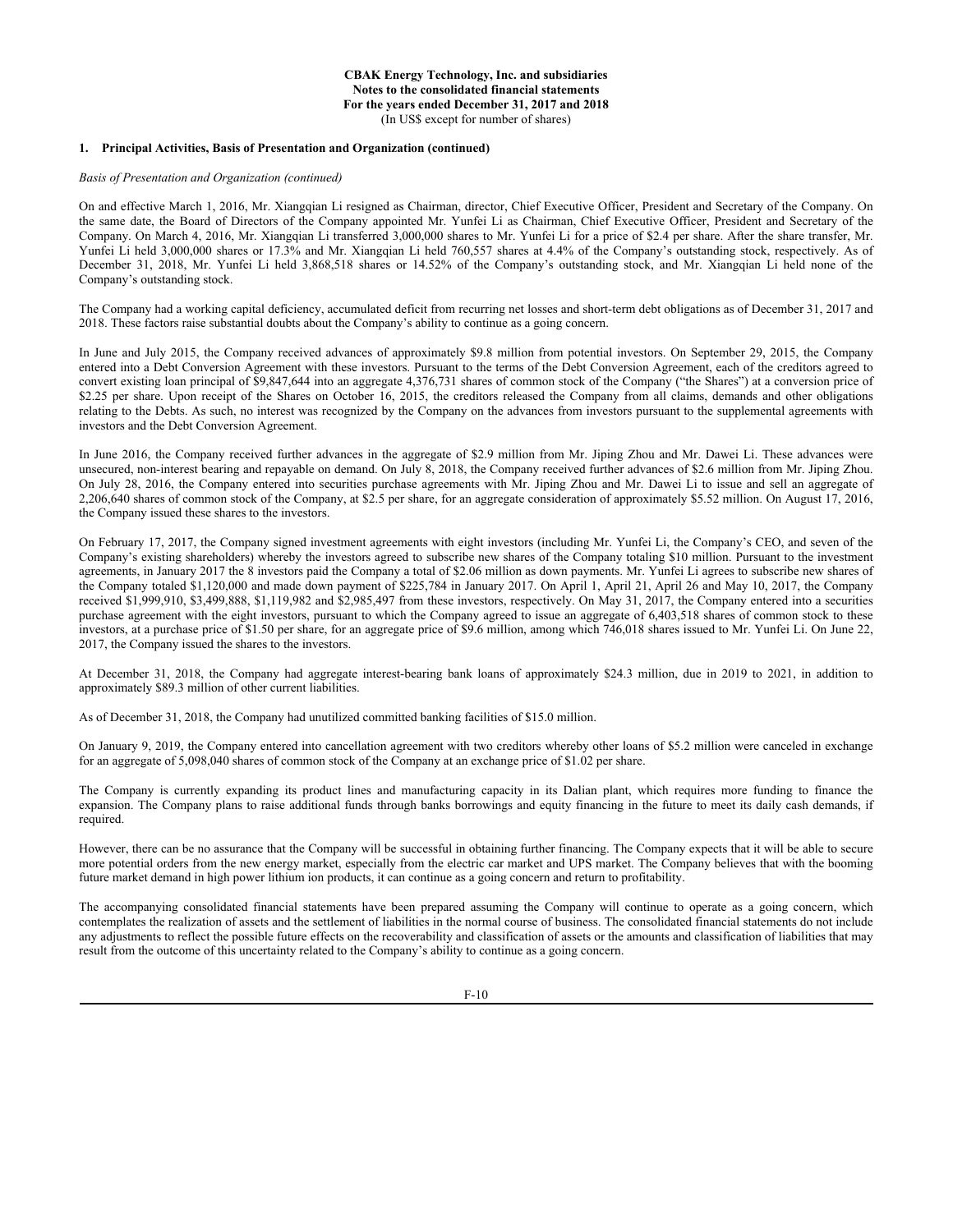**CBAK Energy Technology, Inc. and subsidiaries**
**Notes to the consolidated financial statements**
**For the years ended December 31, 2017 and 2018**
(In US$ except for number of shares)

**1. Principal Activities, Basis of Presentation and Organization (continued)**

*Basis of Presentation and Organization (continued)*

On and effective March 1, 2016, Mr. Xiangqian Li resigned as Chairman, director, Chief Executive Officer, President and Secretary of the Company. On the same date, the Board of Directors of the Company appointed Mr. Yunfei Li as Chairman, Chief Executive Officer, President and Secretary of the Company. On March 4, 2016, Mr. Xiangqian Li transferred 3,000,000 shares to Mr. Yunfei Li for a price of $2.4 per share. After the share transfer, Mr. Yunfei Li held 3,000,000 shares or 17.3% and Mr. Xiangqian Li held 760,557 shares at 4.4% of the Company's outstanding stock, respectively. As of December 31, 2018, Mr. Yunfei Li held 3,868,518 shares or 14.52% of the Company's outstanding stock, and Mr. Xiangqian Li held none of the Company's outstanding stock.

The Company had a working capital deficiency, accumulated deficit from recurring net losses and short-term debt obligations as of December 31, 2017 and 2018. These factors raise substantial doubts about the Company's ability to continue as a going concern.

In June and July 2015, the Company received advances of approximately $9.8 million from potential investors. On September 29, 2015, the Company entered into a Debt Conversion Agreement with these investors. Pursuant to the terms of the Debt Conversion Agreement, each of the creditors agreed to convert existing loan principal of $9,847,644 into an aggregate 4,376,731 shares of common stock of the Company ("the Shares") at a conversion price of $2.25 per share. Upon receipt of the Shares on October 16, 2015, the creditors released the Company from all claims, demands and other obligations relating to the Debts. As such, no interest was recognized by the Company on the advances from investors pursuant to the supplemental agreements with investors and the Debt Conversion Agreement.

In June 2016, the Company received further advances in the aggregate of $2.9 million from Mr. Jiping Zhou and Mr. Dawei Li. These advances were unsecured, non-interest bearing and repayable on demand. On July 8, 2018, the Company received further advances of $2.6 million from Mr. Jiping Zhou. On July 28, 2016, the Company entered into securities purchase agreements with Mr. Jiping Zhou and Mr. Dawei Li to issue and sell an aggregate of 2,206,640 shares of common stock of the Company, at $2.5 per share, for an aggregate consideration of approximately $5.52 million. On August 17, 2016, the Company issued these shares to the investors.

On February 17, 2017, the Company signed investment agreements with eight investors (including Mr. Yunfei Li, the Company's CEO, and seven of the Company's existing shareholders) whereby the investors agreed to subscribe new shares of the Company totaling $10 million. Pursuant to the investment agreements, in January 2017 the 8 investors paid the Company a total of $2.06 million as down payments. Mr. Yunfei Li agrees to subscribe new shares of the Company totaled $1,120,000 and made down payment of $225,784 in January 2017. On April 1, April 21, April 26 and May 10, 2017, the Company received $1,999,910, $3,499,888, $1,119,982 and $2,985,497 from these investors, respectively. On May 31, 2017, the Company entered into a securities purchase agreement with the eight investors, pursuant to which the Company agreed to issue an aggregate of 6,403,518 shares of common stock to these investors, at a purchase price of $1.50 per share, for an aggregate price of $9.6 million, among which 746,018 shares issued to Mr. Yunfei Li. On June 22, 2017, the Company issued the shares to the investors.

At December 31, 2018, the Company had aggregate interest-bearing bank loans of approximately $24.3 million, due in 2019 to 2021, in addition to approximately $89.3 million of other current liabilities.

As of December 31, 2018, the Company had unutilized committed banking facilities of $15.0 million.

On January 9, 2019, the Company entered into cancellation agreement with two creditors whereby other loans of $5.2 million were canceled in exchange for an aggregate of 5,098,040 shares of common stock of the Company at an exchange price of $1.02 per share.

The Company is currently expanding its product lines and manufacturing capacity in its Dalian plant, which requires more funding to finance the expansion. The Company plans to raise additional funds through banks borrowings and equity financing in the future to meet its daily cash demands, if required.

However, there can be no assurance that the Company will be successful in obtaining further financing. The Company expects that it will be able to secure more potential orders from the new energy market, especially from the electric car market and UPS market. The Company believes that with the booming future market demand in high power lithium ion products, it can continue as a going concern and return to profitability.

The accompanying consolidated financial statements have been prepared assuming the Company will continue to operate as a going concern, which contemplates the realization of assets and the settlement of liabilities in the normal course of business. The consolidated financial statements do not include any adjustments to reflect the possible future effects on the recoverability and classification of assets or the amounts and classification of liabilities that may result from the outcome of this uncertainty related to the Company's ability to continue as a going concern.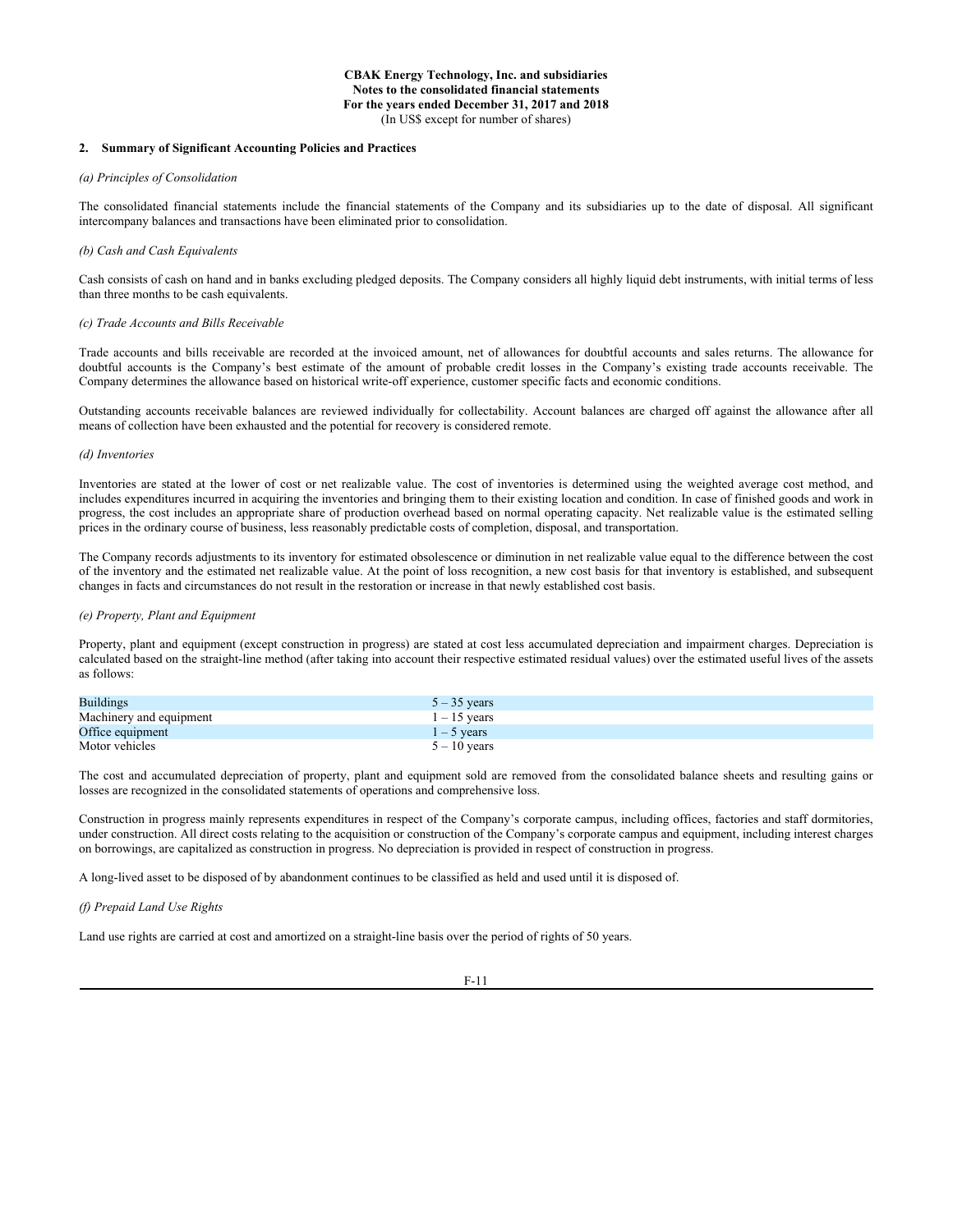CBAK Energy Technology, Inc. and subsidiaries
Notes to the consolidated financial statements
For the years ended December 31, 2017 and 2018
(In US$ except for number of shares)

## 2. Summary of Significant Accounting Policies and Practices

*(a) Principles of Consolidation*

The consolidated financial statements include the financial statements of the Company and its subsidiaries up to the date of disposal. All significant intercompany balances and transactions have been eliminated prior to consolidation.

*(b) Cash and Cash Equivalents*

Cash consists of cash on hand and in banks excluding pledged deposits. The Company considers all highly liquid debt instruments, with initial terms of less than three months to be cash equivalents.

*(c) Trade Accounts and Bills Receivable*

Trade accounts and bills receivable are recorded at the invoiced amount, net of allowances for doubtful accounts and sales returns. The allowance for doubtful accounts is the Company's best estimate of the amount of probable credit losses in the Company's existing trade accounts receivable. The Company determines the allowance based on historical write-off experience, customer specific facts and economic conditions.

Outstanding accounts receivable balances are reviewed individually for collectability. Account balances are charged off against the allowance after all means of collection have been exhausted and the potential for recovery is considered remote.

*(d) Inventories*

Inventories are stated at the lower of cost or net realizable value. The cost of inventories is determined using the weighted average cost method, and includes expenditures incurred in acquiring the inventories and bringing them to their existing location and condition. In case of finished goods and work in progress, the cost includes an appropriate share of production overhead based on normal operating capacity. Net realizable value is the estimated selling prices in the ordinary course of business, less reasonably predictable costs of completion, disposal, and transportation.

The Company records adjustments to its inventory for estimated obsolescence or diminution in net realizable value equal to the difference between the cost of the inventory and the estimated net realizable value. At the point of loss recognition, a new cost basis for that inventory is established, and subsequent changes in facts and circumstances do not result in the restoration or increase in that newly established cost basis.

*(e) Property, Plant and Equipment*

Property, plant and equipment (except construction in progress) are stated at cost less accumulated depreciation and impairment charges. Depreciation is calculated based on the straight-line method (after taking into account their respective estimated residual values) over the estimated useful lives of the assets as follows:

| | |
|---|---|
| Buildings | 5 – 35 years |
| Machinery and equipment | 1 – 15 years |
| Office equipment | 1 – 5 years |
| Motor vehicles | 5 – 10 years |

The cost and accumulated depreciation of property, plant and equipment sold are removed from the consolidated balance sheets and resulting gains or losses are recognized in the consolidated statements of operations and comprehensive loss.

Construction in progress mainly represents expenditures in respect of the Company's corporate campus, including offices, factories and staff dormitories, under construction. All direct costs relating to the acquisition or construction of the Company's corporate campus and equipment, including interest charges on borrowings, are capitalized as construction in progress. No depreciation is provided in respect of construction in progress.

A long-lived asset to be disposed of by abandonment continues to be classified as held and used until it is disposed of.

*(f) Prepaid Land Use Rights*

Land use rights are carried at cost and amortized on a straight-line basis over the period of rights of 50 years.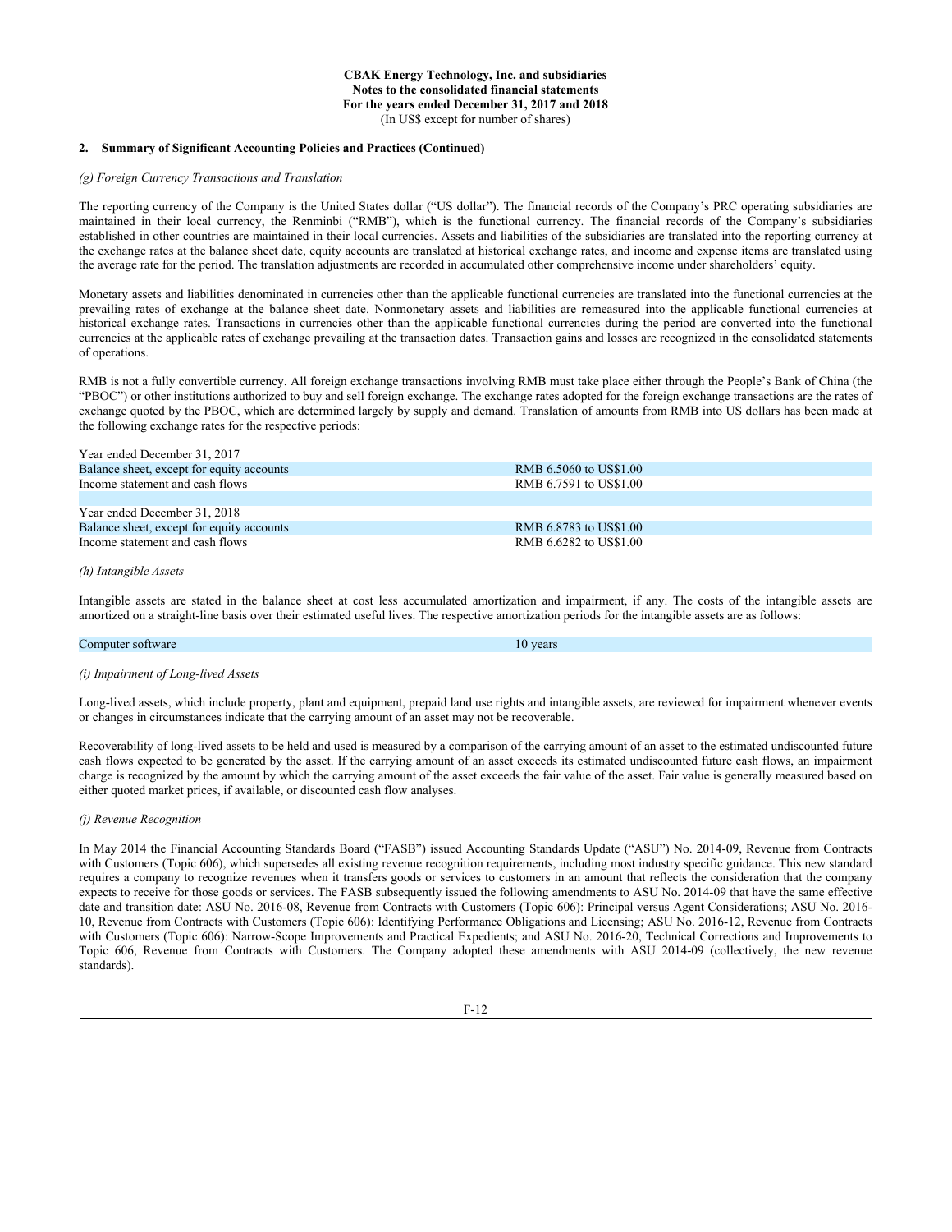**CBAK Energy Technology, Inc. and subsidiaries**
**Notes to the consolidated financial statements**
**For the years ended December 31, 2017 and 2018**
(In US$ except for number of shares)

**2. Summary of Significant Accounting Policies and Practices (Continued)**

*(g) Foreign Currency Transactions and Translation*

The reporting currency of the Company is the United States dollar ("US dollar"). The financial records of the Company's PRC operating subsidiaries are maintained in their local currency, the Renminbi ("RMB"), which is the functional currency. The financial records of the Company's subsidiaries established in other countries are maintained in their local currencies. Assets and liabilities of the subsidiaries are translated into the reporting currency at the exchange rates at the balance sheet date, equity accounts are translated at historical exchange rates, and income and expense items are translated using the average rate for the period. The translation adjustments are recorded in accumulated other comprehensive income under shareholders' equity.

Monetary assets and liabilities denominated in currencies other than the applicable functional currencies are translated into the functional currencies at the prevailing rates of exchange at the balance sheet date. Nonmonetary assets and liabilities are remeasured into the applicable functional currencies at historical exchange rates. Transactions in currencies other than the applicable functional currencies during the period are converted into the functional currencies at the applicable rates of exchange prevailing at the transaction dates. Transaction gains and losses are recognized in the consolidated statements of operations.

RMB is not a fully convertible currency. All foreign exchange transactions involving RMB must take place either through the People's Bank of China (the "PBOC") or other institutions authorized to buy and sell foreign exchange. The exchange rates adopted for the foreign exchange transactions are the rates of exchange quoted by the PBOC, which are determined largely by supply and demand. Translation of amounts from RMB into US dollars has been made at the following exchange rates for the respective periods:

| | |
|---|---|
| Year ended December 31, 2017 | |
| Balance sheet, except for equity accounts | RMB 6.5060 to US$1.00 |
| Income statement and cash flows | RMB 6.7591 to US$1.00 |
| | |
| Year ended December 31, 2018 | |
| Balance sheet, except for equity accounts | RMB 6.8783 to US$1.00 |
| Income statement and cash flows | RMB 6.6282 to US$1.00 |

*(h) Intangible Assets*

Intangible assets are stated in the balance sheet at cost less accumulated amortization and impairment, if any. The costs of the intangible assets are amortized on a straight-line basis over their estimated useful lives. The respective amortization periods for the intangible assets are as follows:

| | |
|---|---|
| Computer software | 10 years |

*(i) Impairment of Long-lived Assets*

Long-lived assets, which include property, plant and equipment, prepaid land use rights and intangible assets, are reviewed for impairment whenever events or changes in circumstances indicate that the carrying amount of an asset may not be recoverable.

Recoverability of long-lived assets to be held and used is measured by a comparison of the carrying amount of an asset to the estimated undiscounted future cash flows expected to be generated by the asset. If the carrying amount of an asset exceeds its estimated undiscounted future cash flows, an impairment charge is recognized by the amount by which the carrying amount of the asset exceeds the fair value of the asset. Fair value is generally measured based on either quoted market prices, if available, or discounted cash flow analyses.

*(j) Revenue Recognition*

In May 2014 the Financial Accounting Standards Board ("FASB") issued Accounting Standards Update ("ASU") No. 2014-09, Revenue from Contracts with Customers (Topic 606), which supersedes all existing revenue recognition requirements, including most industry specific guidance. This new standard requires a company to recognize revenues when it transfers goods or services to customers in an amount that reflects the consideration that the company expects to receive for those goods or services. The FASB subsequently issued the following amendments to ASU No. 2014-09 that have the same effective date and transition date: ASU No. 2016-08, Revenue from Contracts with Customers (Topic 606): Principal versus Agent Considerations; ASU No. 2016-10, Revenue from Contracts with Customers (Topic 606): Identifying Performance Obligations and Licensing; ASU No. 2016-12, Revenue from Contracts with Customers (Topic 606): Narrow-Scope Improvements and Practical Expedients; and ASU No. 2016-20, Technical Corrections and Improvements to Topic 606, Revenue from Contracts with Customers. The Company adopted these amendments with ASU 2014-09 (collectively, the new revenue standards).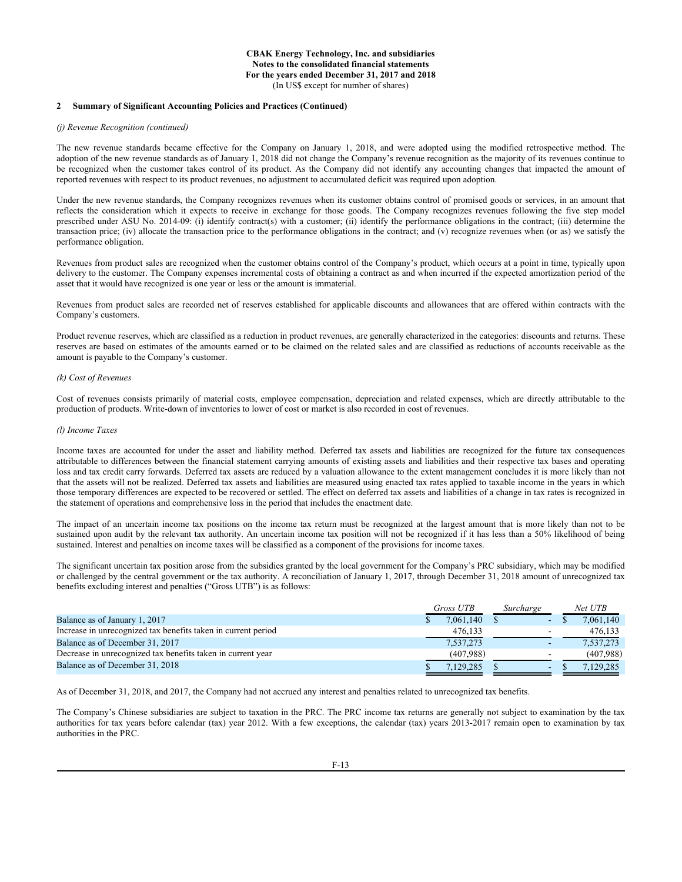**CBAK Energy Technology, Inc. and subsidiaries**
**Notes to the consolidated financial statements**
**For the years ended December 31, 2017 and 2018**
(In US$ except for number of shares)

**2 Summary of Significant Accounting Policies and Practices (Continued)**

*(j) Revenue Recognition (continued)*

The new revenue standards became effective for the Company on January 1, 2018, and were adopted using the modified retrospective method. The adoption of the new revenue standards as of January 1, 2018 did not change the Company's revenue recognition as the majority of its revenues continue to be recognized when the customer takes control of its product. As the Company did not identify any accounting changes that impacted the amount of reported revenues with respect to its product revenues, no adjustment to accumulated deficit was required upon adoption.

Under the new revenue standards, the Company recognizes revenues when its customer obtains control of promised goods or services, in an amount that reflects the consideration which it expects to receive in exchange for those goods. The Company recognizes revenues following the five step model prescribed under ASU No. 2014-09: (i) identify contract(s) with a customer; (ii) identify the performance obligations in the contract; (iii) determine the transaction price; (iv) allocate the transaction price to the performance obligations in the contract; and (v) recognize revenues when (or as) we satisfy the performance obligation.

Revenues from product sales are recognized when the customer obtains control of the Company's product, which occurs at a point in time, typically upon delivery to the customer. The Company expenses incremental costs of obtaining a contract as and when incurred if the expected amortization period of the asset that it would have recognized is one year or less or the amount is immaterial.

Revenues from product sales are recorded net of reserves established for applicable discounts and allowances that are offered within contracts with the Company's customers.

Product revenue reserves, which are classified as a reduction in product revenues, are generally characterized in the categories: discounts and returns. These reserves are based on estimates of the amounts earned or to be claimed on the related sales and are classified as reductions of accounts receivable as the amount is payable to the Company's customer.

*(k) Cost of Revenues*

Cost of revenues consists primarily of material costs, employee compensation, depreciation and related expenses, which are directly attributable to the production of products. Write-down of inventories to lower of cost or market is also recorded in cost of revenues.

*(l) Income Taxes*

Income taxes are accounted for under the asset and liability method. Deferred tax assets and liabilities are recognized for the future tax consequences attributable to differences between the financial statement carrying amounts of existing assets and liabilities and their respective tax bases and operating loss and tax credit carry forwards. Deferred tax assets are reduced by a valuation allowance to the extent management concludes it is more likely than not that the assets will not be realized. Deferred tax assets and liabilities are measured using enacted tax rates applied to taxable income in the years in which those temporary differences are expected to be recovered or settled. The effect on deferred tax assets and liabilities of a change in tax rates is recognized in the statement of operations and comprehensive loss in the period that includes the enactment date.

The impact of an uncertain income tax positions on the income tax return must be recognized at the largest amount that is more likely than not to be sustained upon audit by the relevant tax authority. An uncertain income tax position will not be recognized if it has less than a 50% likelihood of being sustained. Interest and penalties on income taxes will be classified as a component of the provisions for income taxes.

The significant uncertain tax position arose from the subsidies granted by the local government for the Company's PRC subsidiary, which may be modified or challenged by the central government or the tax authority. A reconciliation of January 1, 2017, through December 31, 2018 amount of unrecognized tax benefits excluding interest and penalties ("Gross UTB") is as follows:

| | *Gross UTB* | *Surcharge* | *Net UTB* |
|---|---|---|---|
| Balance as of January 1, 2017 | $ 7,061,140 | $ - | $ 7,061,140 |
| Increase in unrecognized tax benefits taken in current period | 476,133 | - | 476,133 |
| Balance as of December 31, 2017 | 7,537,273 | - | 7,537,273 |
| Decrease in unrecognized tax benefits taken in current year | (407,988) | - | (407,988) |
| Balance as of December 31, 2018 | $ 7,129,285 | $ - | $ 7,129,285 |

As of December 31, 2018, and 2017, the Company had not accrued any interest and penalties related to unrecognized tax benefits.

The Company's Chinese subsidiaries are subject to taxation in the PRC. The PRC income tax returns are generally not subject to examination by the tax authorities for tax years before calendar (tax) year 2012. With a few exceptions, the calendar (tax) years 2013-2017 remain open to examination by tax authorities in the PRC.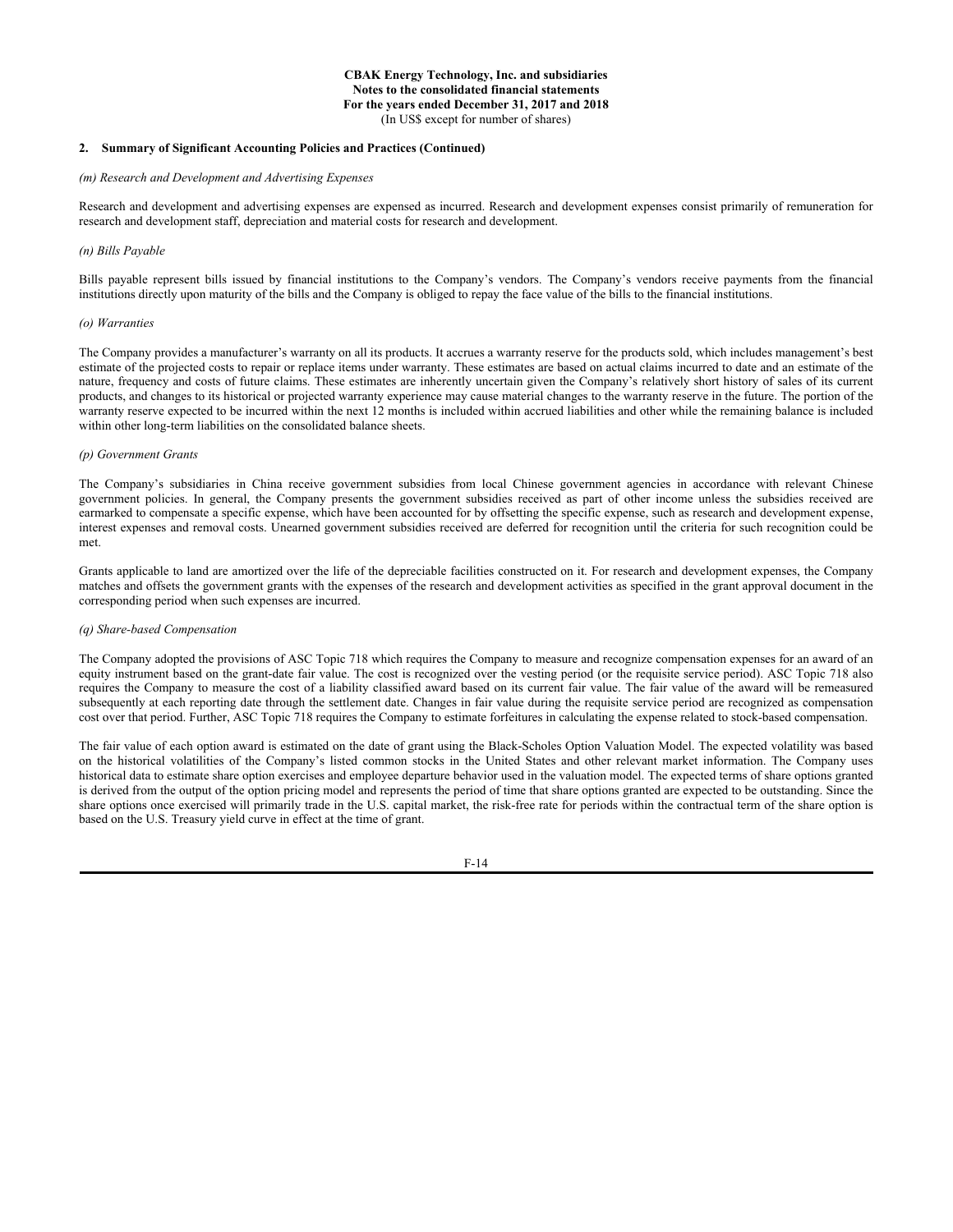**CBAK Energy Technology, Inc. and subsidiaries**
**Notes to the consolidated financial statements**
**For the years ended December 31, 2017 and 2018**
(In US$ except for number of shares)

**2. Summary of Significant Accounting Policies and Practices (Continued)**

*(m) Research and Development and Advertising Expenses*

Research and development and advertising expenses are expensed as incurred. Research and development expenses consist primarily of remuneration for research and development staff, depreciation and material costs for research and development.

*(n) Bills Payable*

Bills payable represent bills issued by financial institutions to the Company's vendors. The Company's vendors receive payments from the financial institutions directly upon maturity of the bills and the Company is obliged to repay the face value of the bills to the financial institutions.

*(o) Warranties*

The Company provides a manufacturer's warranty on all its products. It accrues a warranty reserve for the products sold, which includes management's best estimate of the projected costs to repair or replace items under warranty. These estimates are based on actual claims incurred to date and an estimate of the nature, frequency and costs of future claims. These estimates are inherently uncertain given the Company's relatively short history of sales of its current products, and changes to its historical or projected warranty experience may cause material changes to the warranty reserve in the future. The portion of the warranty reserve expected to be incurred within the next 12 months is included within accrued liabilities and other while the remaining balance is included within other long-term liabilities on the consolidated balance sheets.

*(p) Government Grants*

The Company's subsidiaries in China receive government subsidies from local Chinese government agencies in accordance with relevant Chinese government policies. In general, the Company presents the government subsidies received as part of other income unless the subsidies received are earmarked to compensate a specific expense, which have been accounted for by offsetting the specific expense, such as research and development expense, interest expenses and removal costs. Unearned government subsidies received are deferred for recognition until the criteria for such recognition could be met.

Grants applicable to land are amortized over the life of the depreciable facilities constructed on it. For research and development expenses, the Company matches and offsets the government grants with the expenses of the research and development activities as specified in the grant approval document in the corresponding period when such expenses are incurred.

*(q) Share-based Compensation*

The Company adopted the provisions of ASC Topic 718 which requires the Company to measure and recognize compensation expenses for an award of an equity instrument based on the grant-date fair value. The cost is recognized over the vesting period (or the requisite service period). ASC Topic 718 also requires the Company to measure the cost of a liability classified award based on its current fair value. The fair value of the award will be remeasured subsequently at each reporting date through the settlement date. Changes in fair value during the requisite service period are recognized as compensation cost over that period. Further, ASC Topic 718 requires the Company to estimate forfeitures in calculating the expense related to stock-based compensation.

The fair value of each option award is estimated on the date of grant using the Black-Scholes Option Valuation Model. The expected volatility was based on the historical volatilities of the Company's listed common stocks in the United States and other relevant market information. The Company uses historical data to estimate share option exercises and employee departure behavior used in the valuation model. The expected terms of share options granted is derived from the output of the option pricing model and represents the period of time that share options granted are expected to be outstanding. Since the share options once exercised will primarily trade in the U.S. capital market, the risk-free rate for periods within the contractual term of the share option is based on the U.S. Treasury yield curve in effect at the time of grant.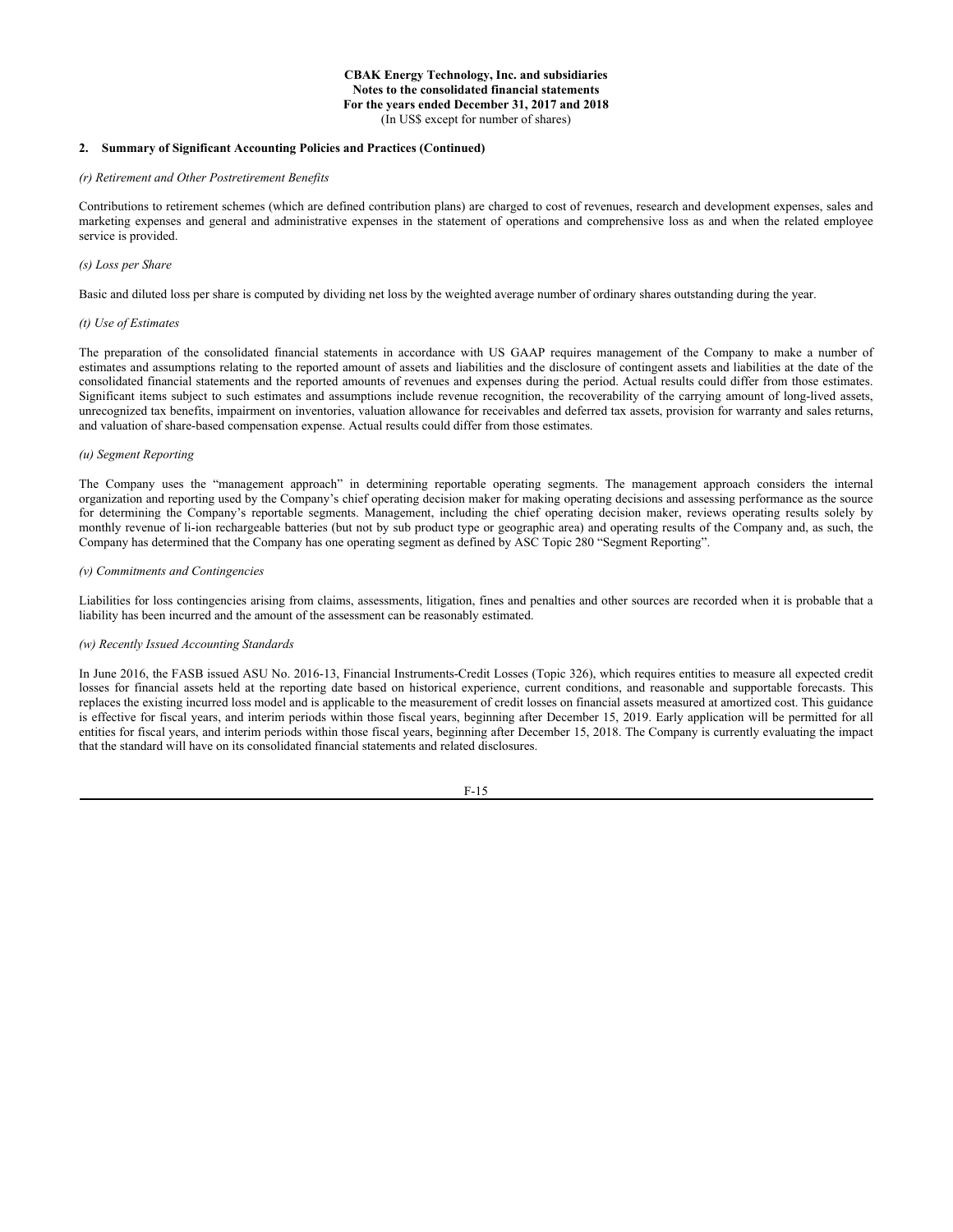**CBAK Energy Technology, Inc. and subsidiaries**
**Notes to the consolidated financial statements**
**For the years ended December 31, 2017 and 2018**
(In US$ except for number of shares)

## 2. Summary of Significant Accounting Policies and Practices (Continued)

*(r) Retirement and Other Postretirement Benefits*

Contributions to retirement schemes (which are defined contribution plans) are charged to cost of revenues, research and development expenses, sales and marketing expenses and general and administrative expenses in the statement of operations and comprehensive loss as and when the related employee service is provided.

*(s) Loss per Share*

Basic and diluted loss per share is computed by dividing net loss by the weighted average number of ordinary shares outstanding during the year.

*(t) Use of Estimates*

The preparation of the consolidated financial statements in accordance with US GAAP requires management of the Company to make a number of estimates and assumptions relating to the reported amount of assets and liabilities and the disclosure of contingent assets and liabilities at the date of the consolidated financial statements and the reported amounts of revenues and expenses during the period. Actual results could differ from those estimates. Significant items subject to such estimates and assumptions include revenue recognition, the recoverability of the carrying amount of long-lived assets, unrecognized tax benefits, impairment on inventories, valuation allowance for receivables and deferred tax assets, provision for warranty and sales returns, and valuation of share-based compensation expense. Actual results could differ from those estimates.

*(u) Segment Reporting*

The Company uses the "management approach" in determining reportable operating segments. The management approach considers the internal organization and reporting used by the Company's chief operating decision maker for making operating decisions and assessing performance as the source for determining the Company's reportable segments. Management, including the chief operating decision maker, reviews operating results solely by monthly revenue of li-ion rechargeable batteries (but not by sub product type or geographic area) and operating results of the Company and, as such, the Company has determined that the Company has one operating segment as defined by ASC Topic 280 "Segment Reporting".

*(v) Commitments and Contingencies*

Liabilities for loss contingencies arising from claims, assessments, litigation, fines and penalties and other sources are recorded when it is probable that a liability has been incurred and the amount of the assessment can be reasonably estimated.

*(w) Recently Issued Accounting Standards*

In June 2016, the FASB issued ASU No. 2016-13, Financial Instruments-Credit Losses (Topic 326), which requires entities to measure all expected credit losses for financial assets held at the reporting date based on historical experience, current conditions, and reasonable and supportable forecasts. This replaces the existing incurred loss model and is applicable to the measurement of credit losses on financial assets measured at amortized cost. This guidance is effective for fiscal years, and interim periods within those fiscal years, beginning after December 15, 2019. Early application will be permitted for all entities for fiscal years, and interim periods within those fiscal years, beginning after December 15, 2018. The Company is currently evaluating the impact that the standard will have on its consolidated financial statements and related disclosures.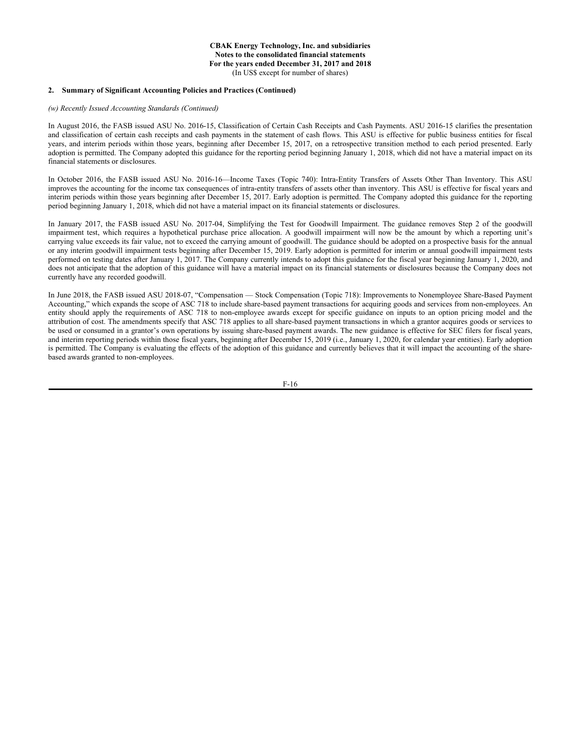**CBAK Energy Technology, Inc. and subsidiaries**
**Notes to the consolidated financial statements**
**For the years ended December 31, 2017 and 2018**
(In US$ except for number of shares)

**2. Summary of Significant Accounting Policies and Practices (Continued)**

*(w) Recently Issued Accounting Standards (Continued)*

In August 2016, the FASB issued ASU No. 2016-15, Classification of Certain Cash Receipts and Cash Payments. ASU 2016-15 clarifies the presentation and classification of certain cash receipts and cash payments in the statement of cash flows. This ASU is effective for public business entities for fiscal years, and interim periods within those years, beginning after December 15, 2017, on a retrospective transition method to each period presented. Early adoption is permitted. The Company adopted this guidance for the reporting period beginning January 1, 2018, which did not have a material impact on its financial statements or disclosures.

In October 2016, the FASB issued ASU No. 2016-16—Income Taxes (Topic 740): Intra-Entity Transfers of Assets Other Than Inventory. This ASU improves the accounting for the income tax consequences of intra-entity transfers of assets other than inventory. This ASU is effective for fiscal years and interim periods within those years beginning after December 15, 2017. Early adoption is permitted. The Company adopted this guidance for the reporting period beginning January 1, 2018, which did not have a material impact on its financial statements or disclosures.

In January 2017, the FASB issued ASU No. 2017-04, Simplifying the Test for Goodwill Impairment. The guidance removes Step 2 of the goodwill impairment test, which requires a hypothetical purchase price allocation. A goodwill impairment will now be the amount by which a reporting unit's carrying value exceeds its fair value, not to exceed the carrying amount of goodwill. The guidance should be adopted on a prospective basis for the annual or any interim goodwill impairment tests beginning after December 15, 2019. Early adoption is permitted for interim or annual goodwill impairment tests performed on testing dates after January 1, 2017. The Company currently intends to adopt this guidance for the fiscal year beginning January 1, 2020, and does not anticipate that the adoption of this guidance will have a material impact on its financial statements or disclosures because the Company does not currently have any recorded goodwill.

In June 2018, the FASB issued ASU 2018-07, "Compensation — Stock Compensation (Topic 718): Improvements to Nonemployee Share-Based Payment Accounting," which expands the scope of ASC 718 to include share-based payment transactions for acquiring goods and services from non-employees. An entity should apply the requirements of ASC 718 to non-employee awards except for specific guidance on inputs to an option pricing model and the attribution of cost. The amendments specify that ASC 718 applies to all share-based payment transactions in which a grantor acquires goods or services to be used or consumed in a grantor's own operations by issuing share-based payment awards. The new guidance is effective for SEC filers for fiscal years, and interim reporting periods within those fiscal years, beginning after December 15, 2019 (i.e., January 1, 2020, for calendar year entities). Early adoption is permitted. The Company is evaluating the effects of the adoption of this guidance and currently believes that it will impact the accounting of the share-based awards granted to non-employees.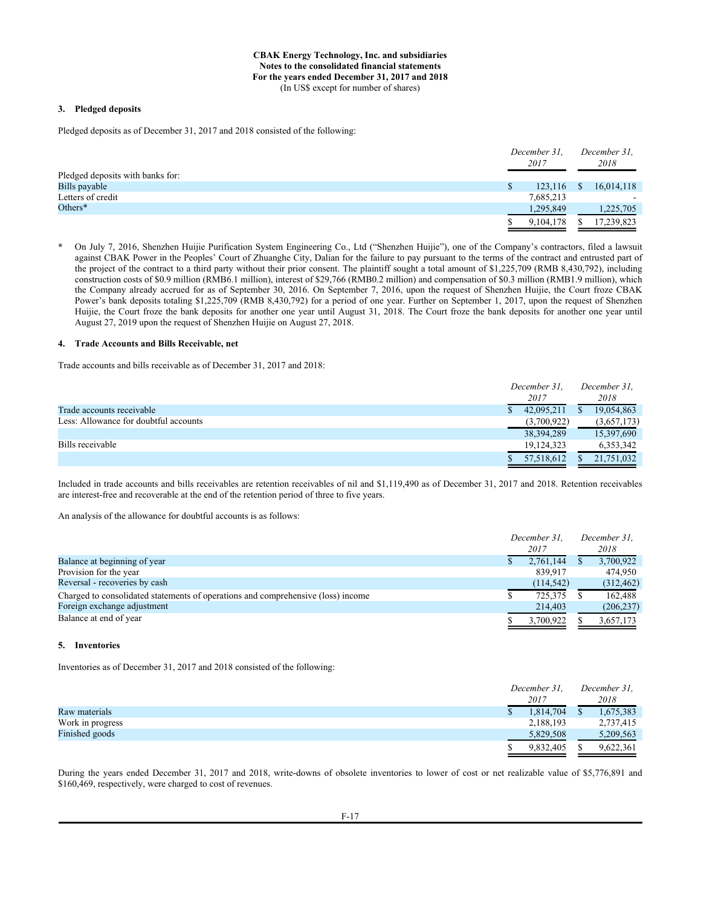**CBAK Energy Technology, Inc. and subsidiaries**
**Notes to the consolidated financial statements**
**For the years ended December 31, 2017 and 2018**
(In US$ except for number of shares)

### 3. Pledged deposits

Pledged deposits as of December 31, 2017 and 2018 consisted of the following:

| | December 31, 2017 | December 31, 2018 |
|---|---|---|
| Pledged deposits with banks for: | | |
| Bills payable | $ 123,116 | $ 16,014,118 |
| Letters of credit | 7,685,213 | - |
| Others* | 1,295,849 | 1,225,705 |
| | $ 9,104,178 | $ 17,239,823 |

\* On July 7, 2016, Shenzhen Huijie Purification System Engineering Co., Ltd ("Shenzhen Huijie"), one of the Company's contractors, filed a lawsuit against CBAK Power in the Peoples' Court of Zhuanghe City, Dalian for the failure to pay pursuant to the terms of the contract and entrusted part of the project of the contract to a third party without their prior consent. The plaintiff sought a total amount of $1,225,709 (RMB 8,430,792), including construction costs of $0.9 million (RMB6.1 million), interest of $29,766 (RMB0.2 million) and compensation of $0.3 million (RMB1.9 million), which the Company already accrued for as of September 30, 2016. On September 7, 2016, upon the request of Shenzhen Huijie, the Court froze CBAK Power's bank deposits totaling $1,225,709 (RMB 8,430,792) for a period of one year. Further on September 1, 2017, upon the request of Shenzhen Huijie, the Court froze the bank deposits for another one year until August 31, 2018. The Court froze the bank deposits for another one year until August 27, 2019 upon the request of Shenzhen Huijie on August 27, 2018.

### 4. Trade Accounts and Bills Receivable, net

Trade accounts and bills receivable as of December 31, 2017 and 2018:

| | December 31, 2017 | December 31, 2018 |
|---|---|---|
| Trade accounts receivable | $ 42,095,211 | $ 19,054,863 |
| Less: Allowance for doubtful accounts | (3,700,922) | (3,657,173) |
| | 38,394,289 | 15,397,690 |
| Bills receivable | 19,124,323 | 6,353,342 |
| | $ 57,518,612 | $ 21,751,032 |

Included in trade accounts and bills receivables are retention receivables of nil and $1,119,490 as of December 31, 2017 and 2018. Retention receivables are interest-free and recoverable at the end of the retention period of three to five years.

An analysis of the allowance for doubtful accounts is as follows:

| | December 31, 2017 | December 31, 2018 |
|---|---|---|
| Balance at beginning of year | $ 2,761,144 | $ 3,700,922 |
| Provision for the year | 839,917 | 474,950 |
| Reversal - recoveries by cash | (114,542) | (312,462) |
| Charged to consolidated statements of operations and comprehensive (loss) income | $ 725,375 | $ 162,488 |
| Foreign exchange adjustment | 214,403 | (206,237) |
| Balance at end of year | $ 3,700,922 | $ 3,657,173 |

### 5. Inventories

Inventories as of December 31, 2017 and 2018 consisted of the following:

| | December 31, 2017 | December 31, 2018 |
|---|---|---|
| Raw materials | $ 1,814,704 | $ 1,675,383 |
| Work in progress | 2,188,193 | 2,737,415 |
| Finished goods | 5,829,508 | 5,209,563 |
| | $ 9,832,405 | $ 9,622,361 |

During the years ended December 31, 2017 and 2018, write-downs of obsolete inventories to lower of cost or net realizable value of $5,776,891 and $160,469, respectively, were charged to cost of revenues.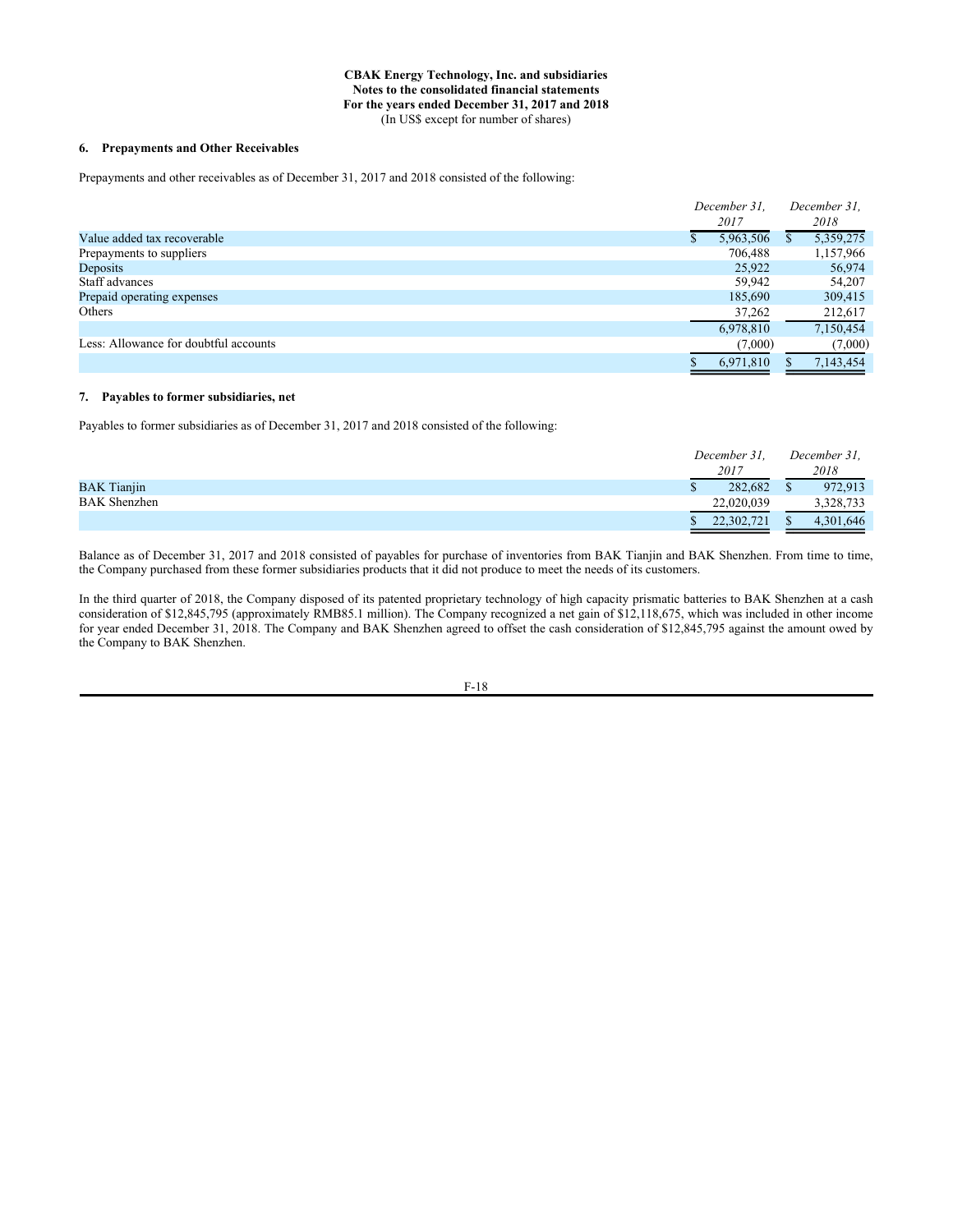**CBAK Energy Technology, Inc. and subsidiaries**
**Notes to the consolidated financial statements**
**For the years ended December 31, 2017 and 2018**
(In US$ except for number of shares)

## 6. Prepayments and Other Receivables

Prepayments and other receivables as of December 31, 2017 and 2018 consisted of the following:

| | *December 31, 2017* | *December 31, 2018* |
|---|---|---|
| Value added tax recoverable | $ 5,963,506 | $ 5,359,275 |
| Prepayments to suppliers | 706,488 | 1,157,966 |
| Deposits | 25,922 | 56,974 |
| Staff advances | 59,942 | 54,207 |
| Prepaid operating expenses | 185,690 | 309,415 |
| Others | 37,262 | 212,617 |
| | 6,978,810 | 7,150,454 |
| Less: Allowance for doubtful accounts | (7,000) | (7,000) |
| | $ 6,971,810 | $ 7,143,454 |

## 7. Payables to former subsidiaries, net

Payables to former subsidiaries as of December 31, 2017 and 2018 consisted of the following:

| | *December 31, 2017* | *December 31, 2018* |
|---|---|---|
| BAK Tianjin | $ 282,682 | $ 972,913 |
| BAK Shenzhen | 22,020,039 | 3,328,733 |
| | $ 22,302,721 | $ 4,301,646 |

Balance as of December 31, 2017 and 2018 consisted of payables for purchase of inventories from BAK Tianjin and BAK Shenzhen. From time to time, the Company purchased from these former subsidiaries products that it did not produce to meet the needs of its customers.

In the third quarter of 2018, the Company disposed of its patented proprietary technology of high capacity prismatic batteries to BAK Shenzhen at a cash consideration of $12,845,795 (approximately RMB85.1 million). The Company recognized a net gain of $12,118,675, which was included in other income for year ended December 31, 2018. The Company and BAK Shenzhen agreed to offset the cash consideration of $12,845,795 against the amount owed by the Company to BAK Shenzhen.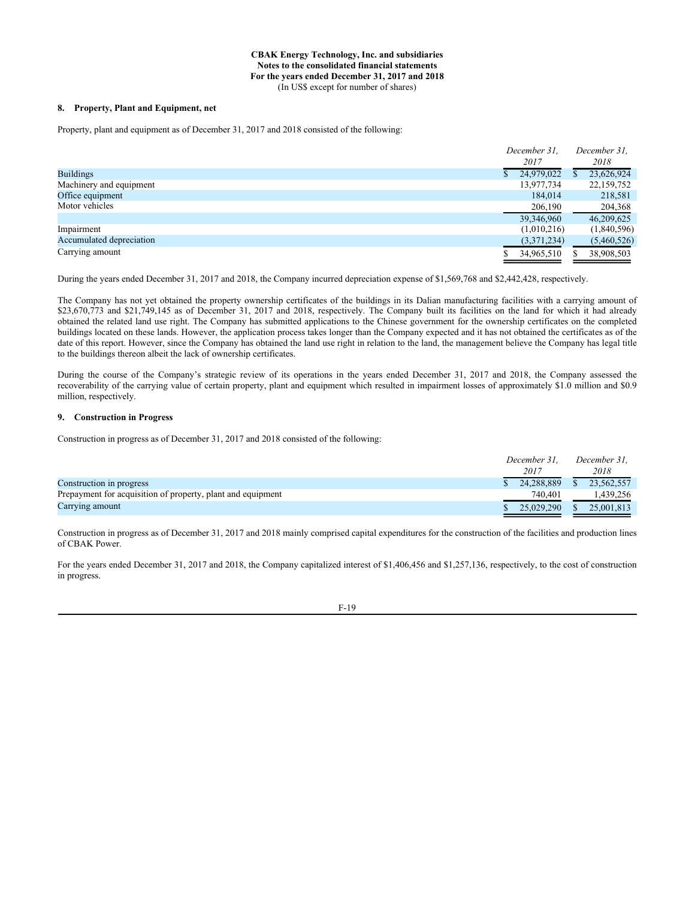**CBAK Energy Technology, Inc. and subsidiaries**
**Notes to the consolidated financial statements**
**For the years ended December 31, 2017 and 2018**
(In US$ except for number of shares)

## 8. Property, Plant and Equipment, net

Property, plant and equipment as of December 31, 2017 and 2018 consisted of the following:

| | *December 31, 2017* | *December 31, 2018* |
|---|---|---|
| Buildings | $ 24,979,022 | $ 23,626,924 |
| Machinery and equipment | 13,977,734 | 22,159,752 |
| Office equipment | 184,014 | 218,581 |
| Motor vehicles | 206,190 | 204,368 |
| | 39,346,960 | 46,209,625 |
| Impairment | (1,010,216) | (1,840,596) |
| Accumulated depreciation | (3,371,234) | (5,460,526) |
| Carrying amount | $ 34,965,510 | $ 38,908,503 |

During the years ended December 31, 2017 and 2018, the Company incurred depreciation expense of $1,569,768 and $2,442,428, respectively.

The Company has not yet obtained the property ownership certificates of the buildings in its Dalian manufacturing facilities with a carrying amount of $23,670,773 and $21,749,145 as of December 31, 2017 and 2018, respectively. The Company built its facilities on the land for which it had already obtained the related land use right. The Company has submitted applications to the Chinese government for the ownership certificates on the completed buildings located on these lands. However, the application process takes longer than the Company expected and it has not obtained the certificates as of the date of this report. However, since the Company has obtained the land use right in relation to the land, the management believe the Company has legal title to the buildings thereon albeit the lack of ownership certificates.

During the course of the Company's strategic review of its operations in the years ended December 31, 2017 and 2018, the Company assessed the recoverability of the carrying value of certain property, plant and equipment which resulted in impairment losses of approximately $1.0 million and $0.9 million, respectively.

## 9. Construction in Progress

Construction in progress as of December 31, 2017 and 2018 consisted of the following:

| | *December 31, 2017* | *December 31, 2018* |
|---|---|---|
| Construction in progress | $ 24,288,889 | $ 23,562,557 |
| Prepayment for acquisition of property, plant and equipment | 740,401 | 1,439,256 |
| Carrying amount | $ 25,029,290 | $ 25,001,813 |

Construction in progress as of December 31, 2017 and 2018 mainly comprised capital expenditures for the construction of the facilities and production lines of CBAK Power.

For the years ended December 31, 2017 and 2018, the Company capitalized interest of $1,406,456 and $1,257,136, respectively, to the cost of construction in progress.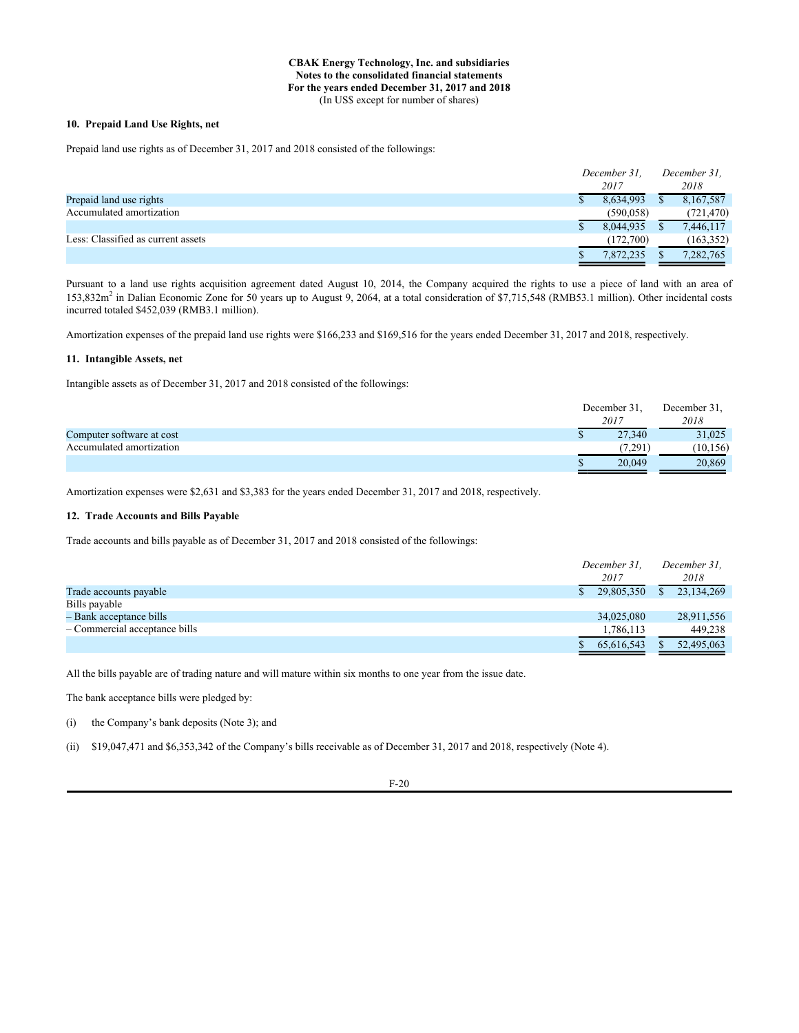**CBAK Energy Technology, Inc. and subsidiaries**
**Notes to the consolidated financial statements**
**For the years ended December 31, 2017 and 2018**
(In US$ except for number of shares)

### 10. Prepaid Land Use Rights, net

Prepaid land use rights as of December 31, 2017 and 2018 consisted of the followings:

| | *December 31, 2017* | *December 31, 2018* |
|---|---|---|
| Prepaid land use rights | $ 8,634,993 | $ 8,167,587 |
| Accumulated amortization | (590,058) | (721,470) |
| | $ 8,044,935 | $ 7,446,117 |
| Less: Classified as current assets | (172,700) | (163,352) |
| | $ 7,872,235 | $ 7,282,765 |

Pursuant to a land use rights acquisition agreement dated August 10, 2014, the Company acquired the rights to use a piece of land with an area of 153,832m$^2$ in Dalian Economic Zone for 50 years up to August 9, 2064, at a total consideration of $7,715,548 (RMB53.1 million). Other incidental costs incurred totaled $452,039 (RMB3.1 million).

Amortization expenses of the prepaid land use rights were $166,233 and $169,516 for the years ended December 31, 2017 and 2018, respectively.

### 11. Intangible Assets, net

Intangible assets as of December 31, 2017 and 2018 consisted of the followings:

| | December 31, *2017* | December 31, *2018* |
|---|---|---|
| Computer software at cost | $ 27,340 | 31,025 |
| Accumulated amortization | (7,291) | (10,156) |
| | $ 20,049 | 20,869 |

Amortization expenses were $2,631 and $3,383 for the years ended December 31, 2017 and 2018, respectively.

### 12. Trade Accounts and Bills Payable

Trade accounts and bills payable as of December 31, 2017 and 2018 consisted of the followings:

| | *December 31, 2017* | *December 31, 2018* |
|---|---|---|
| Trade accounts payable | $ 29,805,350 | $ 23,134,269 |
| Bills payable | | |
| – Bank acceptance bills | 34,025,080 | 28,911,556 |
| – Commercial acceptance bills | 1,786,113 | 449,238 |
| | $ 65,616,543 | $ 52,495,063 |

All the bills payable are of trading nature and will mature within six months to one year from the issue date.

The bank acceptance bills were pledged by:

(i) the Company's bank deposits (Note 3); and

(ii) $19,047,471 and $6,353,342 of the Company's bills receivable as of December 31, 2017 and 2018, respectively (Note 4).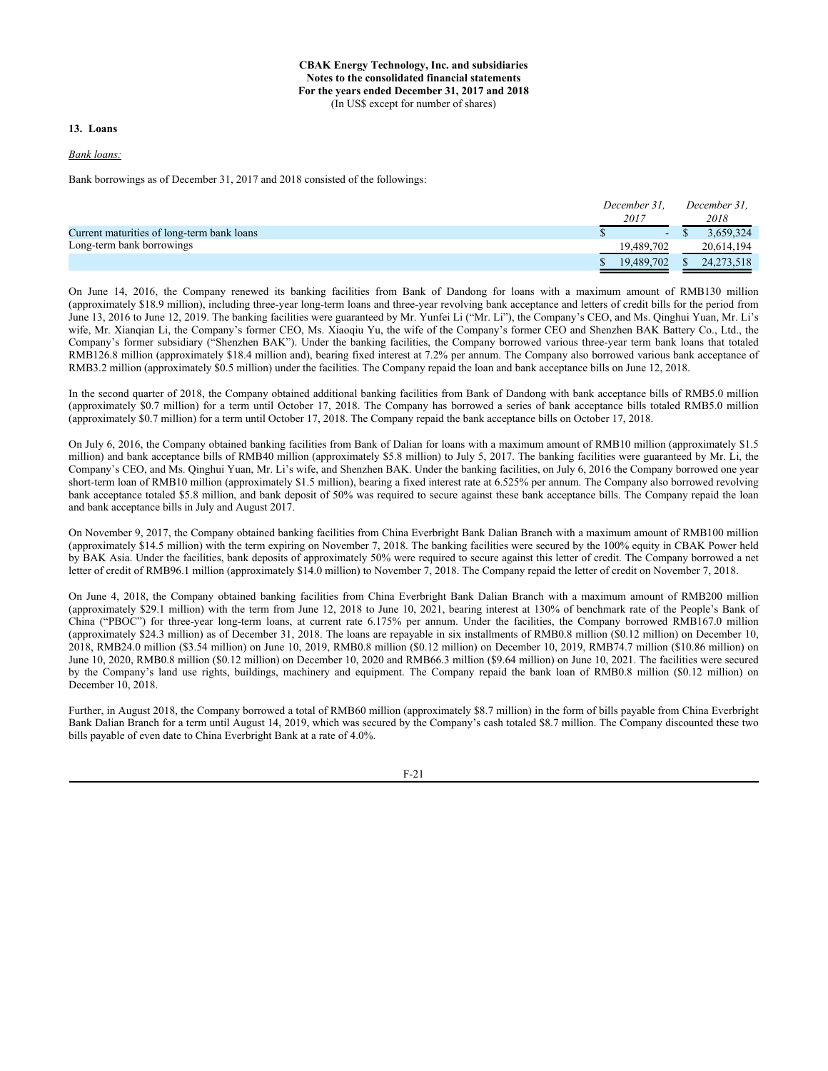**CBAK Energy Technology, Inc. and subsidiaries**
**Notes to the consolidated financial statements**
**For the years ended December 31, 2017 and 2018**
(In US$ except for number of shares)

**13. Loans**

*Bank loans:*

Bank borrowings as of December 31, 2017 and 2018 consisted of the followings:

| | *December 31, 2017* | *December 31, 2018* |
|---|---|---|
| Current maturities of long-term bank loans | $ - | $ 3,659,324 |
| Long-term bank borrowings | 19,489,702 | 20,614,194 |
| | $ 19,489,702 | $ 24,273,518 |

On June 14, 2016, the Company renewed its banking facilities from Bank of Dandong for loans with a maximum amount of RMB130 million (approximately $18.9 million), including three-year long-term loans and three-year revolving bank acceptance and letters of credit bills for the period from June 13, 2016 to June 12, 2019. The banking facilities were guaranteed by Mr. Yunfei Li ("Mr. Li"), the Company's CEO, and Ms. Qinghui Yuan, Mr. Li's wife, Mr. Xianqian Li, the Company's former CEO, Ms. Xiaoqiu Yu, the wife of the Company's former CEO and Shenzhen BAK Battery Co., Ltd., the Company's former subsidiary ("Shenzhen BAK"). Under the banking facilities, the Company borrowed various three-year term bank loans that totaled RMB126.8 million (approximately $18.4 million and), bearing fixed interest at 7.2% per annum. The Company also borrowed various bank acceptance of RMB3.2 million (approximately $0.5 million) under the facilities. The Company repaid the loan and bank acceptance bills on June 12, 2018.

In the second quarter of 2018, the Company obtained additional banking facilities from Bank of Dandong with bank acceptance bills of RMB5.0 million (approximately $0.7 million) for a term until October 17, 2018. The Company has borrowed a series of bank acceptance bills totaled RMB5.0 million (approximately $0.7 million) for a term until October 17, 2018. The Company repaid the bank acceptance bills on October 17, 2018.

On July 6, 2016, the Company obtained banking facilities from Bank of Dalian for loans with a maximum amount of RMB10 million (approximately $1.5 million) and bank acceptance bills of RMB40 million (approximately $5.8 million) to July 5, 2017. The banking facilities were guaranteed by Mr. Li, the Company's CEO, and Ms. Qinghui Yuan, Mr. Li's wife, and Shenzhen BAK. Under the banking facilities, on July 6, 2016 the Company borrowed one year short-term loan of RMB10 million (approximately $1.5 million), bearing a fixed interest rate at 6.525% per annum. The Company also borrowed revolving bank acceptance totaled $5.8 million, and bank deposit of 50% was required to secure against these bank acceptance bills. The Company repaid the loan and bank acceptance bills in July and August 2017.

On November 9, 2017, the Company obtained banking facilities from China Everbright Bank Dalian Branch with a maximum amount of RMB100 million (approximately $14.5 million) with the term expiring on November 7, 2018. The banking facilities were secured by the 100% equity in CBAK Power held by BAK Asia. Under the facilities, bank deposits of approximately 50% were required to secure against this letter of credit. The Company borrowed a net letter of credit of RMB96.1 million (approximately $14.0 million) to November 7, 2018. The Company repaid the letter of credit on November 7, 2018.

On June 4, 2018, the Company obtained banking facilities from China Everbright Bank Dalian Branch with a maximum amount of RMB200 million (approximately $29.1 million) with the term from June 12, 2018 to June 10, 2021, bearing interest at 130% of benchmark rate of the People's Bank of China ("PBOC") for three-year long-term loans, at current rate 6.175% per annum. Under the facilities, the Company borrowed RMB167.0 million (approximately $24.3 million) as of December 31, 2018. The loans are repayable in six installments of RMB0.8 million ($0.12 million) on December 10, 2018, RMB24.0 million ($3.54 million) on June 10, 2019, RMB0.8 million ($0.12 million) on December 10, 2019, RMB74.7 million ($10.86 million) on June 10, 2020, RMB0.8 million ($0.12 million) on December 10, 2020 and RMB66.3 million ($9.64 million) on June 10, 2021. The facilities were secured by the Company's land use rights, buildings, machinery and equipment. The Company repaid the bank loan of RMB0.8 million ($0.12 million) on December 10, 2018.

Further, in August 2018, the Company borrowed a total of RMB60 million (approximately $8.7 million) in the form of bills payable from China Everbright Bank Dalian Branch for a term until August 14, 2019, which was secured by the Company's cash totaled $8.7 million. The Company discounted these two bills payable of even date to China Everbright Bank at a rate of 4.0%.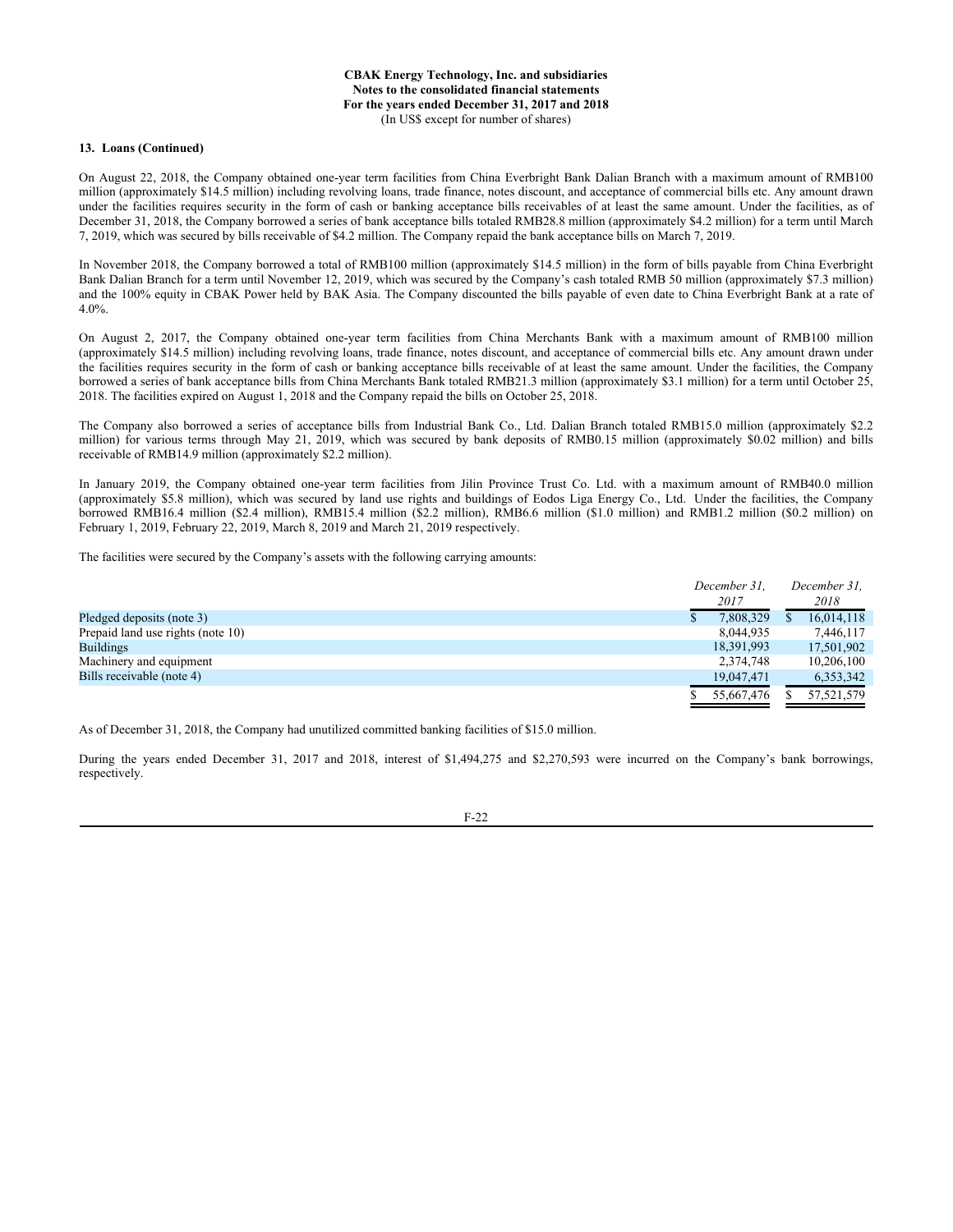**CBAK Energy Technology, Inc. and subsidiaries**
**Notes to the consolidated financial statements**
**For the years ended December 31, 2017 and 2018**
(In US$ except for number of shares)

**13. Loans (Continued)**

On August 22, 2018, the Company obtained one-year term facilities from China Everbright Bank Dalian Branch with a maximum amount of RMB100 million (approximately $14.5 million) including revolving loans, trade finance, notes discount, and acceptance of commercial bills etc. Any amount drawn under the facilities requires security in the form of cash or banking acceptance bills receivables of at least the same amount. Under the facilities, as of December 31, 2018, the Company borrowed a series of bank acceptance bills totaled RMB28.8 million (approximately $4.2 million) for a term until March 7, 2019, which was secured by bills receivable of $4.2 million. The Company repaid the bank acceptance bills on March 7, 2019.

In November 2018, the Company borrowed a total of RMB100 million (approximately $14.5 million) in the form of bills payable from China Everbright Bank Dalian Branch for a term until November 12, 2019, which was secured by the Company's cash totaled RMB 50 million (approximately $7.3 million) and the 100% equity in CBAK Power held by BAK Asia. The Company discounted the bills payable of even date to China Everbright Bank at a rate of 4.0%.

On August 2, 2017, the Company obtained one-year term facilities from China Merchants Bank with a maximum amount of RMB100 million (approximately $14.5 million) including revolving loans, trade finance, notes discount, and acceptance of commercial bills etc. Any amount drawn under the facilities requires security in the form of cash or banking acceptance bills receivable of at least the same amount. Under the facilities, the Company borrowed a series of bank acceptance bills from China Merchants Bank totaled RMB21.3 million (approximately $3.1 million) for a term until October 25, 2018. The facilities expired on August 1, 2018 and the Company repaid the bills on October 25, 2018.

The Company also borrowed a series of acceptance bills from Industrial Bank Co., Ltd. Dalian Branch totaled RMB15.0 million (approximately $2.2 million) for various terms through May 21, 2019, which was secured by bank deposits of RMB0.15 million (approximately $0.02 million) and bills receivable of RMB14.9 million (approximately $2.2 million).

In January 2019, the Company obtained one-year term facilities from Jilin Province Trust Co. Ltd. with a maximum amount of RMB40.0 million (approximately $5.8 million), which was secured by land use rights and buildings of Eodos Liga Energy Co., Ltd. Under the facilities, the Company borrowed RMB16.4 million ($2.4 million), RMB15.4 million ($2.2 million), RMB6.6 million ($1.0 million) and RMB1.2 million ($0.2 million) on February 1, 2019, February 22, 2019, March 8, 2019 and March 21, 2019 respectively.

The facilities were secured by the Company's assets with the following carrying amounts:

| | *December 31, 2017* | *December 31, 2018* |
|---|---|---|
| Pledged deposits (note 3) | $ 7,808,329 | $ 16,014,118 |
| Prepaid land use rights (note 10) | 8,044,935 | 7,446,117 |
| Buildings | 18,391,993 | 17,501,902 |
| Machinery and equipment | 2,374,748 | 10,206,100 |
| Bills receivable (note 4) | 19,047,471 | 6,353,342 |
| | $ 55,667,476 | $ 57,521,579 |

As of December 31, 2018, the Company had unutilized committed banking facilities of $15.0 million.

During the years ended December 31, 2017 and 2018, interest of $1,494,275 and $2,270,593 were incurred on the Company's bank borrowings, respectively.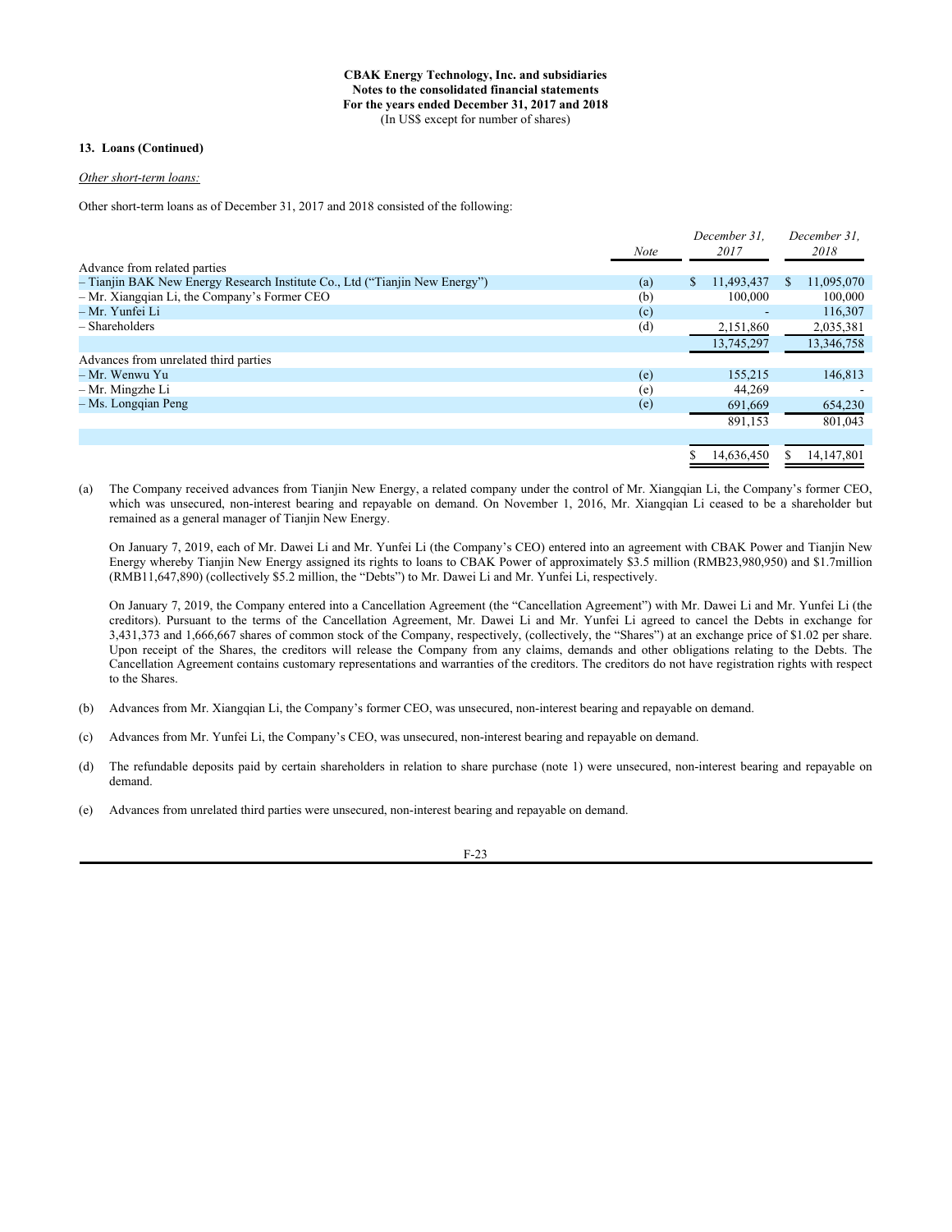**CBAK Energy Technology, Inc. and subsidiaries**
**Notes to the consolidated financial statements**
**For the years ended December 31, 2017 and 2018**
(In US$ except for number of shares)

**13. Loans (Continued)**

*Other short-term loans:*

Other short-term loans as of December 31, 2017 and 2018 consisted of the following:

| | *Note* | *December 31, 2017* | *December 31, 2018* |
|---|---|---|---|
| Advance from related parties | | | |
| – Tianjin BAK New Energy Research Institute Co., Ltd (“Tianjin New Energy”) | (a) | $ 11,493,437 | $ 11,095,070 |
| – Mr. Xiangqian Li, the Company’s Former CEO | (b) | 100,000 | 100,000 |
| – Mr. Yunfei Li | (c) | - | 116,307 |
| – Shareholders | (d) | 2,151,860 | 2,035,381 |
| | | 13,745,297 | 13,346,758 |
| Advances from unrelated third parties | | | |
| – Mr. Wenwu Yu | (e) | 155,215 | 146,813 |
| – Mr. Mingzhe Li | (e) | 44,269 | - |
| – Ms. Longqian Peng | (e) | 691,669 | 654,230 |
| | | 891,153 | 801,043 |
| | | | |
| | | $ 14,636,450 | $ 14,147,801 |

(a) The Company received advances from Tianjin New Energy, a related company under the control of Mr. Xiangqian Li, the Company’s former CEO, which was unsecured, non-interest bearing and repayable on demand. On November 1, 2016, Mr. Xiangqian Li ceased to be a shareholder but remained as a general manager of Tianjin New Energy.

On January 7, 2019, each of Mr. Dawei Li and Mr. Yunfei Li (the Company’s CEO) entered into an agreement with CBAK Power and Tianjin New Energy whereby Tianjin New Energy assigned its rights to loans to CBAK Power of approximately $3.5 million (RMB23,980,950) and $1.7million (RMB11,647,890) (collectively $5.2 million, the “Debts”) to Mr. Dawei Li and Mr. Yunfei Li, respectively.

On January 7, 2019, the Company entered into a Cancellation Agreement (the “Cancellation Agreement”) with Mr. Dawei Li and Mr. Yunfei Li (the creditors). Pursuant to the terms of the Cancellation Agreement, Mr. Dawei Li and Mr. Yunfei Li agreed to cancel the Debts in exchange for 3,431,373 and 1,666,667 shares of common stock of the Company, respectively, (collectively, the “Shares”) at an exchange price of $1.02 per share. Upon receipt of the Shares, the creditors will release the Company from any claims, demands and other obligations relating to the Debts. The Cancellation Agreement contains customary representations and warranties of the creditors. The creditors do not have registration rights with respect to the Shares.

(b) Advances from Mr. Xiangqian Li, the Company’s former CEO, was unsecured, non-interest bearing and repayable on demand.

(c) Advances from Mr. Yunfei Li, the Company’s CEO, was unsecured, non-interest bearing and repayable on demand.

(d) The refundable deposits paid by certain shareholders in relation to share purchase (note 1) were unsecured, non-interest bearing and repayable on demand.

(e) Advances from unrelated third parties were unsecured, non-interest bearing and repayable on demand.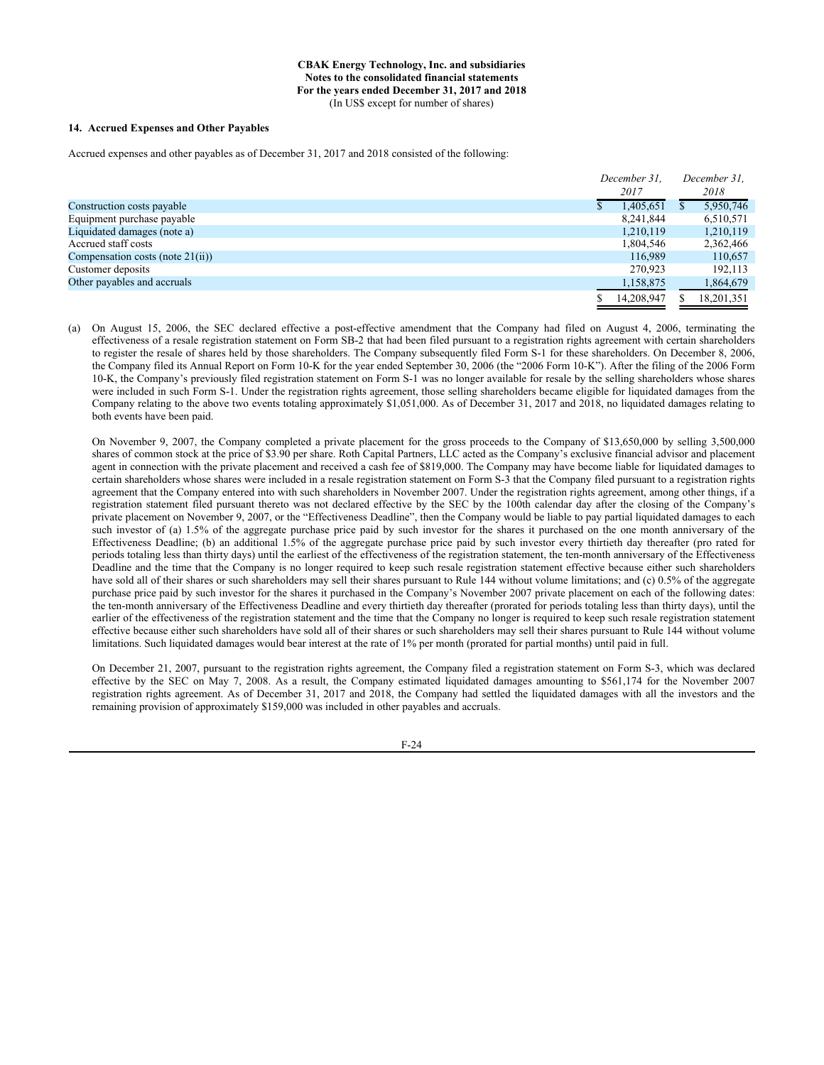**CBAK Energy Technology, Inc. and subsidiaries**
**Notes to the consolidated financial statements**
**For the years ended December 31, 2017 and 2018**
(In US$ except for number of shares)

### 14. Accrued Expenses and Other Payables

Accrued expenses and other payables as of December 31, 2017 and 2018 consisted of the following:

| | *December 31, 2017* | *December 31, 2018* |
|---|---|---|
| Construction costs payable | $ 1,405,651 | $ 5,950,746 |
| Equipment purchase payable | 8,241,844 | 6,510,571 |
| Liquidated damages (note a) | 1,210,119 | 1,210,119 |
| Accrued staff costs | 1,804,546 | 2,362,466 |
| Compensation costs (note 21(ii)) | 116,989 | 110,657 |
| Customer deposits | 270,923 | 192,113 |
| Other payables and accruals | 1,158,875 | 1,864,679 |
| | $ 14,208,947 | $ 18,201,351 |

(a) On August 15, 2006, the SEC declared effective a post-effective amendment that the Company had filed on August 4, 2006, terminating the effectiveness of a resale registration statement on Form SB-2 that had been filed pursuant to a registration rights agreement with certain shareholders to register the resale of shares held by those shareholders. The Company subsequently filed Form S-1 for these shareholders. On December 8, 2006, the Company filed its Annual Report on Form 10-K for the year ended September 30, 2006 (the "2006 Form 10-K"). After the filing of the 2006 Form 10-K, the Company's previously filed registration statement on Form S-1 was no longer available for resale by the selling shareholders whose shares were included in such Form S-1. Under the registration rights agreement, those selling shareholders became eligible for liquidated damages from the Company relating to the above two events totaling approximately $1,051,000. As of December 31, 2017 and 2018, no liquidated damages relating to both events have been paid.

On November 9, 2007, the Company completed a private placement for the gross proceeds to the Company of $13,650,000 by selling 3,500,000 shares of common stock at the price of $3.90 per share. Roth Capital Partners, LLC acted as the Company's exclusive financial advisor and placement agent in connection with the private placement and received a cash fee of $819,000. The Company may have become liable for liquidated damages to certain shareholders whose shares were included in a resale registration statement on Form S-3 that the Company filed pursuant to a registration rights agreement that the Company entered into with such shareholders in November 2007. Under the registration rights agreement, among other things, if a registration statement filed pursuant thereto was not declared effective by the SEC by the 100th calendar day after the closing of the Company's private placement on November 9, 2007, or the "Effectiveness Deadline", then the Company would be liable to pay partial liquidated damages to each such investor of (a) 1.5% of the aggregate purchase price paid by such investor for the shares it purchased on the one month anniversary of the Effectiveness Deadline; (b) an additional 1.5% of the aggregate purchase price paid by such investor every thirtieth day thereafter (pro rated for periods totaling less than thirty days) until the earliest of the effectiveness of the registration statement, the ten-month anniversary of the Effectiveness Deadline and the time that the Company is no longer required to keep such resale registration statement effective because either such shareholders have sold all of their shares or such shareholders may sell their shares pursuant to Rule 144 without volume limitations; and (c) 0.5% of the aggregate purchase price paid by such investor for the shares it purchased in the Company's November 2007 private placement on each of the following dates: the ten-month anniversary of the Effectiveness Deadline and every thirtieth day thereafter (prorated for periods totaling less than thirty days), until the earlier of the effectiveness of the registration statement and the time that the Company no longer is required to keep such resale registration statement effective because either such shareholders have sold all of their shares or such shareholders may sell their shares pursuant to Rule 144 without volume limitations. Such liquidated damages would bear interest at the rate of 1% per month (prorated for partial months) until paid in full.

On December 21, 2007, pursuant to the registration rights agreement, the Company filed a registration statement on Form S-3, which was declared effective by the SEC on May 7, 2008. As a result, the Company estimated liquidated damages amounting to $561,174 for the November 2007 registration rights agreement. As of December 31, 2017 and 2018, the Company had settled the liquidated damages with all the investors and the remaining provision of approximately $159,000 was included in other payables and accruals.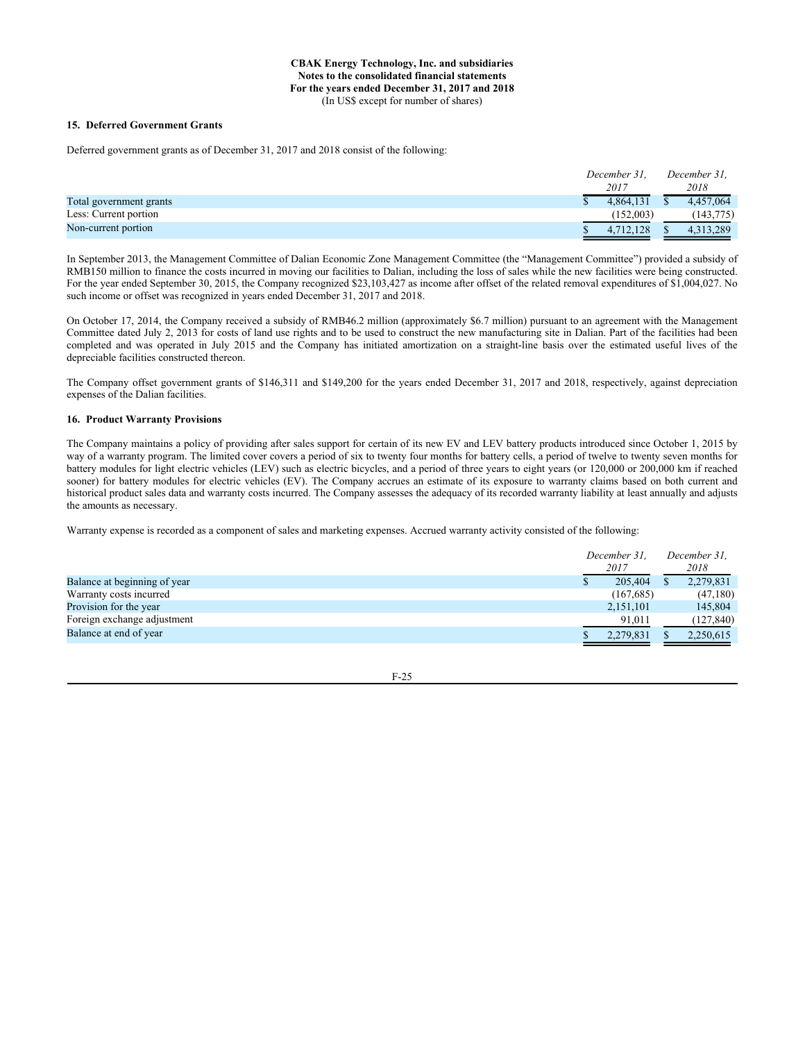CBAK Energy Technology, Inc. and subsidiaries
Notes to the consolidated financial statements
For the years ended December 31, 2017 and 2018
(In US$ except for number of shares)

### 15. Deferred Government Grants

Deferred government grants as of December 31, 2017 and 2018 consist of the following:

| | *December 31, 2017* | *December 31, 2018* |
|---|---|---|
| Total government grants | $ 4,864,131 | $ 4,457,064 |
| Less: Current portion | (152,003) | (143,775) |
| Non-current portion | $ 4,712,128 | $ 4,313,289 |

In September 2013, the Management Committee of Dalian Economic Zone Management Committee (the "Management Committee") provided a subsidy of RMB150 million to finance the costs incurred in moving our facilities to Dalian, including the loss of sales while the new facilities were being constructed. For the year ended September 30, 2015, the Company recognized $23,103,427 as income after offset of the related removal expenditures of $1,004,027. No such income or offset was recognized in years ended December 31, 2017 and 2018.

On October 17, 2014, the Company received a subsidy of RMB46.2 million (approximately $6.7 million) pursuant to an agreement with the Management Committee dated July 2, 2013 for costs of land use rights and to be used to construct the new manufacturing site in Dalian. Part of the facilities had been completed and was operated in July 2015 and the Company has initiated amortization on a straight-line basis over the estimated useful lives of the depreciable facilities constructed thereon.

The Company offset government grants of $146,311 and $149,200 for the years ended December 31, 2017 and 2018, respectively, against depreciation expenses of the Dalian facilities.

### 16. Product Warranty Provisions

The Company maintains a policy of providing after sales support for certain of its new EV and LEV battery products introduced since October 1, 2015 by way of a warranty program. The limited cover covers a period of six to twenty four months for battery cells, a period of twelve to twenty seven months for battery modules for light electric vehicles (LEV) such as electric bicycles, and a period of three years to eight years (or 120,000 or 200,000 km if reached sooner) for battery modules for electric vehicles (EV). The Company accrues an estimate of its exposure to warranty claims based on both current and historical product sales data and warranty costs incurred. The Company assesses the adequacy of its recorded warranty liability at least annually and adjusts the amounts as necessary.

Warranty expense is recorded as a component of sales and marketing expenses. Accrued warranty activity consisted of the following:

| | *December 31, 2017* | *December 31, 2018* |
|---|---|---|
| Balance at beginning of year | $ 205,404 | $ 2,279,831 |
| Warranty costs incurred | (167,685) | (47,180) |
| Provision for the year | 2,151,101 | 145,804 |
| Foreign exchange adjustment | 91,011 | (127,840) |
| Balance at end of year | $ 2,279,831 | $ 2,250,615 |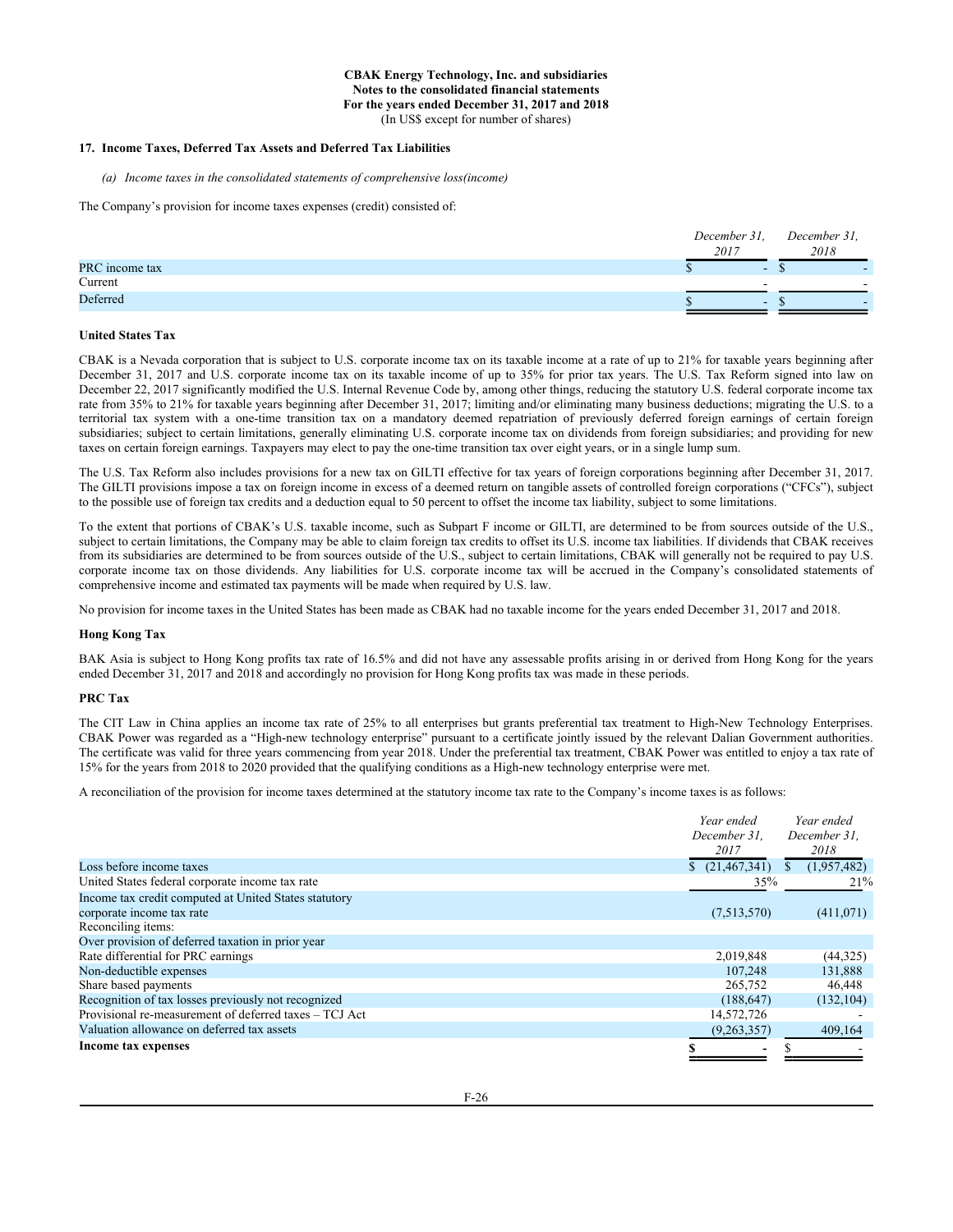**CBAK Energy Technology, Inc. and subsidiaries**
**Notes to the consolidated financial statements**
**For the years ended December 31, 2017 and 2018**
(In US$ except for number of shares)

## 17. Income Taxes, Deferred Tax Assets and Deferred Tax Liabilities

*(a) Income taxes in the consolidated statements of comprehensive loss(income)*

The Company's provision for income taxes expenses (credit) consisted of:

| | December 31, 2017 | December 31, 2018 |
|---|---|---|
| PRC income tax | $ - | $ - |
| Current | - | - |
| Deferred | $ - | $ - |

**United States Tax**

CBAK is a Nevada corporation that is subject to U.S. corporate income tax on its taxable income at a rate of up to 21% for taxable years beginning after December 31, 2017 and U.S. corporate income tax on its taxable income of up to 35% for prior tax years. The U.S. Tax Reform signed into law on December 22, 2017 significantly modified the U.S. Internal Revenue Code by, among other things, reducing the statutory U.S. federal corporate income tax rate from 35% to 21% for taxable years beginning after December 31, 2017; limiting and/or eliminating many business deductions; migrating the U.S. to a territorial tax system with a one-time transition tax on a mandatory deemed repatriation of previously deferred foreign earnings of certain foreign subsidiaries; subject to certain limitations, generally eliminating U.S. corporate income tax on dividends from foreign subsidiaries; and providing for new taxes on certain foreign earnings. Taxpayers may elect to pay the one-time transition tax over eight years, or in a single lump sum.

The U.S. Tax Reform also includes provisions for a new tax on GILTI effective for tax years of foreign corporations beginning after December 31, 2017. The GILTI provisions impose a tax on foreign income in excess of a deemed return on tangible assets of controlled foreign corporations ("CFCs"), subject to the possible use of foreign tax credits and a deduction equal to 50 percent to offset the income tax liability, subject to some limitations.

To the extent that portions of CBAK's U.S. taxable income, such as Subpart F income or GILTI, are determined to be from sources outside of the U.S., subject to certain limitations, the Company may be able to claim foreign tax credits to offset its U.S. income tax liabilities. If dividends that CBAK receives from its subsidiaries are determined to be from sources outside of the U.S., subject to certain limitations, CBAK will generally not be required to pay U.S. corporate income tax on those dividends. Any liabilities for U.S. corporate income tax will be accrued in the Company's consolidated statements of comprehensive income and estimated tax payments will be made when required by U.S. law.

No provision for income taxes in the United States has been made as CBAK had no taxable income for the years ended December 31, 2017 and 2018.

**Hong Kong Tax**

BAK Asia is subject to Hong Kong profits tax rate of 16.5% and did not have any assessable profits arising in or derived from Hong Kong for the years ended December 31, 2017 and 2018 and accordingly no provision for Hong Kong profits tax was made in these periods.

**PRC Tax**

The CIT Law in China applies an income tax rate of 25% to all enterprises but grants preferential tax treatment to High-New Technology Enterprises. CBAK Power was regarded as a "High-new technology enterprise" pursuant to a certificate jointly issued by the relevant Dalian Government authorities. The certificate was valid for three years commencing from year 2018. Under the preferential tax treatment, CBAK Power was entitled to enjoy a tax rate of 15% for the years from 2018 to 2020 provided that the qualifying conditions as a High-new technology enterprise were met.

A reconciliation of the provision for income taxes determined at the statutory income tax rate to the Company's income taxes is as follows:

| | Year ended December 31, 2017 | Year ended December 31, 2018 |
|---|---|---|
| Loss before income taxes | $ (21,467,341) | $ (1,957,482) |
| United States federal corporate income tax rate | 35% | 21% |
| Income tax credit computed at United States statutory corporate income tax rate | (7,513,570) | (411,071) |
| Reconciling items: | | |
| Over provision of deferred taxation in prior year | | |
| Rate differential for PRC earnings | 2,019,848 | (44,325) |
| Non-deductible expenses | 107,248 | 131,888 |
| Share based payments | 265,752 | 46,448 |
| Recognition of tax losses previously not recognized | (188,647) | (132,104) |
| Provisional re-measurement of deferred taxes – TCJ Act | 14,572,726 | - |
| Valuation allowance on deferred tax assets | (9,263,357) | 409,164 |
| **Income tax expenses** | **$ -** | $ - |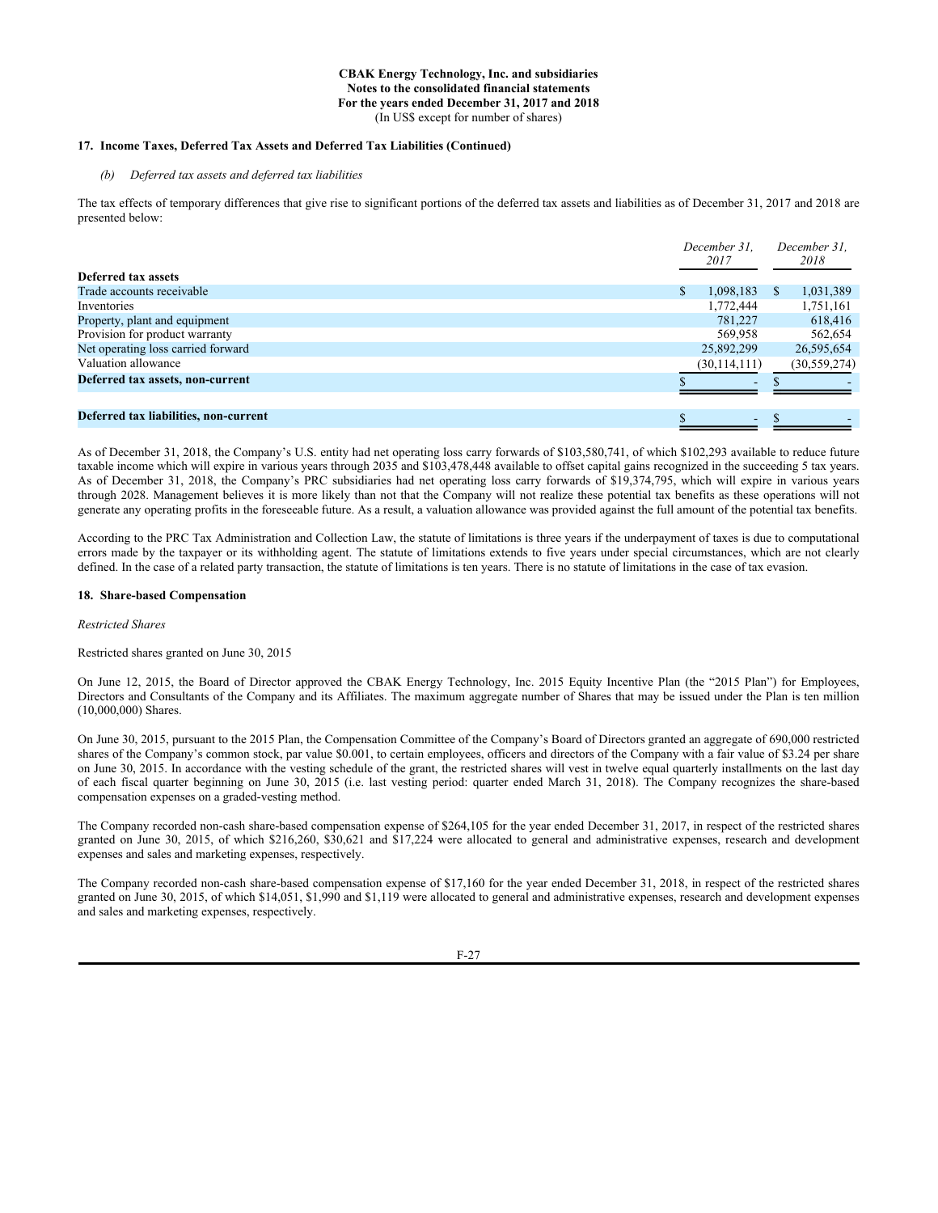**CBAK Energy Technology, Inc. and subsidiaries**
**Notes to the consolidated financial statements**
**For the years ended December 31, 2017 and 2018**
(In US$ except for number of shares)

**17. Income Taxes, Deferred Tax Assets and Deferred Tax Liabilities (Continued)**

*(b) Deferred tax assets and deferred tax liabilities*

The tax effects of temporary differences that give rise to significant portions of the deferred tax assets and liabilities as of December 31, 2017 and 2018 are presented below:

| | *December 31, 2017* | *December 31, 2018* |
|---|---|---|
| **Deferred tax assets** | | |
| Trade accounts receivable | $ 1,098,183 | $ 1,031,389 |
| Inventories | 1,772,444 | 1,751,161 |
| Property, plant and equipment | 781,227 | 618,416 |
| Provision for product warranty | 569,958 | 562,654 |
| Net operating loss carried forward | 25,892,299 | 26,595,654 |
| Valuation allowance | (30,114,111) | (30,559,274) |
| **Deferred tax assets, non-current** | $ - | $ - |
| | | |
| **Deferred tax liabilities, non-current** | $ - | $ - |

As of December 31, 2018, the Company's U.S. entity had net operating loss carry forwards of $103,580,741, of which $102,293 available to reduce future taxable income which will expire in various years through 2035 and $103,478,448 available to offset capital gains recognized in the succeeding 5 tax years. As of December 31, 2018, the Company's PRC subsidiaries had net operating loss carry forwards of $19,374,795, which will expire in various years through 2028. Management believes it is more likely than not that the Company will not realize these potential tax benefits as these operations will not generate any operating profits in the foreseeable future. As a result, a valuation allowance was provided against the full amount of the potential tax benefits.

According to the PRC Tax Administration and Collection Law, the statute of limitations is three years if the underpayment of taxes is due to computational errors made by the taxpayer or its withholding agent. The statute of limitations extends to five years under special circumstances, which are not clearly defined. In the case of a related party transaction, the statute of limitations is ten years. There is no statute of limitations in the case of tax evasion.

**18. Share-based Compensation**

*Restricted Shares*

Restricted shares granted on June 30, 2015

On June 12, 2015, the Board of Director approved the CBAK Energy Technology, Inc. 2015 Equity Incentive Plan (the "2015 Plan") for Employees, Directors and Consultants of the Company and its Affiliates. The maximum aggregate number of Shares that may be issued under the Plan is ten million (10,000,000) Shares.

On June 30, 2015, pursuant to the 2015 Plan, the Compensation Committee of the Company's Board of Directors granted an aggregate of 690,000 restricted shares of the Company's common stock, par value $0.001, to certain employees, officers and directors of the Company with a fair value of $3.24 per share on June 30, 2015. In accordance with the vesting schedule of the grant, the restricted shares will vest in twelve equal quarterly installments on the last day of each fiscal quarter beginning on June 30, 2015 (i.e. last vesting period: quarter ended March 31, 2018). The Company recognizes the share-based compensation expenses on a graded-vesting method.

The Company recorded non-cash share-based compensation expense of $264,105 for the year ended December 31, 2017, in respect of the restricted shares granted on June 30, 2015, of which $216,260, $30,621 and $17,224 were allocated to general and administrative expenses, research and development expenses and sales and marketing expenses, respectively.

The Company recorded non-cash share-based compensation expense of $17,160 for the year ended December 31, 2018, in respect of the restricted shares granted on June 30, 2015, of which $14,051, $1,990 and $1,119 were allocated to general and administrative expenses, research and development expenses and sales and marketing expenses, respectively.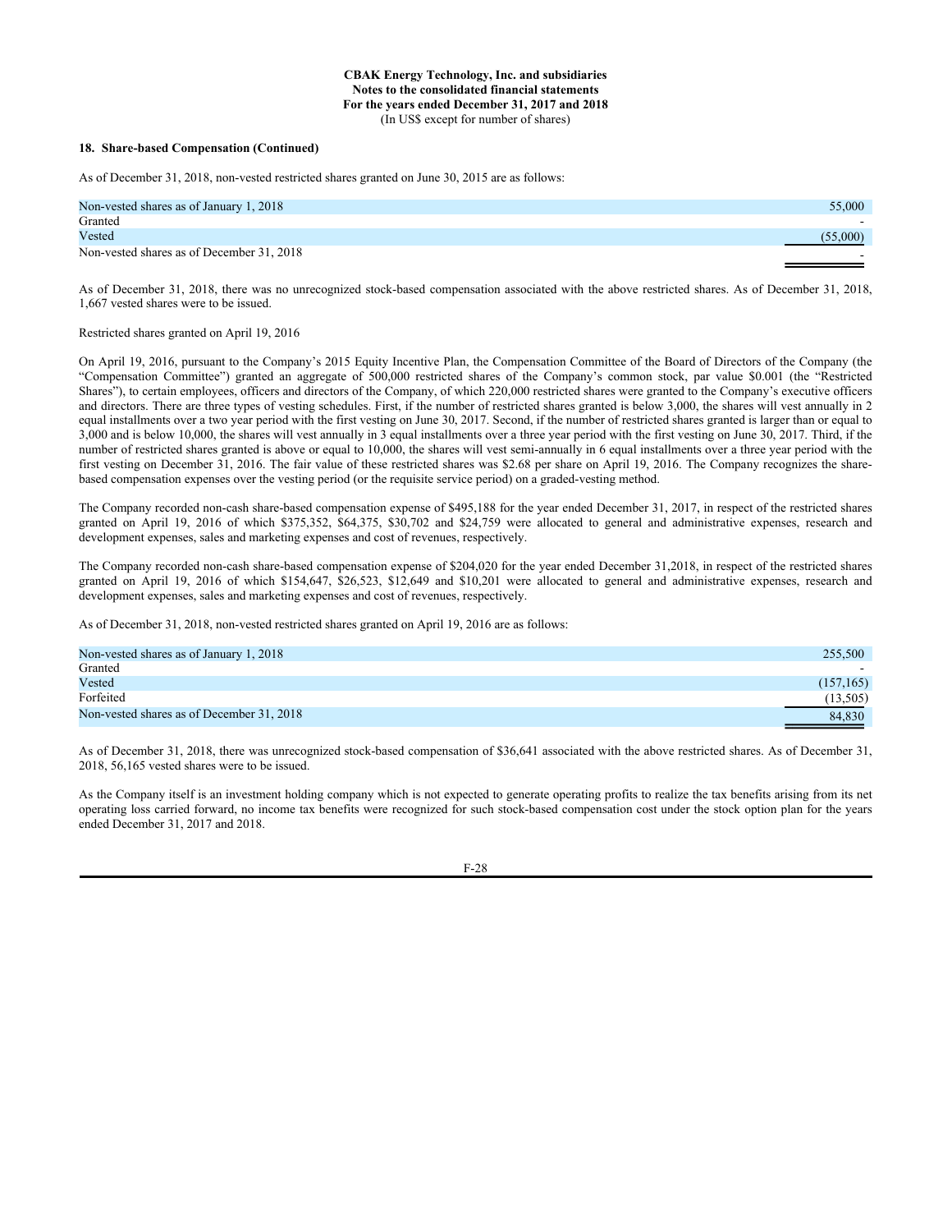**18. Share-based Compensation (Continued)**

As of December 31, 2018, non-vested restricted shares granted on June 30, 2015 are as follows:

| | |
|---|---|
| Non-vested shares as of January 1, 2018 | 55,000 |
| Granted | - |
| Vested | (55,000) |
| Non-vested shares as of December 31, 2018 | - |

As of December 31, 2018, there was no unrecognized stock-based compensation associated with the above restricted shares. As of December 31, 2018, 1,667 vested shares were to be issued.

Restricted shares granted on April 19, 2016

On April 19, 2016, pursuant to the Company's 2015 Equity Incentive Plan, the Compensation Committee of the Board of Directors of the Company (the "Compensation Committee") granted an aggregate of 500,000 restricted shares of the Company's common stock, par value $0.001 (the "Restricted Shares"), to certain employees, officers and directors of the Company, of which 220,000 restricted shares were granted to the Company's executive officers and directors. There are three types of vesting schedules. First, if the number of restricted shares granted is below 3,000, the shares will vest annually in 2 equal installments over a two year period with the first vesting on June 30, 2017. Second, if the number of restricted shares granted is larger than or equal to 3,000 and is below 10,000, the shares will vest annually in 3 equal installments over a three year period with the first vesting on June 30, 2017. Third, if the number of restricted shares granted is above or equal to 10,000, the shares will vest semi-annually in 6 equal installments over a three year period with the first vesting on December 31, 2016. The fair value of these restricted shares was $2.68 per share on April 19, 2016. The Company recognizes the share-based compensation expenses over the vesting period (or the requisite service period) on a graded-vesting method.

The Company recorded non-cash share-based compensation expense of $495,188 for the year ended December 31, 2017, in respect of the restricted shares granted on April 19, 2016 of which $375,352, $64,375, $30,702 and $24,759 were allocated to general and administrative expenses, research and development expenses, sales and marketing expenses and cost of revenues, respectively.

The Company recorded non-cash share-based compensation expense of $204,020 for the year ended December 31,2018, in respect of the restricted shares granted on April 19, 2016 of which $154,647, $26,523, $12,649 and $10,201 were allocated to general and administrative expenses, research and development expenses, sales and marketing expenses and cost of revenues, respectively.

As of December 31, 2018, non-vested restricted shares granted on April 19, 2016 are as follows:

| | |
|---|---|
| Non-vested shares as of January 1, 2018 | 255,500 |
| Granted | - |
| Vested | (157,165) |
| Forfeited | (13,505) |
| Non-vested shares as of December 31, 2018 | 84,830 |

As of December 31, 2018, there was unrecognized stock-based compensation of $36,641 associated with the above restricted shares. As of December 31, 2018, 56,165 vested shares were to be issued.

As the Company itself is an investment holding company which is not expected to generate operating profits to realize the tax benefits arising from its net operating loss carried forward, no income tax benefits were recognized for such stock-based compensation cost under the stock option plan for the years ended December 31, 2017 and 2018.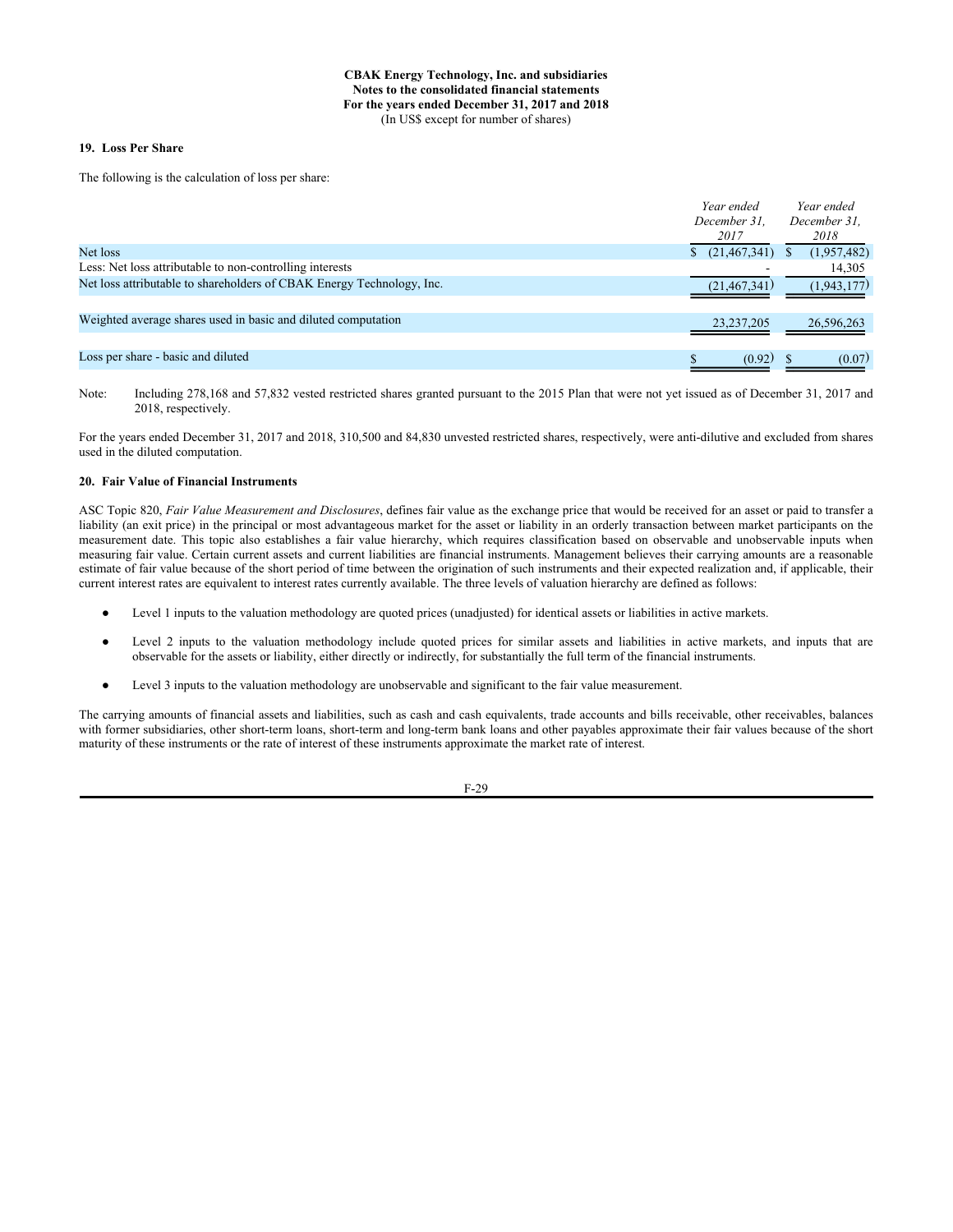**CBAK Energy Technology, Inc. and subsidiaries**
**Notes to the consolidated financial statements**
**For the years ended December 31, 2017 and 2018**
(In US$ except for number of shares)

### 19. Loss Per Share

The following is the calculation of loss per share:

| | *Year ended December 31, 2017* | *Year ended December 31, 2018* |
|---|---|---|
| Net loss | $ (21,467,341) | $ (1,957,482) |
| Less: Net loss attributable to non-controlling interests | - | 14,305 |
| Net loss attributable to shareholders of CBAK Energy Technology, Inc. | (21,467,341) | (1,943,177) |
| | | |
| Weighted average shares used in basic and diluted computation | 23,237,205 | 26,596,263 |
| | | |
| Loss per share - basic and diluted | $ (0.92) | $ (0.07) |

Note: Including 278,168 and 57,832 vested restricted shares granted pursuant to the 2015 Plan that were not yet issued as of December 31, 2017 and 2018, respectively.

For the years ended December 31, 2017 and 2018, 310,500 and 84,830 unvested restricted shares, respectively, were anti-dilutive and excluded from shares used in the diluted computation.

### 20. Fair Value of Financial Instruments

ASC Topic 820, *Fair Value Measurement and Disclosures*, defines fair value as the exchange price that would be received for an asset or paid to transfer a liability (an exit price) in the principal or most advantageous market for the asset or liability in an orderly transaction between market participants on the measurement date. This topic also establishes a fair value hierarchy, which requires classification based on observable and unobservable inputs when measuring fair value. Certain current assets and current liabilities are financial instruments. Management believes their carrying amounts are a reasonable estimate of fair value because of the short period of time between the origination of such instruments and their expected realization and, if applicable, their current interest rates are equivalent to interest rates currently available. The three levels of valuation hierarchy are defined as follows:

- Level 1 inputs to the valuation methodology are quoted prices (unadjusted) for identical assets or liabilities in active markets.
- Level 2 inputs to the valuation methodology include quoted prices for similar assets and liabilities in active markets, and inputs that are observable for the assets or liability, either directly or indirectly, for substantially the full term of the financial instruments.
- Level 3 inputs to the valuation methodology are unobservable and significant to the fair value measurement.

The carrying amounts of financial assets and liabilities, such as cash and cash equivalents, trade accounts and bills receivable, other receivables, balances with former subsidiaries, other short-term loans, short-term and long-term bank loans and other payables approximate their fair values because of the short maturity of these instruments or the rate of interest of these instruments approximate the market rate of interest.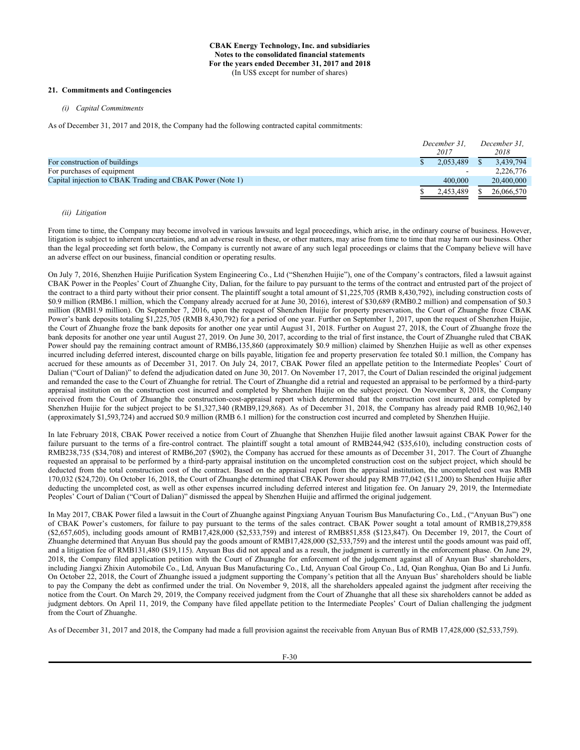**CBAK Energy Technology, Inc. and subsidiaries**
**Notes to the consolidated financial statements**
**For the years ended December 31, 2017 and 2018**
(In US$ except for number of shares)

**21. Commitments and Contingencies**

*(i) Capital Commitments*

As of December 31, 2017 and 2018, the Company had the following contracted capital commitments:

| | *December 31, 2017* | *December 31, 2018* |
|---|---|---|
| For construction of buildings | $ 2,053,489 | $ 3,439,794 |
| For purchases of equipment | - | 2,226,776 |
| Capital injection to CBAK Trading and CBAK Power (Note 1) | 400,000 | 20,400,000 |
| | $ 2,453,489 | $ 26,066,570 |

*(ii) Litigation*

From time to time, the Company may become involved in various lawsuits and legal proceedings, which arise, in the ordinary course of business. However, litigation is subject to inherent uncertainties, and an adverse result in these, or other matters, may arise from time to time that may harm our business. Other than the legal proceeding set forth below, the Company is currently not aware of any such legal proceedings or claims that the Company believe will have an adverse effect on our business, financial condition or operating results.

On July 7, 2016, Shenzhen Huijie Purification System Engineering Co., Ltd ("Shenzhen Huijie"), one of the Company's contractors, filed a lawsuit against CBAK Power in the Peoples' Court of Zhuanghe City, Dalian, for the failure to pay pursuant to the terms of the contract and entrusted part of the project of the contract to a third party without their prior consent. The plaintiff sought a total amount of $1,225,705 (RMB 8,430,792), including construction costs of $0.9 million (RMB6.1 million, which the Company already accrued for at June 30, 2016), interest of $30,689 (RMB0.2 million) and compensation of $0.3 million (RMB1.9 million). On September 7, 2016, upon the request of Shenzhen Huijie for property preservation, the Court of Zhuanghe froze CBAK Power's bank deposits totaling $1,225,705 (RMB 8,430,792) for a period of one year. Further on September 1, 2017, upon the request of Shenzhen Huijie, the Court of Zhuanghe froze the bank deposits for another one year until August 31, 2018. Further on August 27, 2018, the Court of Zhuanghe froze the bank deposits for another one year until August 27, 2019. On June 30, 2017, according to the trial of first instance, the Court of Zhuanghe ruled that CBAK Power should pay the remaining contract amount of RMB6,135,860 (approximately $0.9 million) claimed by Shenzhen Huijie as well as other expenses incurred including deferred interest, discounted charge on bills payable, litigation fee and property preservation fee totaled $0.1 million, the Company has accrued for these amounts as of December 31, 2017. On July 24, 2017, CBAK Power filed an appellate petition to the Intermediate Peoples' Court of Dalian ("Court of Dalian") to defend the adjudication dated on June 30, 2017. On November 17, 2017, the Court of Dalian rescinded the original judgement and remanded the case to the Court of Zhuanghe for retrial. The Court of Zhuanghe did a retrial and requested an appraisal to be performed by a third-party appraisal institution on the construction cost incurred and completed by Shenzhen Huijie on the subject project. On November 8, 2018, the Company received from the Court of Zhuanghe the construction-cost-appraisal report which determined that the construction cost incurred and completed by Shenzhen Huijie for the subject project to be $1,327,340 (RMB9,129,868). As of December 31, 2018, the Company has already paid RMB 10,962,140 (approximately $1,593,724) and accrued $0.9 million (RMB 6.1 million) for the construction cost incurred and completed by Shenzhen Huijie.

In late February 2018, CBAK Power received a notice from Court of Zhuanghe that Shenzhen Huijie filed another lawsuit against CBAK Power for the failure pursuant to the terms of a fire-control contract. The plaintiff sought a total amount of RMB244,942 ($35,610), including construction costs of RMB238,735 ($34,708) and interest of RMB6,207 ($902), the Company has accrued for these amounts as of December 31, 2017. The Court of Zhuanghe requested an appraisal to be performed by a third-party appraisal institution on the uncompleted construction cost on the subject project, which should be deducted from the total construction cost of the contract. Based on the appraisal report from the appraisal institution, the uncompleted cost was RMB 170,032 ($24,720). On October 16, 2018, the Court of Zhuanghe determined that CBAK Power should pay RMB 77,042 ($11,200) to Shenzhen Huijie after deducting the uncompleted cost, as well as other expenses incurred including deferred interest and litigation fee. On January 29, 2019, the Intermediate Peoples' Court of Dalian ("Court of Dalian)" dismissed the appeal by Shenzhen Huijie and affirmed the original judgement.

In May 2017, CBAK Power filed a lawsuit in the Court of Zhuanghe against Pingxiang Anyuan Tourism Bus Manufacturing Co., Ltd., ("Anyuan Bus") one of CBAK Power's customers, for failure to pay pursuant to the terms of the sales contract. CBAK Power sought a total amount of RMB18,279,858 ($2,657,605), including goods amount of RMB17,428,000 ($2,533,759) and interest of RMB851,858 ($123,847). On December 19, 2017, the Court of Zhuanghe determined that Anyuan Bus should pay the goods amount of RMB17,428,000 ($2,533,759) and the interest until the goods amount was paid off, and a litigation fee of RMB131,480 ($19,115). Anyuan Bus did not appeal and as a result, the judgment is currently in the enforcement phase. On June 29, 2018, the Company filed application petition with the Court of Zhuanghe for enforcement of the judgement against all of Anyuan Bus' shareholders, including Jiangxi Zhixin Automobile Co., Ltd, Anyuan Bus Manufacturing Co., Ltd, Anyuan Coal Group Co., Ltd, Qian Ronghua, Qian Bo and Li Junfu. On October 22, 2018, the Court of Zhuanghe issued a judgment supporting the Company's petition that all the Anyuan Bus' shareholders should be liable to pay the Company the debt as confirmed under the trial. On November 9, 2018, all the shareholders appealed against the judgment after receiving the notice from the Court. On March 29, 2019, the Company received judgment from the Court of Zhuanghe that all these six shareholders cannot be added as judgment debtors. On April 11, 2019, the Company have filed appellate petition to the Intermediate Peoples' Court of Dalian challenging the judgment from the Court of Zhuanghe.

As of December 31, 2017 and 2018, the Company had made a full provision against the receivable from Anyuan Bus of RMB 17,428,000 ($2,533,759).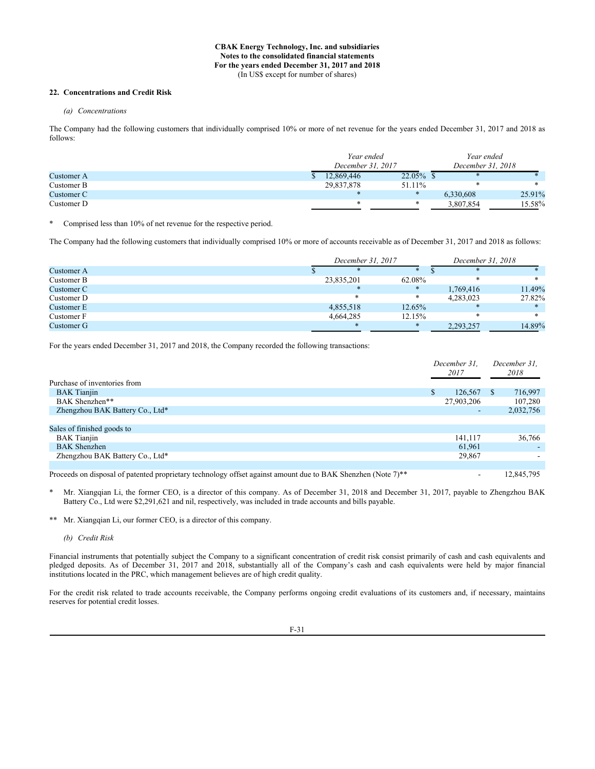**CBAK Energy Technology, Inc. and subsidiaries**
**Notes to the consolidated financial statements**
**For the years ended December 31, 2017 and 2018**
(In US$ except for number of shares)

**22. Concentrations and Credit Risk**

*(a) Concentrations*

The Company had the following customers that individually comprised 10% or more of net revenue for the years ended December 31, 2017 and 2018 as follows:

| | *Year ended December 31, 2017* | | *Year ended December 31, 2018* | |
|---|---|---|---|---|
| Customer A | $ 12,869,446 | 22.05% | $ * | * |
| Customer B | 29,837,878 | 51.11% | * | * |
| Customer C | * | * | 6,330,608 | 25.91% |
| Customer D | * | * | 3,807,854 | 15.58% |

\* Comprised less than 10% of net revenue for the respective period.

The Company had the following customers that individually comprised 10% or more of accounts receivable as of December 31, 2017 and 2018 as follows:

| | *December 31, 2017* | | *December 31, 2018* | |
|---|---|---|---|---|
| Customer A | $ * | * | $ * | * |
| Customer B | 23,835,201 | 62.08% | * | * |
| Customer C | * | * | 1,769,416 | 11.49% |
| Customer D | * | * | 4,283,023 | 27.82% |
| Customer E | 4,855,518 | 12.65% | * | * |
| Customer F | 4,664,285 | 12.15% | * | * |
| Customer G | * | * | 2,293,257 | 14.89% |

For the years ended December 31, 2017 and 2018, the Company recorded the following transactions:

| | *December 31, 2017* | *December 31, 2018* |
|---|---|---|
| Purchase of inventories from | | |
| BAK Tianjin | $ 126,567 | $ 716,997 |
| BAK Shenzhen** | 27,903,206 | 107,280 |
| Zhengzhou BAK Battery Co., Ltd* | - | 2,032,756 |
| | | |
| Sales of finished goods to | | |
| BAK Tianjin | 141,117 | 36,766 |
| BAK Shenzhen | 61,961 | - |
| Zhengzhou BAK Battery Co., Ltd* | 29,867 | - |
| | | |
| Proceeds on disposal of patented proprietary technology offset against amount due to BAK Shenzhen (Note 7)** | - | 12,845,795 |

\* Mr. Xiangqian Li, the former CEO, is a director of this company. As of December 31, 2018 and December 31, 2017, payable to Zhengzhou BAK Battery Co., Ltd were $2,291,621 and nil, respectively, was included in trade accounts and bills payable.

\*\* Mr. Xiangqian Li, our former CEO, is a director of this company.

*(b) Credit Risk*

Financial instruments that potentially subject the Company to a significant concentration of credit risk consist primarily of cash and cash equivalents and pledged deposits. As of December 31, 2017 and 2018, substantially all of the Company's cash and cash equivalents were held by major financial institutions located in the PRC, which management believes are of high credit quality.

For the credit risk related to trade accounts receivable, the Company performs ongoing credit evaluations of its customers and, if necessary, maintains reserves for potential credit losses.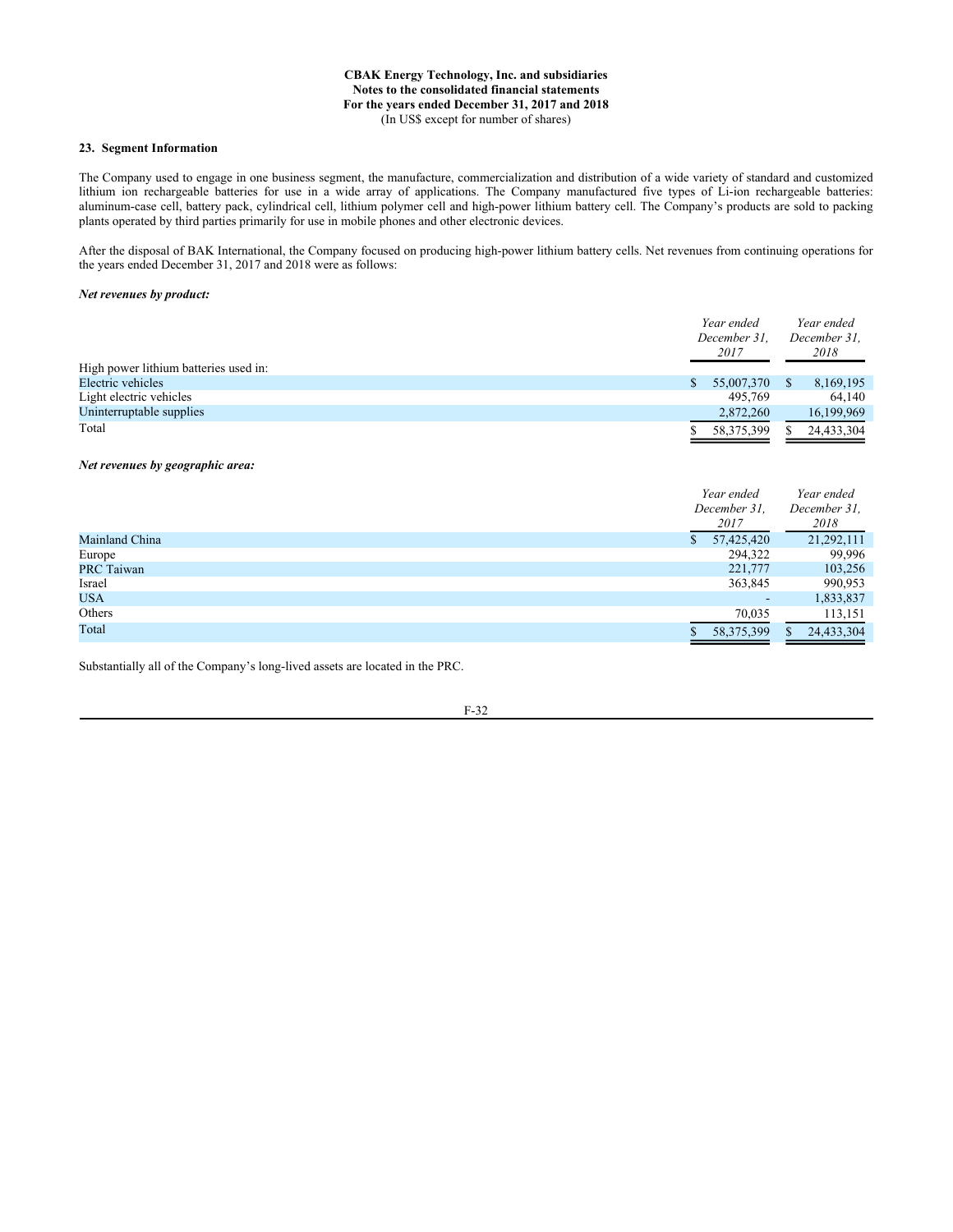**CBAK Energy Technology, Inc. and subsidiaries**
**Notes to the consolidated financial statements**
**For the years ended December 31, 2017 and 2018**
(In US$ except for number of shares)

### 23. Segment Information

The Company used to engage in one business segment, the manufacture, commercialization and distribution of a wide variety of standard and customized lithium ion rechargeable batteries for use in a wide array of applications. The Company manufactured five types of Li-ion rechargeable batteries: aluminum-case cell, battery pack, cylindrical cell, lithium polymer cell and high-power lithium battery cell. The Company's products are sold to packing plants operated by third parties primarily for use in mobile phones and other electronic devices.

After the disposal of BAK International, the Company focused on producing high-power lithium battery cells. Net revenues from continuing operations for the years ended December 31, 2017 and 2018 were as follows:

***Net revenues by product:***

| | *Year ended December 31, 2017* | *Year ended December 31, 2018* |
|---|---|---|
| High power lithium batteries used in: | | |
| Electric vehicles | $ 55,007,370 | $ 8,169,195 |
| Light electric vehicles | 495,769 | 64,140 |
| Uninterruptable supplies | 2,872,260 | 16,199,969 |
| Total | $ 58,375,399 | $ 24,433,304 |

***Net revenues by geographic area:***

| | *Year ended December 31, 2017* | *Year ended December 31, 2018* |
|---|---|---|
| Mainland China | $ 57,425,420 | 21,292,111 |
| Europe | 294,322 | 99,996 |
| PRC Taiwan | 221,777 | 103,256 |
| Israel | 363,845 | 990,953 |
| USA | - | 1,833,837 |
| Others | 70,035 | 113,151 |
| Total | $ 58,375,399 | $ 24,433,304 |

Substantially all of the Company's long-lived assets are located in the PRC.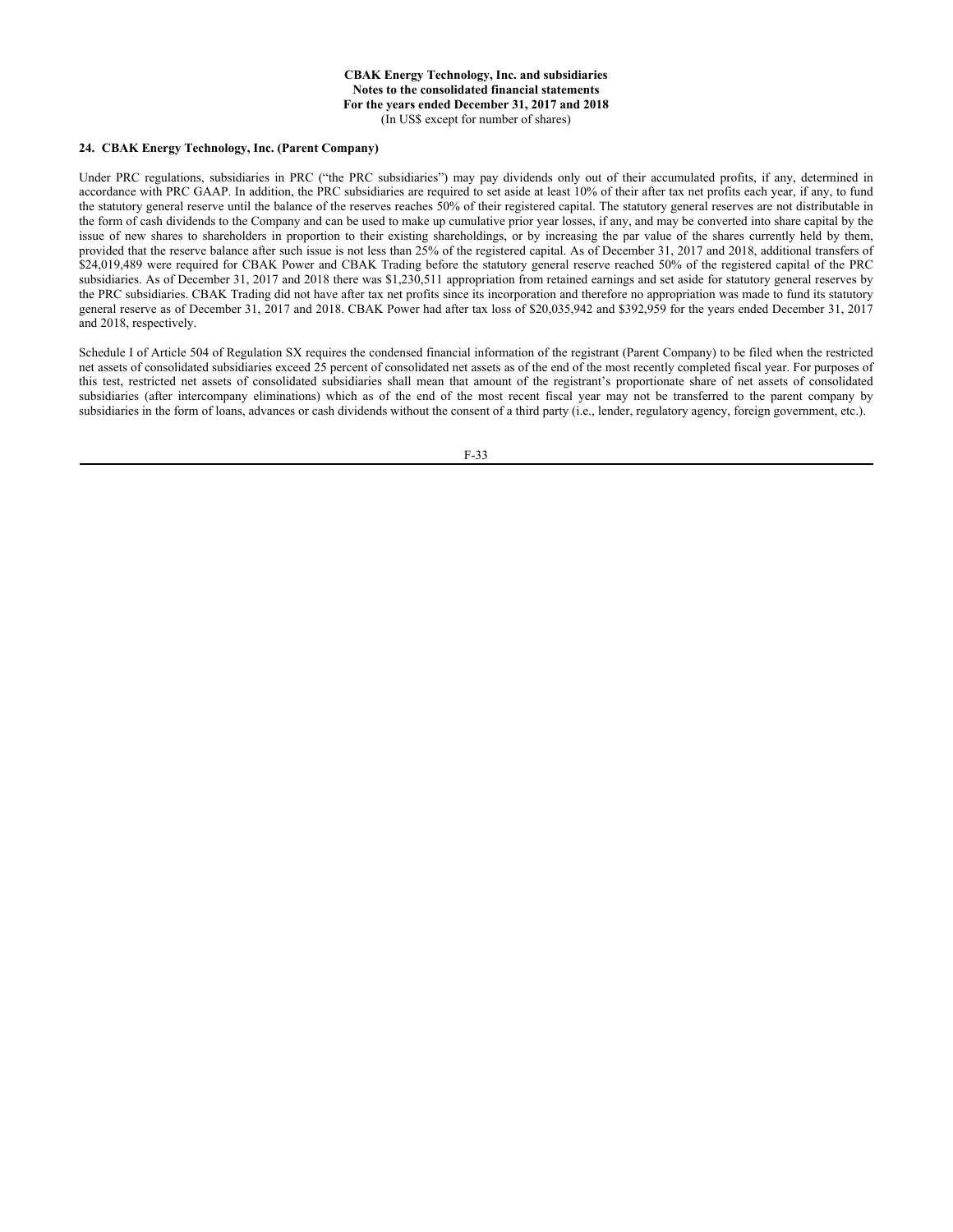## 24. CBAK Energy Technology, Inc. (Parent Company)

Under PRC regulations, subsidiaries in PRC ("the PRC subsidiaries") may pay dividends only out of their accumulated profits, if any, determined in accordance with PRC GAAP. In addition, the PRC subsidiaries are required to set aside at least 10% of their after tax net profits each year, if any, to fund the statutory general reserve until the balance of the reserves reaches 50% of their registered capital. The statutory general reserves are not distributable in the form of cash dividends to the Company and can be used to make up cumulative prior year losses, if any, and may be converted into share capital by the issue of new shares to shareholders in proportion to their existing shareholdings, or by increasing the par value of the shares currently held by them, provided that the reserve balance after such issue is not less than 25% of the registered capital. As of December 31, 2017 and 2018, additional transfers of $24,019,489 were required for CBAK Power and CBAK Trading before the statutory general reserve reached 50% of the registered capital of the PRC subsidiaries. As of December 31, 2017 and 2018 there was $1,230,511 appropriation from retained earnings and set aside for statutory general reserves by the PRC subsidiaries. CBAK Trading did not have after tax net profits since its incorporation and therefore no appropriation was made to fund its statutory general reserve as of December 31, 2017 and 2018. CBAK Power had after tax loss of $20,035,942 and $392,959 for the years ended December 31, 2017 and 2018, respectively.

Schedule I of Article 504 of Regulation SX requires the condensed financial information of the registrant (Parent Company) to be filed when the restricted net assets of consolidated subsidiaries exceed 25 percent of consolidated net assets as of the end of the most recently completed fiscal year. For purposes of this test, restricted net assets of consolidated subsidiaries shall mean that amount of the registrant's proportionate share of net assets of consolidated subsidiaries (after intercompany eliminations) which as of the end of the most recent fiscal year may not be transferred to the parent company by subsidiaries in the form of loans, advances or cash dividends without the consent of a third party (i.e., lender, regulatory agency, foreign government, etc.).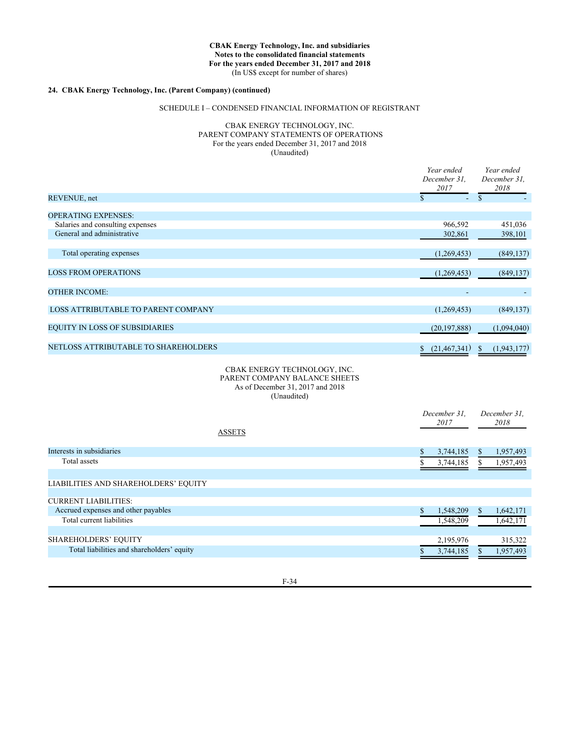**CBAK Energy Technology, Inc. and subsidiaries**
**Notes to the consolidated financial statements**
**For the years ended December 31, 2017 and 2018**
(In US$ except for number of shares)

**24. CBAK Energy Technology, Inc. (Parent Company) (continued)**

SCHEDULE I – CONDENSED FINANCIAL INFORMATION OF REGISTRANT

CBAK ENERGY TECHNOLOGY, INC.
PARENT COMPANY STATEMENTS OF OPERATIONS
For the years ended December 31, 2017 and 2018
(Unaudited)

| | *Year ended December 31, 2017* | *Year ended December 31, 2018* |
|---|---|---|
| REVENUE, net | $ - | $ - |
| | | |
| OPERATING EXPENSES: | | |
| Salaries and consulting expenses | 966,592 | 451,036 |
| General and administrative | 302,861 | 398,101 |
| | | |
| Total operating expenses | (1,269,453) | (849,137) |
| | | |
| LOSS FROM OPERATIONS | (1,269,453) | (849,137) |
| | | |
| OTHER INCOME: | - | - |
| | | |
| LOSS ATTRIBUTABLE TO PARENT COMPANY | (1,269,453) | (849,137) |
| | | |
| EQUITY IN LOSS OF SUBSIDIARIES | (20,197,888) | (1,094,040) |
| | | |
| NETLOSS ATTRIBUTABLE TO SHAREHOLDERS | $ (21,467,341) | $ (1,943,177) |

CBAK ENERGY TECHNOLOGY, INC.
PARENT COMPANY BALANCE SHEETS
As of December 31, 2017 and 2018
(Unaudited)

| | *December 31, 2017* | *December 31, 2018* |
|---|---|---|
| ASSETS | | |
| | | |
| Interests in subsidiaries | $ 3,744,185 | $ 1,957,493 |
| Total assets | $ 3,744,185 | $ 1,957,493 |
| | | |
| LIABILITIES AND SHAREHOLDERS' EQUITY | | |
| | | |
| CURRENT LIABILITIES: | | |
| Accrued expenses and other payables | $ 1,548,209 | $ 1,642,171 |
| Total current liabilities | 1,548,209 | 1,642,171 |
| | | |
| SHAREHOLDERS' EQUITY | 2,195,976 | 315,322 |
| Total liabilities and shareholders' equity | $ 3,744,185 | $ 1,957,493 |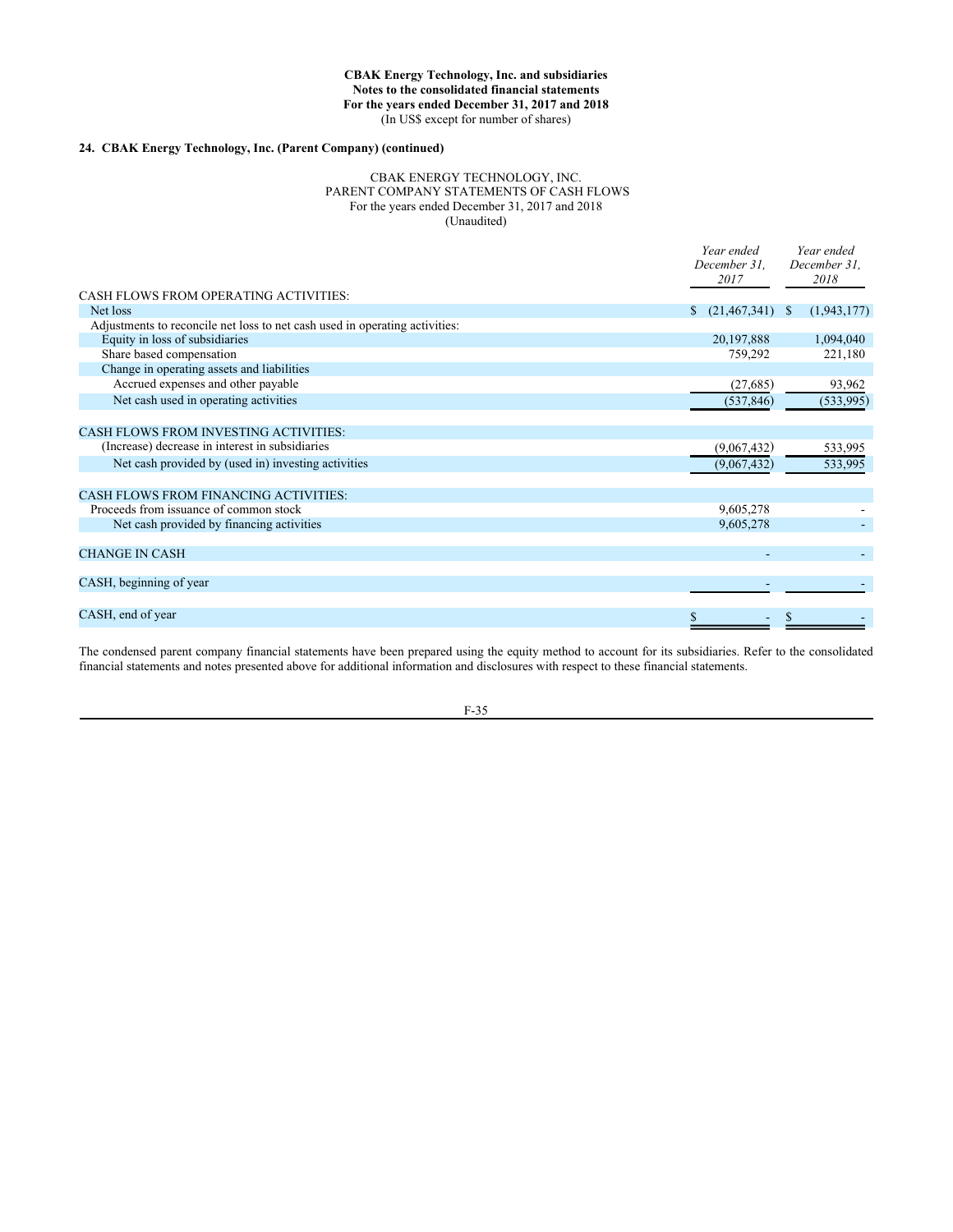**CBAK Energy Technology, Inc. and subsidiaries**
**Notes to the consolidated financial statements**
**For the years ended December 31, 2017 and 2018**
(In US$ except for number of shares)

## 24. CBAK Energy Technology, Inc. (Parent Company) (continued)

CBAK ENERGY TECHNOLOGY, INC.
PARENT COMPANY STATEMENTS OF CASH FLOWS
For the years ended December 31, 2017 and 2018
(Unaudited)

| | *Year ended December 31, 2017* | *Year ended December 31, 2018* |
|---|---|---|
| CASH FLOWS FROM OPERATING ACTIVITIES: | | |
| Net loss | $ (21,467,341) | $ (1,943,177) |
| Adjustments to reconcile net loss to net cash used in operating activities: | | |
| Equity in loss of subsidiaries | 20,197,888 | 1,094,040 |
| Share based compensation | 759,292 | 221,180 |
| Change in operating assets and liabilities | | |
| Accrued expenses and other payable | (27,685) | 93,962 |
| Net cash used in operating activities | (537,846) | (533,995) |
| | | |
| CASH FLOWS FROM INVESTING ACTIVITIES: | | |
| (Increase) decrease in interest in subsidiaries | (9,067,432) | 533,995 |
| Net cash provided by (used in) investing activities | (9,067,432) | 533,995 |
| | | |
| CASH FLOWS FROM FINANCING ACTIVITIES: | | |
| Proceeds from issuance of common stock | 9,605,278 | - |
| Net cash provided by financing activities | 9,605,278 | - |
| | | |
| CHANGE IN CASH | - | - |
| | | |
| CASH, beginning of year | - | - |
| | | |
| CASH, end of year | $ - | $ - |

The condensed parent company financial statements have been prepared using the equity method to account for its subsidiaries. Refer to the consolidated financial statements and notes presented above for additional information and disclosures with respect to these financial statements.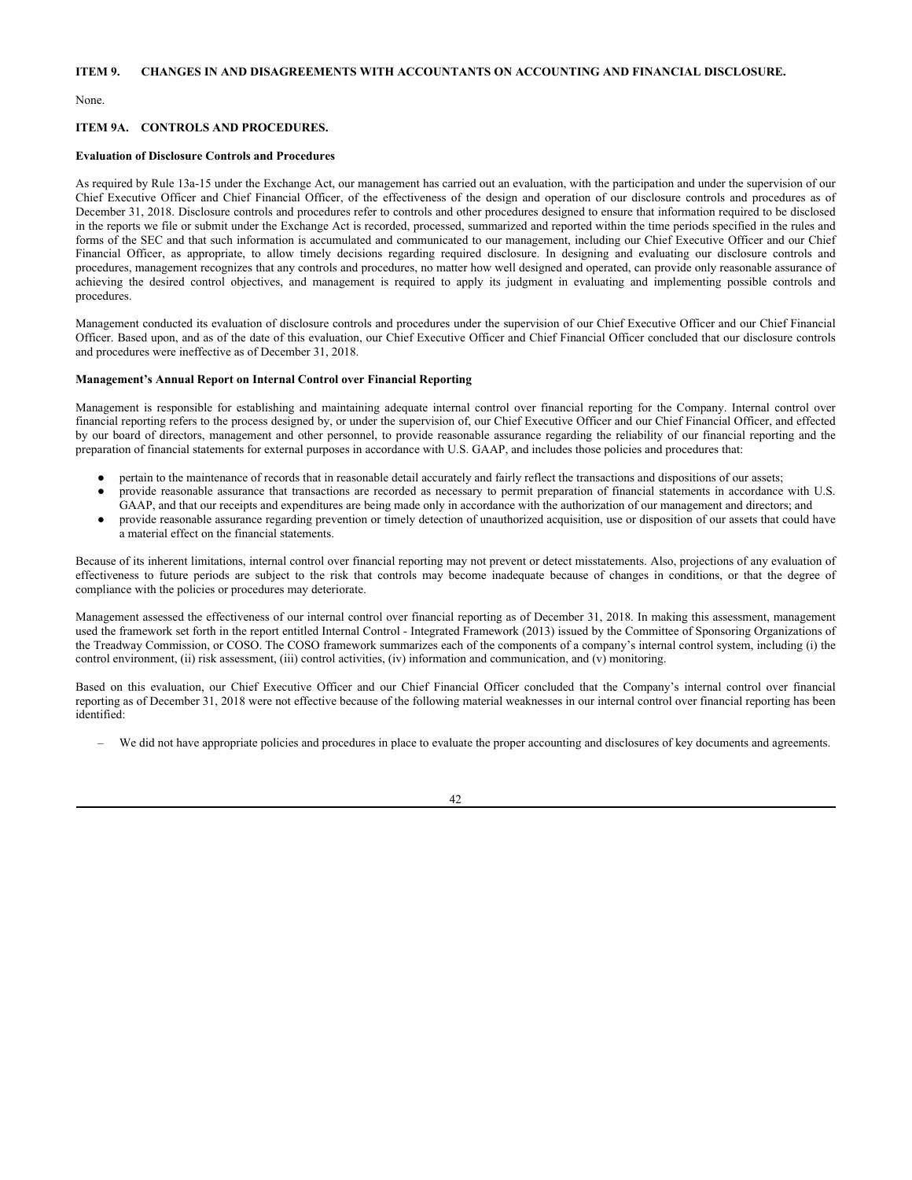## ITEM 9. CHANGES IN AND DISAGREEMENTS WITH ACCOUNTANTS ON ACCOUNTING AND FINANCIAL DISCLOSURE.

None.

## ITEM 9A. CONTROLS AND PROCEDURES.

**Evaluation of Disclosure Controls and Procedures**

As required by Rule 13a-15 under the Exchange Act, our management has carried out an evaluation, with the participation and under the supervision of our Chief Executive Officer and Chief Financial Officer, of the effectiveness of the design and operation of our disclosure controls and procedures as of December 31, 2018. Disclosure controls and procedures refer to controls and other procedures designed to ensure that information required to be disclosed in the reports we file or submit under the Exchange Act is recorded, processed, summarized and reported within the time periods specified in the rules and forms of the SEC and that such information is accumulated and communicated to our management, including our Chief Executive Officer and our Chief Financial Officer, as appropriate, to allow timely decisions regarding required disclosure. In designing and evaluating our disclosure controls and procedures, management recognizes that any controls and procedures, no matter how well designed and operated, can provide only reasonable assurance of achieving the desired control objectives, and management is required to apply its judgment in evaluating and implementing possible controls and procedures.

Management conducted its evaluation of disclosure controls and procedures under the supervision of our Chief Executive Officer and our Chief Financial Officer. Based upon, and as of the date of this evaluation, our Chief Executive Officer and Chief Financial Officer concluded that our disclosure controls and procedures were ineffective as of December 31, 2018.

**Management's Annual Report on Internal Control over Financial Reporting**

Management is responsible for establishing and maintaining adequate internal control over financial reporting for the Company. Internal control over financial reporting refers to the process designed by, or under the supervision of, our Chief Executive Officer and our Chief Financial Officer, and effected by our board of directors, management and other personnel, to provide reasonable assurance regarding the reliability of our financial reporting and the preparation of financial statements for external purposes in accordance with U.S. GAAP, and includes those policies and procedures that:

- pertain to the maintenance of records that in reasonable detail accurately and fairly reflect the transactions and dispositions of our assets;
- provide reasonable assurance that transactions are recorded as necessary to permit preparation of financial statements in accordance with U.S. GAAP, and that our receipts and expenditures are being made only in accordance with the authorization of our management and directors; and
- provide reasonable assurance regarding prevention or timely detection of unauthorized acquisition, use or disposition of our assets that could have a material effect on the financial statements.

Because of its inherent limitations, internal control over financial reporting may not prevent or detect misstatements. Also, projections of any evaluation of effectiveness to future periods are subject to the risk that controls may become inadequate because of changes in conditions, or that the degree of compliance with the policies or procedures may deteriorate.

Management assessed the effectiveness of our internal control over financial reporting as of December 31, 2018. In making this assessment, management used the framework set forth in the report entitled Internal Control - Integrated Framework (2013) issued by the Committee of Sponsoring Organizations of the Treadway Commission, or COSO. The COSO framework summarizes each of the components of a company's internal control system, including (i) the control environment, (ii) risk assessment, (iii) control activities, (iv) information and communication, and (v) monitoring.

Based on this evaluation, our Chief Executive Officer and our Chief Financial Officer concluded that the Company's internal control over financial reporting as of December 31, 2018 were not effective because of the following material weaknesses in our internal control over financial reporting has been identified:

- We did not have appropriate policies and procedures in place to evaluate the proper accounting and disclosures of key documents and agreements.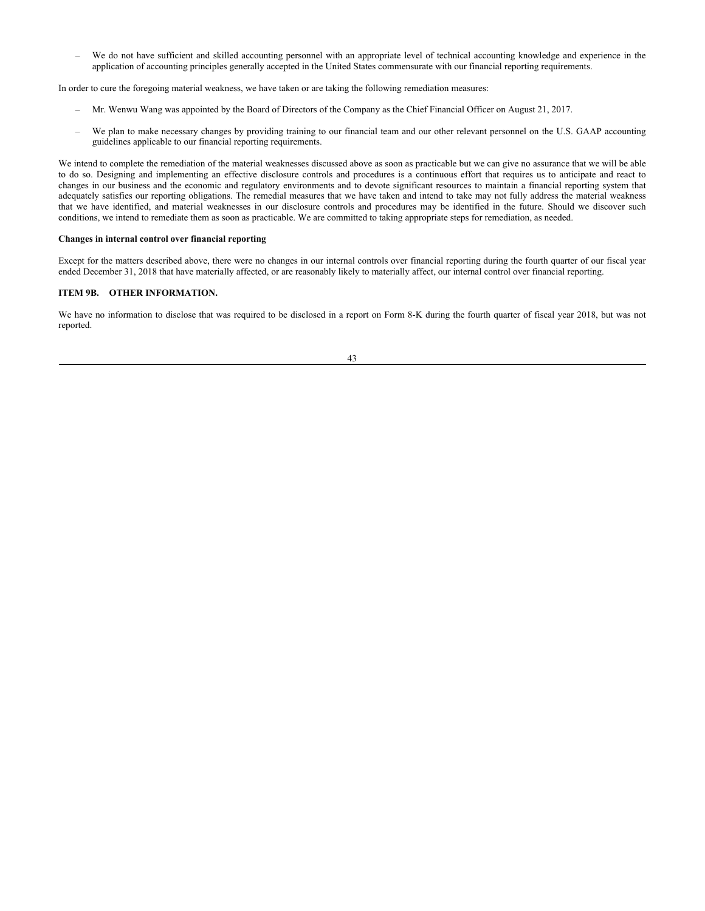- We do not have sufficient and skilled accounting personnel with an appropriate level of technical accounting knowledge and experience in the application of accounting principles generally accepted in the United States commensurate with our financial reporting requirements.

In order to cure the foregoing material weakness, we have taken or are taking the following remediation measures:

- Mr. Wenwu Wang was appointed by the Board of Directors of the Company as the Chief Financial Officer on August 21, 2017.
- We plan to make necessary changes by providing training to our financial team and our other relevant personnel on the U.S. GAAP accounting guidelines applicable to our financial reporting requirements.

We intend to complete the remediation of the material weaknesses discussed above as soon as practicable but we can give no assurance that we will be able to do so. Designing and implementing an effective disclosure controls and procedures is a continuous effort that requires us to anticipate and react to changes in our business and the economic and regulatory environments and to devote significant resources to maintain a financial reporting system that adequately satisfies our reporting obligations. The remedial measures that we have taken and intend to take may not fully address the material weakness that we have identified, and material weaknesses in our disclosure controls and procedures may be identified in the future. Should we discover such conditions, we intend to remediate them as soon as practicable. We are committed to taking appropriate steps for remediation, as needed.

**Changes in internal control over financial reporting**

Except for the matters described above, there were no changes in our internal controls over financial reporting during the fourth quarter of our fiscal year ended December 31, 2018 that have materially affected, or are reasonably likely to materially affect, our internal control over financial reporting.

### ITEM 9B. OTHER INFORMATION.

We have no information to disclose that was required to be disclosed in a report on Form 8-K during the fourth quarter of fiscal year 2018, but was not reported.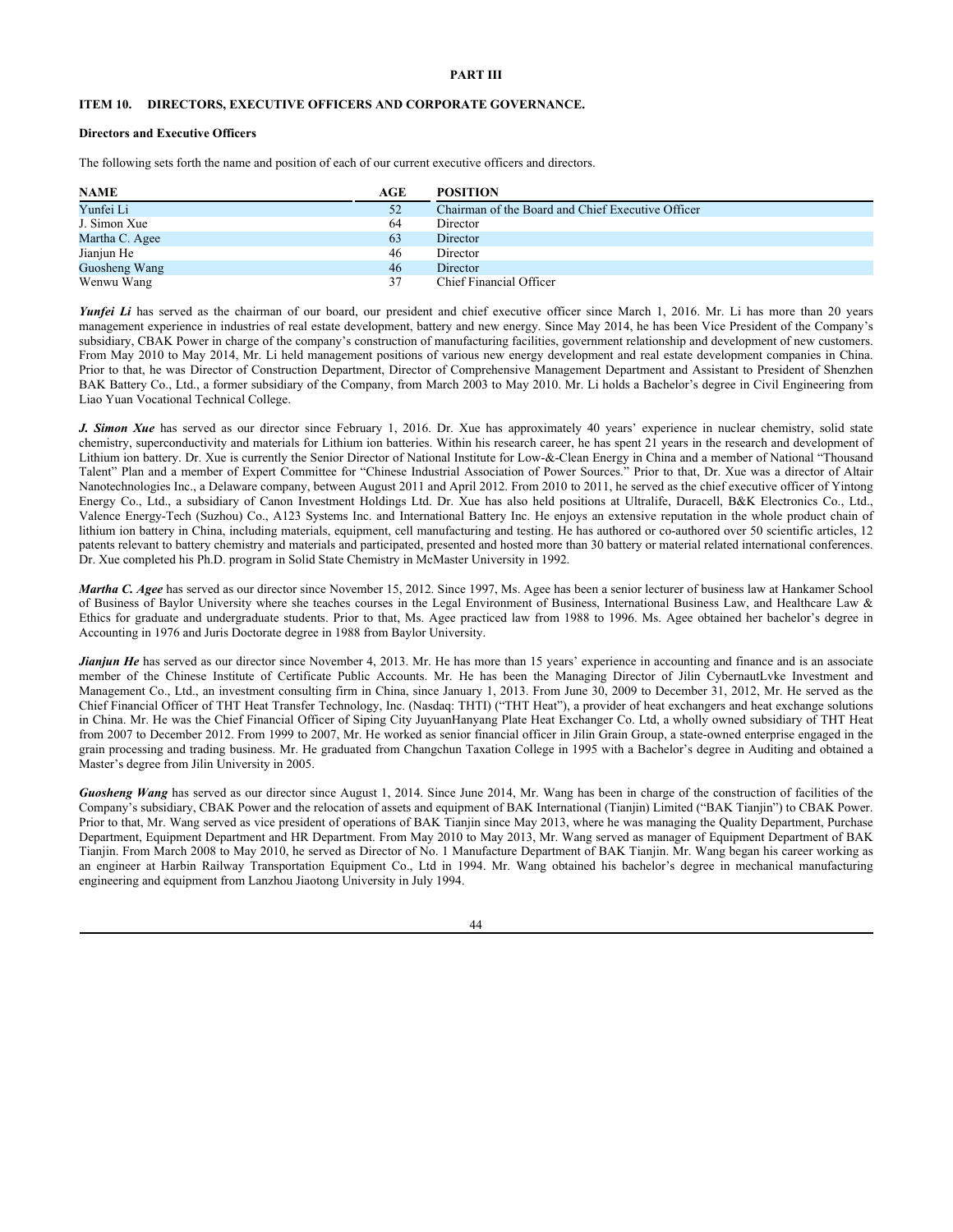## PART III

### ITEM 10. DIRECTORS, EXECUTIVE OFFICERS AND CORPORATE GOVERNANCE.

**Directors and Executive Officers**

The following sets forth the name and position of each of our current executive officers and directors.

| NAME | AGE | POSITION |
| --- | --- | --- |
| Yunfei Li | 52 | Chairman of the Board and Chief Executive Officer |
| J. Simon Xue | 64 | Director |
| Martha C. Agee | 63 | Director |
| Jianjun He | 46 | Director |
| Guosheng Wang | 46 | Director |
| Wenwu Wang | 37 | Chief Financial Officer |

***Yunfei Li*** has served as the chairman of our board, our president and chief executive officer since March 1, 2016. Mr. Li has more than 20 years management experience in industries of real estate development, battery and new energy. Since May 2014, he has been Vice President of the Company's subsidiary, CBAK Power in charge of the company's construction of manufacturing facilities, government relationship and development of new customers. From May 2010 to May 2014, Mr. Li held management positions of various new energy development and real estate development companies in China. Prior to that, he was Director of Construction Department, Director of Comprehensive Management Department and Assistant to President of Shenzhen BAK Battery Co., Ltd., a former subsidiary of the Company, from March 2003 to May 2010. Mr. Li holds a Bachelor's degree in Civil Engineering from Liao Yuan Vocational Technical College.

***J. Simon Xue*** has served as our director since February 1, 2016. Dr. Xue has approximately 40 years' experience in nuclear chemistry, solid state chemistry, superconductivity and materials for Lithium ion batteries. Within his research career, he has spent 21 years in the research and development of Lithium ion battery. Dr. Xue is currently the Senior Director of National Institute for Low-&-Clean Energy in China and a member of National "Thousand Talent" Plan and a member of Expert Committee for "Chinese Industrial Association of Power Sources." Prior to that, Dr. Xue was a director of Altair Nanotechnologies Inc., a Delaware company, between August 2011 and April 2012. From 2010 to 2011, he served as the chief executive officer of Yintong Energy Co., Ltd., a subsidiary of Canon Investment Holdings Ltd. Dr. Xue has also held positions at Ultralife, Duracell, B&K Electronics Co., Ltd., Valence Energy-Tech (Suzhou) Co., A123 Systems Inc. and International Battery Inc. He enjoys an extensive reputation in the whole product chain of lithium ion battery in China, including materials, equipment, cell manufacturing and testing. He has authored or co-authored over 50 scientific articles, 12 patents relevant to battery chemistry and materials and participated, presented and hosted more than 30 battery or material related international conferences. Dr. Xue completed his Ph.D. program in Solid State Chemistry in McMaster University in 1992.

***Martha C. Agee*** has served as our director since November 15, 2012. Since 1997, Ms. Agee has been a senior lecturer of business law at Hankamer School of Business of Baylor University where she teaches courses in the Legal Environment of Business, International Business Law, and Healthcare Law & Ethics for graduate and undergraduate students. Prior to that, Ms. Agee practiced law from 1988 to 1996. Ms. Agee obtained her bachelor's degree in Accounting in 1976 and Juris Doctorate degree in 1988 from Baylor University.

***Jianjun He*** has served as our director since November 4, 2013. Mr. He has more than 15 years' experience in accounting and finance and is an associate member of the Chinese Institute of Certificate Public Accounts. Mr. He has been the Managing Director of Jilin CybernautLvke Investment and Management Co., Ltd., an investment consulting firm in China, since January 1, 2013. From June 30, 2009 to December 31, 2012, Mr. He served as the Chief Financial Officer of THT Heat Transfer Technology, Inc. (Nasdaq: THTI) ("THT Heat"), a provider of heat exchangers and heat exchange solutions in China. Mr. He was the Chief Financial Officer of Siping City JuyuanHanyang Plate Heat Exchanger Co. Ltd, a wholly owned subsidiary of THT Heat from 2007 to December 2012. From 1999 to 2007, Mr. He worked as senior financial officer in Jilin Grain Group, a state-owned enterprise engaged in the grain processing and trading business. Mr. He graduated from Changchun Taxation College in 1995 with a Bachelor's degree in Auditing and obtained a Master's degree from Jilin University in 2005.

***Guosheng Wang*** has served as our director since August 1, 2014. Since June 2014, Mr. Wang has been in charge of the construction of facilities of the Company's subsidiary, CBAK Power and the relocation of assets and equipment of BAK International (Tianjin) Limited ("BAK Tianjin") to CBAK Power. Prior to that, Mr. Wang served as vice president of operations of BAK Tianjin since May 2013, where he was managing the Quality Department, Purchase Department, Equipment Department and HR Department. From May 2010 to May 2013, Mr. Wang served as manager of Equipment Department of BAK Tianjin. From March 2008 to May 2010, he served as Director of No. 1 Manufacture Department of BAK Tianjin. Mr. Wang began his career working as an engineer at Harbin Railway Transportation Equipment Co., Ltd in 1994. Mr. Wang obtained his bachelor's degree in mechanical manufacturing engineering and equipment from Lanzhou Jiaotong University in July 1994.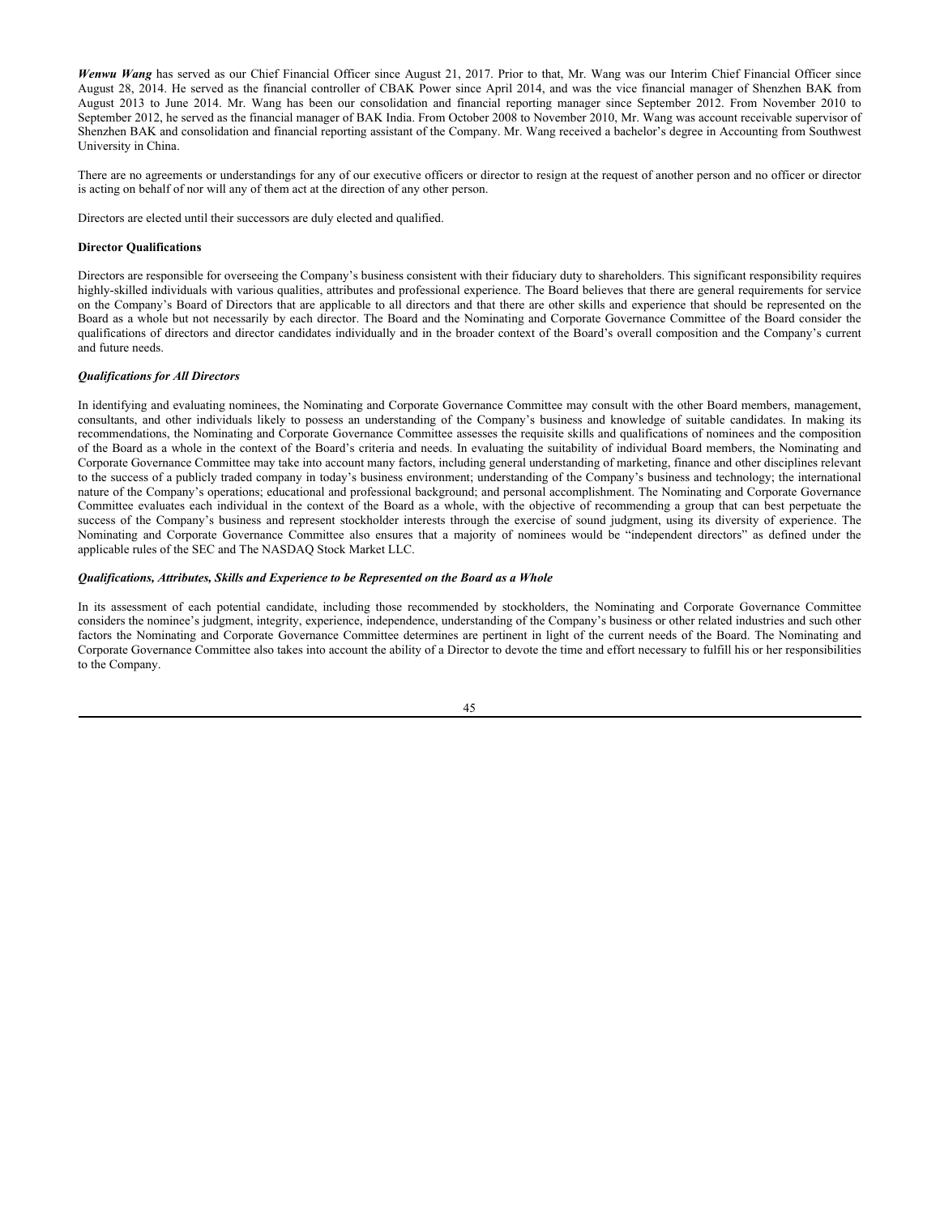***Wenwu Wang*** has served as our Chief Financial Officer since August 21, 2017. Prior to that, Mr. Wang was our Interim Chief Financial Officer since August 28, 2014. He served as the financial controller of CBAK Power since April 2014, and was the vice financial manager of Shenzhen BAK from August 2013 to June 2014. Mr. Wang has been our consolidation and financial reporting manager since September 2012. From November 2010 to September 2012, he served as the financial manager of BAK India. From October 2008 to November 2010, Mr. Wang was account receivable supervisor of Shenzhen BAK and consolidation and financial reporting assistant of the Company. Mr. Wang received a bachelor's degree in Accounting from Southwest University in China.

There are no agreements or understandings for any of our executive officers or director to resign at the request of another person and no officer or director is acting on behalf of nor will any of them act at the direction of any other person.

Directors are elected until their successors are duly elected and qualified.

**Director Qualifications**

Directors are responsible for overseeing the Company's business consistent with their fiduciary duty to shareholders. This significant responsibility requires highly-skilled individuals with various qualities, attributes and professional experience. The Board believes that there are general requirements for service on the Company's Board of Directors that are applicable to all directors and that there are other skills and experience that should be represented on the Board as a whole but not necessarily by each director. The Board and the Nominating and Corporate Governance Committee of the Board consider the qualifications of directors and director candidates individually and in the broader context of the Board's overall composition and the Company's current and future needs.

***Qualifications for All Directors***

In identifying and evaluating nominees, the Nominating and Corporate Governance Committee may consult with the other Board members, management, consultants, and other individuals likely to possess an understanding of the Company's business and knowledge of suitable candidates. In making its recommendations, the Nominating and Corporate Governance Committee assesses the requisite skills and qualifications of nominees and the composition of the Board as a whole in the context of the Board's criteria and needs. In evaluating the suitability of individual Board members, the Nominating and Corporate Governance Committee may take into account many factors, including general understanding of marketing, finance and other disciplines relevant to the success of a publicly traded company in today's business environment; understanding of the Company's business and technology; the international nature of the Company's operations; educational and professional background; and personal accomplishment. The Nominating and Corporate Governance Committee evaluates each individual in the context of the Board as a whole, with the objective of recommending a group that can best perpetuate the success of the Company's business and represent stockholder interests through the exercise of sound judgment, using its diversity of experience. The Nominating and Corporate Governance Committee also ensures that a majority of nominees would be "independent directors" as defined under the applicable rules of the SEC and The NASDAQ Stock Market LLC.

***Qualifications, Attributes, Skills and Experience to be Represented on the Board as a Whole***

In its assessment of each potential candidate, including those recommended by stockholders, the Nominating and Corporate Governance Committee considers the nominee's judgment, integrity, experience, independence, understanding of the Company's business or other related industries and such other factors the Nominating and Corporate Governance Committee determines are pertinent in light of the current needs of the Board. The Nominating and Corporate Governance Committee also takes into account the ability of a Director to devote the time and effort necessary to fulfill his or her responsibilities to the Company.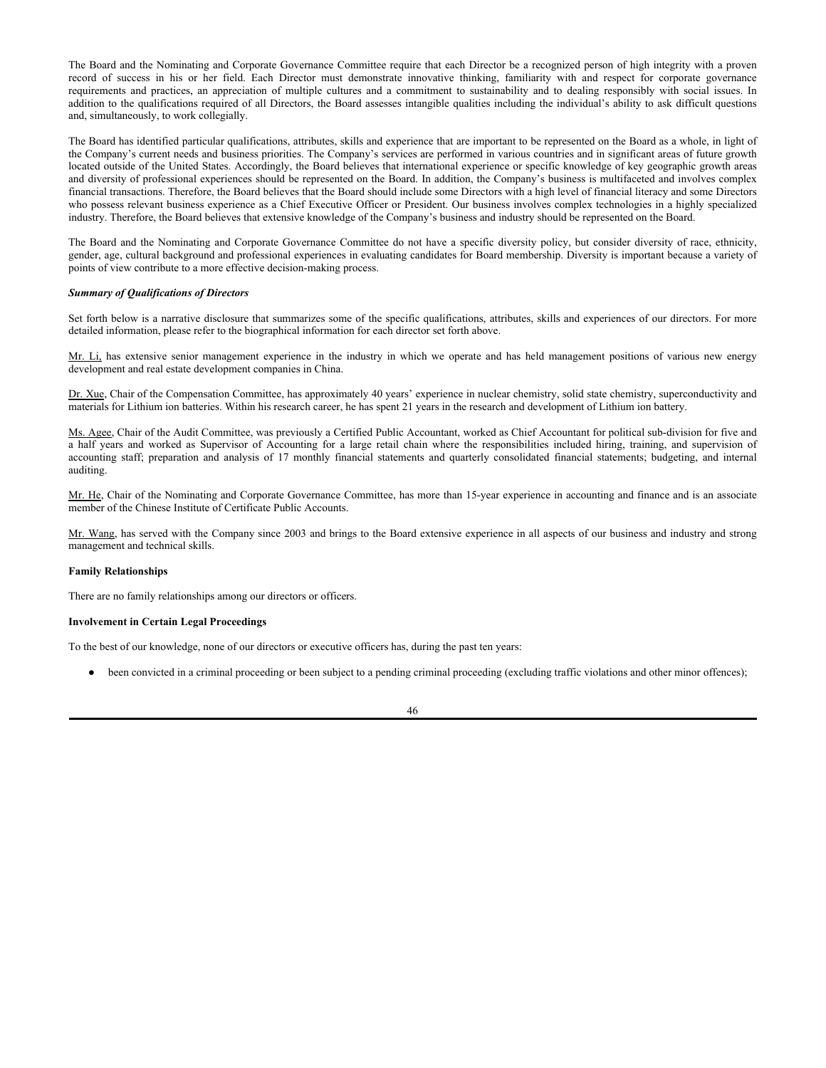The Board and the Nominating and Corporate Governance Committee require that each Director be a recognized person of high integrity with a proven record of success in his or her field. Each Director must demonstrate innovative thinking, familiarity with and respect for corporate governance requirements and practices, an appreciation of multiple cultures and a commitment to sustainability and to dealing responsibly with social issues. In addition to the qualifications required of all Directors, the Board assesses intangible qualities including the individual's ability to ask difficult questions and, simultaneously, to work collegially.

The Board has identified particular qualifications, attributes, skills and experience that are important to be represented on the Board as a whole, in light of the Company's current needs and business priorities. The Company's services are performed in various countries and in significant areas of future growth located outside of the United States. Accordingly, the Board believes that international experience or specific knowledge of key geographic growth areas and diversity of professional experiences should be represented on the Board. In addition, the Company's business is multifaceted and involves complex financial transactions. Therefore, the Board believes that the Board should include some Directors with a high level of financial literacy and some Directors who possess relevant business experience as a Chief Executive Officer or President. Our business involves complex technologies in a highly specialized industry. Therefore, the Board believes that extensive knowledge of the Company's business and industry should be represented on the Board.

The Board and the Nominating and Corporate Governance Committee do not have a specific diversity policy, but consider diversity of race, ethnicity, gender, age, cultural background and professional experiences in evaluating candidates for Board membership. Diversity is important because a variety of points of view contribute to a more effective decision-making process.

***Summary of Qualifications of Directors***

Set forth below is a narrative disclosure that summarizes some of the specific qualifications, attributes, skills and experiences of our directors. For more detailed information, please refer to the biographical information for each director set forth above.

Mr. Li, has extensive senior management experience in the industry in which we operate and has held management positions of various new energy development and real estate development companies in China.

Dr. Xue, Chair of the Compensation Committee, has approximately 40 years' experience in nuclear chemistry, solid state chemistry, superconductivity and materials for Lithium ion batteries. Within his research career, he has spent 21 years in the research and development of Lithium ion battery.

Ms. Agee, Chair of the Audit Committee, was previously a Certified Public Accountant, worked as Chief Accountant for political sub-division for five and a half years and worked as Supervisor of Accounting for a large retail chain where the responsibilities included hiring, training, and supervision of accounting staff; preparation and analysis of 17 monthly financial statements and quarterly consolidated financial statements; budgeting, and internal auditing.

Mr. He, Chair of the Nominating and Corporate Governance Committee, has more than 15-year experience in accounting and finance and is an associate member of the Chinese Institute of Certificate Public Accounts.

Mr. Wang, has served with the Company since 2003 and brings to the Board extensive experience in all aspects of our business and industry and strong management and technical skills.

**Family Relationships**

There are no family relationships among our directors or officers.

**Involvement in Certain Legal Proceedings**

To the best of our knowledge, none of our directors or executive officers has, during the past ten years:

- been convicted in a criminal proceeding or been subject to a pending criminal proceeding (excluding traffic violations and other minor offences);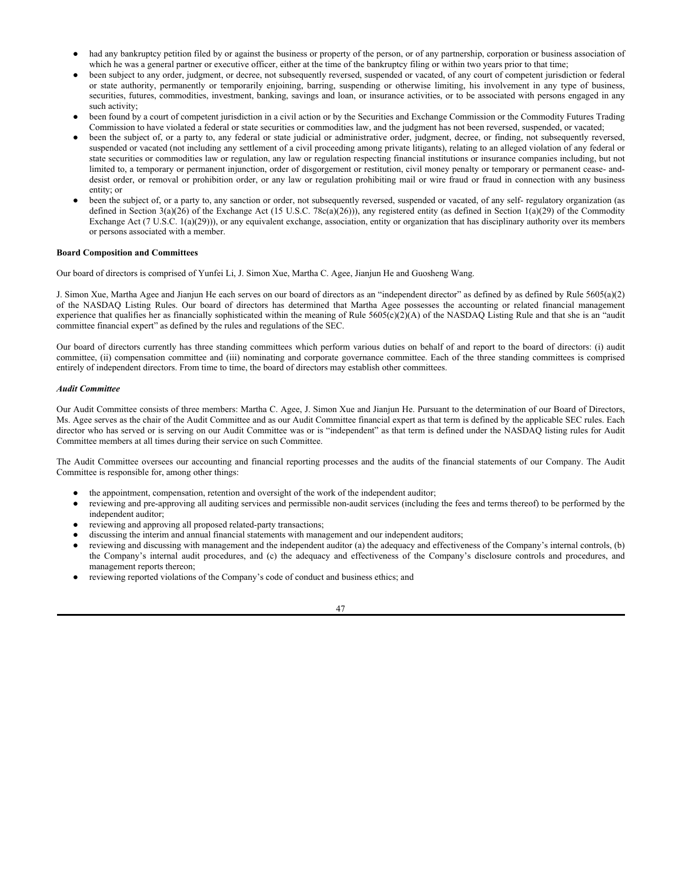- had any bankruptcy petition filed by or against the business or property of the person, or of any partnership, corporation or business association of which he was a general partner or executive officer, either at the time of the bankruptcy filing or within two years prior to that time;
- been subject to any order, judgment, or decree, not subsequently reversed, suspended or vacated, of any court of competent jurisdiction or federal or state authority, permanently or temporarily enjoining, barring, suspending or otherwise limiting, his involvement in any type of business, securities, futures, commodities, investment, banking, savings and loan, or insurance activities, or to be associated with persons engaged in any such activity;
- been found by a court of competent jurisdiction in a civil action or by the Securities and Exchange Commission or the Commodity Futures Trading Commission to have violated a federal or state securities or commodities law, and the judgment has not been reversed, suspended, or vacated;
- been the subject of, or a party to, any federal or state judicial or administrative order, judgment, decree, or finding, not subsequently reversed, suspended or vacated (not including any settlement of a civil proceeding among private litigants), relating to an alleged violation of any federal or state securities or commodities law or regulation, any law or regulation respecting financial institutions or insurance companies including, but not limited to, a temporary or permanent injunction, order of disgorgement or restitution, civil money penalty or temporary or permanent cease- and-desist order, or removal or prohibition order, or any law or regulation prohibiting mail or wire fraud or fraud in connection with any business entity; or
- been the subject of, or a party to, any sanction or order, not subsequently reversed, suspended or vacated, of any self- regulatory organization (as defined in Section 3(a)(26) of the Exchange Act (15 U.S.C. 78c(a)(26))), any registered entity (as defined in Section 1(a)(29) of the Commodity Exchange Act (7 U.S.C. 1(a)(29))), or any equivalent exchange, association, entity or organization that has disciplinary authority over its members or persons associated with a member.

**Board Composition and Committees**

Our board of directors is comprised of Yunfei Li, J. Simon Xue, Martha C. Agee, Jianjun He and Guosheng Wang.

J. Simon Xue, Martha Agee and Jianjun He each serves on our board of directors as an "independent director" as defined by as defined by Rule 5605(a)(2) of the NASDAQ Listing Rules. Our board of directors has determined that Martha Agee possesses the accounting or related financial management experience that qualifies her as financially sophisticated within the meaning of Rule 5605(c)(2)(A) of the NASDAQ Listing Rule and that she is an "audit committee financial expert" as defined by the rules and regulations of the SEC.

Our board of directors currently has three standing committees which perform various duties on behalf of and report to the board of directors: (i) audit committee, (ii) compensation committee and (iii) nominating and corporate governance committee. Each of the three standing committees is comprised entirely of independent directors. From time to time, the board of directors may establish other committees.

***Audit Committee***

Our Audit Committee consists of three members: Martha C. Agee, J. Simon Xue and Jianjun He. Pursuant to the determination of our Board of Directors, Ms. Agee serves as the chair of the Audit Committee and as our Audit Committee financial expert as that term is defined by the applicable SEC rules. Each director who has served or is serving on our Audit Committee was or is "independent" as that term is defined under the NASDAQ listing rules for Audit Committee members at all times during their service on such Committee.

The Audit Committee oversees our accounting and financial reporting processes and the audits of the financial statements of our Company. The Audit Committee is responsible for, among other things:

- the appointment, compensation, retention and oversight of the work of the independent auditor;
- reviewing and pre-approving all auditing services and permissible non-audit services (including the fees and terms thereof) to be performed by the independent auditor;
- reviewing and approving all proposed related-party transactions;
- discussing the interim and annual financial statements with management and our independent auditors;
- reviewing and discussing with management and the independent auditor (a) the adequacy and effectiveness of the Company's internal controls, (b) the Company's internal audit procedures, and (c) the adequacy and effectiveness of the Company's disclosure controls and procedures, and management reports thereon;
- reviewing reported violations of the Company's code of conduct and business ethics; and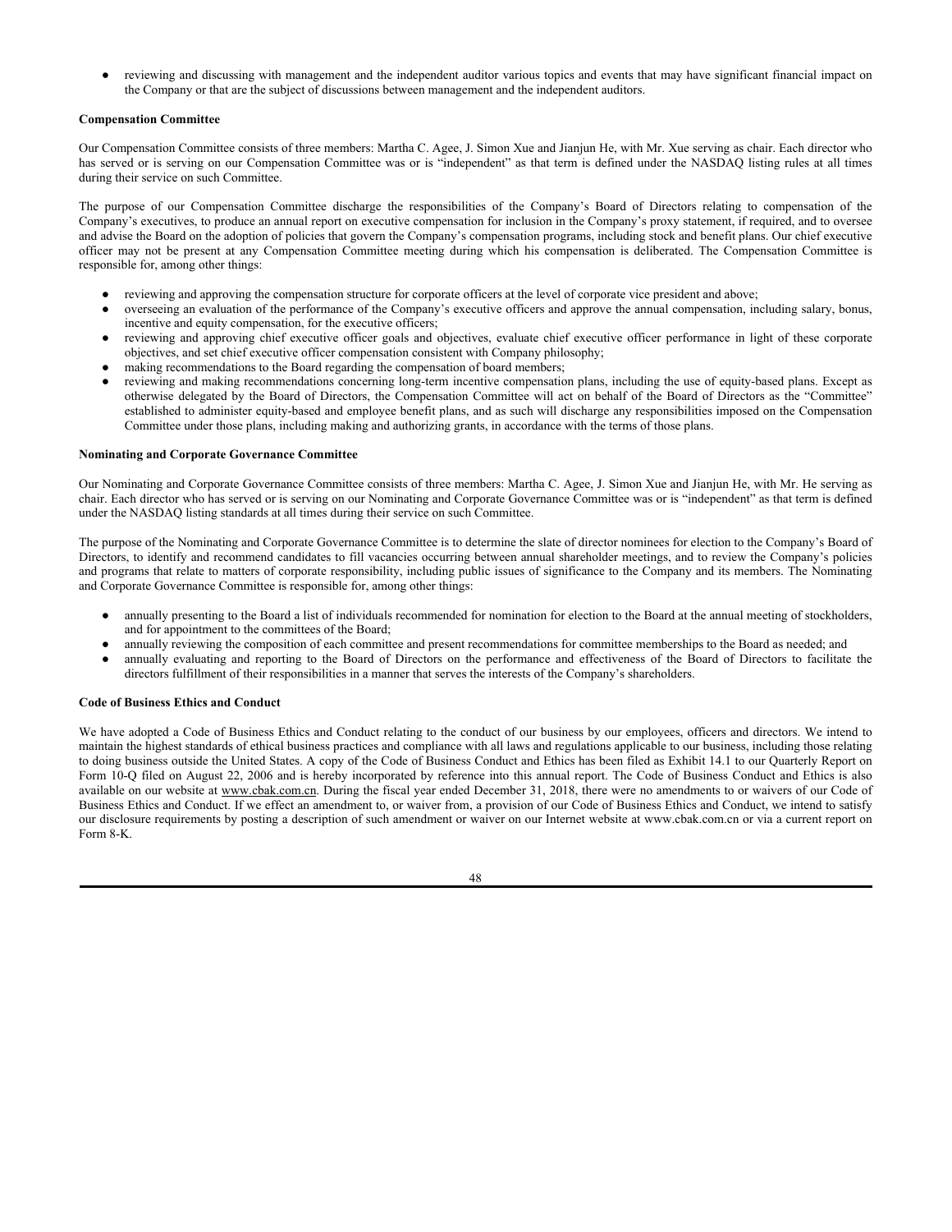- reviewing and discussing with management and the independent auditor various topics and events that may have significant financial impact on the Company or that are the subject of discussions between management and the independent auditors.

**Compensation Committee**

Our Compensation Committee consists of three members: Martha C. Agee, J. Simon Xue and Jianjun He, with Mr. Xue serving as chair. Each director who has served or is serving on our Compensation Committee was or is "independent" as that term is defined under the NASDAQ listing rules at all times during their service on such Committee.

The purpose of our Compensation Committee discharge the responsibilities of the Company's Board of Directors relating to compensation of the Company's executives, to produce an annual report on executive compensation for inclusion in the Company's proxy statement, if required, and to oversee and advise the Board on the adoption of policies that govern the Company's compensation programs, including stock and benefit plans. Our chief executive officer may not be present at any Compensation Committee meeting during which his compensation is deliberated. The Compensation Committee is responsible for, among other things:

- reviewing and approving the compensation structure for corporate officers at the level of corporate vice president and above;
- overseeing an evaluation of the performance of the Company's executive officers and approve the annual compensation, including salary, bonus, incentive and equity compensation, for the executive officers;
- reviewing and approving chief executive officer goals and objectives, evaluate chief executive officer performance in light of these corporate objectives, and set chief executive officer compensation consistent with Company philosophy;
- making recommendations to the Board regarding the compensation of board members;
- reviewing and making recommendations concerning long-term incentive compensation plans, including the use of equity-based plans. Except as otherwise delegated by the Board of Directors, the Compensation Committee will act on behalf of the Board of Directors as the "Committee" established to administer equity-based and employee benefit plans, and as such will discharge any responsibilities imposed on the Compensation Committee under those plans, including making and authorizing grants, in accordance with the terms of those plans.

**Nominating and Corporate Governance Committee**

Our Nominating and Corporate Governance Committee consists of three members: Martha C. Agee, J. Simon Xue and Jianjun He, with Mr. He serving as chair. Each director who has served or is serving on our Nominating and Corporate Governance Committee was or is "independent" as that term is defined under the NASDAQ listing standards at all times during their service on such Committee.

The purpose of the Nominating and Corporate Governance Committee is to determine the slate of director nominees for election to the Company's Board of Directors, to identify and recommend candidates to fill vacancies occurring between annual shareholder meetings, and to review the Company's policies and programs that relate to matters of corporate responsibility, including public issues of significance to the Company and its members. The Nominating and Corporate Governance Committee is responsible for, among other things:

- annually presenting to the Board a list of individuals recommended for nomination for election to the Board at the annual meeting of stockholders, and for appointment to the committees of the Board;
- annually reviewing the composition of each committee and present recommendations for committee memberships to the Board as needed; and
- annually evaluating and reporting to the Board of Directors on the performance and effectiveness of the Board of Directors to facilitate the directors fulfillment of their responsibilities in a manner that serves the interests of the Company's shareholders.

**Code of Business Ethics and Conduct**

We have adopted a Code of Business Ethics and Conduct relating to the conduct of our business by our employees, officers and directors. We intend to maintain the highest standards of ethical business practices and compliance with all laws and regulations applicable to our business, including those relating to doing business outside the United States. A copy of the Code of Business Conduct and Ethics has been filed as Exhibit 14.1 to our Quarterly Report on Form 10-Q filed on August 22, 2006 and is hereby incorporated by reference into this annual report. The Code of Business Conduct and Ethics is also available on our website at www.cbak.com.cn. During the fiscal year ended December 31, 2018, there were no amendments to or waivers of our Code of Business Ethics and Conduct. If we effect an amendment to, or waiver from, a provision of our Code of Business Ethics and Conduct, we intend to satisfy our disclosure requirements by posting a description of such amendment or waiver on our Internet website at www.cbak.com.cn or via a current report on Form 8-K.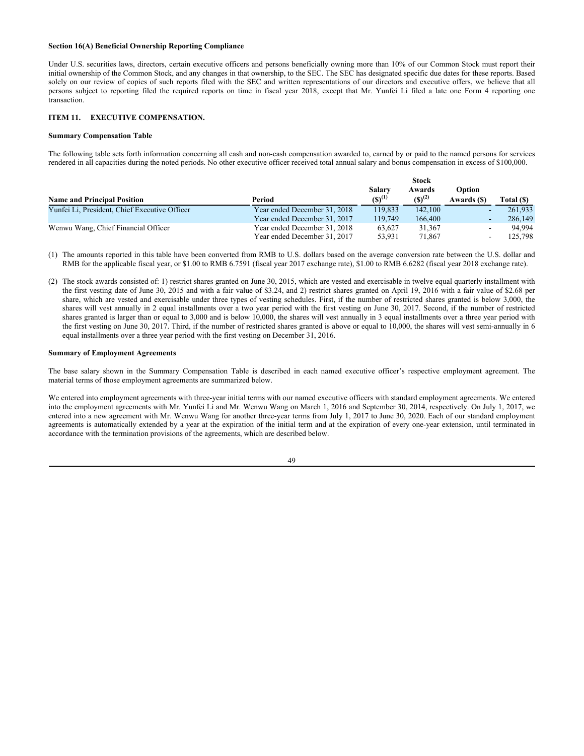**Section 16(A) Beneficial Ownership Reporting Compliance**

Under U.S. securities laws, directors, certain executive officers and persons beneficially owning more than 10% of our Common Stock must report their initial ownership of the Common Stock, and any changes in that ownership, to the SEC. The SEC has designated specific due dates for these reports. Based solely on our review of copies of such reports filed with the SEC and written representations of our directors and executive offers, we believe that all persons subject to reporting filed the required reports on time in fiscal year 2018, except that Mr. Yunfei Li filed a late one Form 4 reporting one transaction.

## ITEM 11. EXECUTIVE COMPENSATION.

**Summary Compensation Table**

The following table sets forth information concerning all cash and non-cash compensation awarded to, earned by or paid to the named persons for services rendered in all capacities during the noted periods. No other executive officer received total annual salary and bonus compensation in excess of $100,000.

| Name and Principal Position | Period | Salary ($)(1) | Stock Awards ($)(2) | Option Awards ($) | Total ($) |
|---|---|---|---|---|---|
| Yunfei Li, President, Chief Executive Officer | Year ended December 31, 2018 | 119,833 | 142,100 | - | 261,933 |
| | Year ended December 31, 2017 | 119,749 | 166,400 | - | 286,149 |
| Wenwu Wang, Chief Financial Officer | Year ended December 31, 2018 | 63,627 | 31,367 | - | 94,994 |
| | Year ended December 31, 2017 | 53,931 | 71,867 | - | 125,798 |

(1) The amounts reported in this table have been converted from RMB to U.S. dollars based on the average conversion rate between the U.S. dollar and RMB for the applicable fiscal year, or $1.00 to RMB 6.7591 (fiscal year 2017 exchange rate), $1.00 to RMB 6.6282 (fiscal year 2018 exchange rate).

(2) The stock awards consisted of: 1) restrict shares granted on June 30, 2015, which are vested and exercisable in twelve equal quarterly installment with the first vesting date of June 30, 2015 and with a fair value of $3.24, and 2) restrict shares granted on April 19, 2016 with a fair value of $2.68 per share, which are vested and exercisable under three types of vesting schedules. First, if the number of restricted shares granted is below 3,000, the shares will vest annually in 2 equal installments over a two year period with the first vesting on June 30, 2017. Second, if the number of restricted shares granted is larger than or equal to 3,000 and is below 10,000, the shares will vest annually in 3 equal installments over a three year period with the first vesting on June 30, 2017. Third, if the number of restricted shares granted is above or equal to 10,000, the shares will vest semi-annually in 6 equal installments over a three year period with the first vesting on December 31, 2016.

**Summary of Employment Agreements**

The base salary shown in the Summary Compensation Table is described in each named executive officer's respective employment agreement. The material terms of those employment agreements are summarized below.

We entered into employment agreements with three-year initial terms with our named executive officers with standard employment agreements. We entered into the employment agreements with Mr. Yunfei Li and Mr. Wenwu Wang on March 1, 2016 and September 30, 2014, respectively. On July 1, 2017, we entered into a new agreement with Mr. Wenwu Wang for another three-year terms from July 1, 2017 to June 30, 2020. Each of our standard employment agreements is automatically extended by a year at the expiration of the initial term and at the expiration of every one-year extension, until terminated in accordance with the termination provisions of the agreements, which are described below.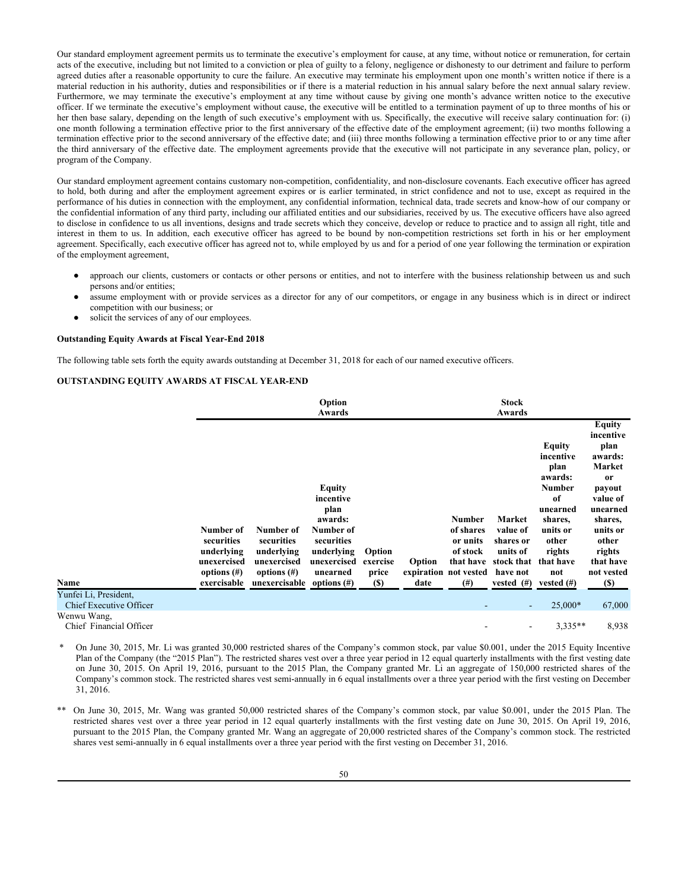Our standard employment agreement permits us to terminate the executive's employment for cause, at any time, without notice or remuneration, for certain acts of the executive, including but not limited to a conviction or plea of guilty to a felony, negligence or dishonesty to our detriment and failure to perform agreed duties after a reasonable opportunity to cure the failure. An executive may terminate his employment upon one month's written notice if there is a material reduction in his authority, duties and responsibilities or if there is a material reduction in his annual salary before the next annual salary review. Furthermore, we may terminate the executive's employment at any time without cause by giving one month's advance written notice to the executive officer. If we terminate the executive's employment without cause, the executive will be entitled to a termination payment of up to three months of his or her then base salary, depending on the length of such executive's employment with us. Specifically, the executive will receive salary continuation for: (i) one month following a termination effective prior to the first anniversary of the effective date of the employment agreement; (ii) two months following a termination effective prior to the second anniversary of the effective date; and (iii) three months following a termination effective prior to or any time after the third anniversary of the effective date. The employment agreements provide that the executive will not participate in any severance plan, policy, or program of the Company.

Our standard employment agreement contains customary non-competition, confidentiality, and non-disclosure covenants. Each executive officer has agreed to hold, both during and after the employment agreement expires or is earlier terminated, in strict confidence and not to use, except as required in the performance of his duties in connection with the employment, any confidential information, technical data, trade secrets and know-how of our company or the confidential information of any third party, including our affiliated entities and our subsidiaries, received by us. The executive officers have also agreed to disclose in confidence to us all inventions, designs and trade secrets which they conceive, develop or reduce to practice and to assign all right, title and interest in them to us. In addition, each executive officer has agreed to be bound by non-competition restrictions set forth in his or her employment agreement. Specifically, each executive officer has agreed not to, while employed by us and for a period of one year following the termination or expiration of the employment agreement,

- approach our clients, customers or contacts or other persons or entities, and not to interfere with the business relationship between us and such persons and/or entities;
- assume employment with or provide services as a director for any of our competitors, or engage in any business which is in direct or indirect competition with our business; or
- solicit the services of any of our employees.

**Outstanding Equity Awards at Fiscal Year-End 2018**

The following table sets forth the equity awards outstanding at December 31, 2018 for each of our named executive officers.

**OUTSTANDING EQUITY AWARDS AT FISCAL YEAR-END**

| | Option Awards | | | | | Stock Awards | | | |
|---|---|---|---|---|---|---|---|---|---|
| Name | Number of securities underlying unexercised options (#) exercisable | Number of securities underlying unexercised options (#) unexercisable | Equity incentive plan awards: Number of securities underlying unexercised unearned options (#) | Option exercise price ($) | Option expiration date | Number of shares or units of stock that have not vested (#) | Market value of shares or units of stock that have not vested (#) | Equity incentive plan awards: Number of unearned shares, units or other rights that have not vested (#) | Equity incentive plan awards: Market or payout value of unearned shares, units or other rights that have not vested ($) |
| Yunfei Li, President, Chief Executive Officer | | | | | | - | - | 25,000* | 67,000 |
| Wenwu Wang, Chief Financial Officer | | | | | | - | - | 3,335** | 8,938 |

\* On June 30, 2015, Mr. Li was granted 30,000 restricted shares of the Company's common stock, par value $0.001, under the 2015 Equity Incentive Plan of the Company (the "2015 Plan"). The restricted shares vest over a three year period in 12 equal quarterly installments with the first vesting date on June 30, 2015. On April 19, 2016, pursuant to the 2015 Plan, the Company granted Mr. Li an aggregate of 150,000 restricted shares of the Company's common stock. The restricted shares vest semi-annually in 6 equal installments over a three year period with the first vesting on December 31, 2016.

\** On June 30, 2015, Mr. Wang was granted 50,000 restricted shares of the Company's common stock, par value $0.001, under the 2015 Plan. The restricted shares vest over a three year period in 12 equal quarterly installments with the first vesting date on June 30, 2015. On April 19, 2016, pursuant to the 2015 Plan, the Company granted Mr. Wang an aggregate of 20,000 restricted shares of the Company's common stock. The restricted shares vest semi-annually in 6 equal installments over a three year period with the first vesting on December 31, 2016.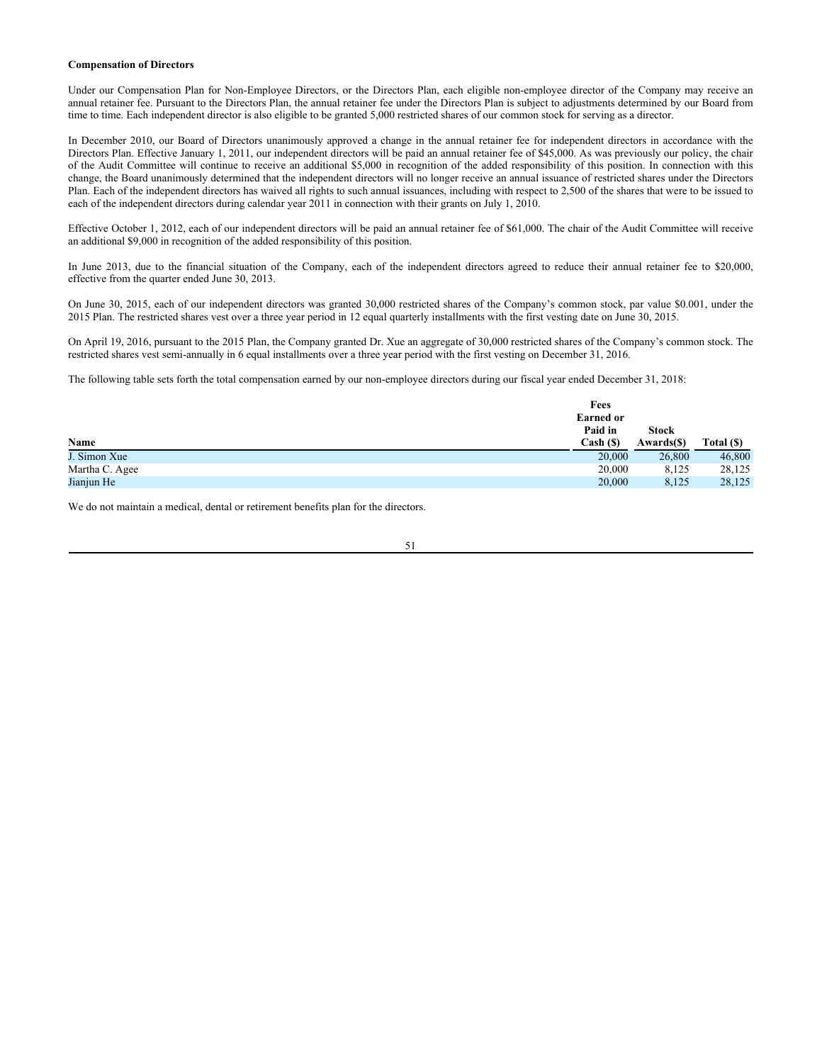**Compensation of Directors**

Under our Compensation Plan for Non-Employee Directors, or the Directors Plan, each eligible non-employee director of the Company may receive an annual retainer fee. Pursuant to the Directors Plan, the annual retainer fee under the Directors Plan is subject to adjustments determined by our Board from time to time. Each independent director is also eligible to be granted 5,000 restricted shares of our common stock for serving as a director.

In December 2010, our Board of Directors unanimously approved a change in the annual retainer fee for independent directors in accordance with the Directors Plan. Effective January 1, 2011, our independent directors will be paid an annual retainer fee of $45,000. As was previously our policy, the chair of the Audit Committee will continue to receive an additional $5,000 in recognition of the added responsibility of this position. In connection with this change, the Board unanimously determined that the independent directors will no longer receive an annual issuance of restricted shares under the Directors Plan. Each of the independent directors has waived all rights to such annual issuances, including with respect to 2,500 of the shares that were to be issued to each of the independent directors during calendar year 2011 in connection with their grants on July 1, 2010.

Effective October 1, 2012, each of our independent directors will be paid an annual retainer fee of $61,000. The chair of the Audit Committee will receive an additional $9,000 in recognition of the added responsibility of this position.

In June 2013, due to the financial situation of the Company, each of the independent directors agreed to reduce their annual retainer fee to $20,000, effective from the quarter ended June 30, 2013.

On June 30, 2015, each of our independent directors was granted 30,000 restricted shares of the Company's common stock, par value $0.001, under the 2015 Plan. The restricted shares vest over a three year period in 12 equal quarterly installments with the first vesting date on June 30, 2015.

On April 19, 2016, pursuant to the 2015 Plan, the Company granted Dr. Xue an aggregate of 30,000 restricted shares of the Company's common stock. The restricted shares vest semi-annually in 6 equal installments over a three year period with the first vesting on December 31, 2016.

The following table sets forth the total compensation earned by our non-employee directors during our fiscal year ended December 31, 2018:

| Name | Fees Earned or Paid in Cash ($) | Stock Awards($) | Total ($) |
|---|---|---|---|
| J. Simon Xue | 20,000 | 26,800 | 46,800 |
| Martha C. Agee | 20,000 | 8,125 | 28,125 |
| Jianjun He | 20,000 | 8,125 | 28,125 |

We do not maintain a medical, dental or retirement benefits plan for the directors.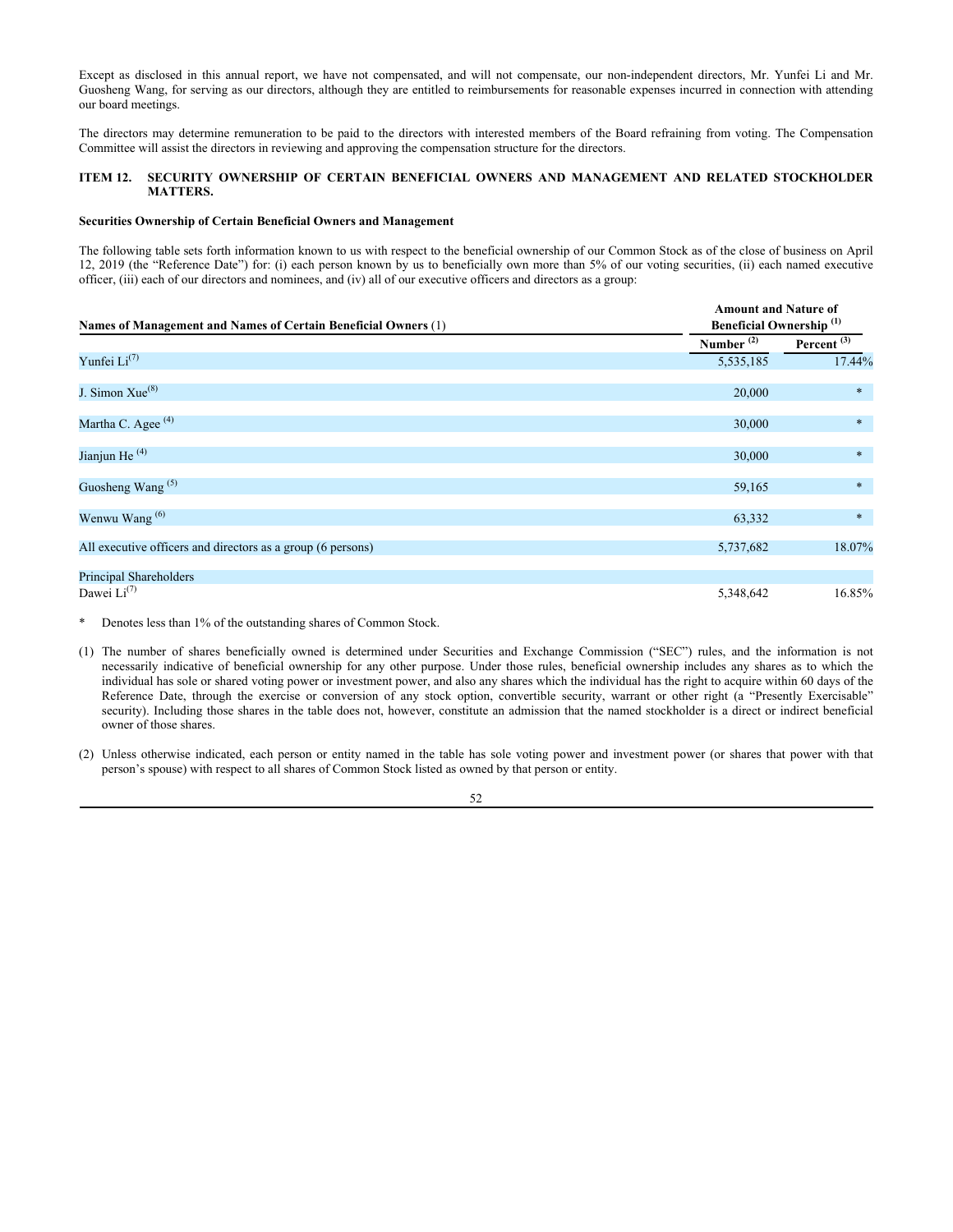Except as disclosed in this annual report, we have not compensated, and will not compensate, our non-independent directors, Mr. Yunfei Li and Mr. Guosheng Wang, for serving as our directors, although they are entitled to reimbursements for reasonable expenses incurred in connection with attending our board meetings.

The directors may determine remuneration to be paid to the directors with interested members of the Board refraining from voting. The Compensation Committee will assist the directors in reviewing and approving the compensation structure for the directors.

## ITEM 12. SECURITY OWNERSHIP OF CERTAIN BENEFICIAL OWNERS AND MANAGEMENT AND RELATED STOCKHOLDER MATTERS.

**Securities Ownership of Certain Beneficial Owners and Management**

The following table sets forth information known to us with respect to the beneficial ownership of our Common Stock as of the close of business on April 12, 2019 (the "Reference Date") for: (i) each person known by us to beneficially own more than 5% of our voting securities, (ii) each named executive officer, (iii) each of our directors and nominees, and (iv) all of our executive officers and directors as a group:

| Names of Management and Names of Certain Beneficial Owners (1) | Amount and Nature of Beneficial Ownership (1) | |
|---|---|---|
| | Number (2) | Percent (3) |
| Yunfei Li(7) | 5,535,185 | 17.44% |
| J. Simon Xue(8) | 20,000 | * |
| Martha C. Agee (4) | 30,000 | * |
| Jianjun He (4) | 30,000 | * |
| Guosheng Wang (5) | 59,165 | * |
| Wenwu Wang (6) | 63,332 | * |
| All executive officers and directors as a group (6 persons) | 5,737,682 | 18.07% |
| Principal Shareholders | | |
| Dawei Li(7) | 5,348,642 | 16.85% |

\* Denotes less than 1% of the outstanding shares of Common Stock.

(1) The number of shares beneficially owned is determined under Securities and Exchange Commission ("SEC") rules, and the information is not necessarily indicative of beneficial ownership for any other purpose. Under those rules, beneficial ownership includes any shares as to which the individual has sole or shared voting power or investment power, and also any shares which the individual has the right to acquire within 60 days of the Reference Date, through the exercise or conversion of any stock option, convertible security, warrant or other right (a "Presently Exercisable" security). Including those shares in the table does not, however, constitute an admission that the named stockholder is a direct or indirect beneficial owner of those shares.

(2) Unless otherwise indicated, each person or entity named in the table has sole voting power and investment power (or shares that power with that person's spouse) with respect to all shares of Common Stock listed as owned by that person or entity.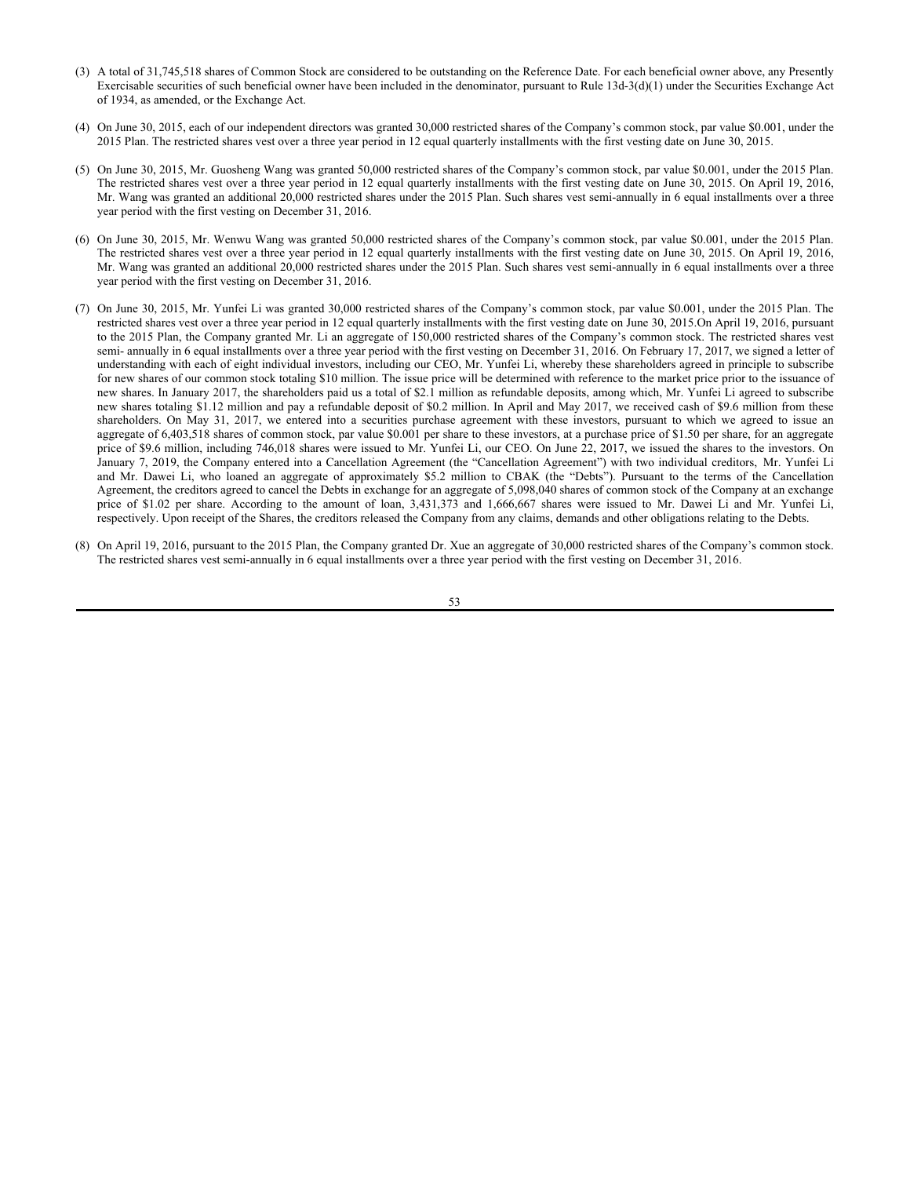(3) A total of 31,745,518 shares of Common Stock are considered to be outstanding on the Reference Date. For each beneficial owner above, any Presently Exercisable securities of such beneficial owner have been included in the denominator, pursuant to Rule 13d-3(d)(1) under the Securities Exchange Act of 1934, as amended, or the Exchange Act.

(4) On June 30, 2015, each of our independent directors was granted 30,000 restricted shares of the Company's common stock, par value $0.001, under the 2015 Plan. The restricted shares vest over a three year period in 12 equal quarterly installments with the first vesting date on June 30, 2015.

(5) On June 30, 2015, Mr. Guosheng Wang was granted 50,000 restricted shares of the Company's common stock, par value $0.001, under the 2015 Plan. The restricted shares vest over a three year period in 12 equal quarterly installments with the first vesting date on June 30, 2015. On April 19, 2016, Mr. Wang was granted an additional 20,000 restricted shares under the 2015 Plan. Such shares vest semi-annually in 6 equal installments over a three year period with the first vesting on December 31, 2016.

(6) On June 30, 2015, Mr. Wenwu Wang was granted 50,000 restricted shares of the Company's common stock, par value $0.001, under the 2015 Plan. The restricted shares vest over a three year period in 12 equal quarterly installments with the first vesting date on June 30, 2015. On April 19, 2016, Mr. Wang was granted an additional 20,000 restricted shares under the 2015 Plan. Such shares vest semi-annually in 6 equal installments over a three year period with the first vesting on December 31, 2016.

(7) On June 30, 2015, Mr. Yunfei Li was granted 30,000 restricted shares of the Company's common stock, par value $0.001, under the 2015 Plan. The restricted shares vest over a three year period in 12 equal quarterly installments with the first vesting date on June 30, 2015.On April 19, 2016, pursuant to the 2015 Plan, the Company granted Mr. Li an aggregate of 150,000 restricted shares of the Company's common stock. The restricted shares vest semi- annually in 6 equal installments over a three year period with the first vesting on December 31, 2016. On February 17, 2017, we signed a letter of understanding with each of eight individual investors, including our CEO, Mr. Yunfei Li, whereby these shareholders agreed in principle to subscribe for new shares of our common stock totaling $10 million. The issue price will be determined with reference to the market price prior to the issuance of new shares. In January 2017, the shareholders paid us a total of $2.1 million as refundable deposits, among which, Mr. Yunfei Li agreed to subscribe new shares totaling $1.12 million and pay a refundable deposit of $0.2 million. In April and May 2017, we received cash of $9.6 million from these shareholders. On May 31, 2017, we entered into a securities purchase agreement with these investors, pursuant to which we agreed to issue an aggregate of 6,403,518 shares of common stock, par value $0.001 per share to these investors, at a purchase price of $1.50 per share, for an aggregate price of $9.6 million, including 746,018 shares were issued to Mr. Yunfei Li, our CEO. On June 22, 2017, we issued the shares to the investors. On January 7, 2019, the Company entered into a Cancellation Agreement (the "Cancellation Agreement") with two individual creditors, Mr. Yunfei Li and Mr. Dawei Li, who loaned an aggregate of approximately $5.2 million to CBAK (the "Debts"). Pursuant to the terms of the Cancellation Agreement, the creditors agreed to cancel the Debts in exchange for an aggregate of 5,098,040 shares of common stock of the Company at an exchange price of $1.02 per share. According to the amount of loan, 3,431,373 and 1,666,667 shares were issued to Mr. Dawei Li and Mr. Yunfei Li, respectively. Upon receipt of the Shares, the creditors released the Company from any claims, demands and other obligations relating to the Debts.

(8) On April 19, 2016, pursuant to the 2015 Plan, the Company granted Dr. Xue an aggregate of 30,000 restricted shares of the Company's common stock. The restricted shares vest semi-annually in 6 equal installments over a three year period with the first vesting on December 31, 2016.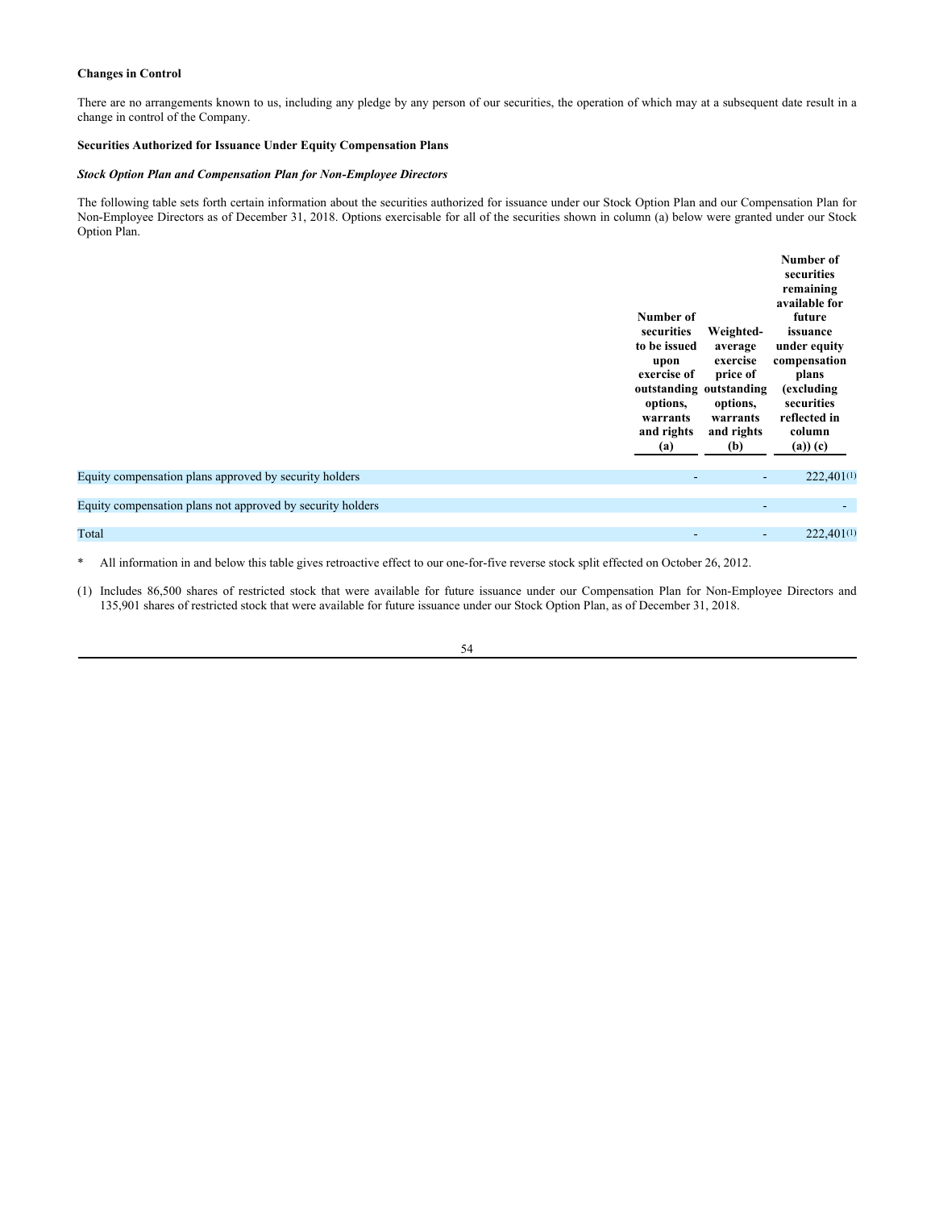**Changes in Control**

There are no arrangements known to us, including any pledge by any person of our securities, the operation of which may at a subsequent date result in a change in control of the Company.

**Securities Authorized for Issuance Under Equity Compensation Plans**

***Stock Option Plan and Compensation Plan for Non-Employee Directors***

The following table sets forth certain information about the securities authorized for issuance under our Stock Option Plan and our Compensation Plan for Non-Employee Directors as of December 31, 2018. Options exercisable for all of the securities shown in column (a) below were granted under our Stock Option Plan.

| | Number of securities to be issued upon exercise of outstanding options, warrants and rights (a) | Weighted-average exercise price of outstanding options, warrants and rights (b) | Number of securities remaining available for future issuance under equity compensation plans (excluding securities reflected in column (a)) (c) |
|---|---|---|---|
| Equity compensation plans approved by security holders | - | - | 222,401(1) |
| Equity compensation plans not approved by security holders | | - | - |
| Total | - | - | 222,401(1) |

\* All information in and below this table gives retroactive effect to our one-for-five reverse stock split effected on October 26, 2012.

(1) Includes 86,500 shares of restricted stock that were available for future issuance under our Compensation Plan for Non-Employee Directors and 135,901 shares of restricted stock that were available for future issuance under our Stock Option Plan, as of December 31, 2018.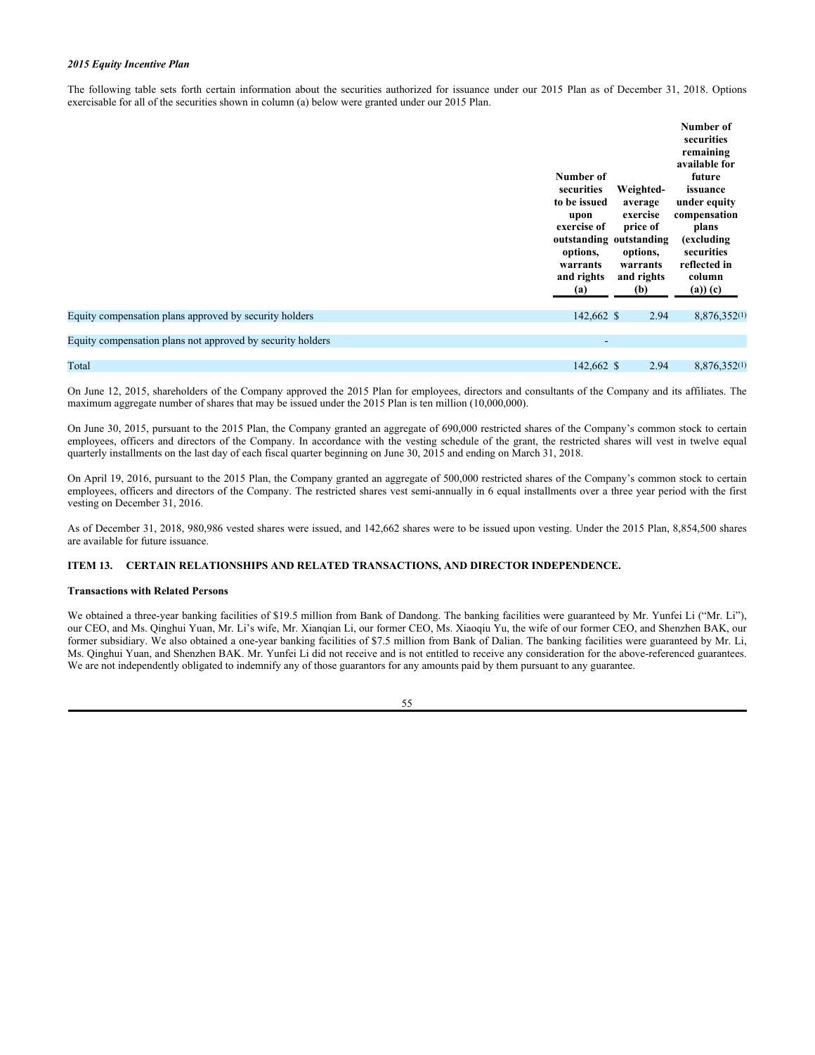*2015 Equity Incentive Plan*

The following table sets forth certain information about the securities authorized for issuance under our 2015 Plan as of December 31, 2018. Options exercisable for all of the securities shown in column (a) below were granted under our 2015 Plan.

| | Number of securities to be issued upon exercise of outstanding options, warrants and rights (a) | Weighted-average exercise price of outstanding options, warrants and rights (b) | Number of securities remaining available for future issuance under equity compensation plans (excluding securities reflected in column (a)) (c) |
|---|---|---|---|
| Equity compensation plans approved by security holders | 142,662 | $ 2.94 | 8,876,352(1) |
| Equity compensation plans not approved by security holders | - | | |
| Total | 142,662 | $ 2.94 | 8,876,352(1) |

On June 12, 2015, shareholders of the Company approved the 2015 Plan for employees, directors and consultants of the Company and its affiliates. The maximum aggregate number of shares that may be issued under the 2015 Plan is ten million (10,000,000).

On June 30, 2015, pursuant to the 2015 Plan, the Company granted an aggregate of 690,000 restricted shares of the Company's common stock to certain employees, officers and directors of the Company. In accordance with the vesting schedule of the grant, the restricted shares will vest in twelve equal quarterly installments on the last day of each fiscal quarter beginning on June 30, 2015 and ending on March 31, 2018.

On April 19, 2016, pursuant to the 2015 Plan, the Company granted an aggregate of 500,000 restricted shares of the Company's common stock to certain employees, officers and directors of the Company. The restricted shares vest semi-annually in 6 equal installments over a three year period with the first vesting on December 31, 2016.

As of December 31, 2018, 980,986 vested shares were issued, and 142,662 shares were to be issued upon vesting. Under the 2015 Plan, 8,854,500 shares are available for future issuance.

## ITEM 13. CERTAIN RELATIONSHIPS AND RELATED TRANSACTIONS, AND DIRECTOR INDEPENDENCE.

**Transactions with Related Persons**

We obtained a three-year banking facilities of $19.5 million from Bank of Dandong. The banking facilities were guaranteed by Mr. Yunfei Li ("Mr. Li"), our CEO, and Ms. Qinghui Yuan, Mr. Li's wife, Mr. Xianqian Li, our former CEO, Ms. Xiaoqiu Yu, the wife of our former CEO, and Shenzhen BAK, our former subsidiary. We also obtained a one-year banking facilities of $7.5 million from Bank of Dalian. The banking facilities were guaranteed by Mr. Li, Ms. Qinghui Yuan, and Shenzhen BAK. Mr. Yunfei Li did not receive and is not entitled to receive any consideration for the above-referenced guarantees. We are not independently obligated to indemnify any of those guarantors for any amounts paid by them pursuant to any guarantee.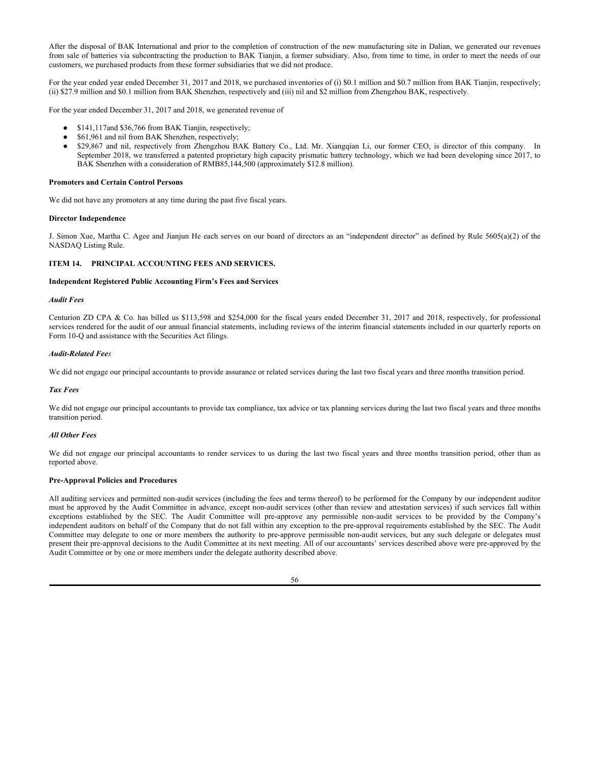After the disposal of BAK International and prior to the completion of construction of the new manufacturing site in Dalian, we generated our revenues from sale of batteries via subcontracting the production to BAK Tianjin, a former subsidiary. Also, from time to time, in order to meet the needs of our customers, we purchased products from these former subsidiaries that we did not produce.

For the year ended year ended December 31, 2017 and 2018, we purchased inventories of (i) $0.1 million and $0.7 million from BAK Tianjin, respectively; (ii) $27.9 million and $0.1 million from BAK Shenzhen, respectively and (iii) nil and $2 million from Zhengzhou BAK, respectively.

For the year ended December 31, 2017 and 2018, we generated revenue of

- $141,117and $36,766 from BAK Tianjin, respectively;
- $61,961 and nil from BAK Shenzhen, respectively;
- $29,867 and nil, respectively from Zhengzhou BAK Battery Co., Ltd. Mr. Xiangqian Li, our former CEO, is director of this company. In September 2018, we transferred a patented proprietary high capacity prismatic battery technology, which we had been developing since 2017, to BAK Shenzhen with a consideration of RMB85,144,500 (approximately $12.8 million).

**Promoters and Certain Control Persons**

We did not have any promoters at any time during the past five fiscal years.

**Director Independence**

J. Simon Xue, Martha C. Agee and Jianjun He each serves on our board of directors as an "independent director" as defined by Rule 5605(a)(2) of the NASDAQ Listing Rule.

## ITEM 14. PRINCIPAL ACCOUNTING FEES AND SERVICES.

**Independent Registered Public Accounting Firm's Fees and Services**

***Audit Fees***

Centurion ZD CPA & Co. has billed us $113,598 and $254,000 for the fiscal years ended December 31, 2017 and 2018, respectively, for professional services rendered for the audit of our annual financial statements, including reviews of the interim financial statements included in our quarterly reports on Form 10-Q and assistance with the Securities Act filings.

***Audit-Related Fees***

We did not engage our principal accountants to provide assurance or related services during the last two fiscal years and three months transition period.

***Tax Fees***

We did not engage our principal accountants to provide tax compliance, tax advice or tax planning services during the last two fiscal years and three months transition period.

***All Other Fees***

We did not engage our principal accountants to render services to us during the last two fiscal years and three months transition period, other than as reported above.

**Pre-Approval Policies and Procedures**

All auditing services and permitted non-audit services (including the fees and terms thereof) to be performed for the Company by our independent auditor must be approved by the Audit Committee in advance, except non-audit services (other than review and attestation services) if such services fall within exceptions established by the SEC. The Audit Committee will pre-approve any permissible non-audit services to be provided by the Company's independent auditors on behalf of the Company that do not fall within any exception to the pre-approval requirements established by the SEC. The Audit Committee may delegate to one or more members the authority to pre-approve permissible non-audit services, but any such delegate or delegates must present their pre-approval decisions to the Audit Committee at its next meeting. All of our accountants' services described above were pre-approved by the Audit Committee or by one or more members under the delegate authority described above.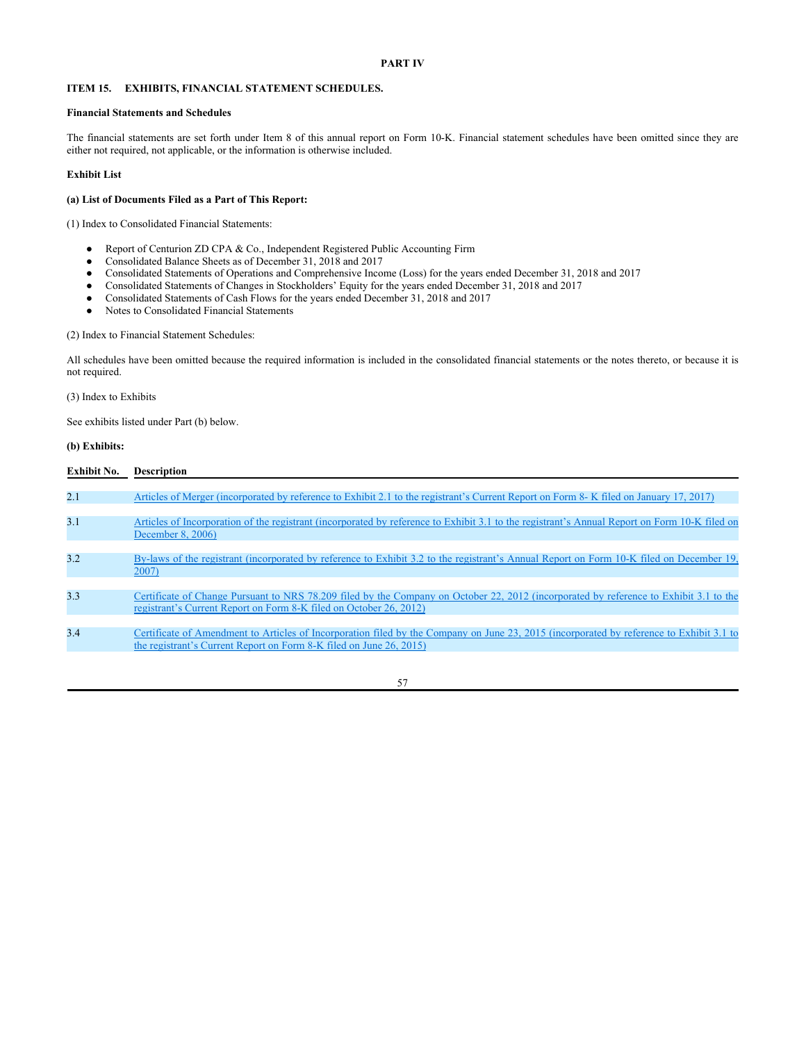## PART IV

### ITEM 15. EXHIBITS, FINANCIAL STATEMENT SCHEDULES.

**Financial Statements and Schedules**

The financial statements are set forth under Item 8 of this annual report on Form 10-K. Financial statement schedules have been omitted since they are either not required, not applicable, or the information is otherwise included.

**Exhibit List**

**(a) List of Documents Filed as a Part of This Report:**

(1) Index to Consolidated Financial Statements:

- Report of Centurion ZD CPA & Co., Independent Registered Public Accounting Firm
- Consolidated Balance Sheets as of December 31, 2018 and 2017
- Consolidated Statements of Operations and Comprehensive Income (Loss) for the years ended December 31, 2018 and 2017
- Consolidated Statements of Changes in Stockholders' Equity for the years ended December 31, 2018 and 2017
- Consolidated Statements of Cash Flows for the years ended December 31, 2018 and 2017
- Notes to Consolidated Financial Statements

(2) Index to Financial Statement Schedules:

All schedules have been omitted because the required information is included in the consolidated financial statements or the notes thereto, or because it is not required.

(3) Index to Exhibits

See exhibits listed under Part (b) below.

**(b) Exhibits:**

| Exhibit No. | Description |
|---|---|
| 2.1 | Articles of Merger (incorporated by reference to Exhibit 2.1 to the registrant's Current Report on Form 8- K filed on January 17, 2017) |
| 3.1 | Articles of Incorporation of the registrant (incorporated by reference to Exhibit 3.1 to the registrant's Annual Report on Form 10-K filed on December 8, 2006) |
| 3.2 | By-laws of the registrant (incorporated by reference to Exhibit 3.2 to the registrant's Annual Report on Form 10-K filed on December 19, 2007) |
| 3.3 | Certificate of Change Pursuant to NRS 78.209 filed by the Company on October 22, 2012 (incorporated by reference to Exhibit 3.1 to the registrant's Current Report on Form 8-K filed on October 26, 2012) |
| 3.4 | Certificate of Amendment to Articles of Incorporation filed by the Company on June 23, 2015 (incorporated by reference to Exhibit 3.1 to the registrant's Current Report on Form 8-K filed on June 26, 2015) |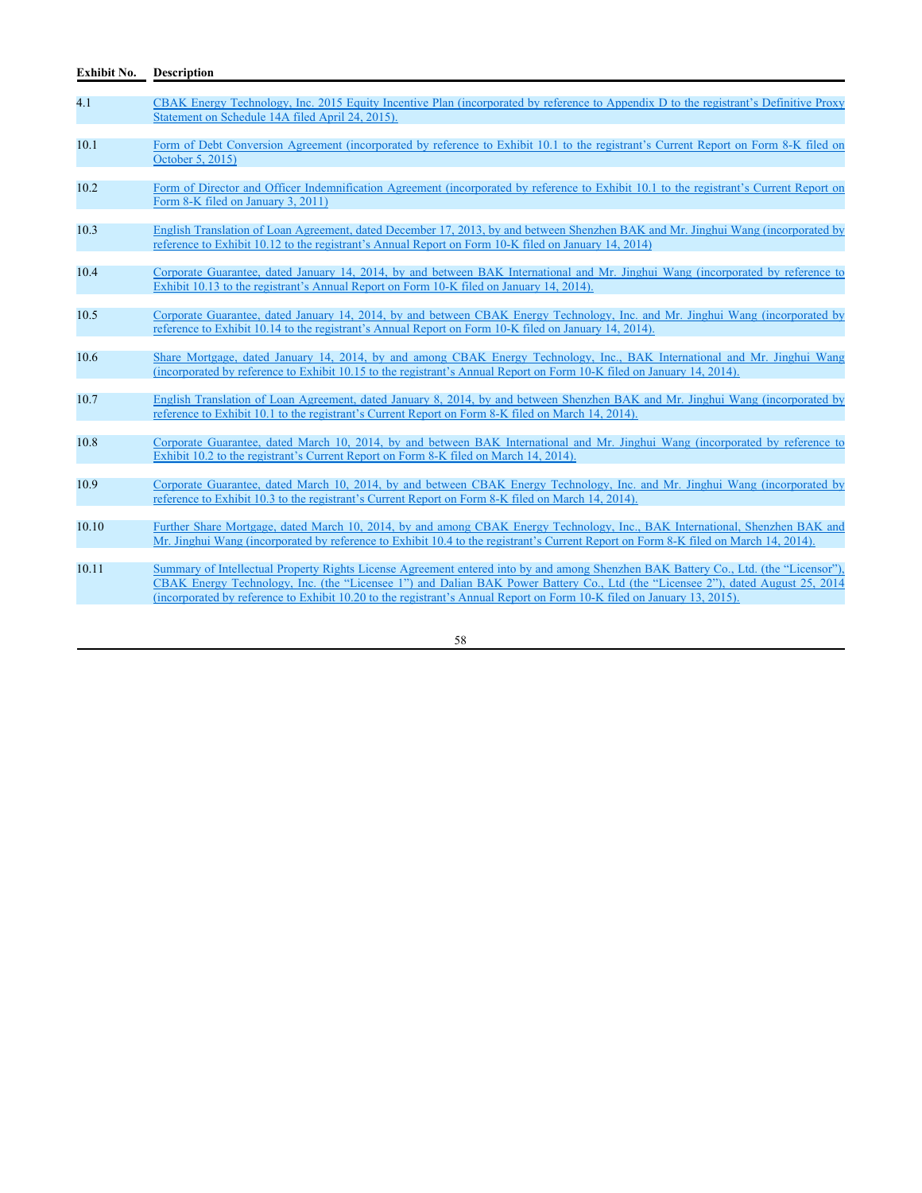| Exhibit No. | Description |
|---|---|
| 4.1 | CBAK Energy Technology, Inc. 2015 Equity Incentive Plan (incorporated by reference to Appendix D to the registrant's Definitive Proxy Statement on Schedule 14A filed April 24, 2015). |
| 10.1 | Form of Debt Conversion Agreement (incorporated by reference to Exhibit 10.1 to the registrant's Current Report on Form 8-K filed on October 5, 2015) |
| 10.2 | Form of Director and Officer Indemnification Agreement (incorporated by reference to Exhibit 10.1 to the registrant's Current Report on Form 8-K filed on January 3, 2011) |
| 10.3 | English Translation of Loan Agreement, dated December 17, 2013, by and between Shenzhen BAK and Mr. Jinghui Wang (incorporated by reference to Exhibit 10.12 to the registrant's Annual Report on Form 10-K filed on January 14, 2014) |
| 10.4 | Corporate Guarantee, dated January 14, 2014, by and between BAK International and Mr. Jinghui Wang (incorporated by reference to Exhibit 10.13 to the registrant's Annual Report on Form 10-K filed on January 14, 2014). |
| 10.5 | Corporate Guarantee, dated January 14, 2014, by and between CBAK Energy Technology, Inc. and Mr. Jinghui Wang (incorporated by reference to Exhibit 10.14 to the registrant's Annual Report on Form 10-K filed on January 14, 2014). |
| 10.6 | Share Mortgage, dated January 14, 2014, by and among CBAK Energy Technology, Inc., BAK International and Mr. Jinghui Wang (incorporated by reference to Exhibit 10.15 to the registrant's Annual Report on Form 10-K filed on January 14, 2014). |
| 10.7 | English Translation of Loan Agreement, dated January 8, 2014, by and between Shenzhen BAK and Mr. Jinghui Wang (incorporated by reference to Exhibit 10.1 to the registrant's Current Report on Form 8-K filed on March 14, 2014). |
| 10.8 | Corporate Guarantee, dated March 10, 2014, by and between BAK International and Mr. Jinghui Wang (incorporated by reference to Exhibit 10.2 to the registrant's Current Report on Form 8-K filed on March 14, 2014). |
| 10.9 | Corporate Guarantee, dated March 10, 2014, by and between CBAK Energy Technology, Inc. and Mr. Jinghui Wang (incorporated by reference to Exhibit 10.3 to the registrant's Current Report on Form 8-K filed on March 14, 2014). |
| 10.10 | Further Share Mortgage, dated March 10, 2014, by and among CBAK Energy Technology, Inc., BAK International, Shenzhen BAK and Mr. Jinghui Wang (incorporated by reference to Exhibit 10.4 to the registrant's Current Report on Form 8-K filed on March 14, 2014). |
| 10.11 | Summary of Intellectual Property Rights License Agreement entered into by and among Shenzhen BAK Battery Co., Ltd. (the "Licensor"), CBAK Energy Technology, Inc. (the "Licensee 1") and Dalian BAK Power Battery Co., Ltd (the "Licensee 2"), dated August 25, 2014 (incorporated by reference to Exhibit 10.20 to the registrant's Annual Report on Form 10-K filed on January 13, 2015). |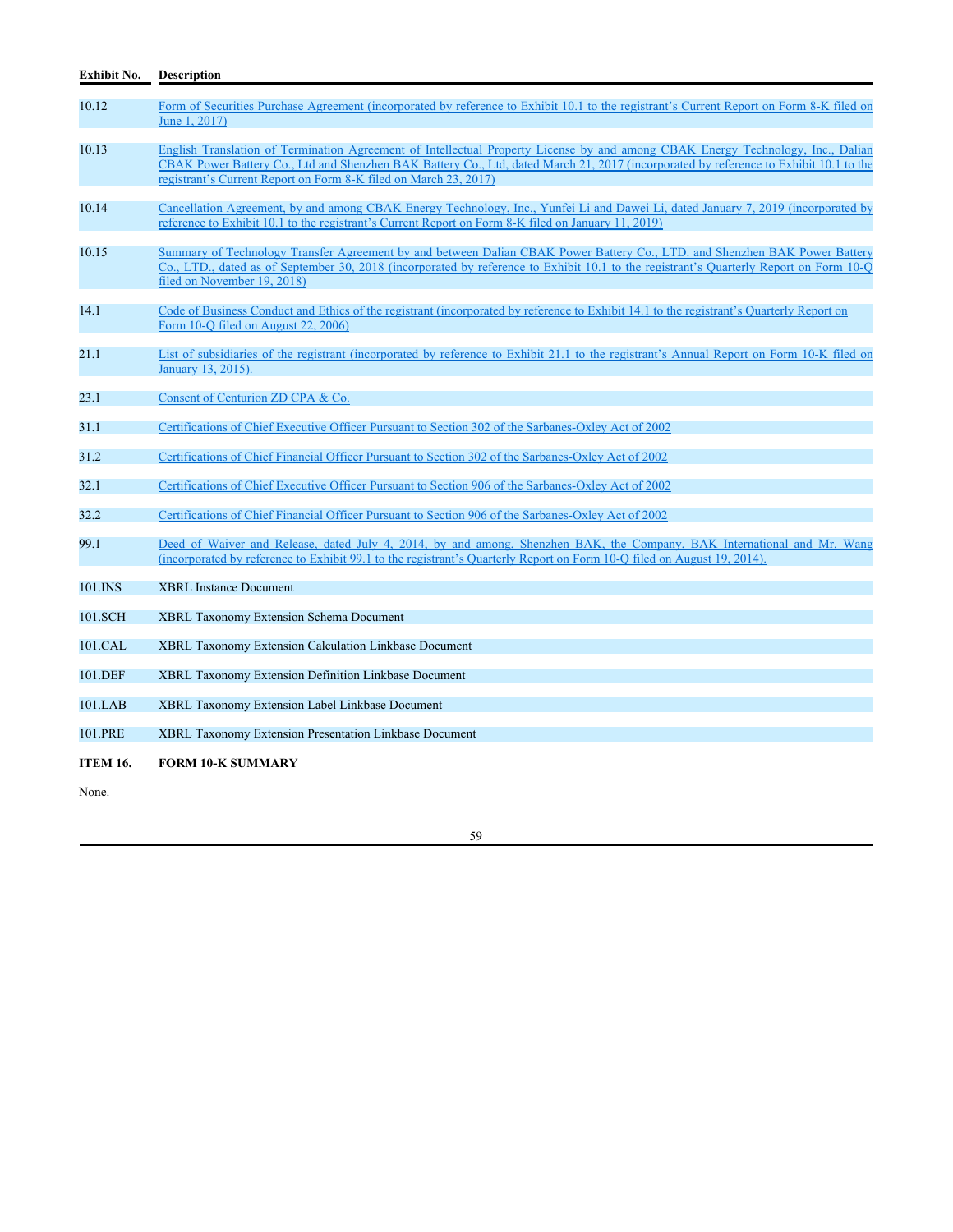| Exhibit No. | Description |
|---|---|
| 10.12 | Form of Securities Purchase Agreement (incorporated by reference to Exhibit 10.1 to the registrant's Current Report on Form 8-K filed on June 1, 2017) |
| 10.13 | English Translation of Termination Agreement of Intellectual Property License by and among CBAK Energy Technology, Inc., Dalian CBAK Power Battery Co., Ltd and Shenzhen BAK Battery Co., Ltd, dated March 21, 2017 (incorporated by reference to Exhibit 10.1 to the registrant's Current Report on Form 8-K filed on March 23, 2017) |
| 10.14 | Cancellation Agreement, by and among CBAK Energy Technology, Inc., Yunfei Li and Dawei Li, dated January 7, 2019 (incorporated by reference to Exhibit 10.1 to the registrant's Current Report on Form 8-K filed on January 11, 2019) |
| 10.15 | Summary of Technology Transfer Agreement by and between Dalian CBAK Power Battery Co., LTD. and Shenzhen BAK Power Battery Co., LTD., dated as of September 30, 2018 (incorporated by reference to Exhibit 10.1 to the registrant's Quarterly Report on Form 10-Q filed on November 19, 2018) |
| 14.1 | Code of Business Conduct and Ethics of the registrant (incorporated by reference to Exhibit 14.1 to the registrant's Quarterly Report on Form 10-Q filed on August 22, 2006) |
| 21.1 | List of subsidiaries of the registrant (incorporated by reference to Exhibit 21.1 to the registrant's Annual Report on Form 10-K filed on January 13, 2015). |
| 23.1 | Consent of Centurion ZD CPA & Co. |
| 31.1 | Certifications of Chief Executive Officer Pursuant to Section 302 of the Sarbanes-Oxley Act of 2002 |
| 31.2 | Certifications of Chief Financial Officer Pursuant to Section 302 of the Sarbanes-Oxley Act of 2002 |
| 32.1 | Certifications of Chief Executive Officer Pursuant to Section 906 of the Sarbanes-Oxley Act of 2002 |
| 32.2 | Certifications of Chief Financial Officer Pursuant to Section 906 of the Sarbanes-Oxley Act of 2002 |
| 99.1 | Deed of Waiver and Release, dated July 4, 2014, by and among, Shenzhen BAK, the Company, BAK International and Mr. Wang (incorporated by reference to Exhibit 99.1 to the registrant's Quarterly Report on Form 10-Q filed on August 19, 2014). |
| 101.INS | XBRL Instance Document |
| 101.SCH | XBRL Taxonomy Extension Schema Document |
| 101.CAL | XBRL Taxonomy Extension Calculation Linkbase Document |
| 101.DEF | XBRL Taxonomy Extension Definition Linkbase Document |
| 101.LAB | XBRL Taxonomy Extension Label Linkbase Document |
| 101.PRE | XBRL Taxonomy Extension Presentation Linkbase Document |

## ITEM 16. FORM 10-K SUMMARY

None.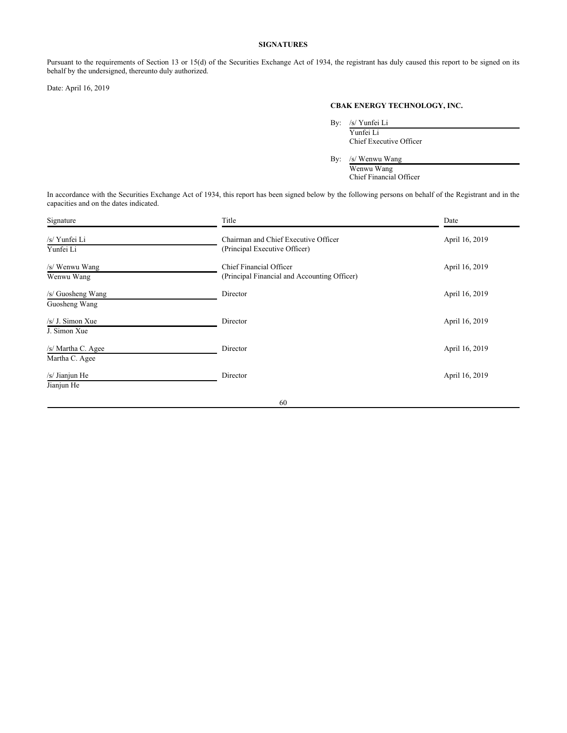**SIGNATURES**

Pursuant to the requirements of Section 13 or 15(d) of the Securities Exchange Act of 1934, the registrant has duly caused this report to be signed on its behalf by the undersigned, thereunto duly authorized.

Date: April 16, 2019

**CBAK ENERGY TECHNOLOGY, INC.**

By: /s/ Yunfei Li
Yunfei Li
Chief Executive Officer

By: /s/ Wenwu Wang
Wenwu Wang
Chief Financial Officer

In accordance with the Securities Exchange Act of 1934, this report has been signed below by the following persons on behalf of the Registrant and in the capacities and on the dates indicated.

| Signature | Title | Date |
|---|---|---|
| /s/ Yunfei Li<br>Yunfei Li | Chairman and Chief Executive Officer<br>(Principal Executive Officer) | April 16, 2019 |
| /s/ Wenwu Wang<br>Wenwu Wang | Chief Financial Officer<br>(Principal Financial and Accounting Officer) | April 16, 2019 |
| /s/ Guosheng Wang<br>Guosheng Wang | Director | April 16, 2019 |
| /s/ J. Simon Xue<br>J. Simon Xue | Director | April 16, 2019 |
| /s/ Martha C. Agee<br>Martha C. Agee | Director | April 16, 2019 |
| /s/ Jianjun He<br>Jianjun He | Director | April 16, 2019 |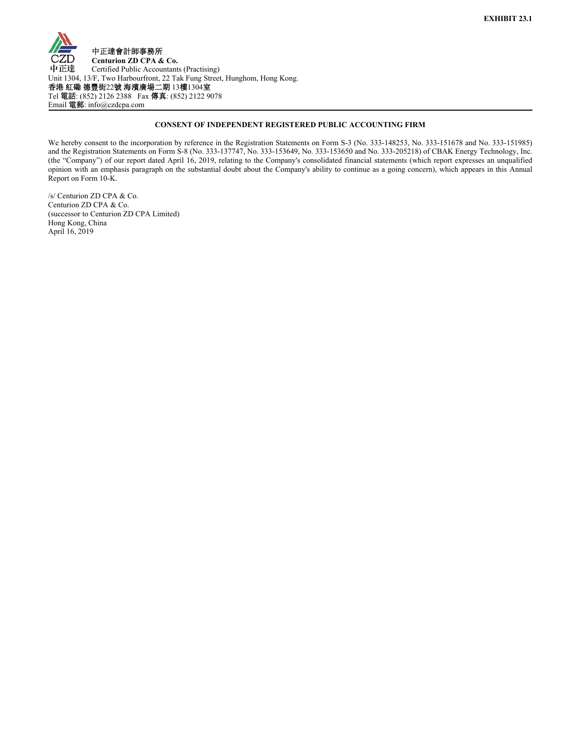**EXHIBIT 23.1**

中正達會計師事務所
**Centurion ZD CPA & Co.**
Certified Public Accountants (Practising)
Unit 1304, 13/F, Two Harbourfront, 22 Tak Fung Street, Hunghom, Hong Kong.
香港 紅磡 德豐街22號 海濱廣場二期 13樓1304室
Tel 電話: (852) 2126 2388 Fax 傳真: (852) 2122 9078
Email 電郵: info@czdcpa.com

**CONSENT OF INDEPENDENT REGISTERED PUBLIC ACCOUNTING FIRM**

We hereby consent to the incorporation by reference in the Registration Statements on Form S-3 (No. 333-148253, No. 333-151678 and No. 333-151985) and the Registration Statements on Form S-8 (No. 333-137747, No. 333-153649, No. 333-153650 and No. 333-205218) of CBAK Energy Technology, Inc. (the "Company") of our report dated April 16, 2019, relating to the Company's consolidated financial statements (which report expresses an unqualified opinion with an emphasis paragraph on the substantial doubt about the Company's ability to continue as a going concern), which appears in this Annual Report on Form 10-K.

/s/ Centurion ZD CPA & Co.
Centurion ZD CPA & Co.
(successor to Centurion ZD CPA Limited)
Hong Kong, China
April 16, 2019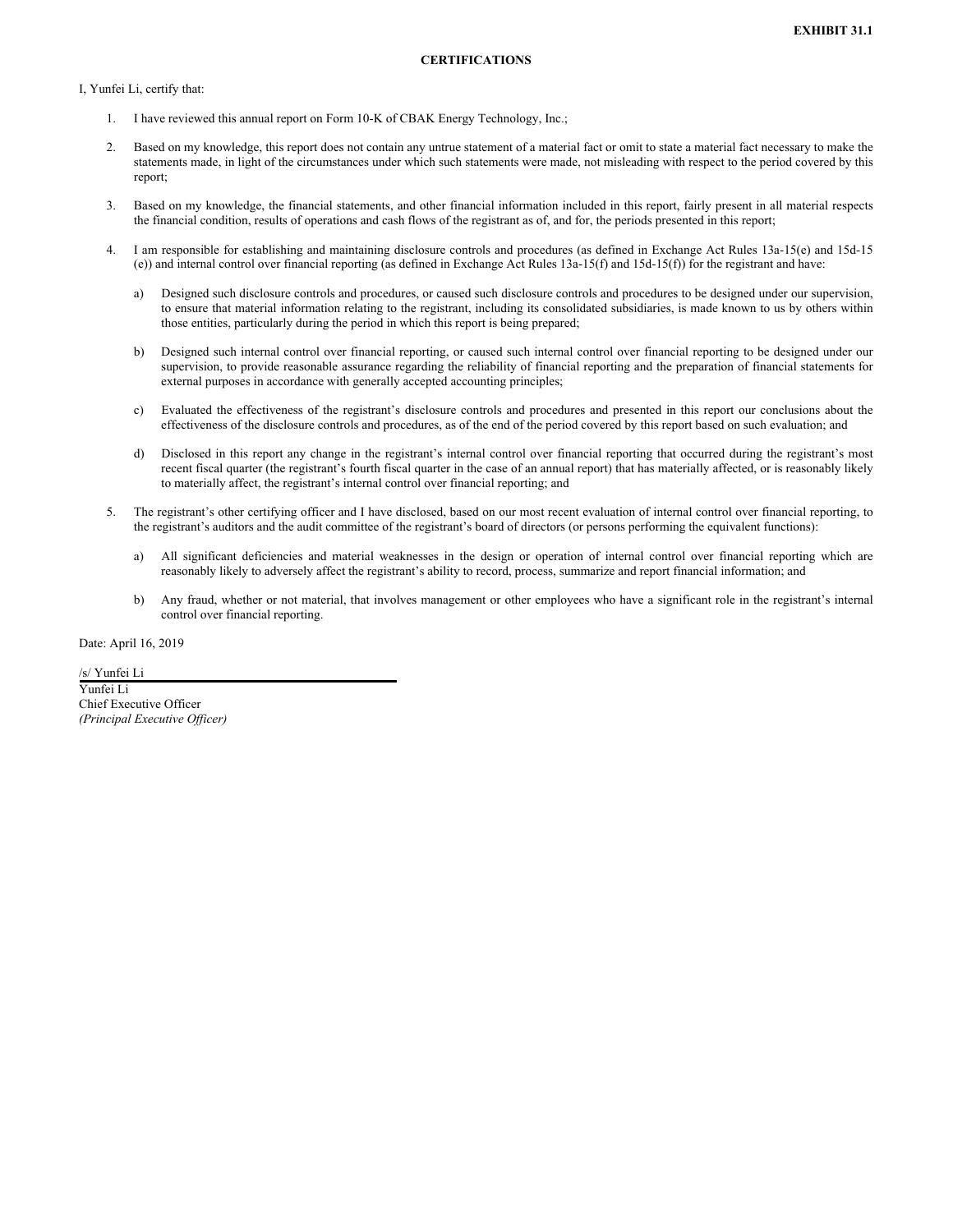**EXHIBIT 31.1**

**CERTIFICATIONS**

I, Yunfei Li, certify that:

1. I have reviewed this annual report on Form 10-K of CBAK Energy Technology, Inc.;

2. Based on my knowledge, this report does not contain any untrue statement of a material fact or omit to state a material fact necessary to make the statements made, in light of the circumstances under which such statements were made, not misleading with respect to the period covered by this report;

3. Based on my knowledge, the financial statements, and other financial information included in this report, fairly present in all material respects the financial condition, results of operations and cash flows of the registrant as of, and for, the periods presented in this report;

4. I am responsible for establishing and maintaining disclosure controls and procedures (as defined in Exchange Act Rules 13a-15(e) and 15d-15(e)) and internal control over financial reporting (as defined in Exchange Act Rules 13a-15(f) and 15d-15(f)) for the registrant and have:

   a) Designed such disclosure controls and procedures, or caused such disclosure controls and procedures to be designed under our supervision, to ensure that material information relating to the registrant, including its consolidated subsidiaries, is made known to us by others within those entities, particularly during the period in which this report is being prepared;

   b) Designed such internal control over financial reporting, or caused such internal control over financial reporting to be designed under our supervision, to provide reasonable assurance regarding the reliability of financial reporting and the preparation of financial statements for external purposes in accordance with generally accepted accounting principles;

   c) Evaluated the effectiveness of the registrant's disclosure controls and procedures and presented in this report our conclusions about the effectiveness of the disclosure controls and procedures, as of the end of the period covered by this report based on such evaluation; and

   d) Disclosed in this report any change in the registrant's internal control over financial reporting that occurred during the registrant's most recent fiscal quarter (the registrant's fourth fiscal quarter in the case of an annual report) that has materially affected, or is reasonably likely to materially affect, the registrant's internal control over financial reporting; and

5. The registrant's other certifying officer and I have disclosed, based on our most recent evaluation of internal control over financial reporting, to the registrant's auditors and the audit committee of the registrant's board of directors (or persons performing the equivalent functions):

   a) All significant deficiencies and material weaknesses in the design or operation of internal control over financial reporting which are reasonably likely to adversely affect the registrant's ability to record, process, summarize and report financial information; and

   b) Any fraud, whether or not material, that involves management or other employees who have a significant role in the registrant's internal control over financial reporting.

Date: April 16, 2019

/s/ Yunfei Li

Yunfei Li
Chief Executive Officer
*(Principal Executive Officer)*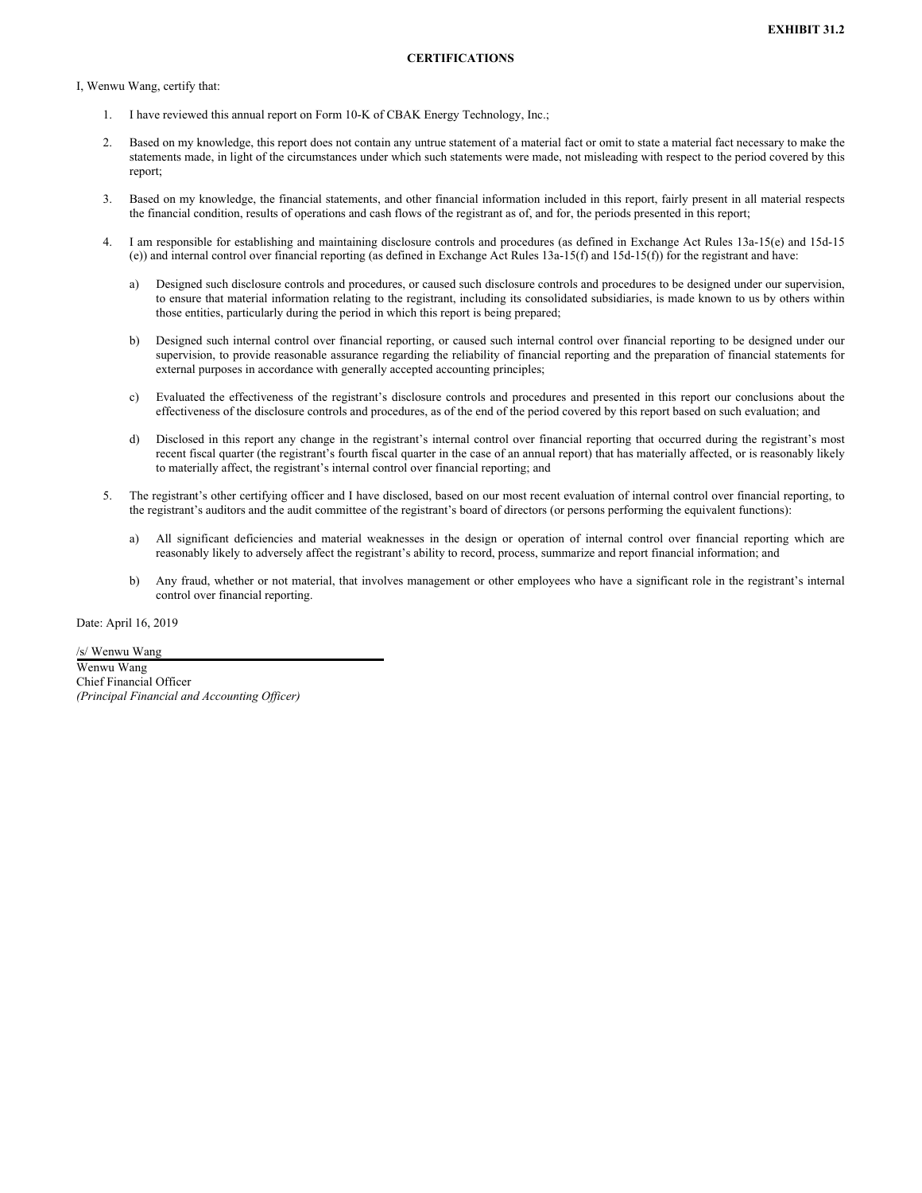**EXHIBIT 31.2**

**CERTIFICATIONS**

I, Wenwu Wang, certify that:

1. I have reviewed this annual report on Form 10-K of CBAK Energy Technology, Inc.;

2. Based on my knowledge, this report does not contain any untrue statement of a material fact or omit to state a material fact necessary to make the statements made, in light of the circumstances under which such statements were made, not misleading with respect to the period covered by this report;

3. Based on my knowledge, the financial statements, and other financial information included in this report, fairly present in all material respects the financial condition, results of operations and cash flows of the registrant as of, and for, the periods presented in this report;

4. I am responsible for establishing and maintaining disclosure controls and procedures (as defined in Exchange Act Rules 13a-15(e) and 15d-15(e)) and internal control over financial reporting (as defined in Exchange Act Rules 13a-15(f) and 15d-15(f)) for the registrant and have:

   a) Designed such disclosure controls and procedures, or caused such disclosure controls and procedures to be designed under our supervision, to ensure that material information relating to the registrant, including its consolidated subsidiaries, is made known to us by others within those entities, particularly during the period in which this report is being prepared;

   b) Designed such internal control over financial reporting, or caused such internal control over financial reporting to be designed under our supervision, to provide reasonable assurance regarding the reliability of financial reporting and the preparation of financial statements for external purposes in accordance with generally accepted accounting principles;

   c) Evaluated the effectiveness of the registrant's disclosure controls and procedures and presented in this report our conclusions about the effectiveness of the disclosure controls and procedures, as of the end of the period covered by this report based on such evaluation; and

   d) Disclosed in this report any change in the registrant's internal control over financial reporting that occurred during the registrant's most recent fiscal quarter (the registrant's fourth fiscal quarter in the case of an annual report) that has materially affected, or is reasonably likely to materially affect, the registrant's internal control over financial reporting; and

5. The registrant's other certifying officer and I have disclosed, based on our most recent evaluation of internal control over financial reporting, to the registrant's auditors and the audit committee of the registrant's board of directors (or persons performing the equivalent functions):

   a) All significant deficiencies and material weaknesses in the design or operation of internal control over financial reporting which are reasonably likely to adversely affect the registrant's ability to record, process, summarize and report financial information; and

   b) Any fraud, whether or not material, that involves management or other employees who have a significant role in the registrant's internal control over financial reporting.

Date: April 16, 2019

/s/ Wenwu Wang
Wenwu Wang
Chief Financial Officer
*(Principal Financial and Accounting Officer)*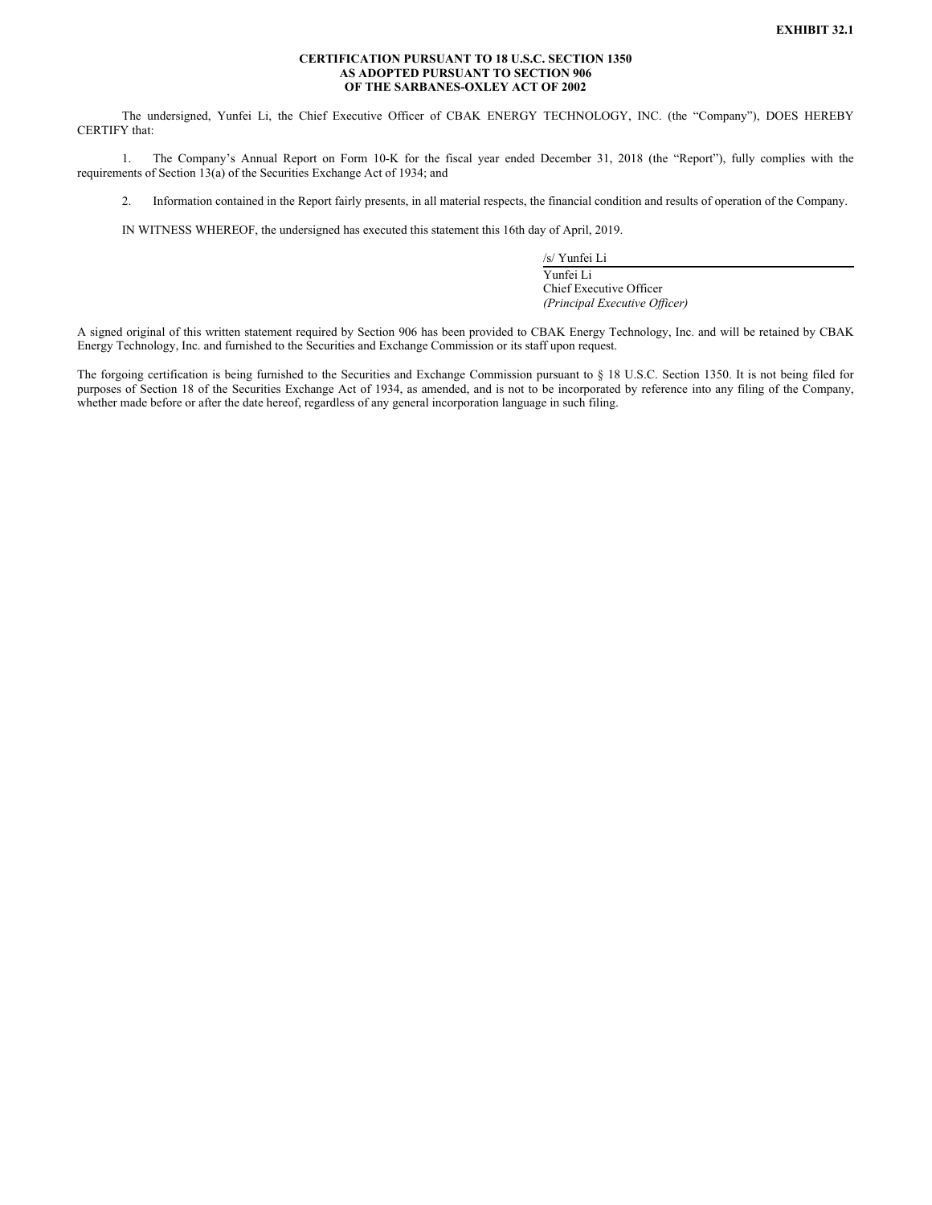**EXHIBIT 32.1**

**CERTIFICATION PURSUANT TO 18 U.S.C. SECTION 1350**
**AS ADOPTED PURSUANT TO SECTION 906**
**OF THE SARBANES-OXLEY ACT OF 2002**

The undersigned, Yunfei Li, the Chief Executive Officer of CBAK ENERGY TECHNOLOGY, INC. (the "Company"), DOES HEREBY CERTIFY that:

1. The Company's Annual Report on Form 10-K for the fiscal year ended December 31, 2018 (the "Report"), fully complies with the requirements of Section 13(a) of the Securities Exchange Act of 1934; and

2. Information contained in the Report fairly presents, in all material respects, the financial condition and results of operation of the Company.

IN WITNESS WHEREOF, the undersigned has executed this statement this 16th day of April, 2019.

/s/ Yunfei Li
Yunfei Li
Chief Executive Officer
*(Principal Executive Officer)*

A signed original of this written statement required by Section 906 has been provided to CBAK Energy Technology, Inc. and will be retained by CBAK Energy Technology, Inc. and furnished to the Securities and Exchange Commission or its staff upon request.

The forgoing certification is being furnished to the Securities and Exchange Commission pursuant to § 18 U.S.C. Section 1350. It is not being filed for purposes of Section 18 of the Securities Exchange Act of 1934, as amended, and is not to be incorporated by reference into any filing of the Company, whether made before or after the date hereof, regardless of any general incorporation language in such filing.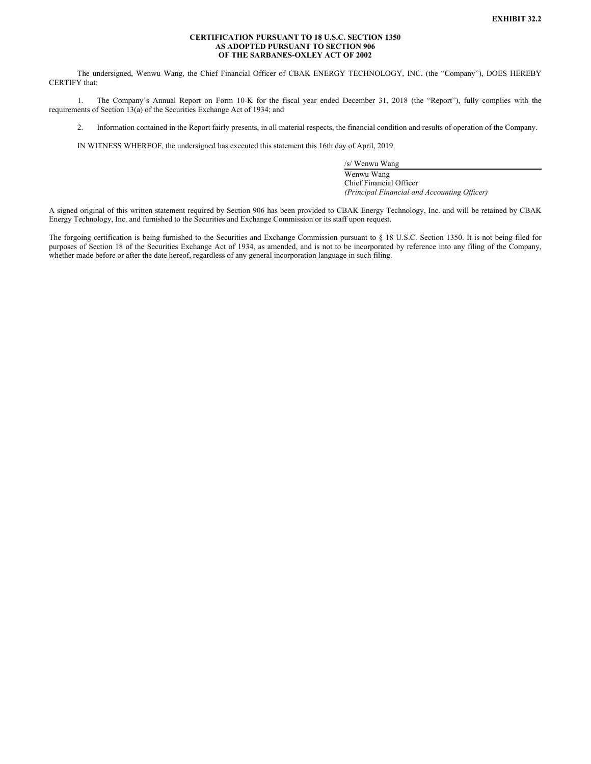**EXHIBIT 32.2**

**CERTIFICATION PURSUANT TO 18 U.S.C. SECTION 1350**
**AS ADOPTED PURSUANT TO SECTION 906**
**OF THE SARBANES-OXLEY ACT OF 2002**

The undersigned, Wenwu Wang, the Chief Financial Officer of CBAK ENERGY TECHNOLOGY, INC. (the "Company"), DOES HEREBY CERTIFY that:

1. The Company's Annual Report on Form 10-K for the fiscal year ended December 31, 2018 (the "Report"), fully complies with the requirements of Section 13(a) of the Securities Exchange Act of 1934; and

2. Information contained in the Report fairly presents, in all material respects, the financial condition and results of operation of the Company.

IN WITNESS WHEREOF, the undersigned has executed this statement this 16th day of April, 2019.

/s/ Wenwu Wang
Wenwu Wang
Chief Financial Officer
*(Principal Financial and Accounting Officer)*

A signed original of this written statement required by Section 906 has been provided to CBAK Energy Technology, Inc. and will be retained by CBAK Energy Technology, Inc. and furnished to the Securities and Exchange Commission or its staff upon request.

The forgoing certification is being furnished to the Securities and Exchange Commission pursuant to § 18 U.S.C. Section 1350. It is not being filed for purposes of Section 18 of the Securities Exchange Act of 1934, as amended, and is not to be incorporated by reference into any filing of the Company, whether made before or after the date hereof, regardless of any general incorporation language in such filing.